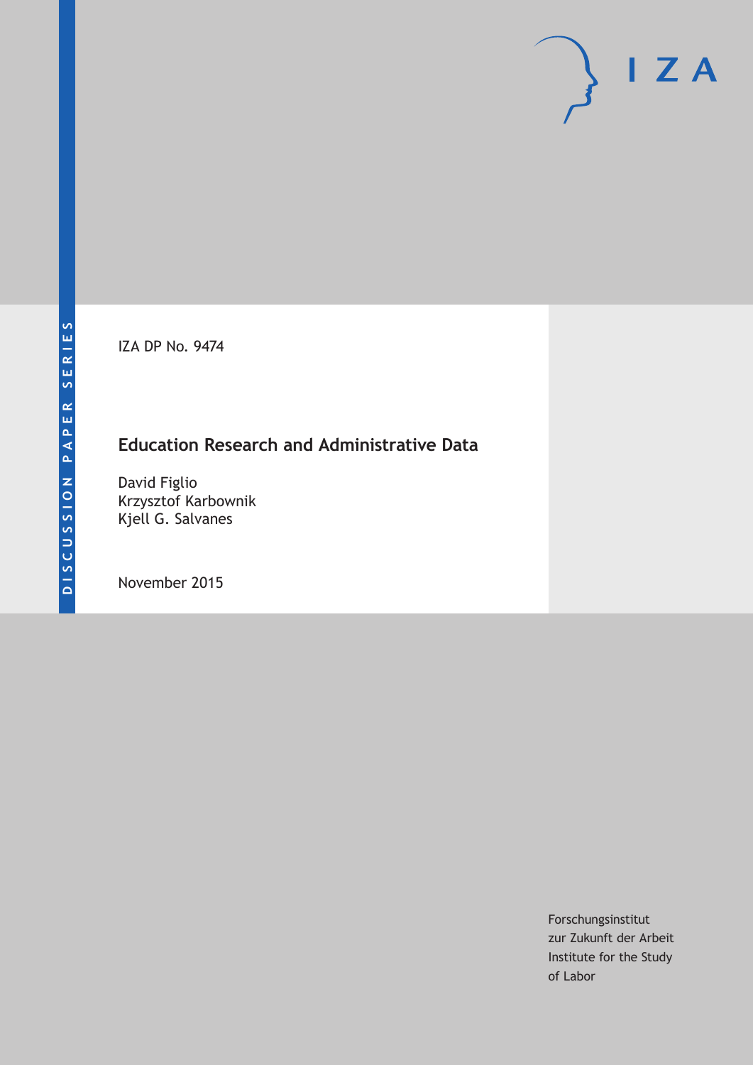DISCUSSION PAPER SERIES

IZA

IZA DP No. 9474

# Education Research and Administrative Data

David Figlio
Krzysztof Karbownik
Kjell G. Salvanes

November 2015

Forschungsinstitut
zur Zukunft der Arbeit
Institute for the Study
of Labor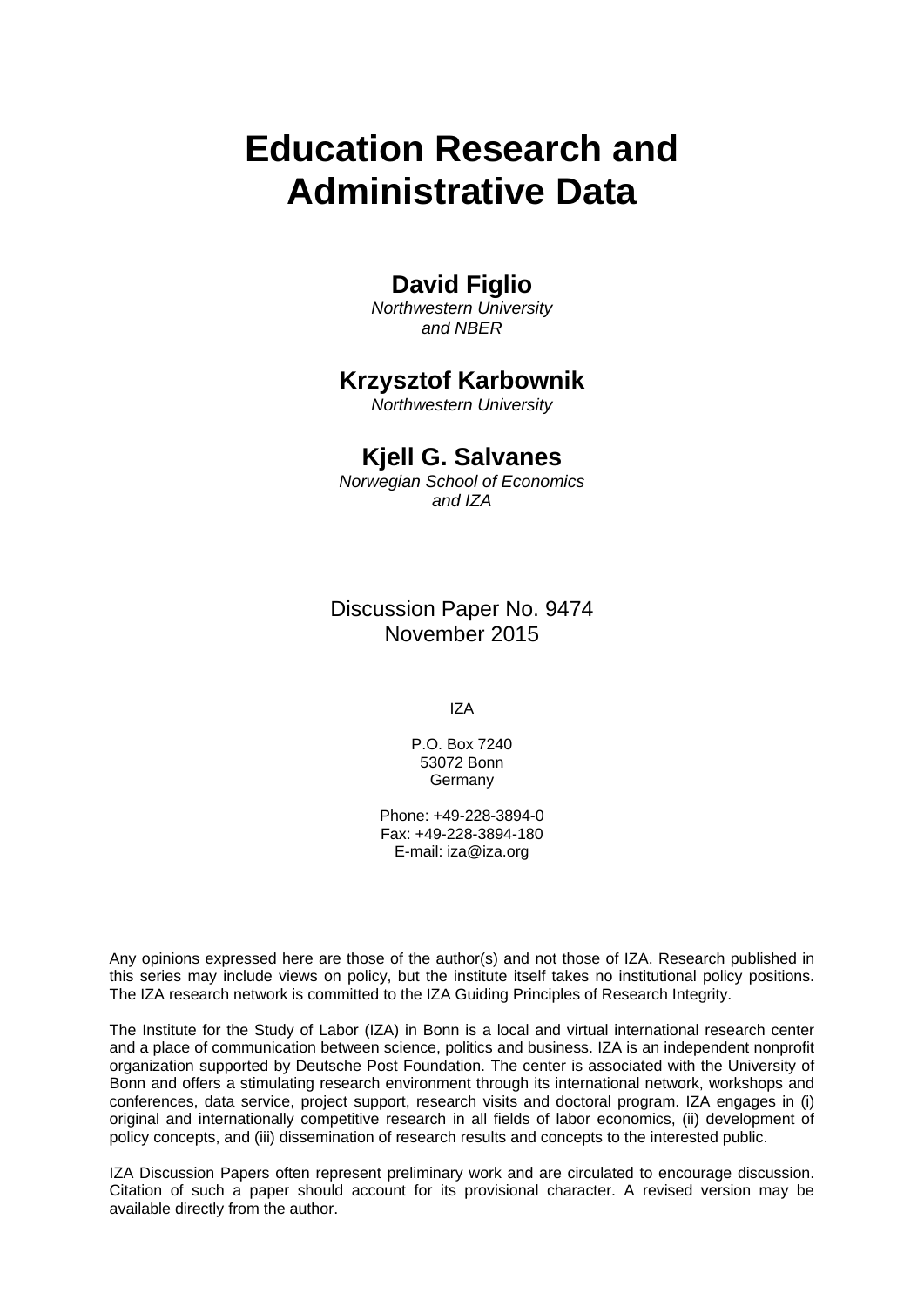# Education Research and Administrative Data

**David Figlio**
*Northwestern University and NBER*

**Krzysztof Karbownik**
*Northwestern University*

**Kjell G. Salvanes**
*Norwegian School of Economics and IZA*

Discussion Paper No. 9474
November 2015

IZA

P.O. Box 7240
53072 Bonn
Germany

Phone: +49-228-3894-0
Fax: +49-228-3894-180
E-mail: iza@iza.org

Any opinions expressed here are those of the author(s) and not those of IZA. Research published in this series may include views on policy, but the institute itself takes no institutional policy positions. The IZA research network is committed to the IZA Guiding Principles of Research Integrity.

The Institute for the Study of Labor (IZA) in Bonn is a local and virtual international research center and a place of communication between science, politics and business. IZA is an independent nonprofit organization supported by Deutsche Post Foundation. The center is associated with the University of Bonn and offers a stimulating research environment through its international network, workshops and conferences, data service, project support, research visits and doctoral program. IZA engages in (i) original and internationally competitive research in all fields of labor economics, (ii) development of policy concepts, and (iii) dissemination of research results and concepts to the interested public.

IZA Discussion Papers often represent preliminary work and are circulated to encourage discussion. Citation of such a paper should account for its provisional character. A revised version may be available directly from the author.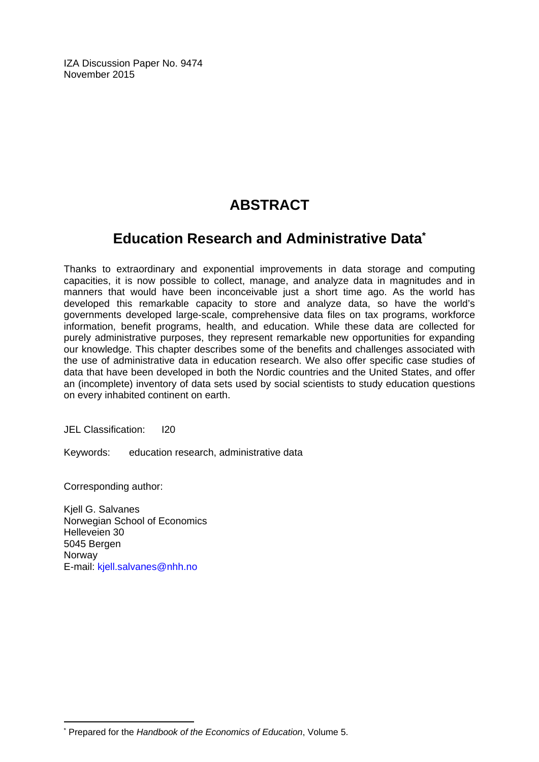IZA Discussion Paper No. 9474
November 2015

# ABSTRACT

## Education Research and Administrative Data[*]

Thanks to extraordinary and exponential improvements in data storage and computing capacities, it is now possible to collect, manage, and analyze data in magnitudes and in manners that would have been inconceivable just a short time ago. As the world has developed this remarkable capacity to store and analyze data, so have the world's governments developed large-scale, comprehensive data files on tax programs, workforce information, benefit programs, health, and education. While these data are collected for purely administrative purposes, they represent remarkable new opportunities for expanding our knowledge. This chapter describes some of the benefits and challenges associated with the use of administrative data in education research. We also offer specific case studies of data that have been developed in both the Nordic countries and the United States, and offer an (incomplete) inventory of data sets used by social scientists to study education questions on every inhabited continent on earth.

JEL Classification: I20

Keywords: education research, administrative data

Corresponding author:

Kjell G. Salvanes
Norwegian School of Economics
Helleveien 30
5045 Bergen
Norway
E-mail: kjell.salvanes@nhh.no

[*] Prepared for the *Handbook of the Economics of Education*, Volume 5.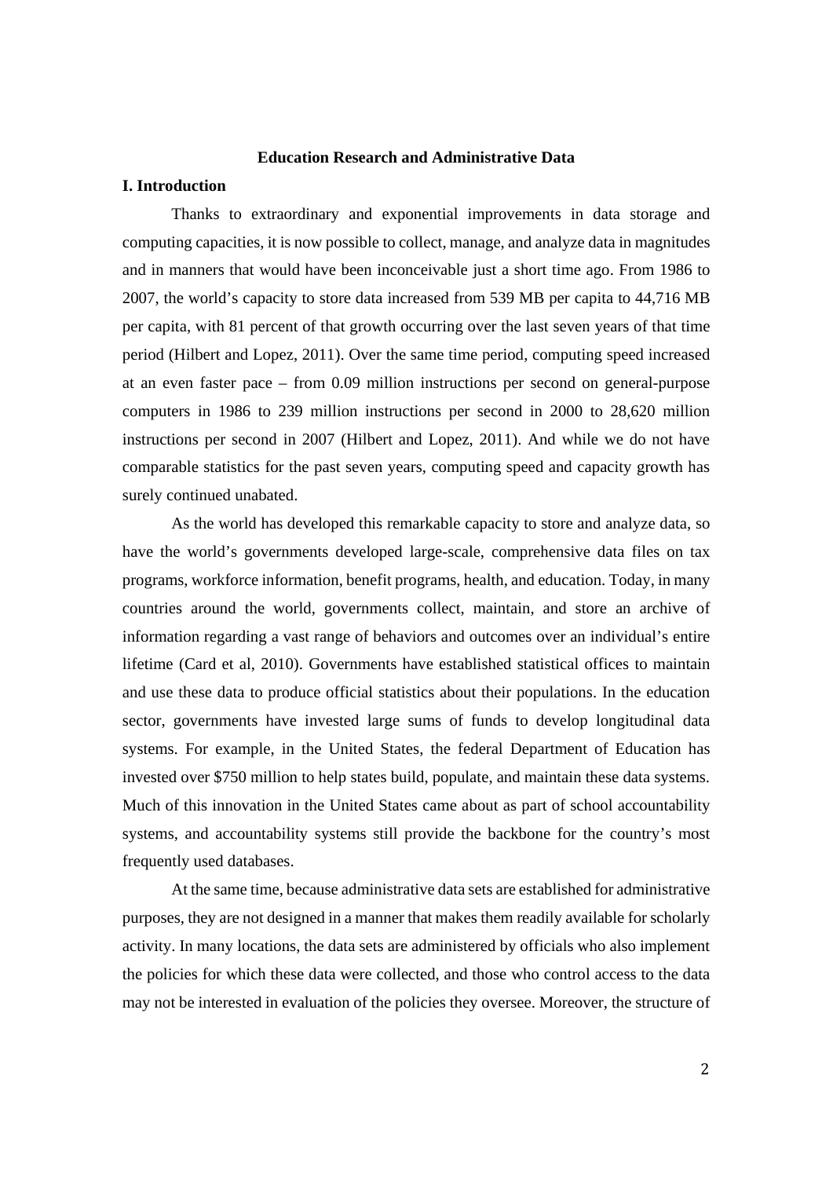**Education Research and Administrative Data**

**I. Introduction**

Thanks to extraordinary and exponential improvements in data storage and computing capacities, it is now possible to collect, manage, and analyze data in magnitudes and in manners that would have been inconceivable just a short time ago. From 1986 to 2007, the world's capacity to store data increased from 539 MB per capita to 44,716 MB per capita, with 81 percent of that growth occurring over the last seven years of that time period (Hilbert and Lopez, 2011). Over the same time period, computing speed increased at an even faster pace – from 0.09 million instructions per second on general-purpose computers in 1986 to 239 million instructions per second in 2000 to 28,620 million instructions per second in 2007 (Hilbert and Lopez, 2011). And while we do not have comparable statistics for the past seven years, computing speed and capacity growth has surely continued unabated.

As the world has developed this remarkable capacity to store and analyze data, so have the world's governments developed large-scale, comprehensive data files on tax programs, workforce information, benefit programs, health, and education. Today, in many countries around the world, governments collect, maintain, and store an archive of information regarding a vast range of behaviors and outcomes over an individual's entire lifetime (Card et al, 2010). Governments have established statistical offices to maintain and use these data to produce official statistics about their populations. In the education sector, governments have invested large sums of funds to develop longitudinal data systems. For example, in the United States, the federal Department of Education has invested over $750 million to help states build, populate, and maintain these data systems. Much of this innovation in the United States came about as part of school accountability systems, and accountability systems still provide the backbone for the country's most frequently used databases.

At the same time, because administrative data sets are established for administrative purposes, they are not designed in a manner that makes them readily available for scholarly activity. In many locations, the data sets are administered by officials who also implement the policies for which these data were collected, and those who control access to the data may not be interested in evaluation of the policies they oversee. Moreover, the structure of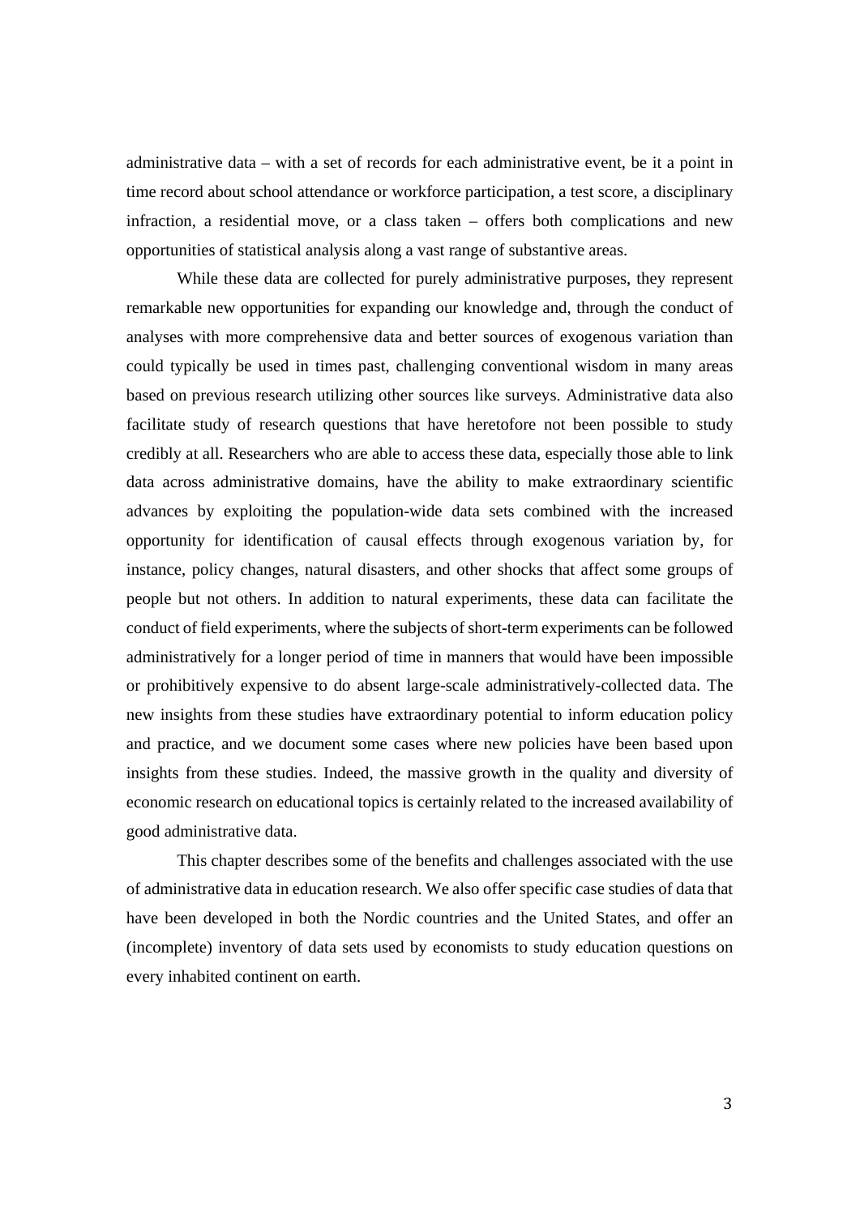administrative data – with a set of records for each administrative event, be it a point in time record about school attendance or workforce participation, a test score, a disciplinary infraction, a residential move, or a class taken – offers both complications and new opportunities of statistical analysis along a vast range of substantive areas.

While these data are collected for purely administrative purposes, they represent remarkable new opportunities for expanding our knowledge and, through the conduct of analyses with more comprehensive data and better sources of exogenous variation than could typically be used in times past, challenging conventional wisdom in many areas based on previous research utilizing other sources like surveys. Administrative data also facilitate study of research questions that have heretofore not been possible to study credibly at all. Researchers who are able to access these data, especially those able to link data across administrative domains, have the ability to make extraordinary scientific advances by exploiting the population-wide data sets combined with the increased opportunity for identification of causal effects through exogenous variation by, for instance, policy changes, natural disasters, and other shocks that affect some groups of people but not others. In addition to natural experiments, these data can facilitate the conduct of field experiments, where the subjects of short-term experiments can be followed administratively for a longer period of time in manners that would have been impossible or prohibitively expensive to do absent large-scale administratively-collected data. The new insights from these studies have extraordinary potential to inform education policy and practice, and we document some cases where new policies have been based upon insights from these studies. Indeed, the massive growth in the quality and diversity of economic research on educational topics is certainly related to the increased availability of good administrative data.

This chapter describes some of the benefits and challenges associated with the use of administrative data in education research. We also offer specific case studies of data that have been developed in both the Nordic countries and the United States, and offer an (incomplete) inventory of data sets used by economists to study education questions on every inhabited continent on earth.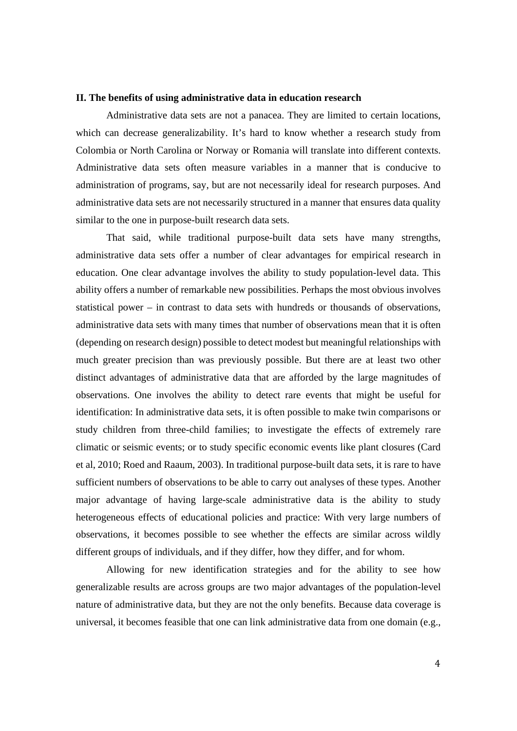## II. The benefits of using administrative data in education research

Administrative data sets are not a panacea. They are limited to certain locations, which can decrease generalizability. It's hard to know whether a research study from Colombia or North Carolina or Norway or Romania will translate into different contexts. Administrative data sets often measure variables in a manner that is conducive to administration of programs, say, but are not necessarily ideal for research purposes. And administrative data sets are not necessarily structured in a manner that ensures data quality similar to the one in purpose-built research data sets.

That said, while traditional purpose-built data sets have many strengths, administrative data sets offer a number of clear advantages for empirical research in education. One clear advantage involves the ability to study population-level data. This ability offers a number of remarkable new possibilities. Perhaps the most obvious involves statistical power – in contrast to data sets with hundreds or thousands of observations, administrative data sets with many times that number of observations mean that it is often (depending on research design) possible to detect modest but meaningful relationships with much greater precision than was previously possible. But there are at least two other distinct advantages of administrative data that are afforded by the large magnitudes of observations. One involves the ability to detect rare events that might be useful for identification: In administrative data sets, it is often possible to make twin comparisons or study children from three-child families; to investigate the effects of extremely rare climatic or seismic events; or to study specific economic events like plant closures (Card et al, 2010; Roed and Raaum, 2003). In traditional purpose-built data sets, it is rare to have sufficient numbers of observations to be able to carry out analyses of these types. Another major advantage of having large-scale administrative data is the ability to study heterogeneous effects of educational policies and practice: With very large numbers of observations, it becomes possible to see whether the effects are similar across wildly different groups of individuals, and if they differ, how they differ, and for whom.

Allowing for new identification strategies and for the ability to see how generalizable results are across groups are two major advantages of the population-level nature of administrative data, but they are not the only benefits. Because data coverage is universal, it becomes feasible that one can link administrative data from one domain (e.g.,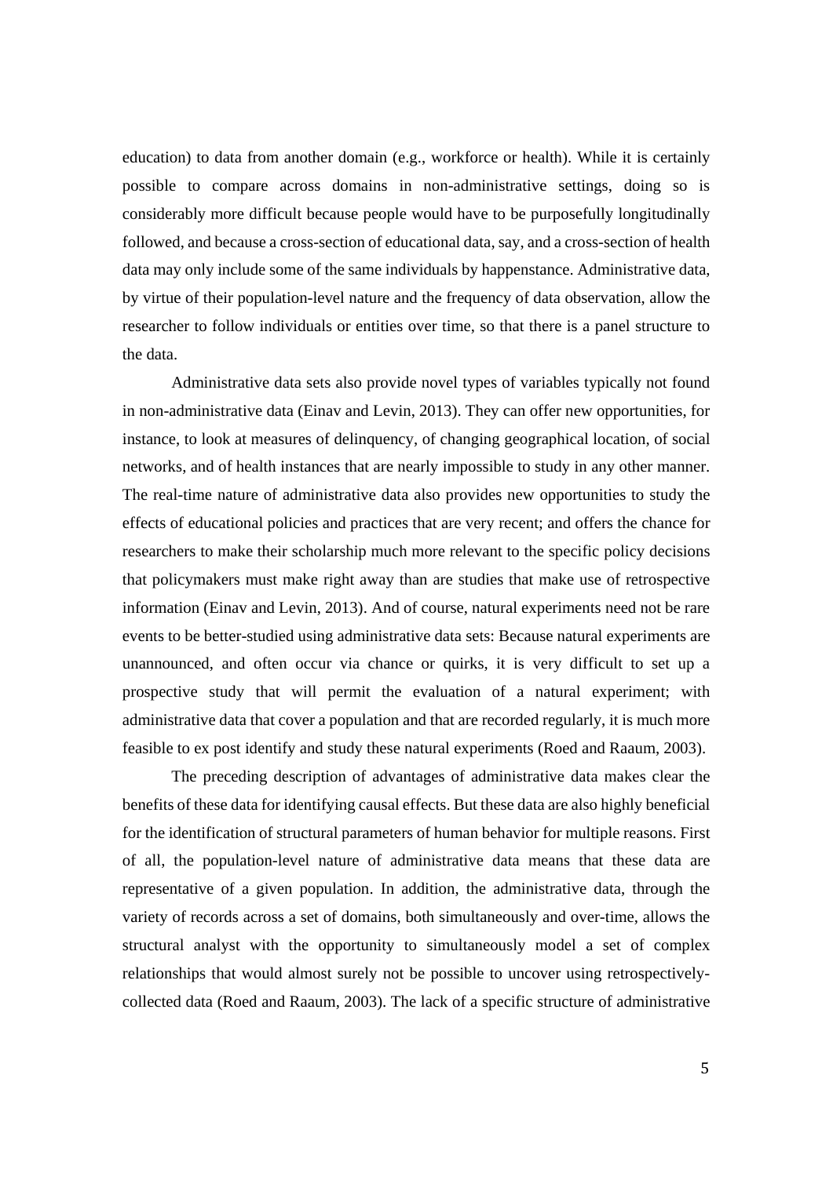education) to data from another domain (e.g., workforce or health). While it is certainly possible to compare across domains in non-administrative settings, doing so is considerably more difficult because people would have to be purposefully longitudinally followed, and because a cross-section of educational data, say, and a cross-section of health data may only include some of the same individuals by happenstance. Administrative data, by virtue of their population-level nature and the frequency of data observation, allow the researcher to follow individuals or entities over time, so that there is a panel structure to the data.

Administrative data sets also provide novel types of variables typically not found in non-administrative data (Einav and Levin, 2013). They can offer new opportunities, for instance, to look at measures of delinquency, of changing geographical location, of social networks, and of health instances that are nearly impossible to study in any other manner. The real-time nature of administrative data also provides new opportunities to study the effects of educational policies and practices that are very recent; and offers the chance for researchers to make their scholarship much more relevant to the specific policy decisions that policymakers must make right away than are studies that make use of retrospective information (Einav and Levin, 2013). And of course, natural experiments need not be rare events to be better-studied using administrative data sets: Because natural experiments are unannounced, and often occur via chance or quirks, it is very difficult to set up a prospective study that will permit the evaluation of a natural experiment; with administrative data that cover a population and that are recorded regularly, it is much more feasible to ex post identify and study these natural experiments (Roed and Raaum, 2003).

The preceding description of advantages of administrative data makes clear the benefits of these data for identifying causal effects. But these data are also highly beneficial for the identification of structural parameters of human behavior for multiple reasons. First of all, the population-level nature of administrative data means that these data are representative of a given population. In addition, the administrative data, through the variety of records across a set of domains, both simultaneously and over-time, allows the structural analyst with the opportunity to simultaneously model a set of complex relationships that would almost surely not be possible to uncover using retrospectively-collected data (Roed and Raaum, 2003). The lack of a specific structure of administrative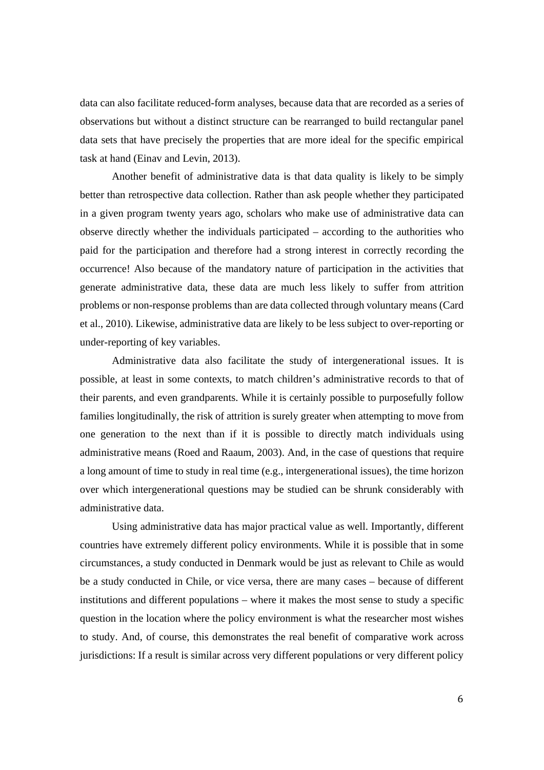data can also facilitate reduced-form analyses, because data that are recorded as a series of observations but without a distinct structure can be rearranged to build rectangular panel data sets that have precisely the properties that are more ideal for the specific empirical task at hand (Einav and Levin, 2013).

Another benefit of administrative data is that data quality is likely to be simply better than retrospective data collection. Rather than ask people whether they participated in a given program twenty years ago, scholars who make use of administrative data can observe directly whether the individuals participated – according to the authorities who paid for the participation and therefore had a strong interest in correctly recording the occurrence! Also because of the mandatory nature of participation in the activities that generate administrative data, these data are much less likely to suffer from attrition problems or non-response problems than are data collected through voluntary means (Card et al., 2010). Likewise, administrative data are likely to be less subject to over-reporting or under-reporting of key variables.

Administrative data also facilitate the study of intergenerational issues. It is possible, at least in some contexts, to match children's administrative records to that of their parents, and even grandparents. While it is certainly possible to purposefully follow families longitudinally, the risk of attrition is surely greater when attempting to move from one generation to the next than if it is possible to directly match individuals using administrative means (Roed and Raaum, 2003). And, in the case of questions that require a long amount of time to study in real time (e.g., intergenerational issues), the time horizon over which intergenerational questions may be studied can be shrunk considerably with administrative data.

Using administrative data has major practical value as well. Importantly, different countries have extremely different policy environments. While it is possible that in some circumstances, a study conducted in Denmark would be just as relevant to Chile as would be a study conducted in Chile, or vice versa, there are many cases – because of different institutions and different populations – where it makes the most sense to study a specific question in the location where the policy environment is what the researcher most wishes to study. And, of course, this demonstrates the real benefit of comparative work across jurisdictions: If a result is similar across very different populations or very different policy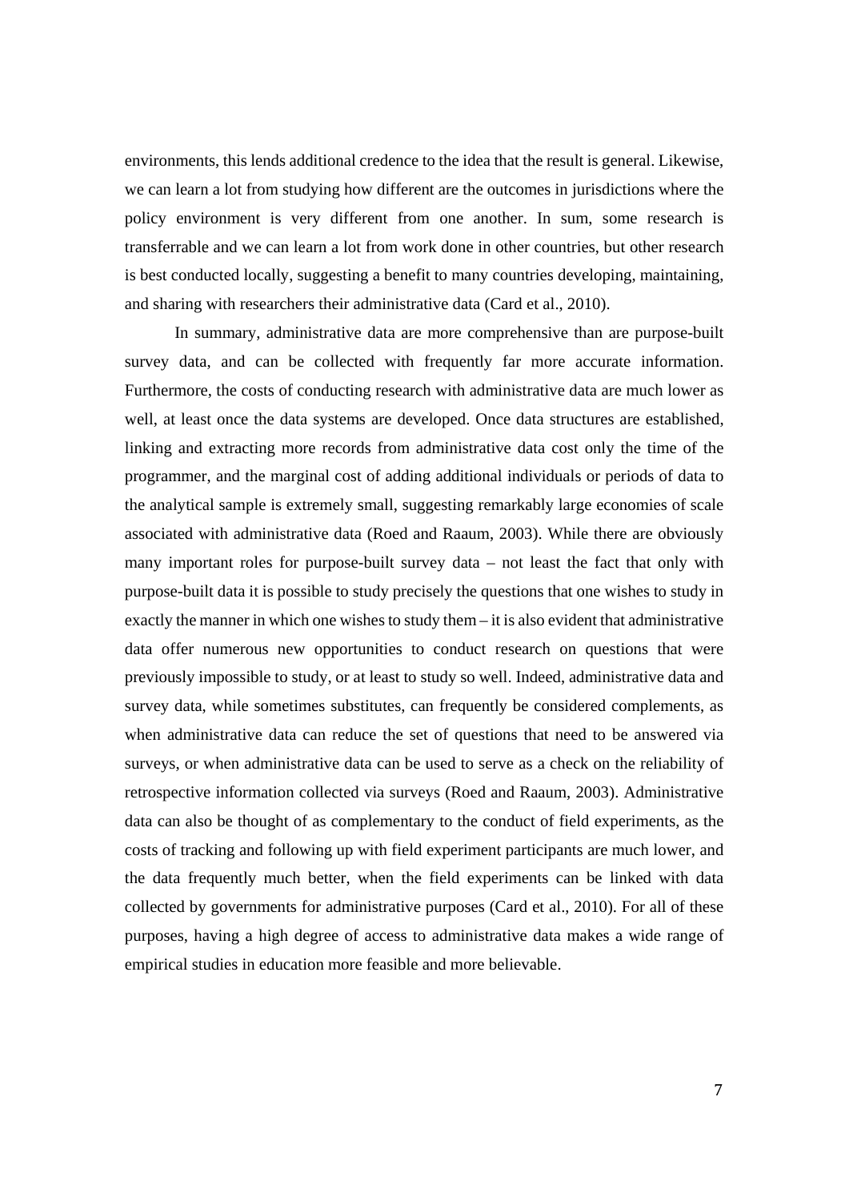environments, this lends additional credence to the idea that the result is general. Likewise, we can learn a lot from studying how different are the outcomes in jurisdictions where the policy environment is very different from one another. In sum, some research is transferrable and we can learn a lot from work done in other countries, but other research is best conducted locally, suggesting a benefit to many countries developing, maintaining, and sharing with researchers their administrative data (Card et al., 2010).

In summary, administrative data are more comprehensive than are purpose-built survey data, and can be collected with frequently far more accurate information. Furthermore, the costs of conducting research with administrative data are much lower as well, at least once the data systems are developed. Once data structures are established, linking and extracting more records from administrative data cost only the time of the programmer, and the marginal cost of adding additional individuals or periods of data to the analytical sample is extremely small, suggesting remarkably large economies of scale associated with administrative data (Roed and Raaum, 2003). While there are obviously many important roles for purpose-built survey data – not least the fact that only with purpose-built data it is possible to study precisely the questions that one wishes to study in exactly the manner in which one wishes to study them – it is also evident that administrative data offer numerous new opportunities to conduct research on questions that were previously impossible to study, or at least to study so well. Indeed, administrative data and survey data, while sometimes substitutes, can frequently be considered complements, as when administrative data can reduce the set of questions that need to be answered via surveys, or when administrative data can be used to serve as a check on the reliability of retrospective information collected via surveys (Roed and Raaum, 2003). Administrative data can also be thought of as complementary to the conduct of field experiments, as the costs of tracking and following up with field experiment participants are much lower, and the data frequently much better, when the field experiments can be linked with data collected by governments for administrative purposes (Card et al., 2010). For all of these purposes, having a high degree of access to administrative data makes a wide range of empirical studies in education more feasible and more believable.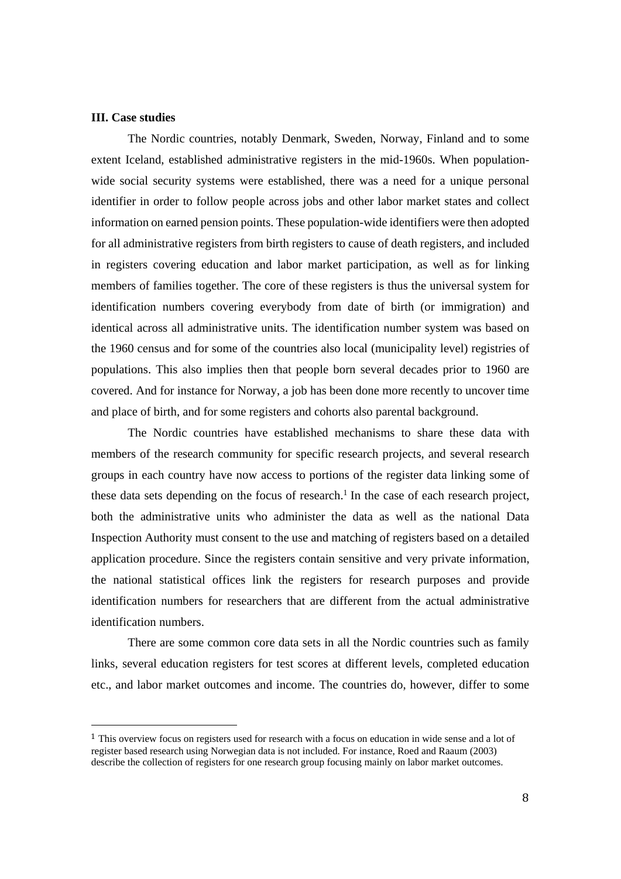### III. Case studies

The Nordic countries, notably Denmark, Sweden, Norway, Finland and to some extent Iceland, established administrative registers in the mid-1960s. When population-wide social security systems were established, there was a need for a unique personal identifier in order to follow people across jobs and other labor market states and collect information on earned pension points. These population-wide identifiers were then adopted for all administrative registers from birth registers to cause of death registers, and included in registers covering education and labor market participation, as well as for linking members of families together. The core of these registers is thus the universal system for identification numbers covering everybody from date of birth (or immigration) and identical across all administrative units. The identification number system was based on the 1960 census and for some of the countries also local (municipality level) registries of populations. This also implies then that people born several decades prior to 1960 are covered. And for instance for Norway, a job has been done more recently to uncover time and place of birth, and for some registers and cohorts also parental background.

The Nordic countries have established mechanisms to share these data with members of the research community for specific research projects, and several research groups in each country have now access to portions of the register data linking some of these data sets depending on the focus of research.[1] In the case of each research project, both the administrative units who administer the data as well as the national Data Inspection Authority must consent to the use and matching of registers based on a detailed application procedure. Since the registers contain sensitive and very private information, the national statistical offices link the registers for research purposes and provide identification numbers for researchers that are different from the actual administrative identification numbers.

There are some common core data sets in all the Nordic countries such as family links, several education registers for test scores at different levels, completed education etc., and labor market outcomes and income. The countries do, however, differ to some

[1] This overview focus on registers used for research with a focus on education in wide sense and a lot of register based research using Norwegian data is not included. For instance, Roed and Raaum (2003) describe the collection of registers for one research group focusing mainly on labor market outcomes.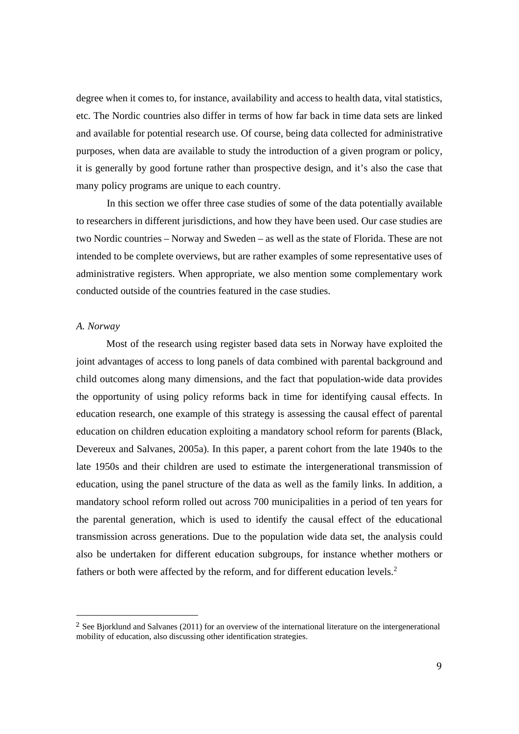degree when it comes to, for instance, availability and access to health data, vital statistics, etc. The Nordic countries also differ in terms of how far back in time data sets are linked and available for potential research use. Of course, being data collected for administrative purposes, when data are available to study the introduction of a given program or policy, it is generally by good fortune rather than prospective design, and it's also the case that many policy programs are unique to each country.

In this section we offer three case studies of some of the data potentially available to researchers in different jurisdictions, and how they have been used. Our case studies are two Nordic countries – Norway and Sweden – as well as the state of Florida. These are not intended to be complete overviews, but are rather examples of some representative uses of administrative registers. When appropriate, we also mention some complementary work conducted outside of the countries featured in the case studies.

*A. Norway*

Most of the research using register based data sets in Norway have exploited the joint advantages of access to long panels of data combined with parental background and child outcomes along many dimensions, and the fact that population-wide data provides the opportunity of using policy reforms back in time for identifying causal effects. In education research, one example of this strategy is assessing the causal effect of parental education on children education exploiting a mandatory school reform for parents (Black, Devereux and Salvanes, 2005a). In this paper, a parent cohort from the late 1940s to the late 1950s and their children are used to estimate the intergenerational transmission of education, using the panel structure of the data as well as the family links. In addition, a mandatory school reform rolled out across 700 municipalities in a period of ten years for the parental generation, which is used to identify the causal effect of the educational transmission across generations. Due to the population wide data set, the analysis could also be undertaken for different education subgroups, for instance whether mothers or fathers or both were affected by the reform, and for different education levels.[2]

[2] See Bjorklund and Salvanes (2011) for an overview of the international literature on the intergenerational mobility of education, also discussing other identification strategies.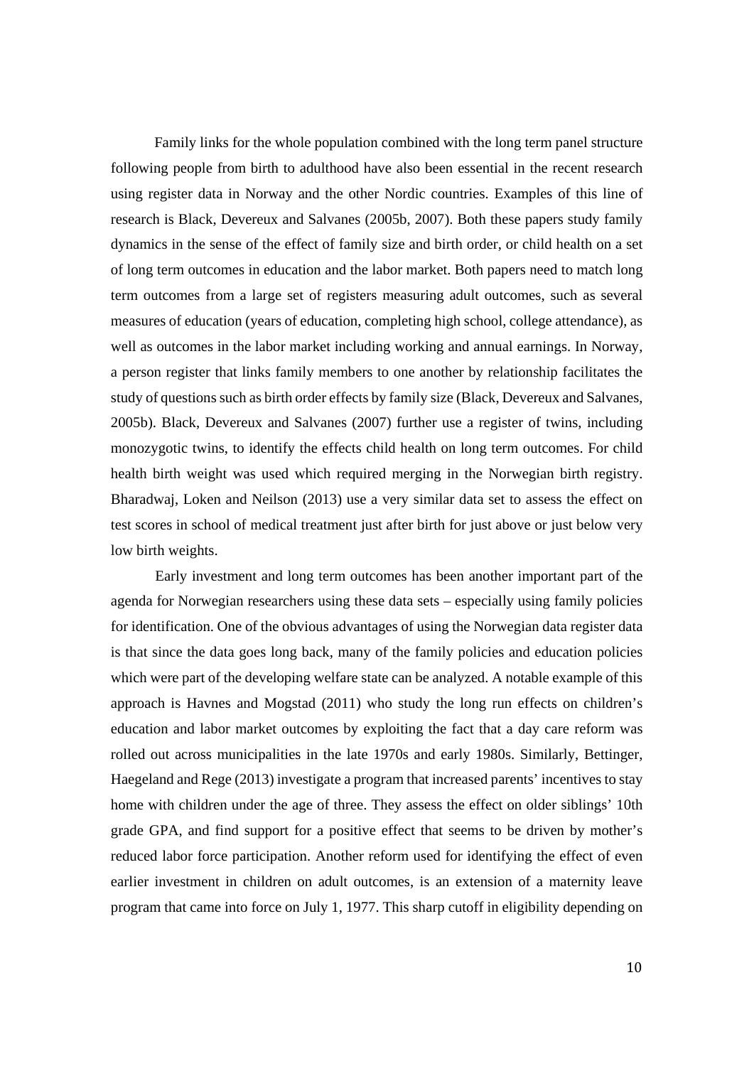Family links for the whole population combined with the long term panel structure following people from birth to adulthood have also been essential in the recent research using register data in Norway and the other Nordic countries. Examples of this line of research is Black, Devereux and Salvanes (2005b, 2007). Both these papers study family dynamics in the sense of the effect of family size and birth order, or child health on a set of long term outcomes in education and the labor market. Both papers need to match long term outcomes from a large set of registers measuring adult outcomes, such as several measures of education (years of education, completing high school, college attendance), as well as outcomes in the labor market including working and annual earnings. In Norway, a person register that links family members to one another by relationship facilitates the study of questions such as birth order effects by family size (Black, Devereux and Salvanes, 2005b). Black, Devereux and Salvanes (2007) further use a register of twins, including monozygotic twins, to identify the effects child health on long term outcomes. For child health birth weight was used which required merging in the Norwegian birth registry. Bharadwaj, Loken and Neilson (2013) use a very similar data set to assess the effect on test scores in school of medical treatment just after birth for just above or just below very low birth weights.

Early investment and long term outcomes has been another important part of the agenda for Norwegian researchers using these data sets – especially using family policies for identification. One of the obvious advantages of using the Norwegian data register data is that since the data goes long back, many of the family policies and education policies which were part of the developing welfare state can be analyzed. A notable example of this approach is Havnes and Mogstad (2011) who study the long run effects on children's education and labor market outcomes by exploiting the fact that a day care reform was rolled out across municipalities in the late 1970s and early 1980s. Similarly, Bettinger, Haegeland and Rege (2013) investigate a program that increased parents' incentives to stay home with children under the age of three. They assess the effect on older siblings' 10th grade GPA, and find support for a positive effect that seems to be driven by mother's reduced labor force participation. Another reform used for identifying the effect of even earlier investment in children on adult outcomes, is an extension of a maternity leave program that came into force on July 1, 1977. This sharp cutoff in eligibility depending on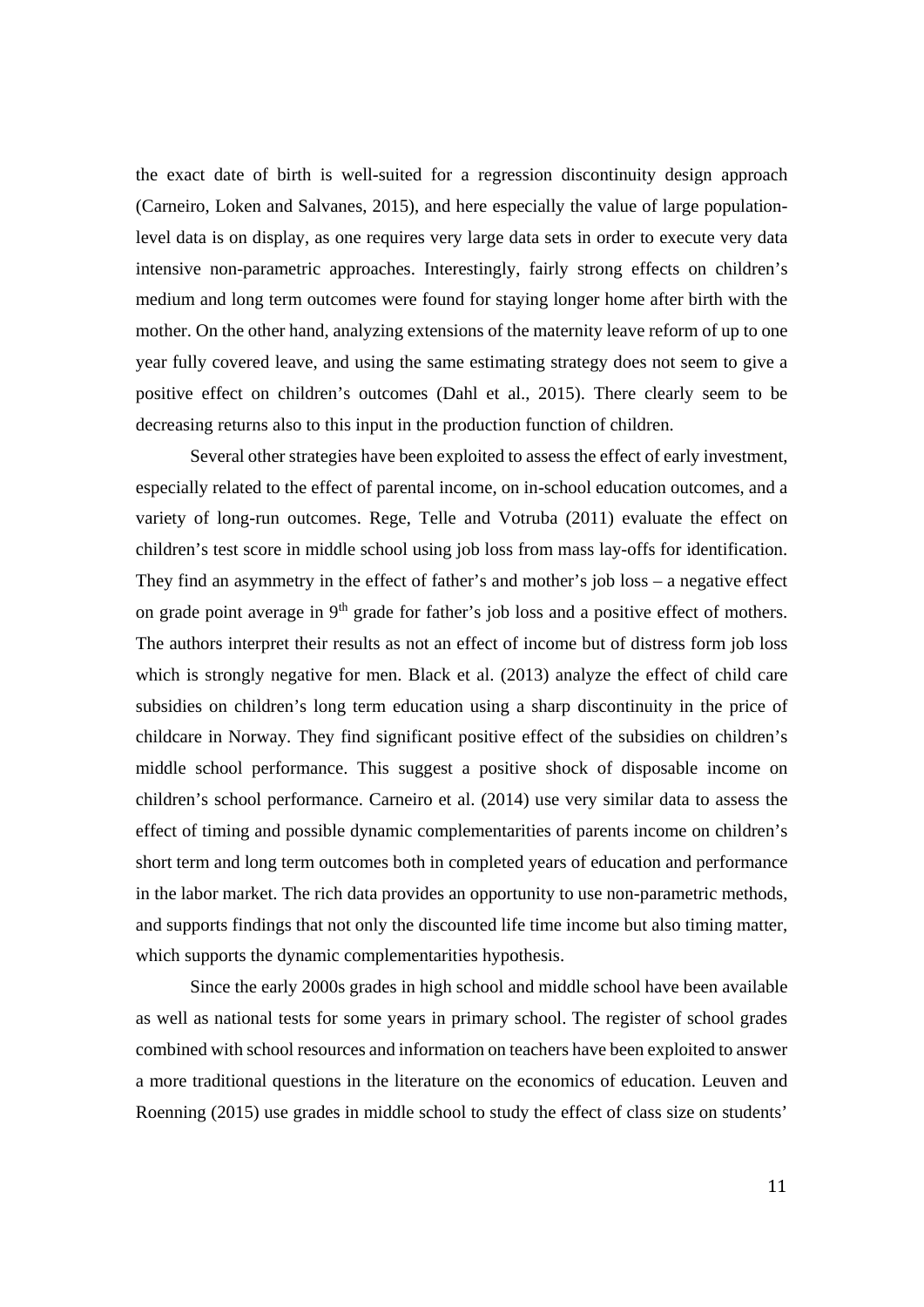the exact date of birth is well-suited for a regression discontinuity design approach (Carneiro, Loken and Salvanes, 2015), and here especially the value of large population-level data is on display, as one requires very large data sets in order to execute very data intensive non-parametric approaches. Interestingly, fairly strong effects on children's medium and long term outcomes were found for staying longer home after birth with the mother. On the other hand, analyzing extensions of the maternity leave reform of up to one year fully covered leave, and using the same estimating strategy does not seem to give a positive effect on children's outcomes (Dahl et al., 2015). There clearly seem to be decreasing returns also to this input in the production function of children.

Several other strategies have been exploited to assess the effect of early investment, especially related to the effect of parental income, on in-school education outcomes, and a variety of long-run outcomes. Rege, Telle and Votruba (2011) evaluate the effect on children's test score in middle school using job loss from mass lay-offs for identification. They find an asymmetry in the effect of father's and mother's job loss – a negative effect on grade point average in 9th grade for father's job loss and a positive effect of mothers. The authors interpret their results as not an effect of income but of distress form job loss which is strongly negative for men. Black et al. (2013) analyze the effect of child care subsidies on children's long term education using a sharp discontinuity in the price of childcare in Norway. They find significant positive effect of the subsidies on children's middle school performance. This suggest a positive shock of disposable income on children's school performance. Carneiro et al. (2014) use very similar data to assess the effect of timing and possible dynamic complementarities of parents income on children's short term and long term outcomes both in completed years of education and performance in the labor market. The rich data provides an opportunity to use non-parametric methods, and supports findings that not only the discounted life time income but also timing matter, which supports the dynamic complementarities hypothesis.

Since the early 2000s grades in high school and middle school have been available as well as national tests for some years in primary school. The register of school grades combined with school resources and information on teachers have been exploited to answer a more traditional questions in the literature on the economics of education. Leuven and Roenning (2015) use grades in middle school to study the effect of class size on students'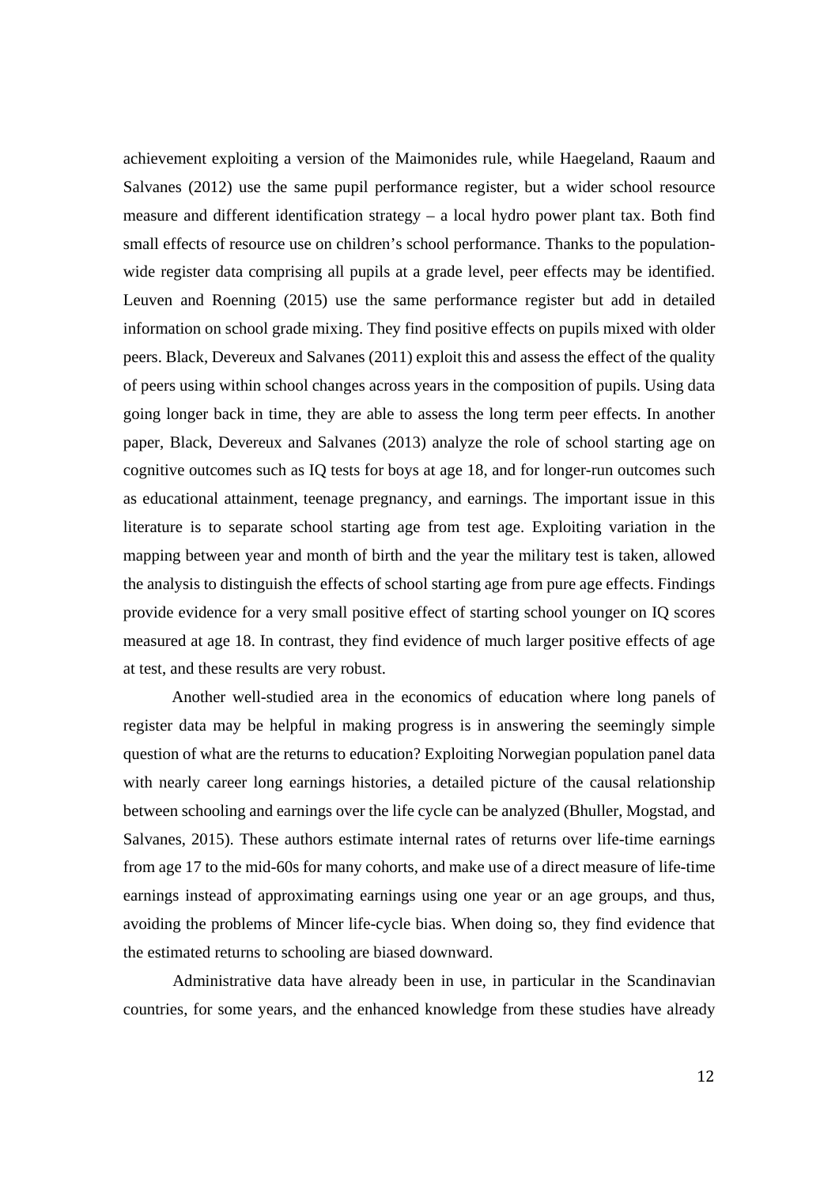achievement exploiting a version of the Maimonides rule, while Haegeland, Raaum and Salvanes (2012) use the same pupil performance register, but a wider school resource measure and different identification strategy – a local hydro power plant tax. Both find small effects of resource use on children's school performance. Thanks to the population-wide register data comprising all pupils at a grade level, peer effects may be identified. Leuven and Roenning (2015) use the same performance register but add in detailed information on school grade mixing. They find positive effects on pupils mixed with older peers. Black, Devereux and Salvanes (2011) exploit this and assess the effect of the quality of peers using within school changes across years in the composition of pupils. Using data going longer back in time, they are able to assess the long term peer effects. In another paper, Black, Devereux and Salvanes (2013) analyze the role of school starting age on cognitive outcomes such as IQ tests for boys at age 18, and for longer-run outcomes such as educational attainment, teenage pregnancy, and earnings. The important issue in this literature is to separate school starting age from test age. Exploiting variation in the mapping between year and month of birth and the year the military test is taken, allowed the analysis to distinguish the effects of school starting age from pure age effects. Findings provide evidence for a very small positive effect of starting school younger on IQ scores measured at age 18. In contrast, they find evidence of much larger positive effects of age at test, and these results are very robust.

Another well-studied area in the economics of education where long panels of register data may be helpful in making progress is in answering the seemingly simple question of what are the returns to education? Exploiting Norwegian population panel data with nearly career long earnings histories, a detailed picture of the causal relationship between schooling and earnings over the life cycle can be analyzed (Bhuller, Mogstad, and Salvanes, 2015). These authors estimate internal rates of returns over life-time earnings from age 17 to the mid-60s for many cohorts, and make use of a direct measure of life-time earnings instead of approximating earnings using one year or an age groups, and thus, avoiding the problems of Mincer life-cycle bias. When doing so, they find evidence that the estimated returns to schooling are biased downward.

Administrative data have already been in use, in particular in the Scandinavian countries, for some years, and the enhanced knowledge from these studies have already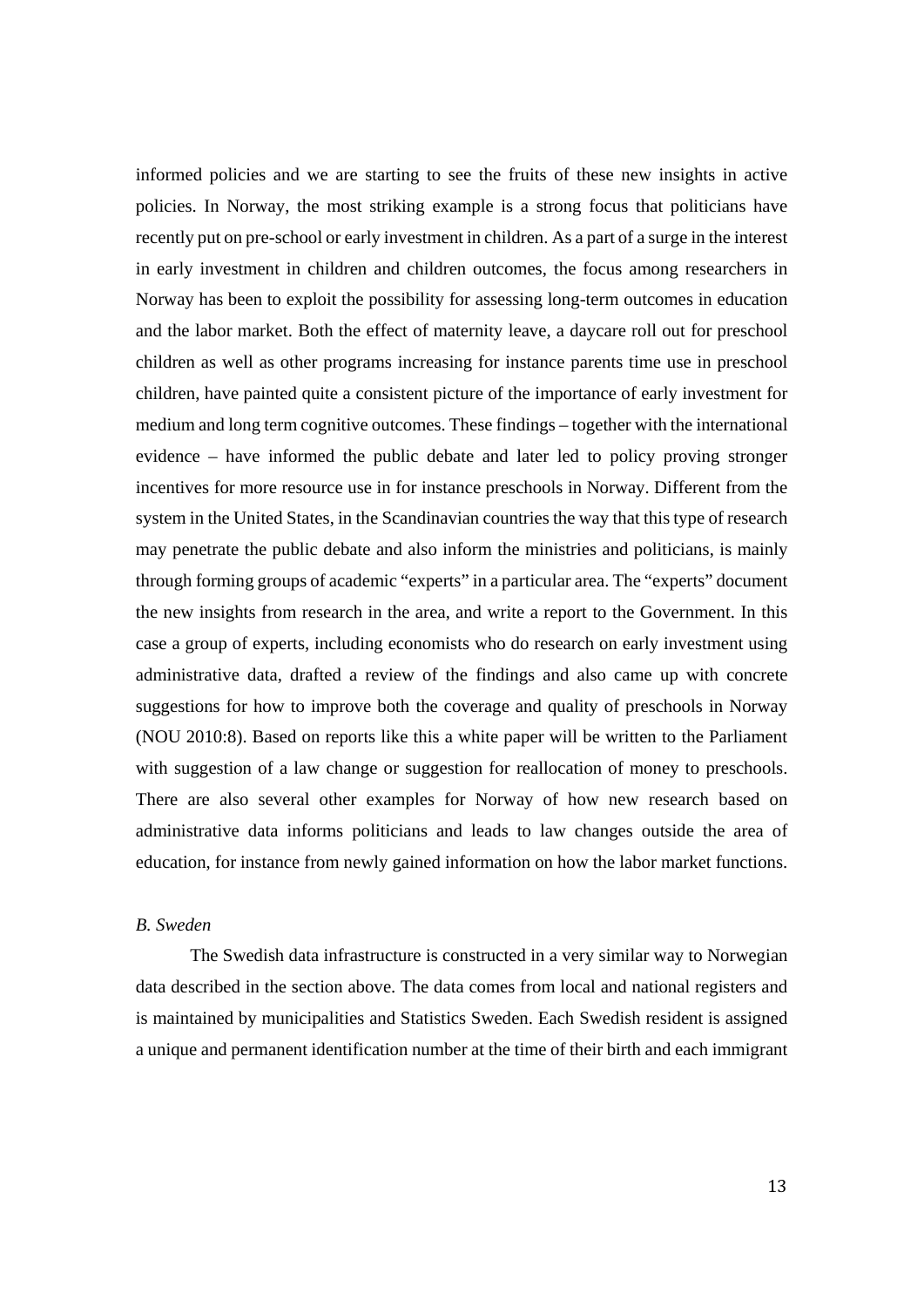informed policies and we are starting to see the fruits of these new insights in active policies. In Norway, the most striking example is a strong focus that politicians have recently put on pre-school or early investment in children. As a part of a surge in the interest in early investment in children and children outcomes, the focus among researchers in Norway has been to exploit the possibility for assessing long-term outcomes in education and the labor market. Both the effect of maternity leave, a daycare roll out for preschool children as well as other programs increasing for instance parents time use in preschool children, have painted quite a consistent picture of the importance of early investment for medium and long term cognitive outcomes. These findings – together with the international evidence – have informed the public debate and later led to policy proving stronger incentives for more resource use in for instance preschools in Norway. Different from the system in the United States, in the Scandinavian countries the way that this type of research may penetrate the public debate and also inform the ministries and politicians, is mainly through forming groups of academic "experts" in a particular area. The "experts" document the new insights from research in the area, and write a report to the Government. In this case a group of experts, including economists who do research on early investment using administrative data, drafted a review of the findings and also came up with concrete suggestions for how to improve both the coverage and quality of preschools in Norway (NOU 2010:8). Based on reports like this a white paper will be written to the Parliament with suggestion of a law change or suggestion for reallocation of money to preschools. There are also several other examples for Norway of how new research based on administrative data informs politicians and leads to law changes outside the area of education, for instance from newly gained information on how the labor market functions.

*B. Sweden*

The Swedish data infrastructure is constructed in a very similar way to Norwegian data described in the section above. The data comes from local and national registers and is maintained by municipalities and Statistics Sweden. Each Swedish resident is assigned a unique and permanent identification number at the time of their birth and each immigrant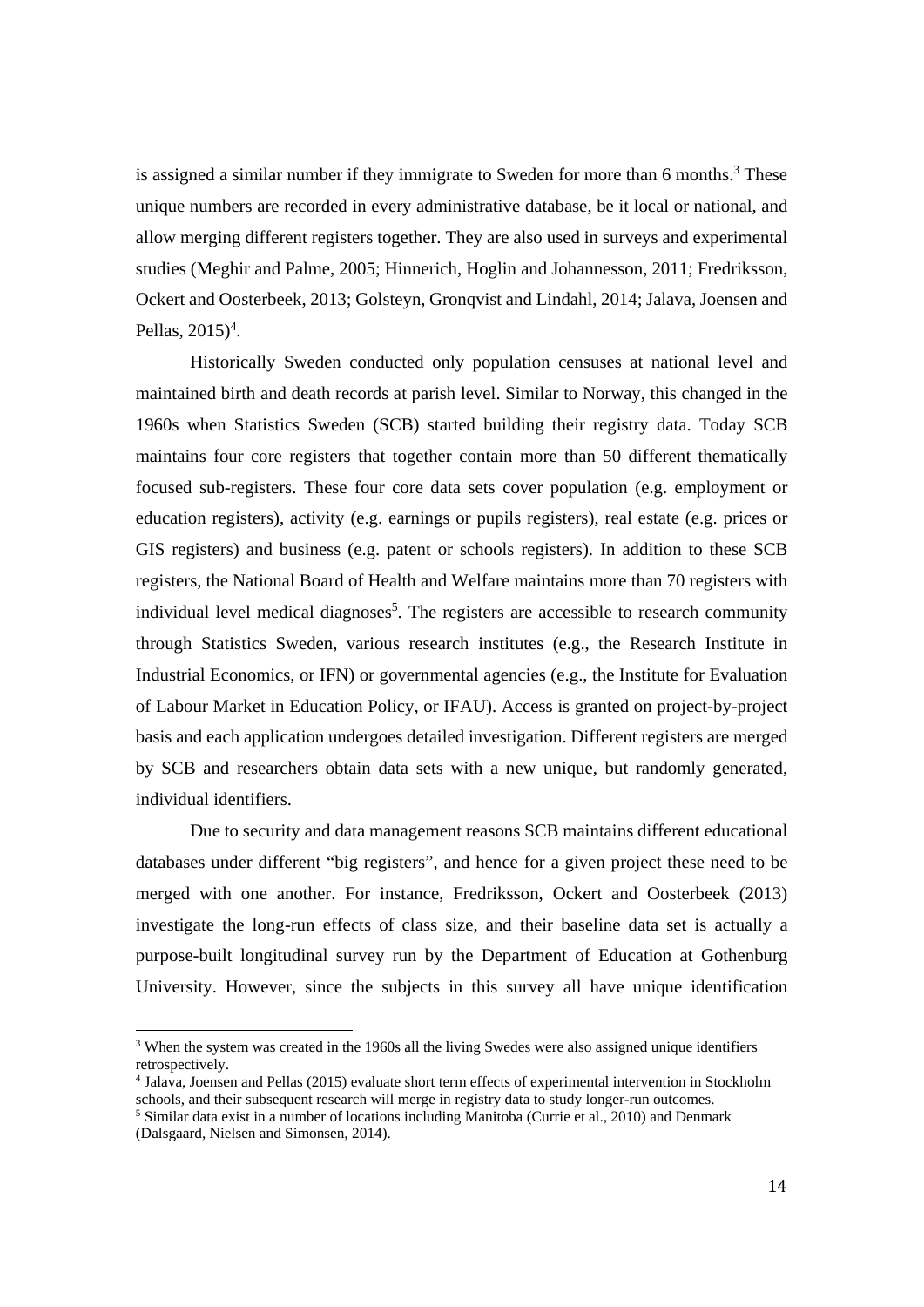is assigned a similar number if they immigrate to Sweden for more than 6 months.[3] These unique numbers are recorded in every administrative database, be it local or national, and allow merging different registers together. They are also used in surveys and experimental studies (Meghir and Palme, 2005; Hinnerich, Hoglin and Johannesson, 2011; Fredriksson, Ockert and Oosterbeek, 2013; Golsteyn, Gronqvist and Lindahl, 2014; Jalava, Joensen and Pellas, 2015)[4].

Historically Sweden conducted only population censuses at national level and maintained birth and death records at parish level. Similar to Norway, this changed in the 1960s when Statistics Sweden (SCB) started building their registry data. Today SCB maintains four core registers that together contain more than 50 different thematically focused sub-registers. These four core data sets cover population (e.g. employment or education registers), activity (e.g. earnings or pupils registers), real estate (e.g. prices or GIS registers) and business (e.g. patent or schools registers). In addition to these SCB registers, the National Board of Health and Welfare maintains more than 70 registers with individual level medical diagnoses[5]. The registers are accessible to research community through Statistics Sweden, various research institutes (e.g., the Research Institute in Industrial Economics, or IFN) or governmental agencies (e.g., the Institute for Evaluation of Labour Market in Education Policy, or IFAU). Access is granted on project-by-project basis and each application undergoes detailed investigation. Different registers are merged by SCB and researchers obtain data sets with a new unique, but randomly generated, individual identifiers.

Due to security and data management reasons SCB maintains different educational databases under different "big registers", and hence for a given project these need to be merged with one another. For instance, Fredriksson, Ockert and Oosterbeek (2013) investigate the long-run effects of class size, and their baseline data set is actually a purpose-built longitudinal survey run by the Department of Education at Gothenburg University. However, since the subjects in this survey all have unique identification

[3] When the system was created in the 1960s all the living Swedes were also assigned unique identifiers retrospectively.

[4] Jalava, Joensen and Pellas (2015) evaluate short term effects of experimental intervention in Stockholm schools, and their subsequent research will merge in registry data to study longer-run outcomes.

[5] Similar data exist in a number of locations including Manitoba (Currie et al., 2010) and Denmark (Dalsgaard, Nielsen and Simonsen, 2014).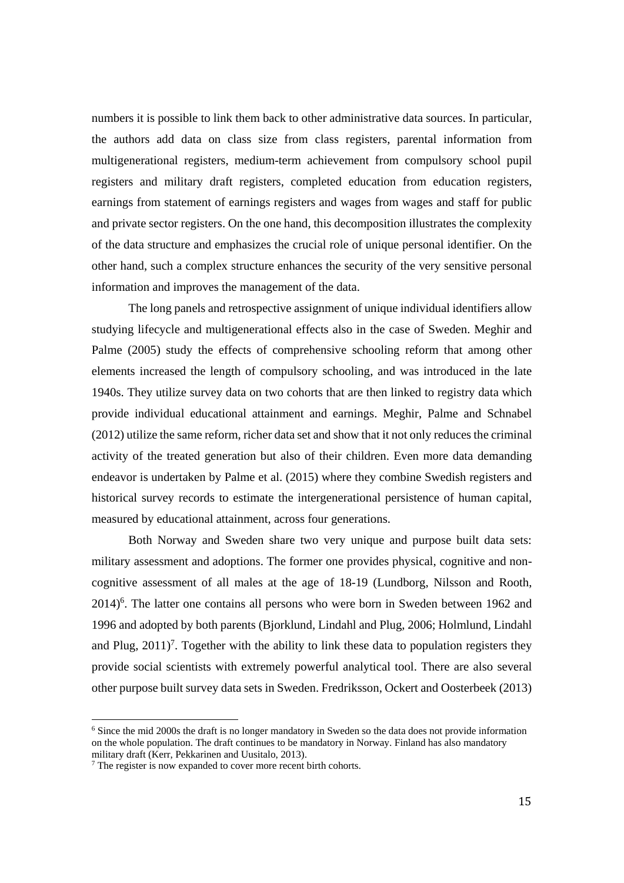numbers it is possible to link them back to other administrative data sources. In particular, the authors add data on class size from class registers, parental information from multigenerational registers, medium-term achievement from compulsory school pupil registers and military draft registers, completed education from education registers, earnings from statement of earnings registers and wages from wages and staff for public and private sector registers. On the one hand, this decomposition illustrates the complexity of the data structure and emphasizes the crucial role of unique personal identifier. On the other hand, such a complex structure enhances the security of the very sensitive personal information and improves the management of the data.

The long panels and retrospective assignment of unique individual identifiers allow studying lifecycle and multigenerational effects also in the case of Sweden. Meghir and Palme (2005) study the effects of comprehensive schooling reform that among other elements increased the length of compulsory schooling, and was introduced in the late 1940s. They utilize survey data on two cohorts that are then linked to registry data which provide individual educational attainment and earnings. Meghir, Palme and Schnabel (2012) utilize the same reform, richer data set and show that it not only reduces the criminal activity of the treated generation but also of their children. Even more data demanding endeavor is undertaken by Palme et al. (2015) where they combine Swedish registers and historical survey records to estimate the intergenerational persistence of human capital, measured by educational attainment, across four generations.

Both Norway and Sweden share two very unique and purpose built data sets: military assessment and adoptions. The former one provides physical, cognitive and non-cognitive assessment of all males at the age of 18-19 (Lundborg, Nilsson and Rooth, 2014)[6]. The latter one contains all persons who were born in Sweden between 1962 and 1996 and adopted by both parents (Bjorklund, Lindahl and Plug, 2006; Holmlund, Lindahl and Plug, 2011)[7]. Together with the ability to link these data to population registers they provide social scientists with extremely powerful analytical tool. There are also several other purpose built survey data sets in Sweden. Fredriksson, Ockert and Oosterbeek (2013)

---

[6] Since the mid 2000s the draft is no longer mandatory in Sweden so the data does not provide information on the whole population. The draft continues to be mandatory in Norway. Finland has also mandatory military draft (Kerr, Pekkarinen and Uusitalo, 2013).

[7] The register is now expanded to cover more recent birth cohorts.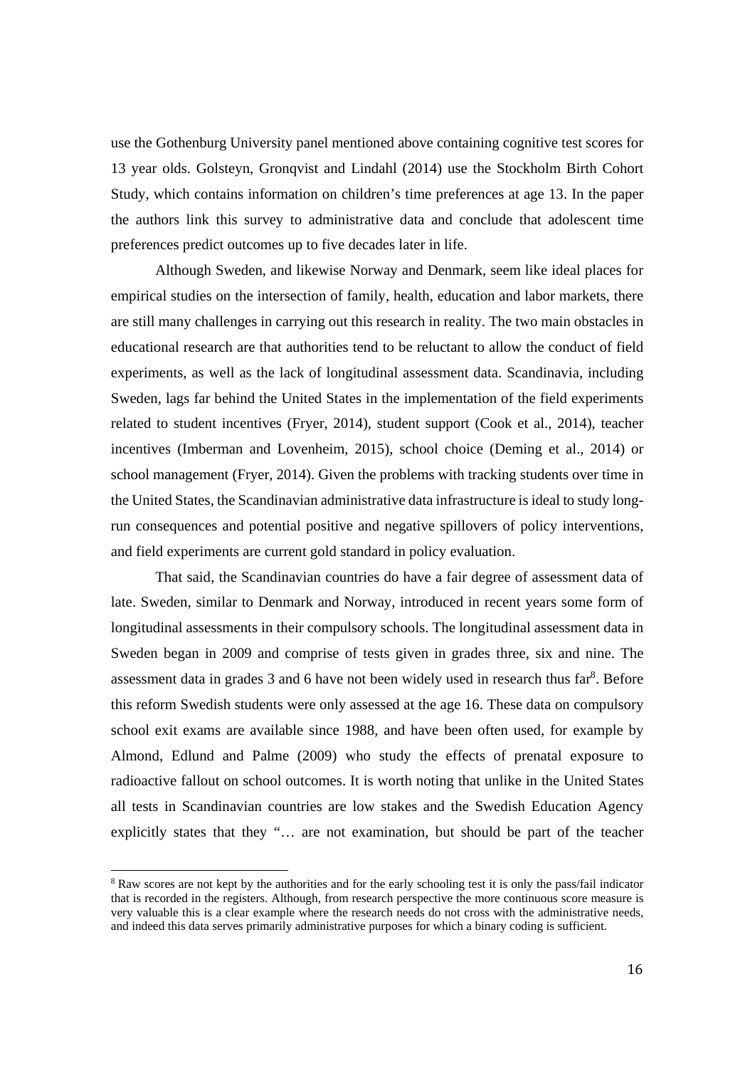use the Gothenburg University panel mentioned above containing cognitive test scores for 13 year olds. Golsteyn, Gronqvist and Lindahl (2014) use the Stockholm Birth Cohort Study, which contains information on children's time preferences at age 13. In the paper the authors link this survey to administrative data and conclude that adolescent time preferences predict outcomes up to five decades later in life.

Although Sweden, and likewise Norway and Denmark, seem like ideal places for empirical studies on the intersection of family, health, education and labor markets, there are still many challenges in carrying out this research in reality. The two main obstacles in educational research are that authorities tend to be reluctant to allow the conduct of field experiments, as well as the lack of longitudinal assessment data. Scandinavia, including Sweden, lags far behind the United States in the implementation of the field experiments related to student incentives (Fryer, 2014), student support (Cook et al., 2014), teacher incentives (Imberman and Lovenheim, 2015), school choice (Deming et al., 2014) or school management (Fryer, 2014). Given the problems with tracking students over time in the United States, the Scandinavian administrative data infrastructure is ideal to study long-run consequences and potential positive and negative spillovers of policy interventions, and field experiments are current gold standard in policy evaluation.

That said, the Scandinavian countries do have a fair degree of assessment data of late. Sweden, similar to Denmark and Norway, introduced in recent years some form of longitudinal assessments in their compulsory schools. The longitudinal assessment data in Sweden began in 2009 and comprise of tests given in grades three, six and nine. The assessment data in grades 3 and 6 have not been widely used in research thus far[8]. Before this reform Swedish students were only assessed at the age 16. These data on compulsory school exit exams are available since 1988, and have been often used, for example by Almond, Edlund and Palme (2009) who study the effects of prenatal exposure to radioactive fallout on school outcomes. It is worth noting that unlike in the United States all tests in Scandinavian countries are low stakes and the Swedish Education Agency explicitly states that they "… are not examination, but should be part of the teacher

[8] Raw scores are not kept by the authorities and for the early schooling test it is only the pass/fail indicator that is recorded in the registers. Although, from research perspective the more continuous score measure is very valuable this is a clear example where the research needs do not cross with the administrative needs, and indeed this data serves primarily administrative purposes for which a binary coding is sufficient.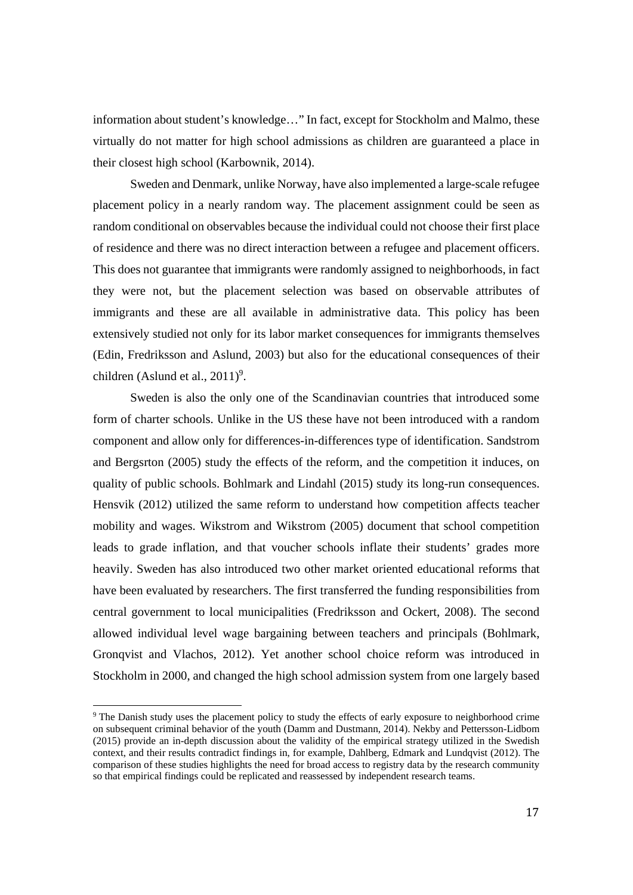information about student's knowledge…" In fact, except for Stockholm and Malmo, these virtually do not matter for high school admissions as children are guaranteed a place in their closest high school (Karbownik, 2014).

Sweden and Denmark, unlike Norway, have also implemented a large-scale refugee placement policy in a nearly random way. The placement assignment could be seen as random conditional on observables because the individual could not choose their first place of residence and there was no direct interaction between a refugee and placement officers. This does not guarantee that immigrants were randomly assigned to neighborhoods, in fact they were not, but the placement selection was based on observable attributes of immigrants and these are all available in administrative data. This policy has been extensively studied not only for its labor market consequences for immigrants themselves (Edin, Fredriksson and Aslund, 2003) but also for the educational consequences of their children (Aslund et al., 2011)[9].

Sweden is also the only one of the Scandinavian countries that introduced some form of charter schools. Unlike in the US these have not been introduced with a random component and allow only for differences-in-differences type of identification. Sandstrom and Bergsrton (2005) study the effects of the reform, and the competition it induces, on quality of public schools. Bohlmark and Lindahl (2015) study its long-run consequences. Hensvik (2012) utilized the same reform to understand how competition affects teacher mobility and wages. Wikstrom and Wikstrom (2005) document that school competition leads to grade inflation, and that voucher schools inflate their students' grades more heavily. Sweden has also introduced two other market oriented educational reforms that have been evaluated by researchers. The first transferred the funding responsibilities from central government to local municipalities (Fredriksson and Ockert, 2008). The second allowed individual level wage bargaining between teachers and principals (Bohlmark, Gronqvist and Vlachos, 2012). Yet another school choice reform was introduced in Stockholm in 2000, and changed the high school admission system from one largely based

[9] The Danish study uses the placement policy to study the effects of early exposure to neighborhood crime on subsequent criminal behavior of the youth (Damm and Dustmann, 2014). Nekby and Pettersson-Lidbom (2015) provide an in-depth discussion about the validity of the empirical strategy utilized in the Swedish context, and their results contradict findings in, for example, Dahlberg, Edmark and Lundqvist (2012). The comparison of these studies highlights the need for broad access to registry data by the research community so that empirical findings could be replicated and reassessed by independent research teams.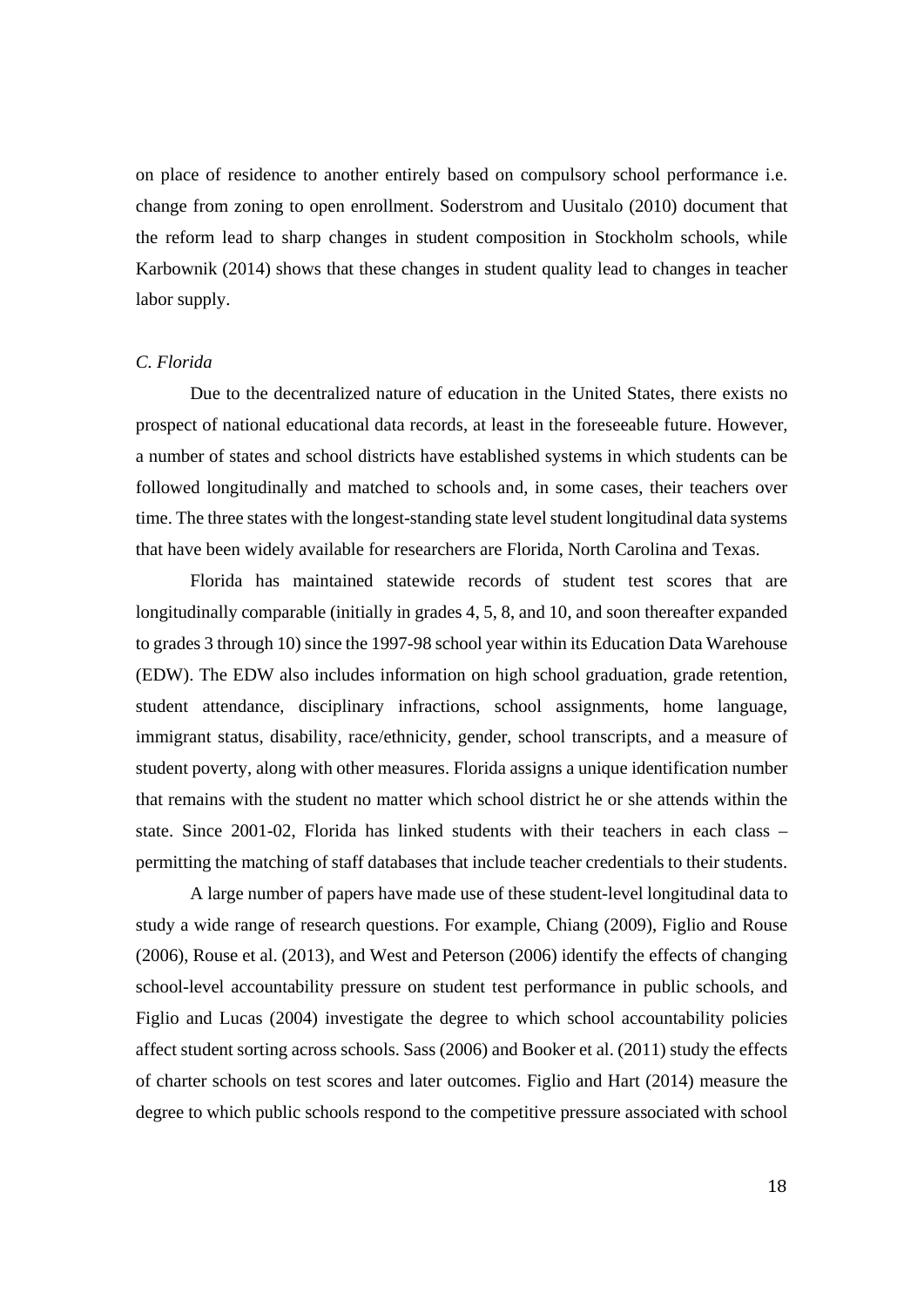on place of residence to another entirely based on compulsory school performance i.e. change from zoning to open enrollment. Soderstrom and Uusitalo (2010) document that the reform lead to sharp changes in student composition in Stockholm schools, while Karbownik (2014) shows that these changes in student quality lead to changes in teacher labor supply.

### *C. Florida*

Due to the decentralized nature of education in the United States, there exists no prospect of national educational data records, at least in the foreseeable future. However, a number of states and school districts have established systems in which students can be followed longitudinally and matched to schools and, in some cases, their teachers over time. The three states with the longest-standing state level student longitudinal data systems that have been widely available for researchers are Florida, North Carolina and Texas.

Florida has maintained statewide records of student test scores that are longitudinally comparable (initially in grades 4, 5, 8, and 10, and soon thereafter expanded to grades 3 through 10) since the 1997-98 school year within its Education Data Warehouse (EDW). The EDW also includes information on high school graduation, grade retention, student attendance, disciplinary infractions, school assignments, home language, immigrant status, disability, race/ethnicity, gender, school transcripts, and a measure of student poverty, along with other measures. Florida assigns a unique identification number that remains with the student no matter which school district he or she attends within the state. Since 2001-02, Florida has linked students with their teachers in each class – permitting the matching of staff databases that include teacher credentials to their students.

A large number of papers have made use of these student-level longitudinal data to study a wide range of research questions. For example, Chiang (2009), Figlio and Rouse (2006), Rouse et al. (2013), and West and Peterson (2006) identify the effects of changing school-level accountability pressure on student test performance in public schools, and Figlio and Lucas (2004) investigate the degree to which school accountability policies affect student sorting across schools. Sass (2006) and Booker et al. (2011) study the effects of charter schools on test scores and later outcomes. Figlio and Hart (2014) measure the degree to which public schools respond to the competitive pressure associated with school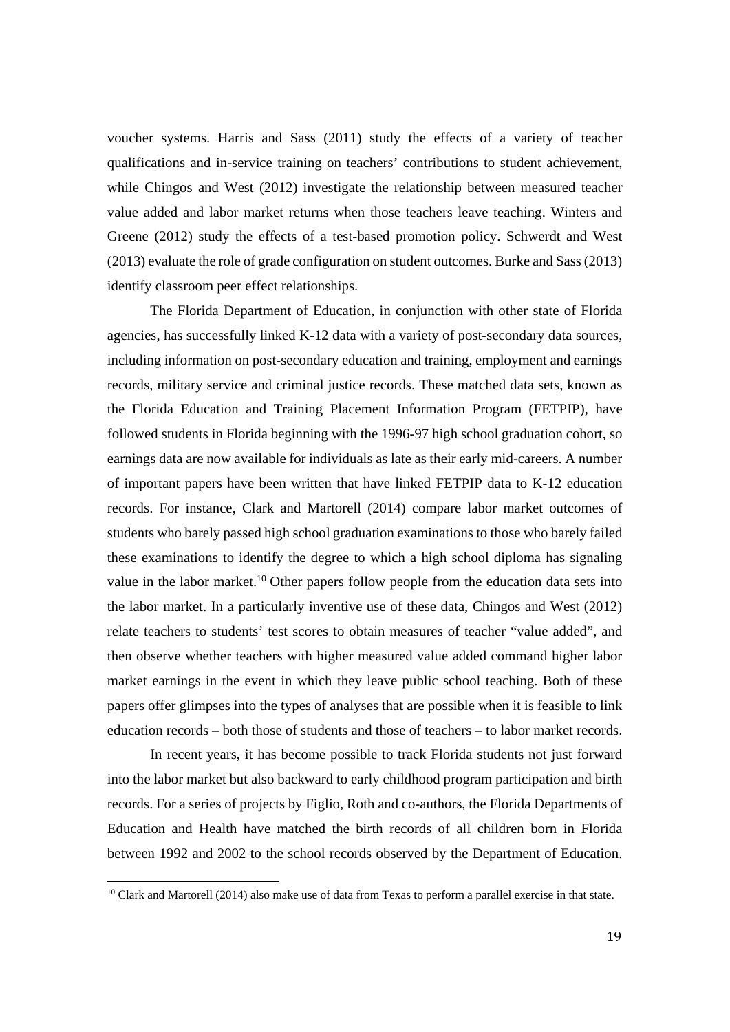voucher systems. Harris and Sass (2011) study the effects of a variety of teacher qualifications and in-service training on teachers' contributions to student achievement, while Chingos and West (2012) investigate the relationship between measured teacher value added and labor market returns when those teachers leave teaching. Winters and Greene (2012) study the effects of a test-based promotion policy. Schwerdt and West (2013) evaluate the role of grade configuration on student outcomes. Burke and Sass (2013) identify classroom peer effect relationships.

The Florida Department of Education, in conjunction with other state of Florida agencies, has successfully linked K-12 data with a variety of post-secondary data sources, including information on post-secondary education and training, employment and earnings records, military service and criminal justice records. These matched data sets, known as the Florida Education and Training Placement Information Program (FETPIP), have followed students in Florida beginning with the 1996-97 high school graduation cohort, so earnings data are now available for individuals as late as their early mid-careers. A number of important papers have been written that have linked FETPIP data to K-12 education records. For instance, Clark and Martorell (2014) compare labor market outcomes of students who barely passed high school graduation examinations to those who barely failed these examinations to identify the degree to which a high school diploma has signaling value in the labor market.[10] Other papers follow people from the education data sets into the labor market. In a particularly inventive use of these data, Chingos and West (2012) relate teachers to students' test scores to obtain measures of teacher "value added", and then observe whether teachers with higher measured value added command higher labor market earnings in the event in which they leave public school teaching. Both of these papers offer glimpses into the types of analyses that are possible when it is feasible to link education records – both those of students and those of teachers – to labor market records.

In recent years, it has become possible to track Florida students not just forward into the labor market but also backward to early childhood program participation and birth records. For a series of projects by Figlio, Roth and co-authors, the Florida Departments of Education and Health have matched the birth records of all children born in Florida between 1992 and 2002 to the school records observed by the Department of Education.

[10] Clark and Martorell (2014) also make use of data from Texas to perform a parallel exercise in that state.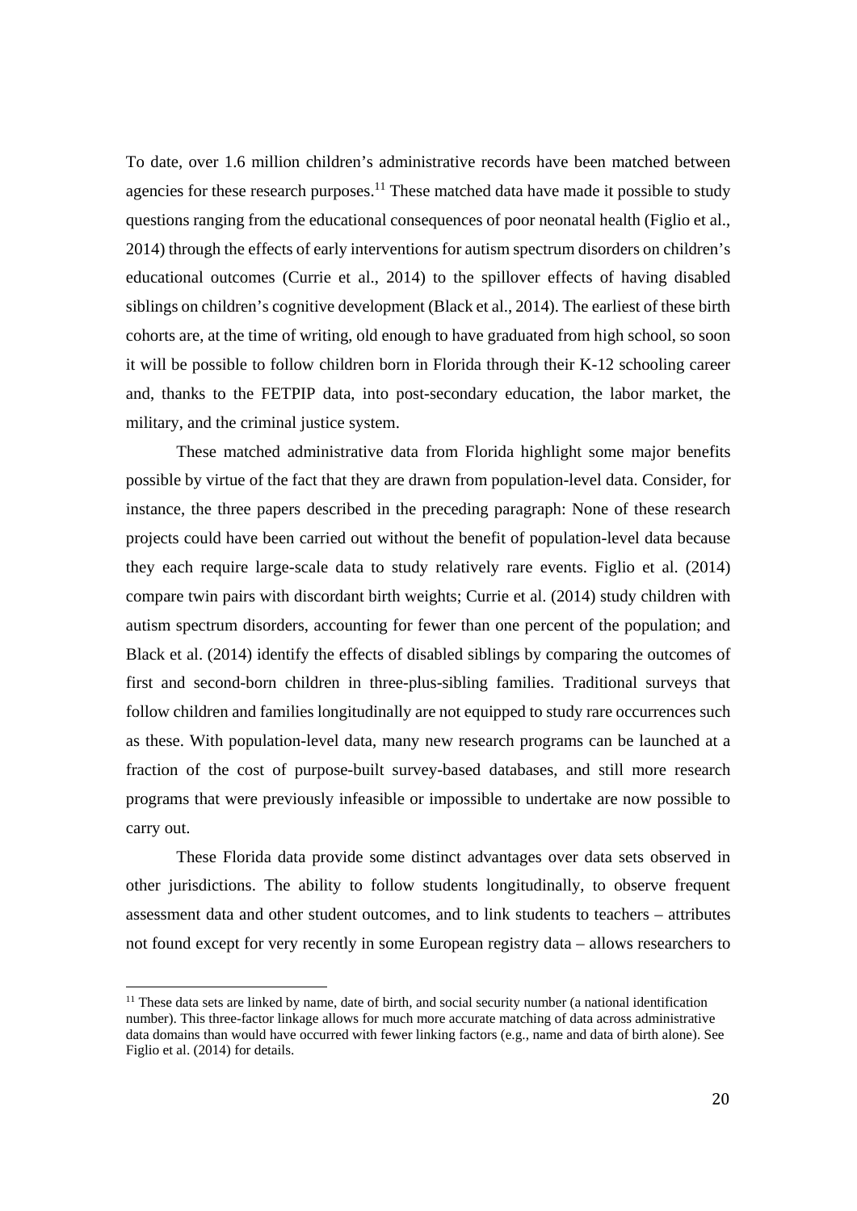To date, over 1.6 million children's administrative records have been matched between agencies for these research purposes.[11] These matched data have made it possible to study questions ranging from the educational consequences of poor neonatal health (Figlio et al., 2014) through the effects of early interventions for autism spectrum disorders on children's educational outcomes (Currie et al., 2014) to the spillover effects of having disabled siblings on children's cognitive development (Black et al., 2014). The earliest of these birth cohorts are, at the time of writing, old enough to have graduated from high school, so soon it will be possible to follow children born in Florida through their K-12 schooling career and, thanks to the FETPIP data, into post-secondary education, the labor market, the military, and the criminal justice system.

These matched administrative data from Florida highlight some major benefits possible by virtue of the fact that they are drawn from population-level data. Consider, for instance, the three papers described in the preceding paragraph: None of these research projects could have been carried out without the benefit of population-level data because they each require large-scale data to study relatively rare events. Figlio et al. (2014) compare twin pairs with discordant birth weights; Currie et al. (2014) study children with autism spectrum disorders, accounting for fewer than one percent of the population; and Black et al. (2014) identify the effects of disabled siblings by comparing the outcomes of first and second-born children in three-plus-sibling families. Traditional surveys that follow children and families longitudinally are not equipped to study rare occurrences such as these. With population-level data, many new research programs can be launched at a fraction of the cost of purpose-built survey-based databases, and still more research programs that were previously infeasible or impossible to undertake are now possible to carry out.

These Florida data provide some distinct advantages over data sets observed in other jurisdictions. The ability to follow students longitudinally, to observe frequent assessment data and other student outcomes, and to link students to teachers – attributes not found except for very recently in some European registry data – allows researchers to

[11] These data sets are linked by name, date of birth, and social security number (a national identification number). This three-factor linkage allows for much more accurate matching of data across administrative data domains than would have occurred with fewer linking factors (e.g., name and data of birth alone). See Figlio et al. (2014) for details.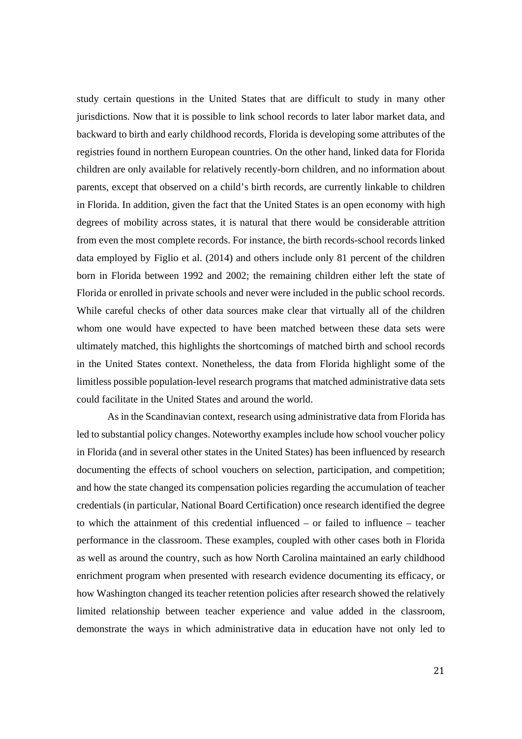study certain questions in the United States that are difficult to study in many other jurisdictions. Now that it is possible to link school records to later labor market data, and backward to birth and early childhood records, Florida is developing some attributes of the registries found in northern European countries. On the other hand, linked data for Florida children are only available for relatively recently-born children, and no information about parents, except that observed on a child's birth records, are currently linkable to children in Florida. In addition, given the fact that the United States is an open economy with high degrees of mobility across states, it is natural that there would be considerable attrition from even the most complete records. For instance, the birth records-school records linked data employed by Figlio et al. (2014) and others include only 81 percent of the children born in Florida between 1992 and 2002; the remaining children either left the state of Florida or enrolled in private schools and never were included in the public school records. While careful checks of other data sources make clear that virtually all of the children whom one would have expected to have been matched between these data sets were ultimately matched, this highlights the shortcomings of matched birth and school records in the United States context. Nonetheless, the data from Florida highlight some of the limitless possible population-level research programs that matched administrative data sets could facilitate in the United States and around the world.

As in the Scandinavian context, research using administrative data from Florida has led to substantial policy changes. Noteworthy examples include how school voucher policy in Florida (and in several other states in the United States) has been influenced by research documenting the effects of school vouchers on selection, participation, and competition; and how the state changed its compensation policies regarding the accumulation of teacher credentials (in particular, National Board Certification) once research identified the degree to which the attainment of this credential influenced – or failed to influence – teacher performance in the classroom. These examples, coupled with other cases both in Florida as well as around the country, such as how North Carolina maintained an early childhood enrichment program when presented with research evidence documenting its efficacy, or how Washington changed its teacher retention policies after research showed the relatively limited relationship between teacher experience and value added in the classroom, demonstrate the ways in which administrative data in education have not only led to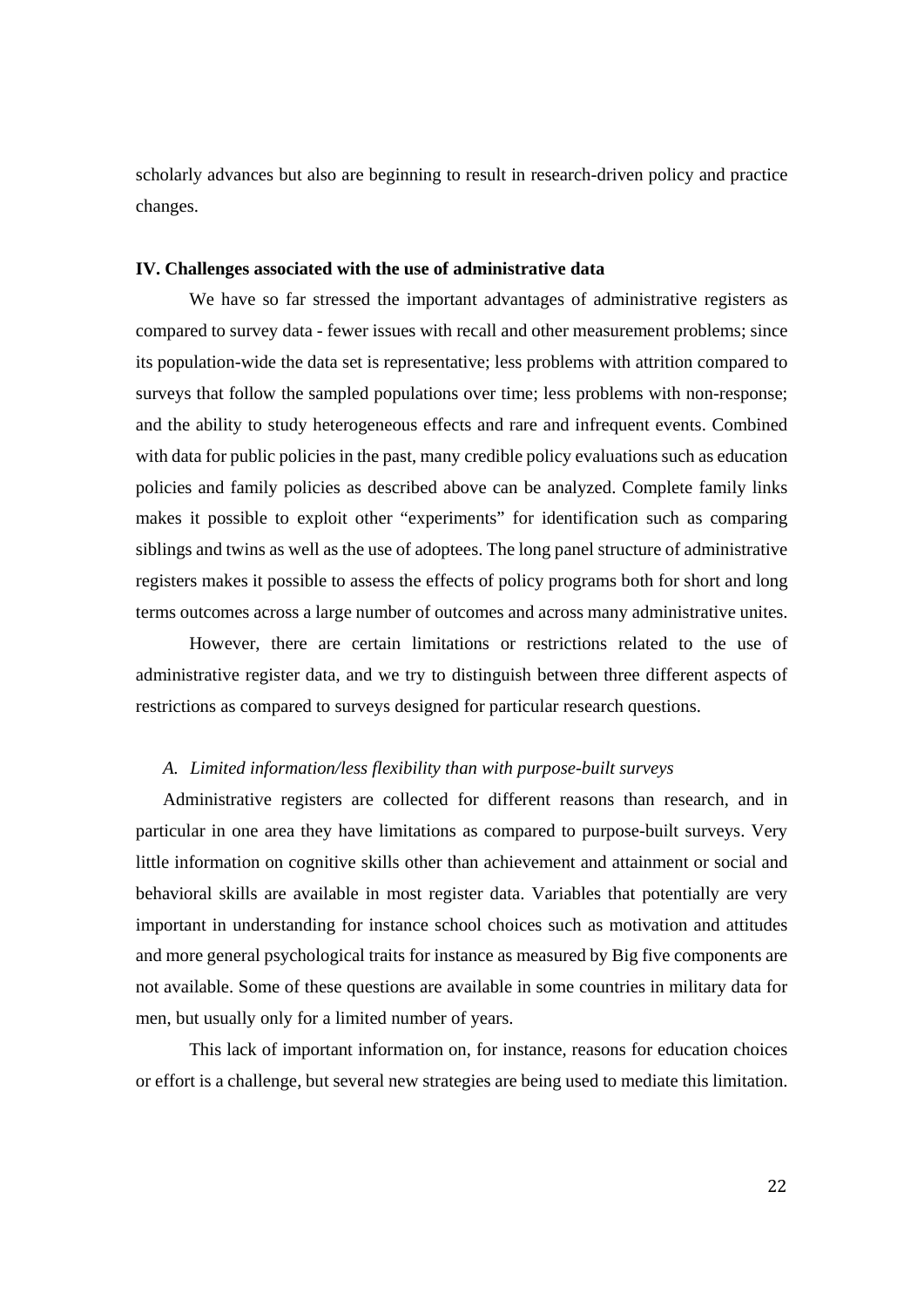scholarly advances but also are beginning to result in research-driven policy and practice changes.

**IV. Challenges associated with the use of administrative data**

We have so far stressed the important advantages of administrative registers as compared to survey data - fewer issues with recall and other measurement problems; since its population-wide the data set is representative; less problems with attrition compared to surveys that follow the sampled populations over time; less problems with non-response; and the ability to study heterogeneous effects and rare and infrequent events. Combined with data for public policies in the past, many credible policy evaluations such as education policies and family policies as described above can be analyzed. Complete family links makes it possible to exploit other "experiments" for identification such as comparing siblings and twins as well as the use of adoptees. The long panel structure of administrative registers makes it possible to assess the effects of policy programs both for short and long terms outcomes across a large number of outcomes and across many administrative unites.

However, there are certain limitations or restrictions related to the use of administrative register data, and we try to distinguish between three different aspects of restrictions as compared to surveys designed for particular research questions.

*A. Limited information/less flexibility than with purpose-built surveys*

Administrative registers are collected for different reasons than research, and in particular in one area they have limitations as compared to purpose-built surveys. Very little information on cognitive skills other than achievement and attainment or social and behavioral skills are available in most register data. Variables that potentially are very important in understanding for instance school choices such as motivation and attitudes and more general psychological traits for instance as measured by Big five components are not available. Some of these questions are available in some countries in military data for men, but usually only for a limited number of years.

This lack of important information on, for instance, reasons for education choices or effort is a challenge, but several new strategies are being used to mediate this limitation.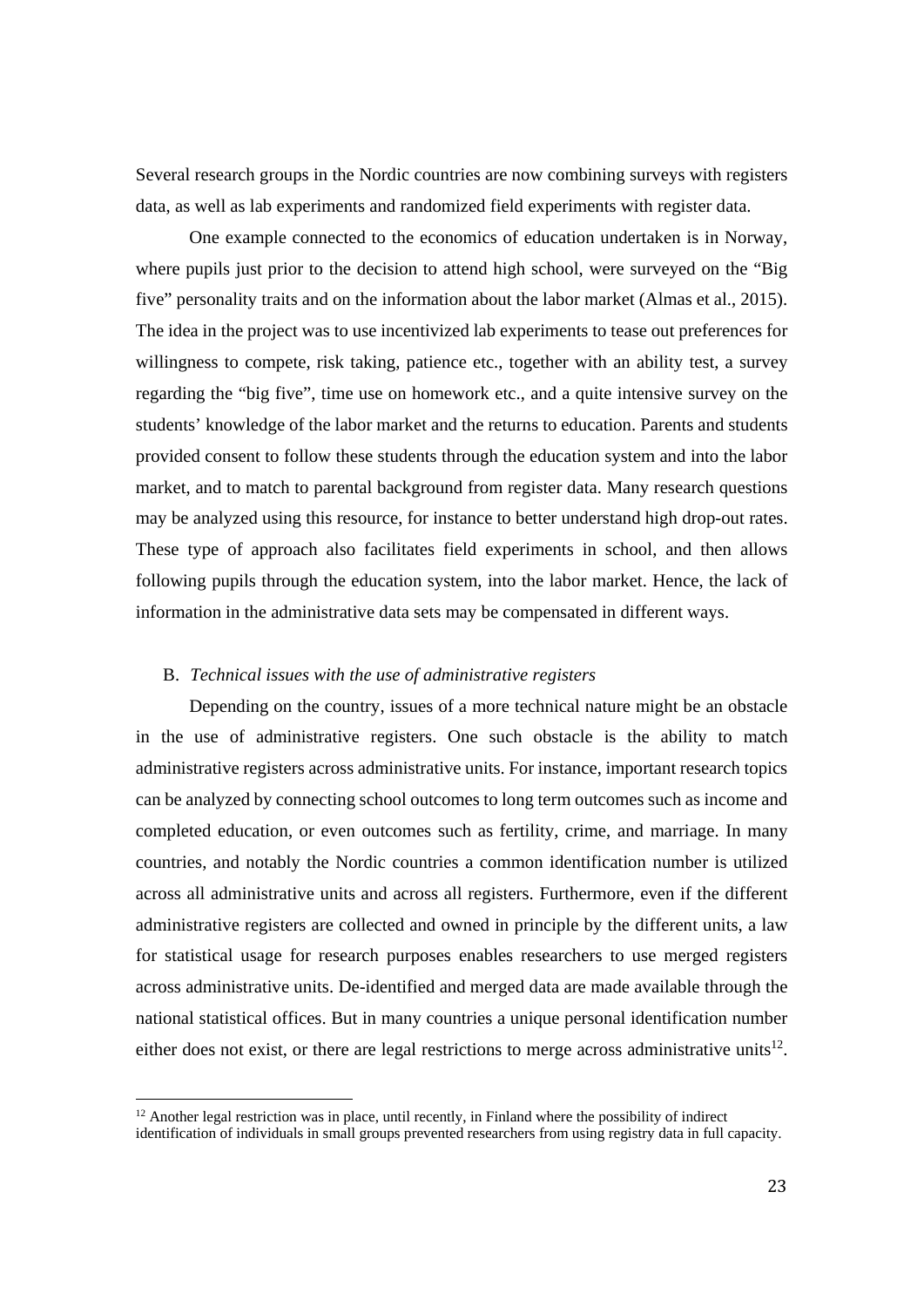Several research groups in the Nordic countries are now combining surveys with registers data, as well as lab experiments and randomized field experiments with register data.

One example connected to the economics of education undertaken is in Norway, where pupils just prior to the decision to attend high school, were surveyed on the "Big five" personality traits and on the information about the labor market (Almas et al., 2015). The idea in the project was to use incentivized lab experiments to tease out preferences for willingness to compete, risk taking, patience etc., together with an ability test, a survey regarding the "big five", time use on homework etc., and a quite intensive survey on the students' knowledge of the labor market and the returns to education. Parents and students provided consent to follow these students through the education system and into the labor market, and to match to parental background from register data. Many research questions may be analyzed using this resource, for instance to better understand high drop-out rates. These type of approach also facilitates field experiments in school, and then allows following pupils through the education system, into the labor market. Hence, the lack of information in the administrative data sets may be compensated in different ways.

### B. *Technical issues with the use of administrative registers*

Depending on the country, issues of a more technical nature might be an obstacle in the use of administrative registers. One such obstacle is the ability to match administrative registers across administrative units. For instance, important research topics can be analyzed by connecting school outcomes to long term outcomes such as income and completed education, or even outcomes such as fertility, crime, and marriage. In many countries, and notably the Nordic countries a common identification number is utilized across all administrative units and across all registers. Furthermore, even if the different administrative registers are collected and owned in principle by the different units, a law for statistical usage for research purposes enables researchers to use merged registers across administrative units. De-identified and merged data are made available through the national statistical offices. But in many countries a unique personal identification number either does not exist, or there are legal restrictions to merge across administrative units[12].

[12] Another legal restriction was in place, until recently, in Finland where the possibility of indirect identification of individuals in small groups prevented researchers from using registry data in full capacity.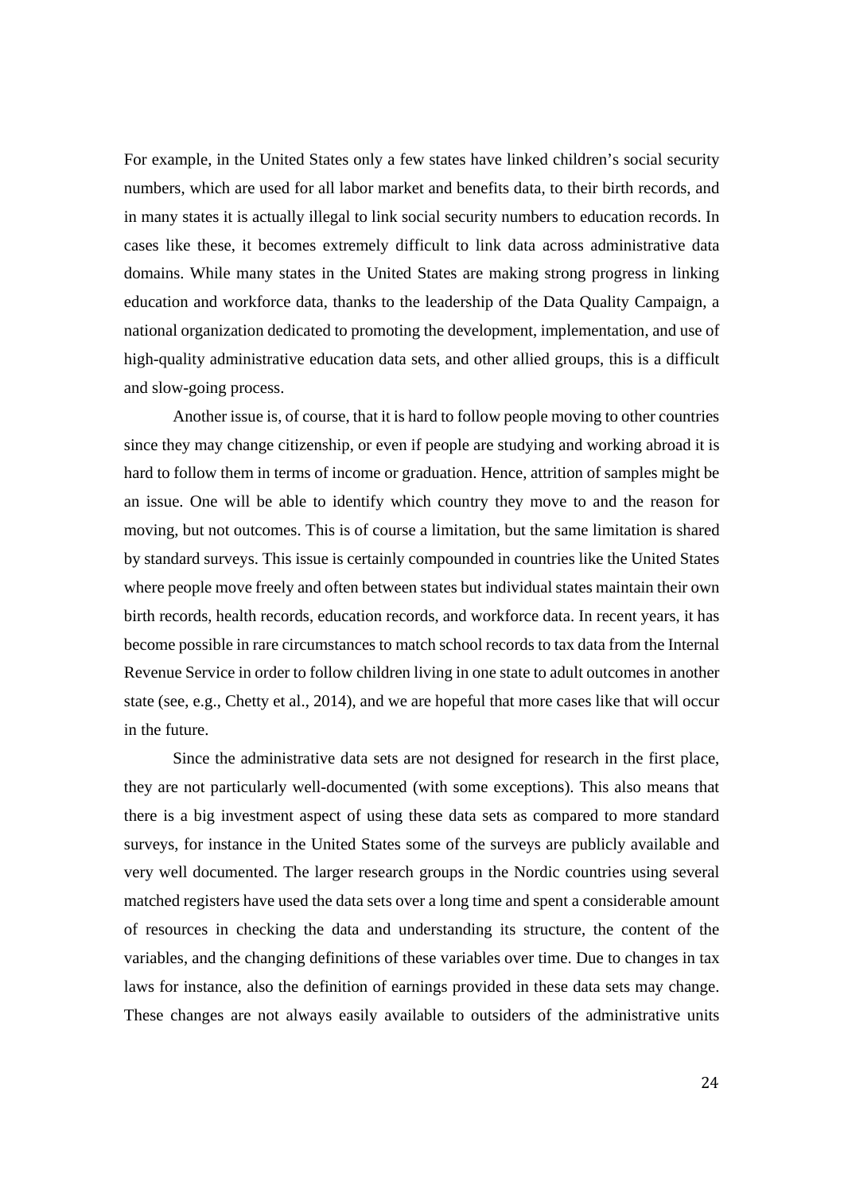For example, in the United States only a few states have linked children's social security numbers, which are used for all labor market and benefits data, to their birth records, and in many states it is actually illegal to link social security numbers to education records. In cases like these, it becomes extremely difficult to link data across administrative data domains. While many states in the United States are making strong progress in linking education and workforce data, thanks to the leadership of the Data Quality Campaign, a national organization dedicated to promoting the development, implementation, and use of high-quality administrative education data sets, and other allied groups, this is a difficult and slow-going process.

Another issue is, of course, that it is hard to follow people moving to other countries since they may change citizenship, or even if people are studying and working abroad it is hard to follow them in terms of income or graduation. Hence, attrition of samples might be an issue. One will be able to identify which country they move to and the reason for moving, but not outcomes. This is of course a limitation, but the same limitation is shared by standard surveys. This issue is certainly compounded in countries like the United States where people move freely and often between states but individual states maintain their own birth records, health records, education records, and workforce data. In recent years, it has become possible in rare circumstances to match school records to tax data from the Internal Revenue Service in order to follow children living in one state to adult outcomes in another state (see, e.g., Chetty et al., 2014), and we are hopeful that more cases like that will occur in the future.

Since the administrative data sets are not designed for research in the first place, they are not particularly well-documented (with some exceptions). This also means that there is a big investment aspect of using these data sets as compared to more standard surveys, for instance in the United States some of the surveys are publicly available and very well documented. The larger research groups in the Nordic countries using several matched registers have used the data sets over a long time and spent a considerable amount of resources in checking the data and understanding its structure, the content of the variables, and the changing definitions of these variables over time. Due to changes in tax laws for instance, also the definition of earnings provided in these data sets may change. These changes are not always easily available to outsiders of the administrative units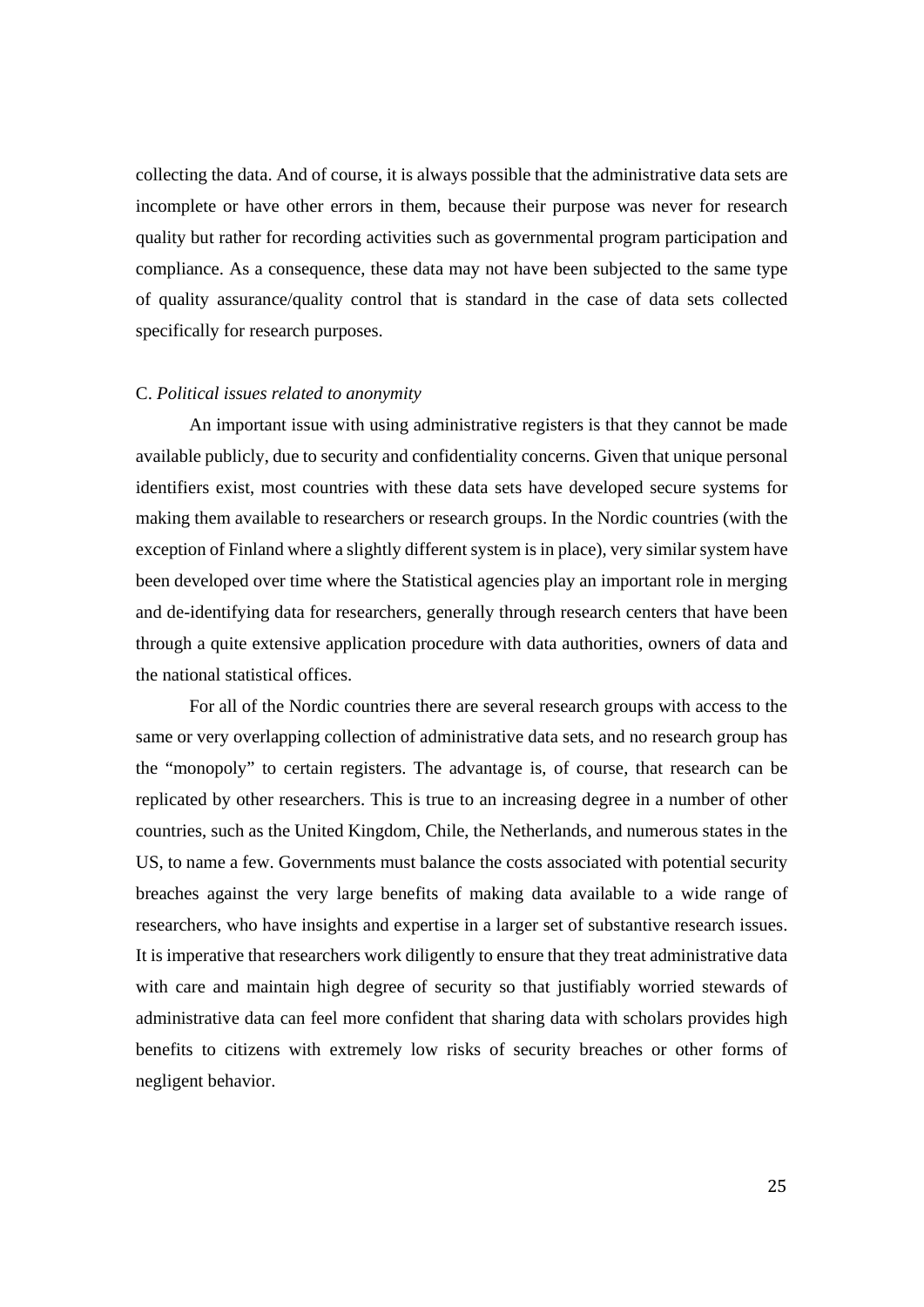collecting the data. And of course, it is always possible that the administrative data sets are incomplete or have other errors in them, because their purpose was never for research quality but rather for recording activities such as governmental program participation and compliance. As a consequence, these data may not have been subjected to the same type of quality assurance/quality control that is standard in the case of data sets collected specifically for research purposes.

### C. *Political issues related to anonymity*

An important issue with using administrative registers is that they cannot be made available publicly, due to security and confidentiality concerns. Given that unique personal identifiers exist, most countries with these data sets have developed secure systems for making them available to researchers or research groups. In the Nordic countries (with the exception of Finland where a slightly different system is in place), very similar system have been developed over time where the Statistical agencies play an important role in merging and de-identifying data for researchers, generally through research centers that have been through a quite extensive application procedure with data authorities, owners of data and the national statistical offices.

For all of the Nordic countries there are several research groups with access to the same or very overlapping collection of administrative data sets, and no research group has the "monopoly" to certain registers. The advantage is, of course, that research can be replicated by other researchers. This is true to an increasing degree in a number of other countries, such as the United Kingdom, Chile, the Netherlands, and numerous states in the US, to name a few. Governments must balance the costs associated with potential security breaches against the very large benefits of making data available to a wide range of researchers, who have insights and expertise in a larger set of substantive research issues. It is imperative that researchers work diligently to ensure that they treat administrative data with care and maintain high degree of security so that justifiably worried stewards of administrative data can feel more confident that sharing data with scholars provides high benefits to citizens with extremely low risks of security breaches or other forms of negligent behavior.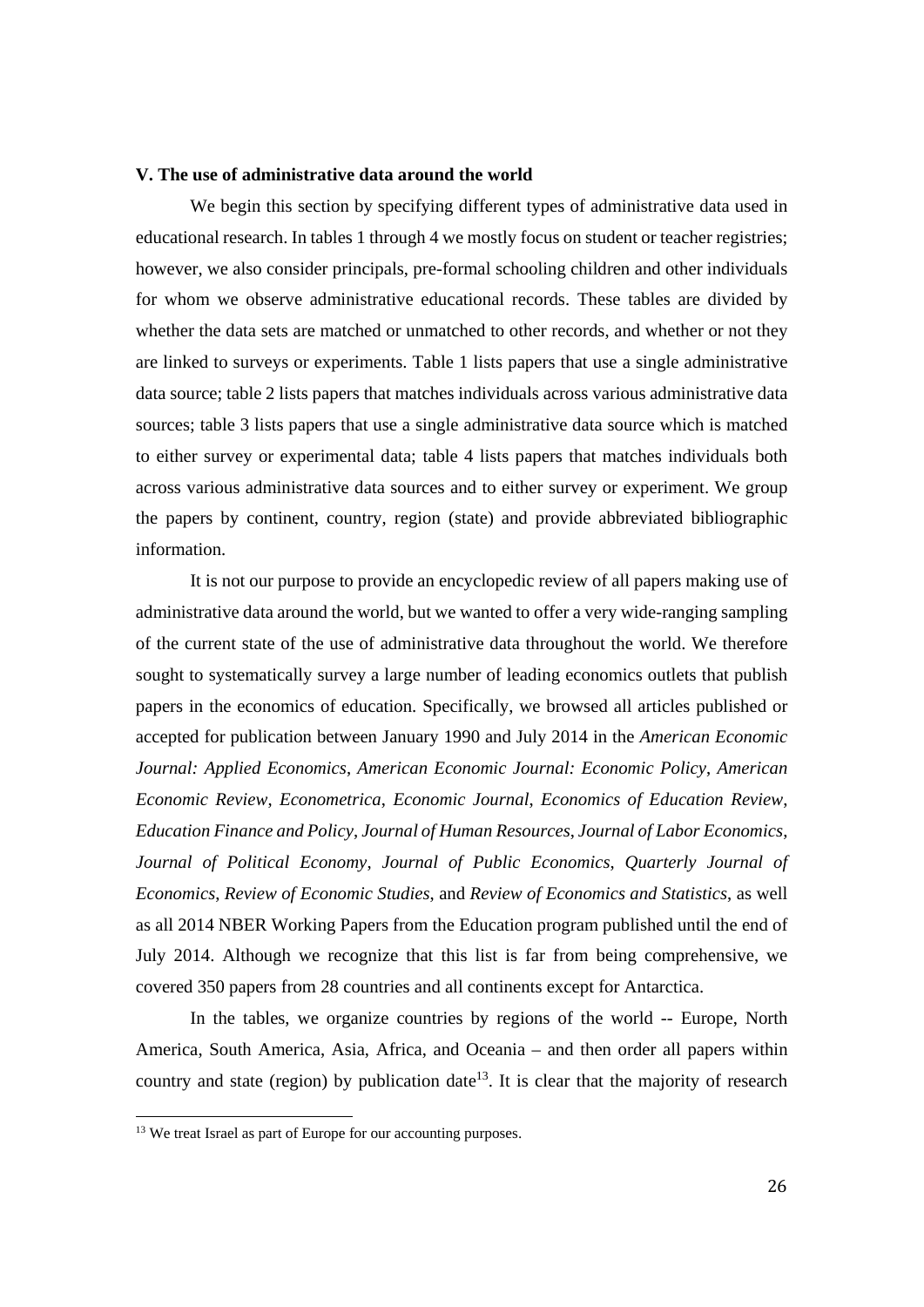**V. The use of administrative data around the world**

We begin this section by specifying different types of administrative data used in educational research. In tables 1 through 4 we mostly focus on student or teacher registries; however, we also consider principals, pre-formal schooling children and other individuals for whom we observe administrative educational records. These tables are divided by whether the data sets are matched or unmatched to other records, and whether or not they are linked to surveys or experiments. Table 1 lists papers that use a single administrative data source; table 2 lists papers that matches individuals across various administrative data sources; table 3 lists papers that use a single administrative data source which is matched to either survey or experimental data; table 4 lists papers that matches individuals both across various administrative data sources and to either survey or experiment. We group the papers by continent, country, region (state) and provide abbreviated bibliographic information.

It is not our purpose to provide an encyclopedic review of all papers making use of administrative data around the world, but we wanted to offer a very wide-ranging sampling of the current state of the use of administrative data throughout the world. We therefore sought to systematically survey a large number of leading economics outlets that publish papers in the economics of education. Specifically, we browsed all articles published or accepted for publication between January 1990 and July 2014 in the *American Economic Journal: Applied Economics*, *American Economic Journal: Economic Policy*, *American Economic Review*, *Econometrica*, *Economic Journal*, *Economics of Education Review*, *Education Finance and Policy*, *Journal of Human Resources*, *Journal of Labor Economics*, *Journal of Political Economy*, *Journal of Public Economics*, *Quarterly Journal of Economics*, *Review of Economic Studies*, and *Review of Economics and Statistics*, as well as all 2014 NBER Working Papers from the Education program published until the end of July 2014. Although we recognize that this list is far from being comprehensive, we covered 350 papers from 28 countries and all continents except for Antarctica.

In the tables, we organize countries by regions of the world -- Europe, North America, South America, Asia, Africa, and Oceania – and then order all papers within country and state (region) by publication date[13]. It is clear that the majority of research

[13] We treat Israel as part of Europe for our accounting purposes.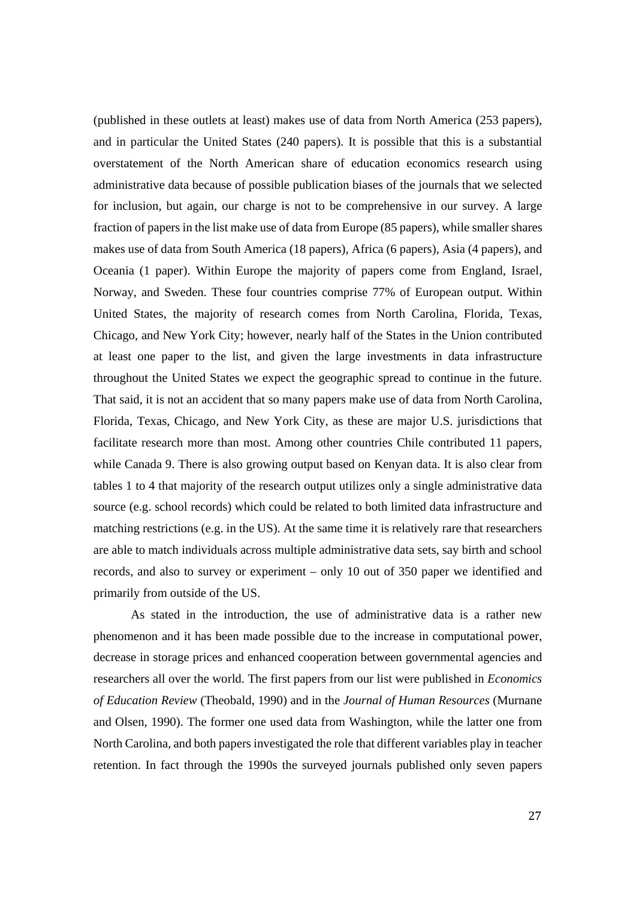(published in these outlets at least) makes use of data from North America (253 papers), and in particular the United States (240 papers). It is possible that this is a substantial overstatement of the North American share of education economics research using administrative data because of possible publication biases of the journals that we selected for inclusion, but again, our charge is not to be comprehensive in our survey. A large fraction of papers in the list make use of data from Europe (85 papers), while smaller shares makes use of data from South America (18 papers), Africa (6 papers), Asia (4 papers), and Oceania (1 paper). Within Europe the majority of papers come from England, Israel, Norway, and Sweden. These four countries comprise 77% of European output. Within United States, the majority of research comes from North Carolina, Florida, Texas, Chicago, and New York City; however, nearly half of the States in the Union contributed at least one paper to the list, and given the large investments in data infrastructure throughout the United States we expect the geographic spread to continue in the future. That said, it is not an accident that so many papers make use of data from North Carolina, Florida, Texas, Chicago, and New York City, as these are major U.S. jurisdictions that facilitate research more than most. Among other countries Chile contributed 11 papers, while Canada 9. There is also growing output based on Kenyan data. It is also clear from tables 1 to 4 that majority of the research output utilizes only a single administrative data source (e.g. school records) which could be related to both limited data infrastructure and matching restrictions (e.g. in the US). At the same time it is relatively rare that researchers are able to match individuals across multiple administrative data sets, say birth and school records, and also to survey or experiment – only 10 out of 350 paper we identified and primarily from outside of the US.

As stated in the introduction, the use of administrative data is a rather new phenomenon and it has been made possible due to the increase in computational power, decrease in storage prices and enhanced cooperation between governmental agencies and researchers all over the world. The first papers from our list were published in *Economics of Education Review* (Theobald, 1990) and in the *Journal of Human Resources* (Murnane and Olsen, 1990). The former one used data from Washington, while the latter one from North Carolina, and both papers investigated the role that different variables play in teacher retention. In fact through the 1990s the surveyed journals published only seven papers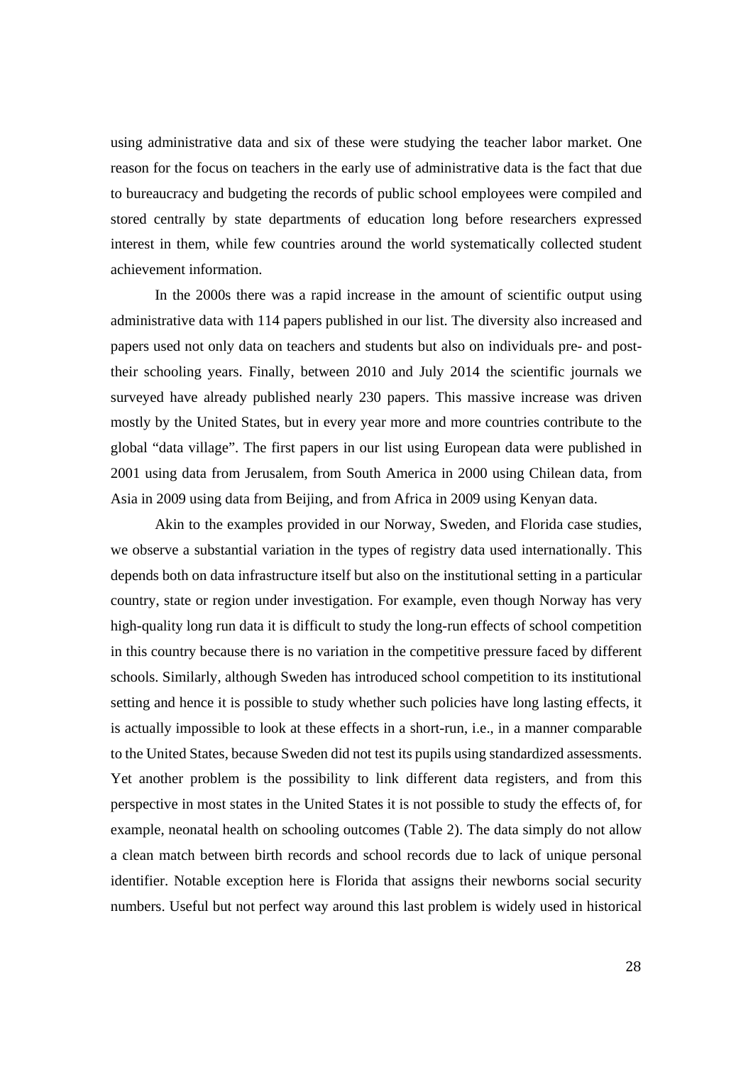using administrative data and six of these were studying the teacher labor market. One reason for the focus on teachers in the early use of administrative data is the fact that due to bureaucracy and budgeting the records of public school employees were compiled and stored centrally by state departments of education long before researchers expressed interest in them, while few countries around the world systematically collected student achievement information.

In the 2000s there was a rapid increase in the amount of scientific output using administrative data with 114 papers published in our list. The diversity also increased and papers used not only data on teachers and students but also on individuals pre- and post-their schooling years. Finally, between 2010 and July 2014 the scientific journals we surveyed have already published nearly 230 papers. This massive increase was driven mostly by the United States, but in every year more and more countries contribute to the global "data village". The first papers in our list using European data were published in 2001 using data from Jerusalem, from South America in 2000 using Chilean data, from Asia in 2009 using data from Beijing, and from Africa in 2009 using Kenyan data.

Akin to the examples provided in our Norway, Sweden, and Florida case studies, we observe a substantial variation in the types of registry data used internationally. This depends both on data infrastructure itself but also on the institutional setting in a particular country, state or region under investigation. For example, even though Norway has very high-quality long run data it is difficult to study the long-run effects of school competition in this country because there is no variation in the competitive pressure faced by different schools. Similarly, although Sweden has introduced school competition to its institutional setting and hence it is possible to study whether such policies have long lasting effects, it is actually impossible to look at these effects in a short-run, i.e., in a manner comparable to the United States, because Sweden did not test its pupils using standardized assessments. Yet another problem is the possibility to link different data registers, and from this perspective in most states in the United States it is not possible to study the effects of, for example, neonatal health on schooling outcomes (Table 2). The data simply do not allow a clean match between birth records and school records due to lack of unique personal identifier. Notable exception here is Florida that assigns their newborns social security numbers. Useful but not perfect way around this last problem is widely used in historical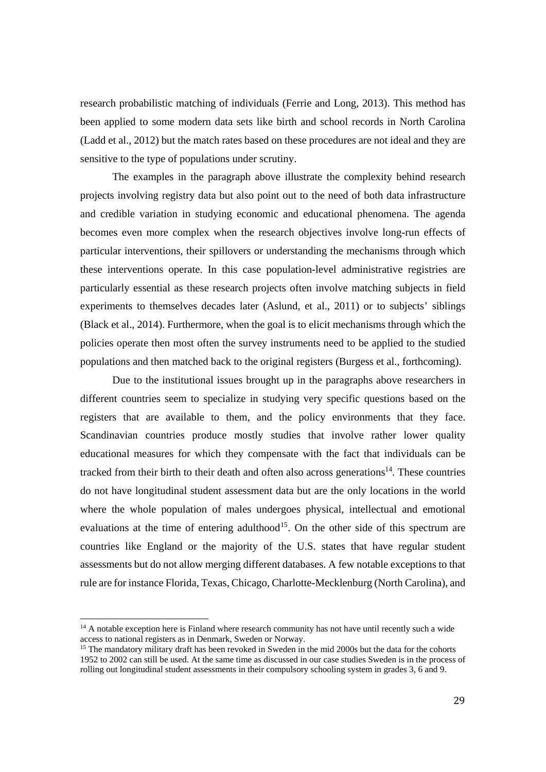research probabilistic matching of individuals (Ferrie and Long, 2013). This method has been applied to some modern data sets like birth and school records in North Carolina (Ladd et al., 2012) but the match rates based on these procedures are not ideal and they are sensitive to the type of populations under scrutiny.

The examples in the paragraph above illustrate the complexity behind research projects involving registry data but also point out to the need of both data infrastructure and credible variation in studying economic and educational phenomena. The agenda becomes even more complex when the research objectives involve long-run effects of particular interventions, their spillovers or understanding the mechanisms through which these interventions operate. In this case population-level administrative registries are particularly essential as these research projects often involve matching subjects in field experiments to themselves decades later (Aslund, et al., 2011) or to subjects' siblings (Black et al., 2014). Furthermore, when the goal is to elicit mechanisms through which the policies operate then most often the survey instruments need to be applied to the studied populations and then matched back to the original registers (Burgess et al., forthcoming).

Due to the institutional issues brought up in the paragraphs above researchers in different countries seem to specialize in studying very specific questions based on the registers that are available to them, and the policy environments that they face. Scandinavian countries produce mostly studies that involve rather lower quality educational measures for which they compensate with the fact that individuals can be tracked from their birth to their death and often also across generations[14]. These countries do not have longitudinal student assessment data but are the only locations in the world where the whole population of males undergoes physical, intellectual and emotional evaluations at the time of entering adulthood[15]. On the other side of this spectrum are countries like England or the majority of the U.S. states that have regular student assessments but do not allow merging different databases. A few notable exceptions to that rule are for instance Florida, Texas, Chicago, Charlotte-Mecklenburg (North Carolina), and

[14] A notable exception here is Finland where research community has not have until recently such a wide access to national registers as in Denmark, Sweden or Norway.

[15] The mandatory military draft has been revoked in Sweden in the mid 2000s but the data for the cohorts 1952 to 2002 can still be used. At the same time as discussed in our case studies Sweden is in the process of rolling out longitudinal student assessments in their compulsory schooling system in grades 3, 6 and 9.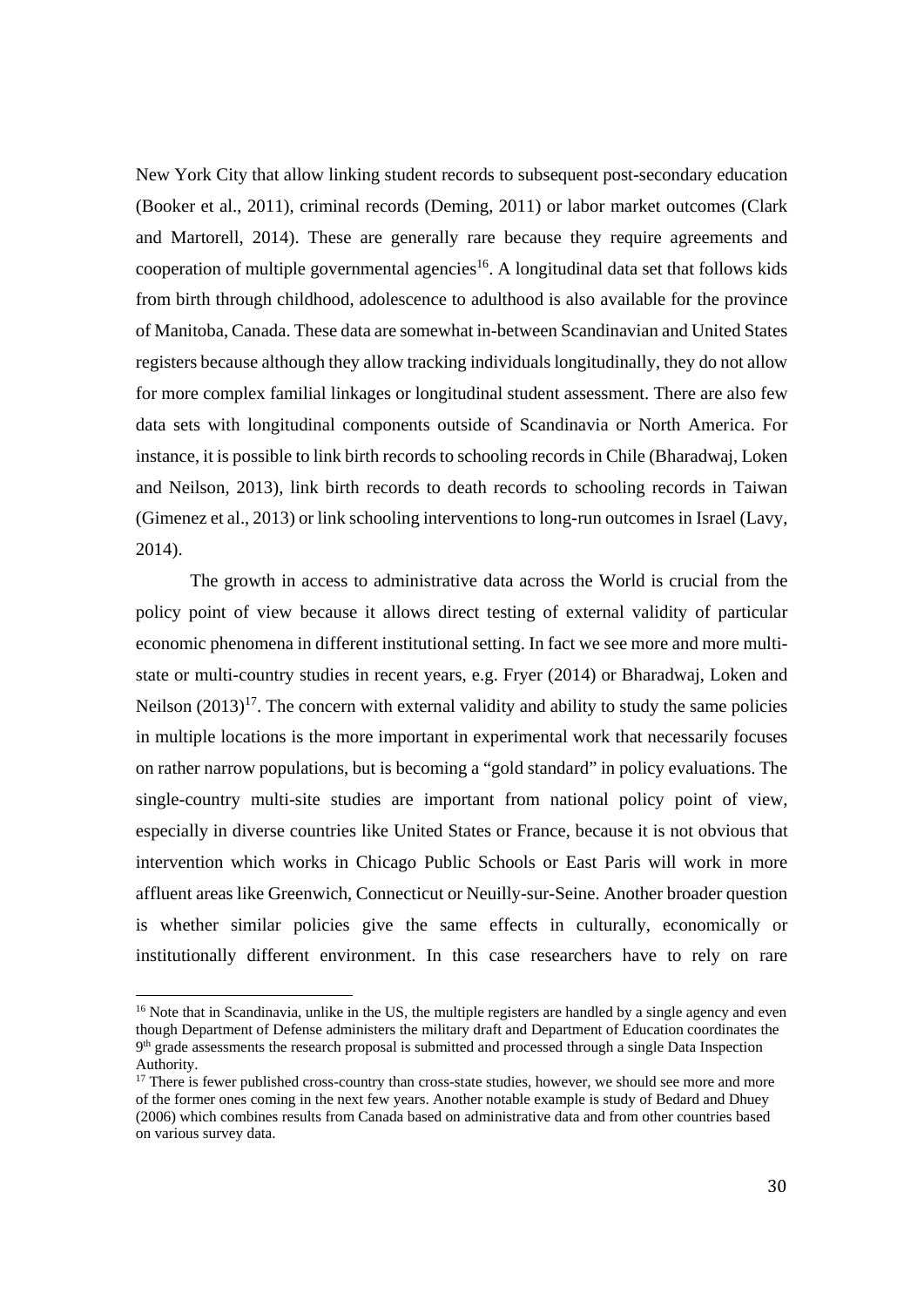New York City that allow linking student records to subsequent post-secondary education (Booker et al., 2011), criminal records (Deming, 2011) or labor market outcomes (Clark and Martorell, 2014). These are generally rare because they require agreements and cooperation of multiple governmental agencies[16]. A longitudinal data set that follows kids from birth through childhood, adolescence to adulthood is also available for the province of Manitoba, Canada. These data are somewhat in-between Scandinavian and United States registers because although they allow tracking individuals longitudinally, they do not allow for more complex familial linkages or longitudinal student assessment. There are also few data sets with longitudinal components outside of Scandinavia or North America. For instance, it is possible to link birth records to schooling records in Chile (Bharadwaj, Loken and Neilson, 2013), link birth records to death records to schooling records in Taiwan (Gimenez et al., 2013) or link schooling interventions to long-run outcomes in Israel (Lavy, 2014).

The growth in access to administrative data across the World is crucial from the policy point of view because it allows direct testing of external validity of particular economic phenomena in different institutional setting. In fact we see more and more multi-state or multi-country studies in recent years, e.g. Fryer (2014) or Bharadwaj, Loken and Neilson (2013)[17]. The concern with external validity and ability to study the same policies in multiple locations is the more important in experimental work that necessarily focuses on rather narrow populations, but is becoming a "gold standard" in policy evaluations. The single-country multi-site studies are important from national policy point of view, especially in diverse countries like United States or France, because it is not obvious that intervention which works in Chicago Public Schools or East Paris will work in more affluent areas like Greenwich, Connecticut or Neuilly-sur-Seine. Another broader question is whether similar policies give the same effects in culturally, economically or institutionally different environment. In this case researchers have to rely on rare

[16] Note that in Scandinavia, unlike in the US, the multiple registers are handled by a single agency and even though Department of Defense administers the military draft and Department of Education coordinates the 9th grade assessments the research proposal is submitted and processed through a single Data Inspection Authority.

[17] There is fewer published cross-country than cross-state studies, however, we should see more and more of the former ones coming in the next few years. Another notable example is study of Bedard and Dhuey (2006) which combines results from Canada based on administrative data and from other countries based on various survey data.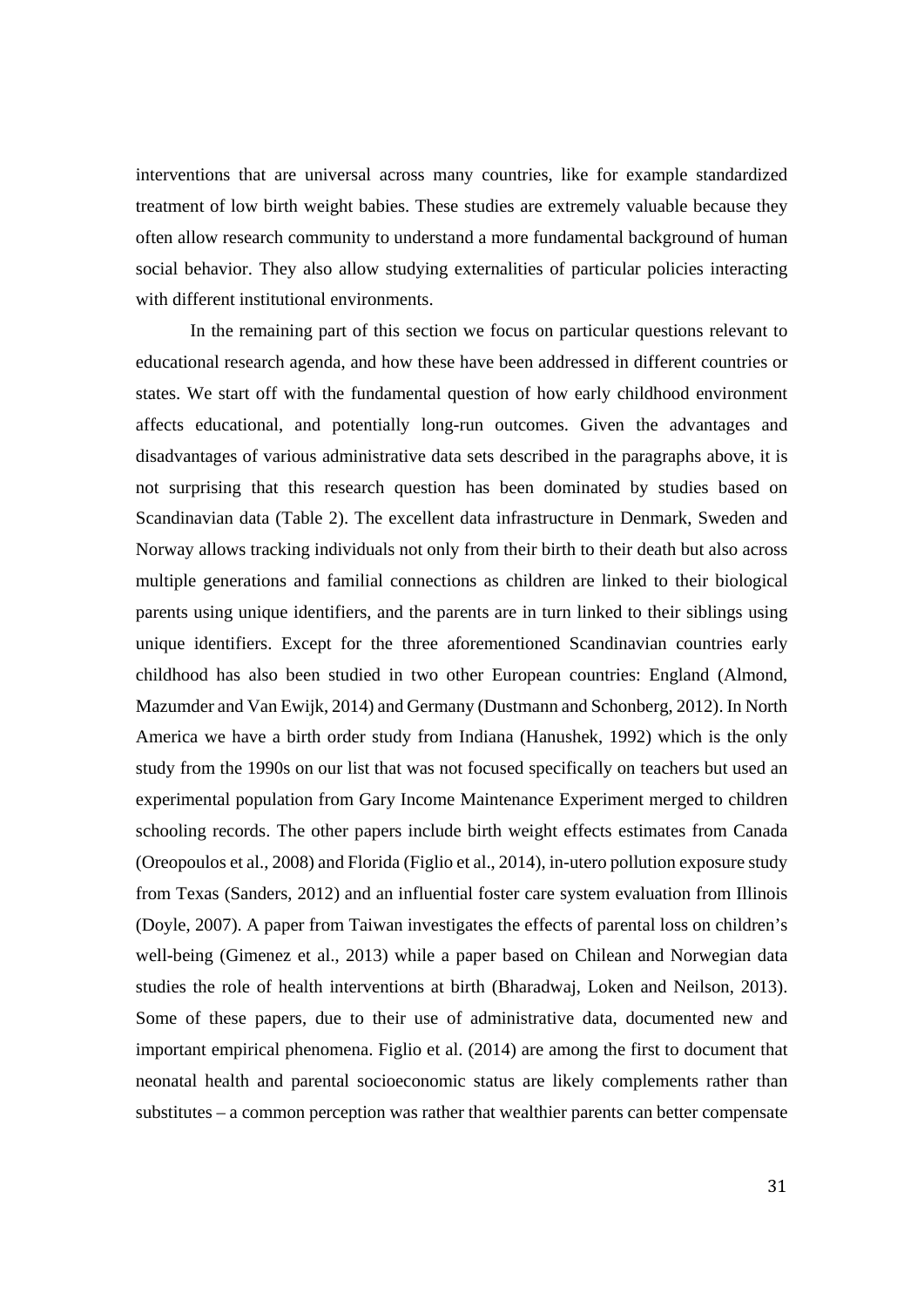interventions that are universal across many countries, like for example standardized treatment of low birth weight babies. These studies are extremely valuable because they often allow research community to understand a more fundamental background of human social behavior. They also allow studying externalities of particular policies interacting with different institutional environments.

In the remaining part of this section we focus on particular questions relevant to educational research agenda, and how these have been addressed in different countries or states. We start off with the fundamental question of how early childhood environment affects educational, and potentially long-run outcomes. Given the advantages and disadvantages of various administrative data sets described in the paragraphs above, it is not surprising that this research question has been dominated by studies based on Scandinavian data (Table 2). The excellent data infrastructure in Denmark, Sweden and Norway allows tracking individuals not only from their birth to their death but also across multiple generations and familial connections as children are linked to their biological parents using unique identifiers, and the parents are in turn linked to their siblings using unique identifiers. Except for the three aforementioned Scandinavian countries early childhood has also been studied in two other European countries: England (Almond, Mazumder and Van Ewijk, 2014) and Germany (Dustmann and Schonberg, 2012). In North America we have a birth order study from Indiana (Hanushek, 1992) which is the only study from the 1990s on our list that was not focused specifically on teachers but used an experimental population from Gary Income Maintenance Experiment merged to children schooling records. The other papers include birth weight effects estimates from Canada (Oreopoulos et al., 2008) and Florida (Figlio et al., 2014), in-utero pollution exposure study from Texas (Sanders, 2012) and an influential foster care system evaluation from Illinois (Doyle, 2007). A paper from Taiwan investigates the effects of parental loss on children's well-being (Gimenez et al., 2013) while a paper based on Chilean and Norwegian data studies the role of health interventions at birth (Bharadwaj, Loken and Neilson, 2013). Some of these papers, due to their use of administrative data, documented new and important empirical phenomena. Figlio et al. (2014) are among the first to document that neonatal health and parental socioeconomic status are likely complements rather than substitutes – a common perception was rather that wealthier parents can better compensate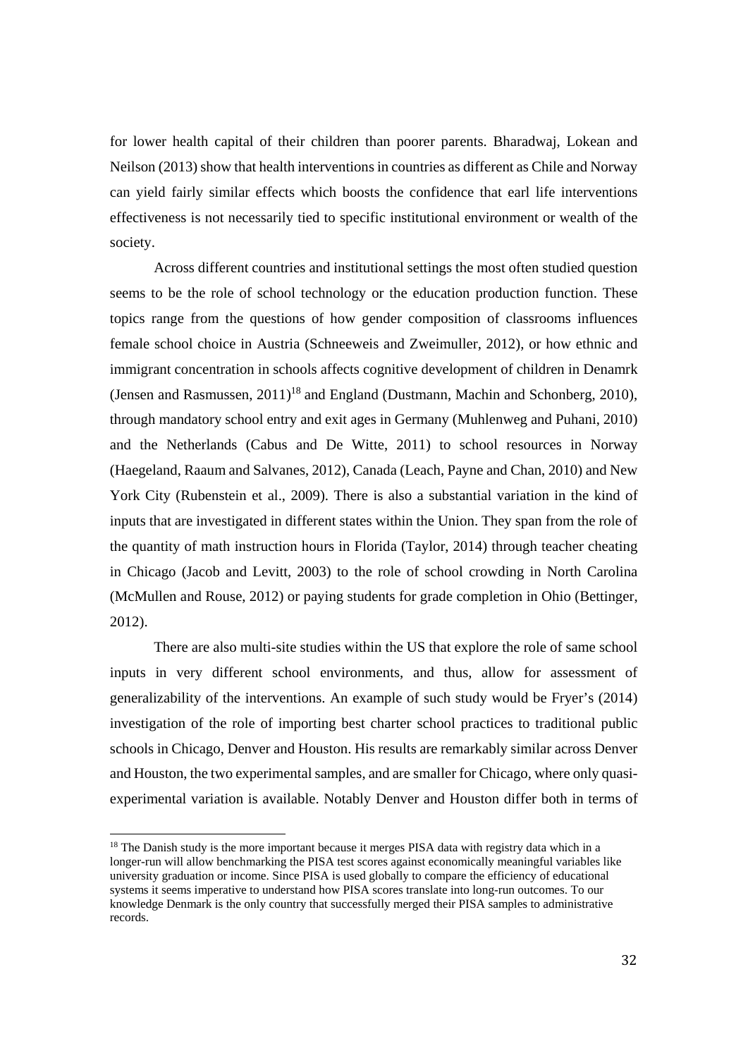for lower health capital of their children than poorer parents. Bharadwaj, Lokean and Neilson (2013) show that health interventions in countries as different as Chile and Norway can yield fairly similar effects which boosts the confidence that earl life interventions effectiveness is not necessarily tied to specific institutional environment or wealth of the society.

Across different countries and institutional settings the most often studied question seems to be the role of school technology or the education production function. These topics range from the questions of how gender composition of classrooms influences female school choice in Austria (Schneeweis and Zweimuller, 2012), or how ethnic and immigrant concentration in schools affects cognitive development of children in Denamrk (Jensen and Rasmussen, 2011)[18] and England (Dustmann, Machin and Schonberg, 2010), through mandatory school entry and exit ages in Germany (Muhlenweg and Puhani, 2010) and the Netherlands (Cabus and De Witte, 2011) to school resources in Norway (Haegeland, Raaum and Salvanes, 2012), Canada (Leach, Payne and Chan, 2010) and New York City (Rubenstein et al., 2009). There is also a substantial variation in the kind of inputs that are investigated in different states within the Union. They span from the role of the quantity of math instruction hours in Florida (Taylor, 2014) through teacher cheating in Chicago (Jacob and Levitt, 2003) to the role of school crowding in North Carolina (McMullen and Rouse, 2012) or paying students for grade completion in Ohio (Bettinger, 2012).

There are also multi-site studies within the US that explore the role of same school inputs in very different school environments, and thus, allow for assessment of generalizability of the interventions. An example of such study would be Fryer's (2014) investigation of the role of importing best charter school practices to traditional public schools in Chicago, Denver and Houston. His results are remarkably similar across Denver and Houston, the two experimental samples, and are smaller for Chicago, where only quasi-experimental variation is available. Notably Denver and Houston differ both in terms of

[18] The Danish study is the more important because it merges PISA data with registry data which in a longer-run will allow benchmarking the PISA test scores against economically meaningful variables like university graduation or income. Since PISA is used globally to compare the efficiency of educational systems it seems imperative to understand how PISA scores translate into long-run outcomes. To our knowledge Denmark is the only country that successfully merged their PISA samples to administrative records.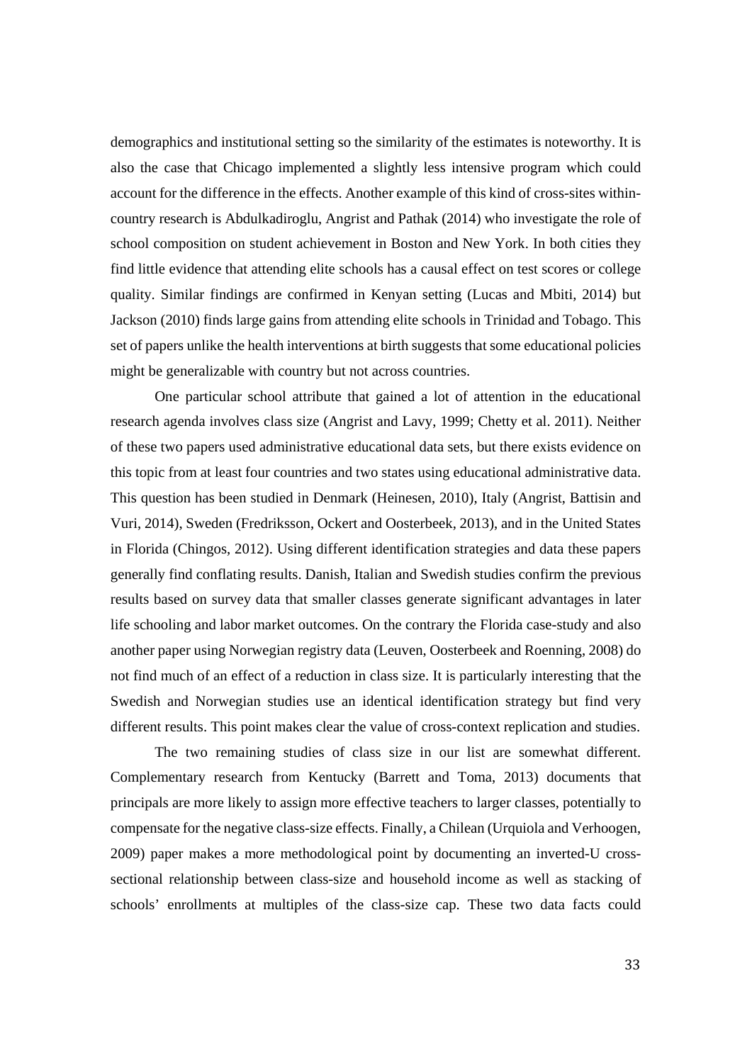demographics and institutional setting so the similarity of the estimates is noteworthy. It is also the case that Chicago implemented a slightly less intensive program which could account for the difference in the effects. Another example of this kind of cross-sites within-country research is Abdulkadiroglu, Angrist and Pathak (2014) who investigate the role of school composition on student achievement in Boston and New York. In both cities they find little evidence that attending elite schools has a causal effect on test scores or college quality. Similar findings are confirmed in Kenyan setting (Lucas and Mbiti, 2014) but Jackson (2010) finds large gains from attending elite schools in Trinidad and Tobago. This set of papers unlike the health interventions at birth suggests that some educational policies might be generalizable with country but not across countries.

One particular school attribute that gained a lot of attention in the educational research agenda involves class size (Angrist and Lavy, 1999; Chetty et al. 2011). Neither of these two papers used administrative educational data sets, but there exists evidence on this topic from at least four countries and two states using educational administrative data. This question has been studied in Denmark (Heinesen, 2010), Italy (Angrist, Battisin and Vuri, 2014), Sweden (Fredriksson, Ockert and Oosterbeek, 2013), and in the United States in Florida (Chingos, 2012). Using different identification strategies and data these papers generally find conflating results. Danish, Italian and Swedish studies confirm the previous results based on survey data that smaller classes generate significant advantages in later life schooling and labor market outcomes. On the contrary the Florida case-study and also another paper using Norwegian registry data (Leuven, Oosterbeek and Roenning, 2008) do not find much of an effect of a reduction in class size. It is particularly interesting that the Swedish and Norwegian studies use an identical identification strategy but find very different results. This point makes clear the value of cross-context replication and studies.

The two remaining studies of class size in our list are somewhat different. Complementary research from Kentucky (Barrett and Toma, 2013) documents that principals are more likely to assign more effective teachers to larger classes, potentially to compensate for the negative class-size effects. Finally, a Chilean (Urquiola and Verhoogen, 2009) paper makes a more methodological point by documenting an inverted-U cross-sectional relationship between class-size and household income as well as stacking of schools' enrollments at multiples of the class-size cap. These two data facts could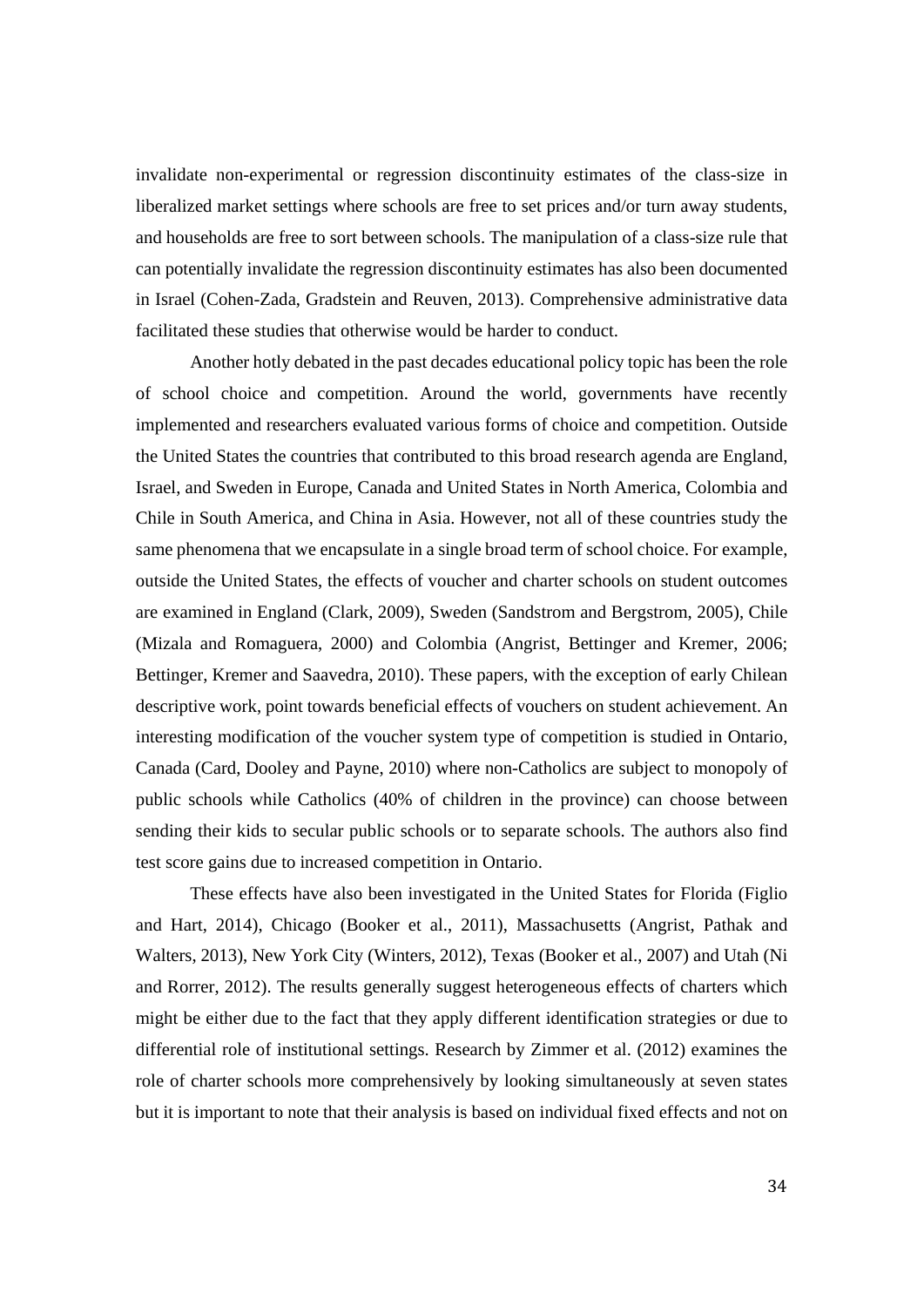invalidate non-experimental or regression discontinuity estimates of the class-size in liberalized market settings where schools are free to set prices and/or turn away students, and households are free to sort between schools. The manipulation of a class-size rule that can potentially invalidate the regression discontinuity estimates has also been documented in Israel (Cohen-Zada, Gradstein and Reuven, 2013). Comprehensive administrative data facilitated these studies that otherwise would be harder to conduct.

Another hotly debated in the past decades educational policy topic has been the role of school choice and competition. Around the world, governments have recently implemented and researchers evaluated various forms of choice and competition. Outside the United States the countries that contributed to this broad research agenda are England, Israel, and Sweden in Europe, Canada and United States in North America, Colombia and Chile in South America, and China in Asia. However, not all of these countries study the same phenomena that we encapsulate in a single broad term of school choice. For example, outside the United States, the effects of voucher and charter schools on student outcomes are examined in England (Clark, 2009), Sweden (Sandstrom and Bergstrom, 2005), Chile (Mizala and Romaguera, 2000) and Colombia (Angrist, Bettinger and Kremer, 2006; Bettinger, Kremer and Saavedra, 2010). These papers, with the exception of early Chilean descriptive work, point towards beneficial effects of vouchers on student achievement. An interesting modification of the voucher system type of competition is studied in Ontario, Canada (Card, Dooley and Payne, 2010) where non-Catholics are subject to monopoly of public schools while Catholics (40% of children in the province) can choose between sending their kids to secular public schools or to separate schools. The authors also find test score gains due to increased competition in Ontario.

These effects have also been investigated in the United States for Florida (Figlio and Hart, 2014), Chicago (Booker et al., 2011), Massachusetts (Angrist, Pathak and Walters, 2013), New York City (Winters, 2012), Texas (Booker et al., 2007) and Utah (Ni and Rorrer, 2012). The results generally suggest heterogeneous effects of charters which might be either due to the fact that they apply different identification strategies or due to differential role of institutional settings. Research by Zimmer et al. (2012) examines the role of charter schools more comprehensively by looking simultaneously at seven states but it is important to note that their analysis is based on individual fixed effects and not on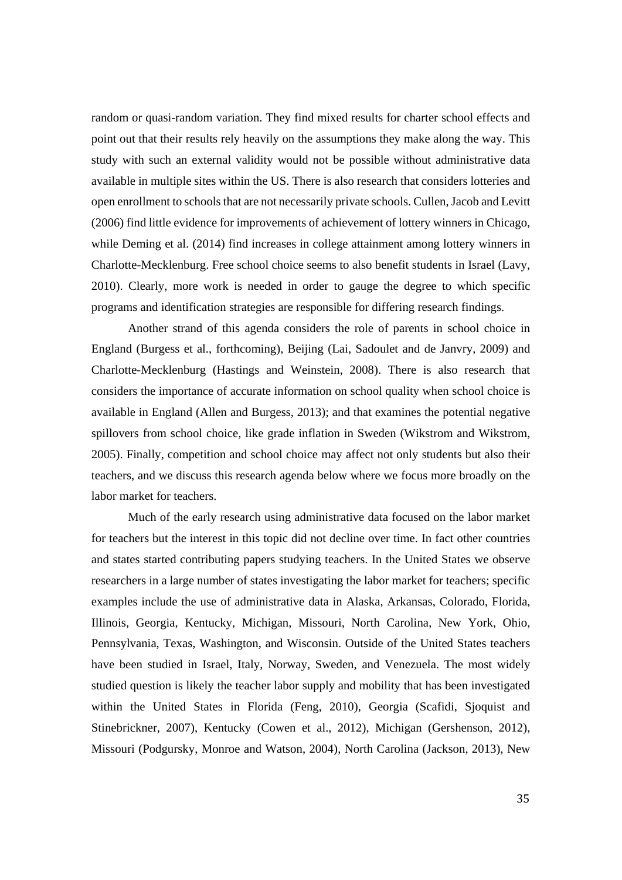random or quasi-random variation. They find mixed results for charter school effects and point out that their results rely heavily on the assumptions they make along the way. This study with such an external validity would not be possible without administrative data available in multiple sites within the US. There is also research that considers lotteries and open enrollment to schools that are not necessarily private schools. Cullen, Jacob and Levitt (2006) find little evidence for improvements of achievement of lottery winners in Chicago, while Deming et al. (2014) find increases in college attainment among lottery winners in Charlotte-Mecklenburg. Free school choice seems to also benefit students in Israel (Lavy, 2010). Clearly, more work is needed in order to gauge the degree to which specific programs and identification strategies are responsible for differing research findings.

Another strand of this agenda considers the role of parents in school choice in England (Burgess et al., forthcoming), Beijing (Lai, Sadoulet and de Janvry, 2009) and Charlotte-Mecklenburg (Hastings and Weinstein, 2008). There is also research that considers the importance of accurate information on school quality when school choice is available in England (Allen and Burgess, 2013); and that examines the potential negative spillovers from school choice, like grade inflation in Sweden (Wikstrom and Wikstrom, 2005). Finally, competition and school choice may affect not only students but also their teachers, and we discuss this research agenda below where we focus more broadly on the labor market for teachers.

Much of the early research using administrative data focused on the labor market for teachers but the interest in this topic did not decline over time. In fact other countries and states started contributing papers studying teachers. In the United States we observe researchers in a large number of states investigating the labor market for teachers; specific examples include the use of administrative data in Alaska, Arkansas, Colorado, Florida, Illinois, Georgia, Kentucky, Michigan, Missouri, North Carolina, New York, Ohio, Pennsylvania, Texas, Washington, and Wisconsin. Outside of the United States teachers have been studied in Israel, Italy, Norway, Sweden, and Venezuela. The most widely studied question is likely the teacher labor supply and mobility that has been investigated within the United States in Florida (Feng, 2010), Georgia (Scafidi, Sjoquist and Stinebrickner, 2007), Kentucky (Cowen et al., 2012), Michigan (Gershenson, 2012), Missouri (Podgursky, Monroe and Watson, 2004), North Carolina (Jackson, 2013), New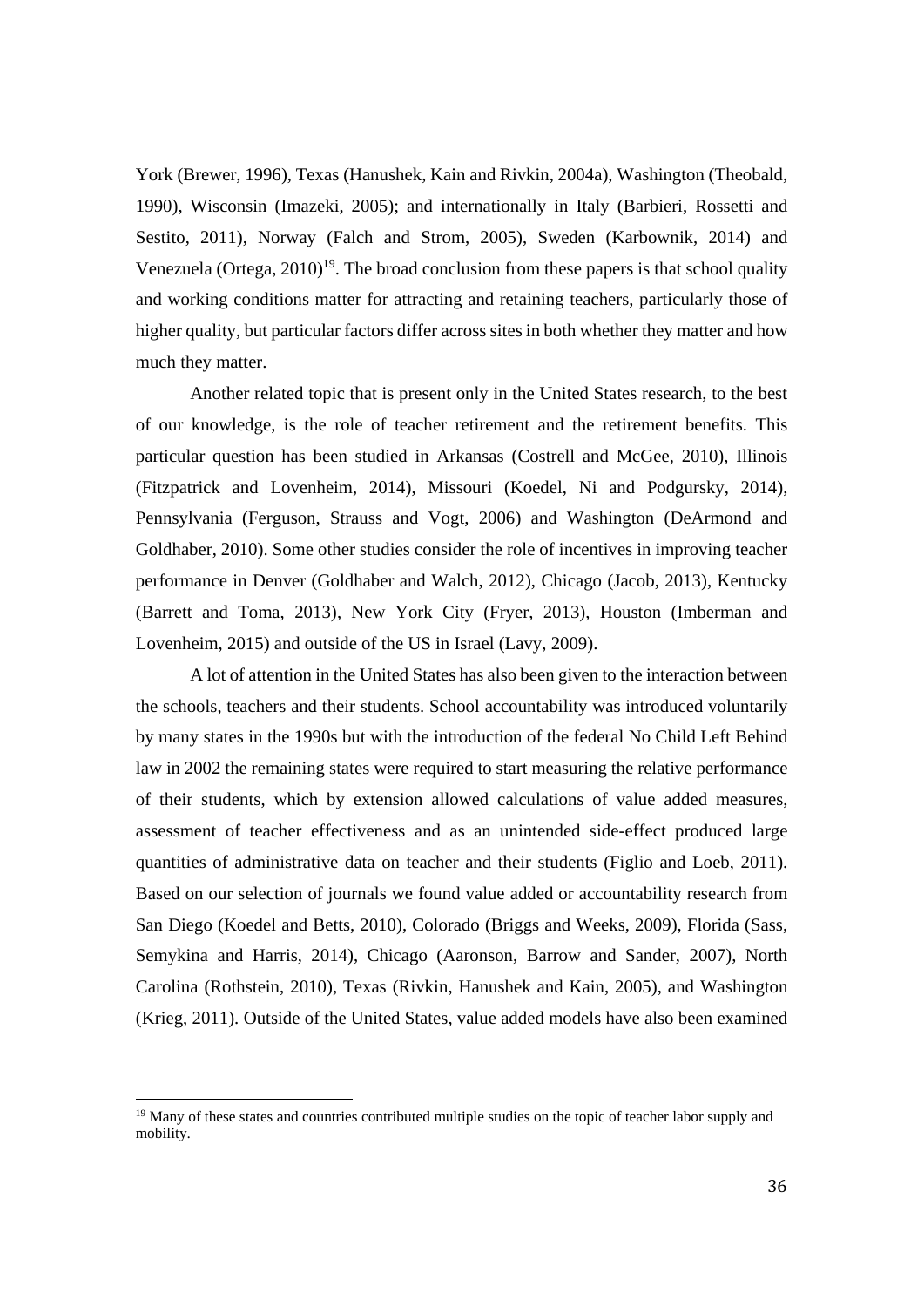York (Brewer, 1996), Texas (Hanushek, Kain and Rivkin, 2004a), Washington (Theobald, 1990), Wisconsin (Imazeki, 2005); and internationally in Italy (Barbieri, Rossetti and Sestito, 2011), Norway (Falch and Strom, 2005), Sweden (Karbownik, 2014) and Venezuela (Ortega, 2010)[19]. The broad conclusion from these papers is that school quality and working conditions matter for attracting and retaining teachers, particularly those of higher quality, but particular factors differ across sites in both whether they matter and how much they matter.

Another related topic that is present only in the United States research, to the best of our knowledge, is the role of teacher retirement and the retirement benefits. This particular question has been studied in Arkansas (Costrell and McGee, 2010), Illinois (Fitzpatrick and Lovenheim, 2014), Missouri (Koedel, Ni and Podgursky, 2014), Pennsylvania (Ferguson, Strauss and Vogt, 2006) and Washington (DeArmond and Goldhaber, 2010). Some other studies consider the role of incentives in improving teacher performance in Denver (Goldhaber and Walch, 2012), Chicago (Jacob, 2013), Kentucky (Barrett and Toma, 2013), New York City (Fryer, 2013), Houston (Imberman and Lovenheim, 2015) and outside of the US in Israel (Lavy, 2009).

A lot of attention in the United States has also been given to the interaction between the schools, teachers and their students. School accountability was introduced voluntarily by many states in the 1990s but with the introduction of the federal No Child Left Behind law in 2002 the remaining states were required to start measuring the relative performance of their students, which by extension allowed calculations of value added measures, assessment of teacher effectiveness and as an unintended side-effect produced large quantities of administrative data on teacher and their students (Figlio and Loeb, 2011). Based on our selection of journals we found value added or accountability research from San Diego (Koedel and Betts, 2010), Colorado (Briggs and Weeks, 2009), Florida (Sass, Semykina and Harris, 2014), Chicago (Aaronson, Barrow and Sander, 2007), North Carolina (Rothstein, 2010), Texas (Rivkin, Hanushek and Kain, 2005), and Washington (Krieg, 2011). Outside of the United States, value added models have also been examined

[19] Many of these states and countries contributed multiple studies on the topic of teacher labor supply and mobility.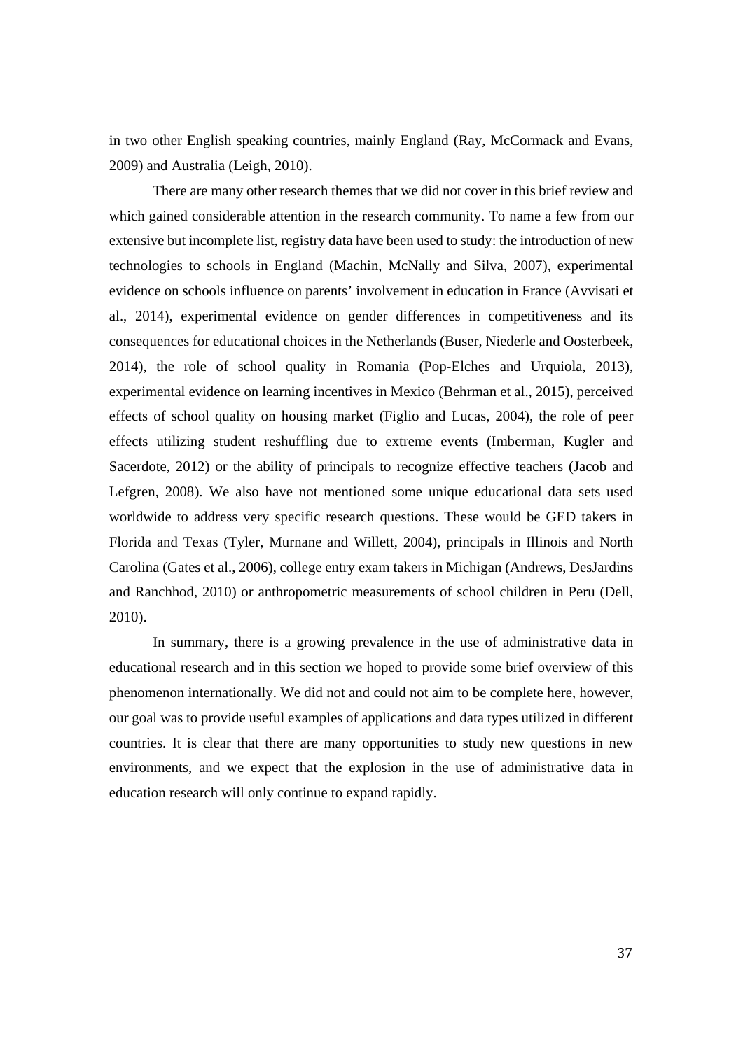in two other English speaking countries, mainly England (Ray, McCormack and Evans, 2009) and Australia (Leigh, 2010).

There are many other research themes that we did not cover in this brief review and which gained considerable attention in the research community. To name a few from our extensive but incomplete list, registry data have been used to study: the introduction of new technologies to schools in England (Machin, McNally and Silva, 2007), experimental evidence on schools influence on parents' involvement in education in France (Avvisati et al., 2014), experimental evidence on gender differences in competitiveness and its consequences for educational choices in the Netherlands (Buser, Niederle and Oosterbeek, 2014), the role of school quality in Romania (Pop-Elches and Urquiola, 2013), experimental evidence on learning incentives in Mexico (Behrman et al., 2015), perceived effects of school quality on housing market (Figlio and Lucas, 2004), the role of peer effects utilizing student reshuffling due to extreme events (Imberman, Kugler and Sacerdote, 2012) or the ability of principals to recognize effective teachers (Jacob and Lefgren, 2008). We also have not mentioned some unique educational data sets used worldwide to address very specific research questions. These would be GED takers in Florida and Texas (Tyler, Murnane and Willett, 2004), principals in Illinois and North Carolina (Gates et al., 2006), college entry exam takers in Michigan (Andrews, DesJardins and Ranchhod, 2010) or anthropometric measurements of school children in Peru (Dell, 2010).

In summary, there is a growing prevalence in the use of administrative data in educational research and in this section we hoped to provide some brief overview of this phenomenon internationally. We did not and could not aim to be complete here, however, our goal was to provide useful examples of applications and data types utilized in different countries. It is clear that there are many opportunities to study new questions in new environments, and we expect that the explosion in the use of administrative data in education research will only continue to expand rapidly.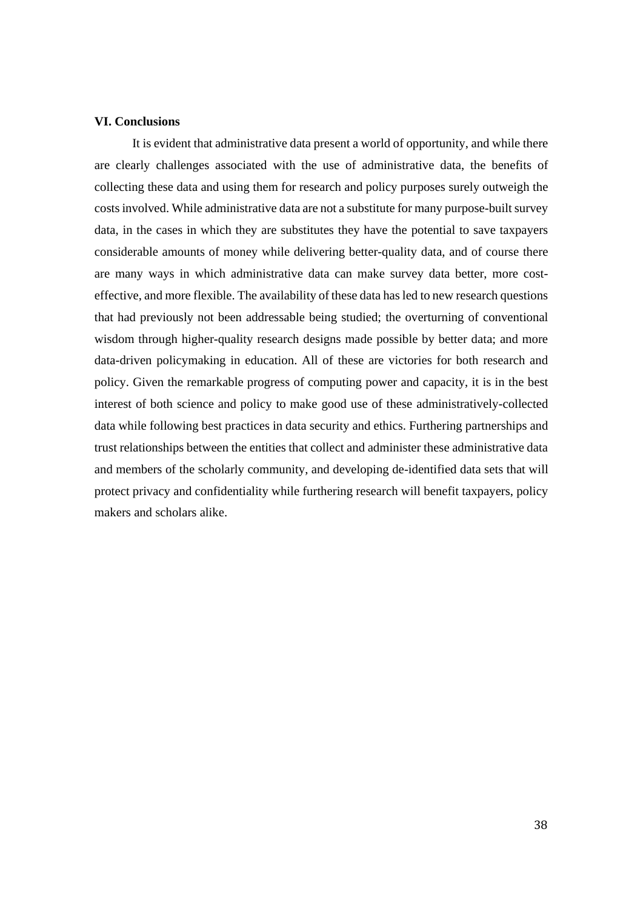## VI. Conclusions

It is evident that administrative data present a world of opportunity, and while there are clearly challenges associated with the use of administrative data, the benefits of collecting these data and using them for research and policy purposes surely outweigh the costs involved. While administrative data are not a substitute for many purpose-built survey data, in the cases in which they are substitutes they have the potential to save taxpayers considerable amounts of money while delivering better-quality data, and of course there are many ways in which administrative data can make survey data better, more cost-effective, and more flexible. The availability of these data has led to new research questions that had previously not been addressable being studied; the overturning of conventional wisdom through higher-quality research designs made possible by better data; and more data-driven policymaking in education. All of these are victories for both research and policy. Given the remarkable progress of computing power and capacity, it is in the best interest of both science and policy to make good use of these administratively-collected data while following best practices in data security and ethics. Furthering partnerships and trust relationships between the entities that collect and administer these administrative data and members of the scholarly community, and developing de-identified data sets that will protect privacy and confidentiality while furthering research will benefit taxpayers, policy makers and scholars alike.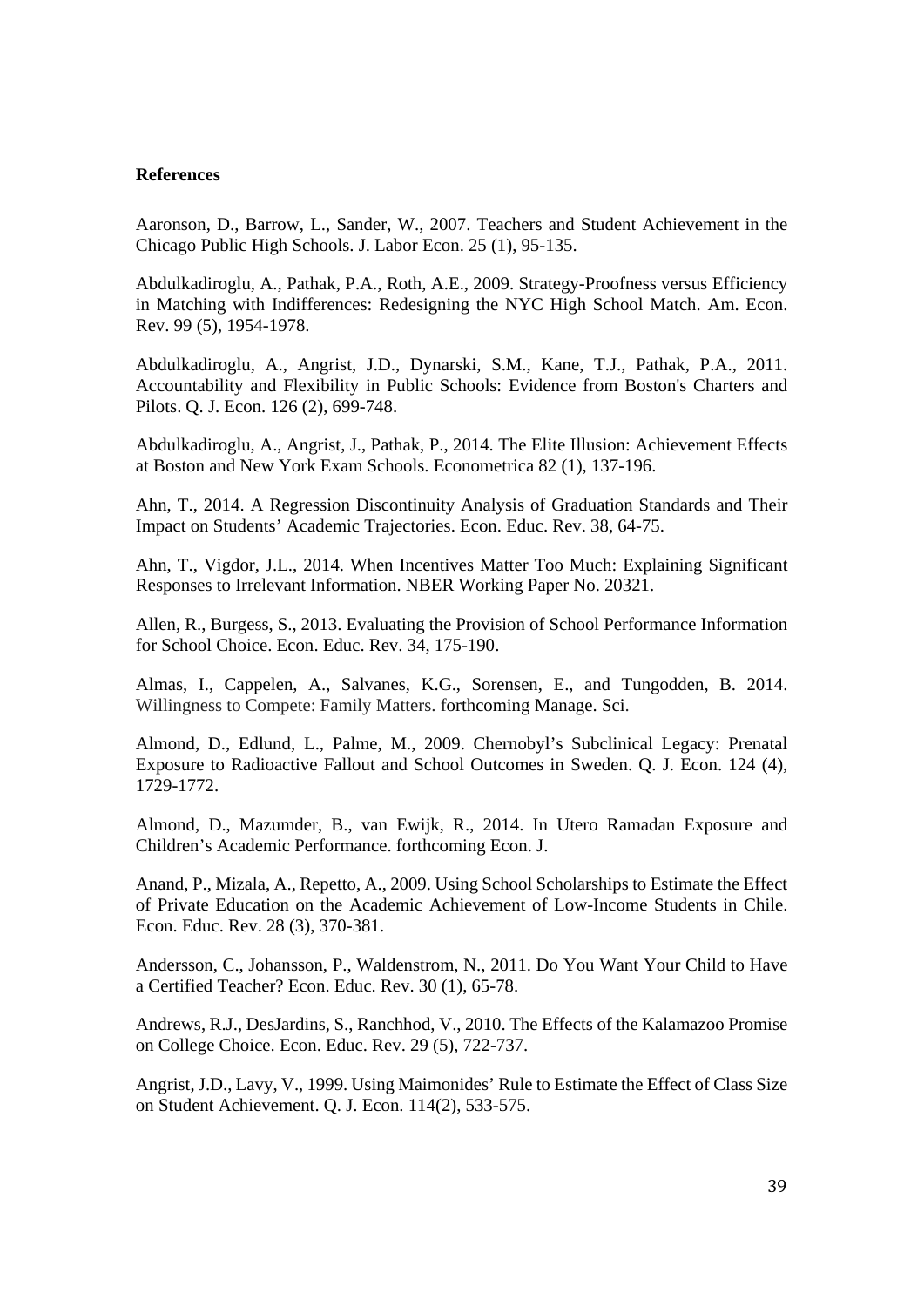**References**

Aaronson, D., Barrow, L., Sander, W., 2007. Teachers and Student Achievement in the Chicago Public High Schools. J. Labor Econ. 25 (1), 95-135.

Abdulkadiroglu, A., Pathak, P.A., Roth, A.E., 2009. Strategy-Proofness versus Efficiency in Matching with Indifferences: Redesigning the NYC High School Match. Am. Econ. Rev. 99 (5), 1954-1978.

Abdulkadiroglu, A., Angrist, J.D., Dynarski, S.M., Kane, T.J., Pathak, P.A., 2011. Accountability and Flexibility in Public Schools: Evidence from Boston's Charters and Pilots. Q. J. Econ. 126 (2), 699-748.

Abdulkadiroglu, A., Angrist, J., Pathak, P., 2014. The Elite Illusion: Achievement Effects at Boston and New York Exam Schools. Econometrica 82 (1), 137-196.

Ahn, T., 2014. A Regression Discontinuity Analysis of Graduation Standards and Their Impact on Students' Academic Trajectories. Econ. Educ. Rev. 38, 64-75.

Ahn, T., Vigdor, J.L., 2014. When Incentives Matter Too Much: Explaining Significant Responses to Irrelevant Information. NBER Working Paper No. 20321.

Allen, R., Burgess, S., 2013. Evaluating the Provision of School Performance Information for School Choice. Econ. Educ. Rev. 34, 175-190.

Almas, I., Cappelen, A., Salvanes, K.G., Sorensen, E., and Tungodden, B. 2014. Willingness to Compete: Family Matters. forthcoming Manage. Sci.

Almond, D., Edlund, L., Palme, M., 2009. Chernobyl's Subclinical Legacy: Prenatal Exposure to Radioactive Fallout and School Outcomes in Sweden. Q. J. Econ. 124 (4), 1729-1772.

Almond, D., Mazumder, B., van Ewijk, R., 2014. In Utero Ramadan Exposure and Children's Academic Performance. forthcoming Econ. J.

Anand, P., Mizala, A., Repetto, A., 2009. Using School Scholarships to Estimate the Effect of Private Education on the Academic Achievement of Low-Income Students in Chile. Econ. Educ. Rev. 28 (3), 370-381.

Andersson, C., Johansson, P., Waldenstrom, N., 2011. Do You Want Your Child to Have a Certified Teacher? Econ. Educ. Rev. 30 (1), 65-78.

Andrews, R.J., DesJardins, S., Ranchhod, V., 2010. The Effects of the Kalamazoo Promise on College Choice. Econ. Educ. Rev. 29 (5), 722-737.

Angrist, J.D., Lavy, V., 1999. Using Maimonides' Rule to Estimate the Effect of Class Size on Student Achievement. Q. J. Econ. 114(2), 533-575.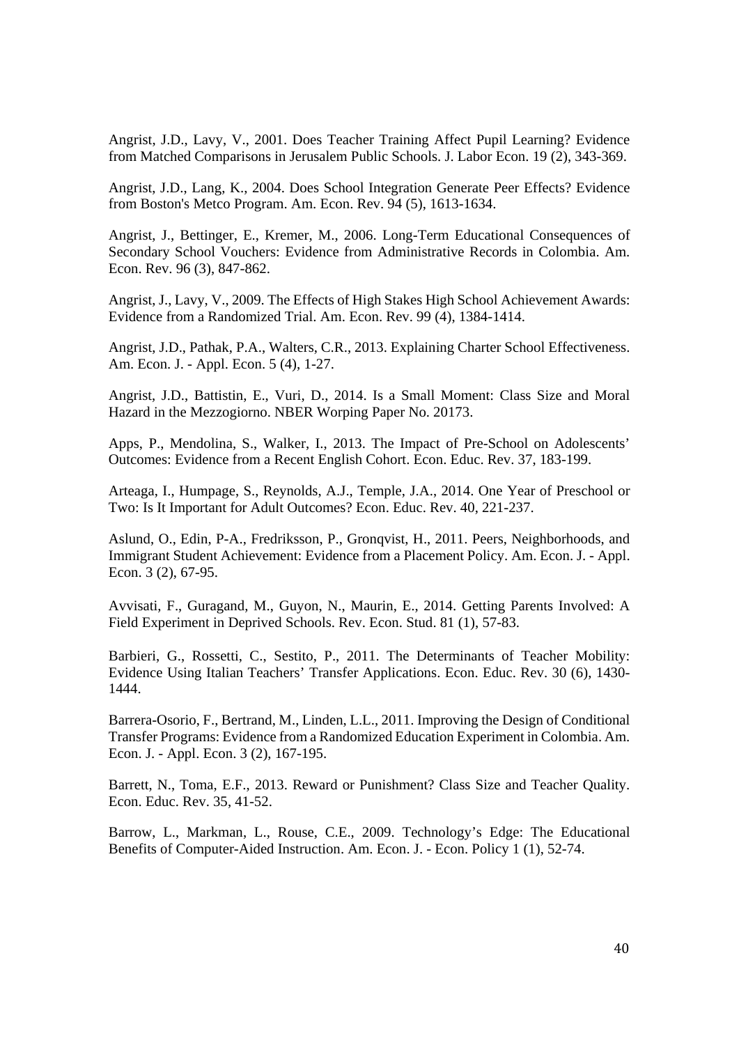Angrist, J.D., Lavy, V., 2001. Does Teacher Training Affect Pupil Learning? Evidence from Matched Comparisons in Jerusalem Public Schools. J. Labor Econ. 19 (2), 343-369.

Angrist, J.D., Lang, K., 2004. Does School Integration Generate Peer Effects? Evidence from Boston's Metco Program. Am. Econ. Rev. 94 (5), 1613-1634.

Angrist, J., Bettinger, E., Kremer, M., 2006. Long-Term Educational Consequences of Secondary School Vouchers: Evidence from Administrative Records in Colombia. Am. Econ. Rev. 96 (3), 847-862.

Angrist, J., Lavy, V., 2009. The Effects of High Stakes High School Achievement Awards: Evidence from a Randomized Trial. Am. Econ. Rev. 99 (4), 1384-1414.

Angrist, J.D., Pathak, P.A., Walters, C.R., 2013. Explaining Charter School Effectiveness. Am. Econ. J. - Appl. Econ. 5 (4), 1-27.

Angrist, J.D., Battistin, E., Vuri, D., 2014. Is a Small Moment: Class Size and Moral Hazard in the Mezzogiorno. NBER Worping Paper No. 20173.

Apps, P., Mendolina, S., Walker, I., 2013. The Impact of Pre-School on Adolescents' Outcomes: Evidence from a Recent English Cohort. Econ. Educ. Rev. 37, 183-199.

Arteaga, I., Humpage, S., Reynolds, A.J., Temple, J.A., 2014. One Year of Preschool or Two: Is It Important for Adult Outcomes? Econ. Educ. Rev. 40, 221-237.

Aslund, O., Edin, P-A., Fredriksson, P., Gronqvist, H., 2011. Peers, Neighborhoods, and Immigrant Student Achievement: Evidence from a Placement Policy. Am. Econ. J. - Appl. Econ. 3 (2), 67-95.

Avvisati, F., Guragand, M., Guyon, N., Maurin, E., 2014. Getting Parents Involved: A Field Experiment in Deprived Schools. Rev. Econ. Stud. 81 (1), 57-83.

Barbieri, G., Rossetti, C., Sestito, P., 2011. The Determinants of Teacher Mobility: Evidence Using Italian Teachers' Transfer Applications. Econ. Educ. Rev. 30 (6), 1430-1444.

Barrera-Osorio, F., Bertrand, M., Linden, L.L., 2011. Improving the Design of Conditional Transfer Programs: Evidence from a Randomized Education Experiment in Colombia. Am. Econ. J. - Appl. Econ. 3 (2), 167-195.

Barrett, N., Toma, E.F., 2013. Reward or Punishment? Class Size and Teacher Quality. Econ. Educ. Rev. 35, 41-52.

Barrow, L., Markman, L., Rouse, C.E., 2009. Technology's Edge: The Educational Benefits of Computer-Aided Instruction. Am. Econ. J. - Econ. Policy 1 (1), 52-74.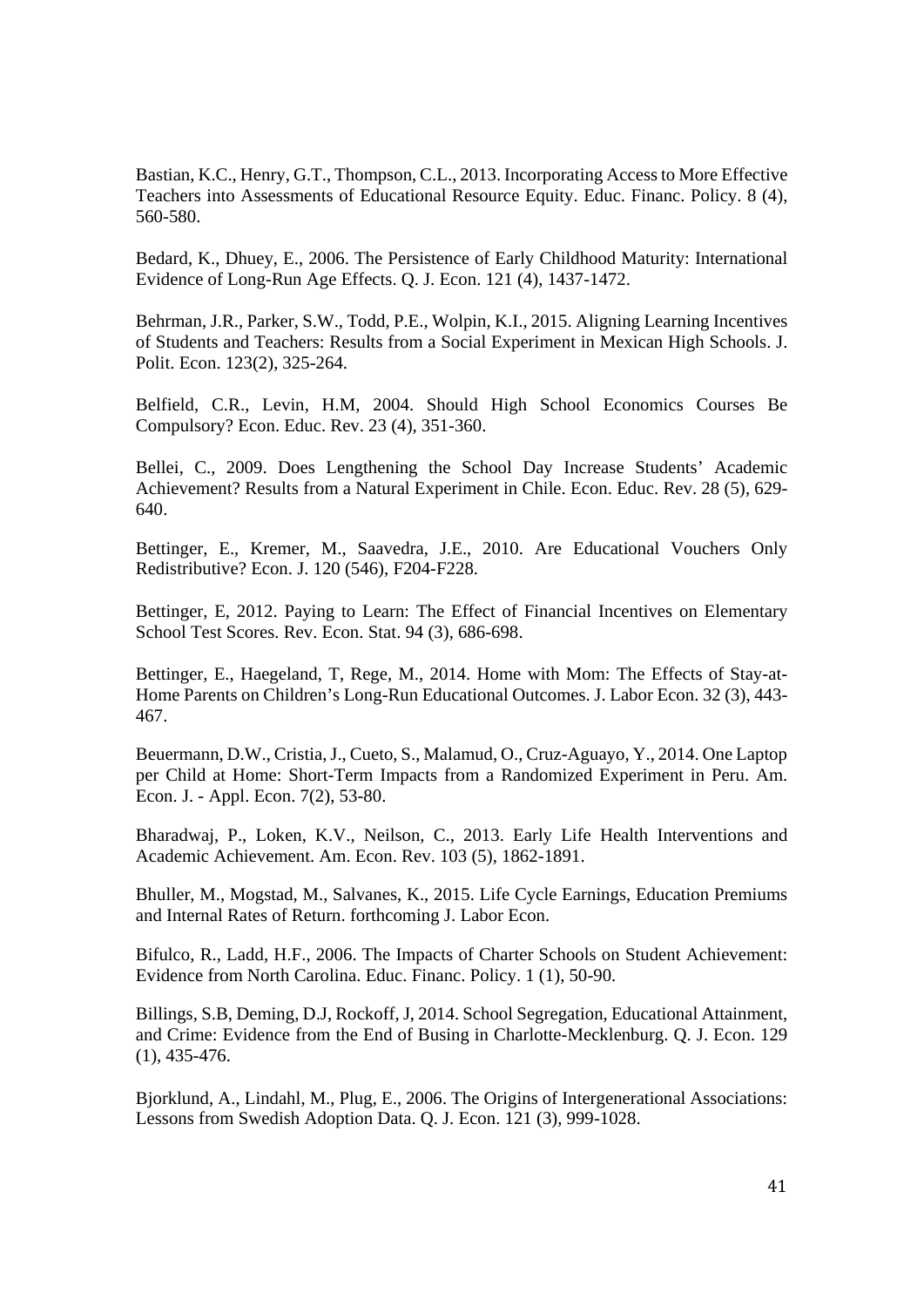Bastian, K.C., Henry, G.T., Thompson, C.L., 2013. Incorporating Access to More Effective Teachers into Assessments of Educational Resource Equity. Educ. Financ. Policy. 8 (4), 560-580.

Bedard, K., Dhuey, E., 2006. The Persistence of Early Childhood Maturity: International Evidence of Long-Run Age Effects. Q. J. Econ. 121 (4), 1437-1472.

Behrman, J.R., Parker, S.W., Todd, P.E., Wolpin, K.I., 2015. Aligning Learning Incentives of Students and Teachers: Results from a Social Experiment in Mexican High Schools. J. Polit. Econ. 123(2), 325-264.

Belfield, C.R., Levin, H.M, 2004. Should High School Economics Courses Be Compulsory? Econ. Educ. Rev. 23 (4), 351-360.

Bellei, C., 2009. Does Lengthening the School Day Increase Students' Academic Achievement? Results from a Natural Experiment in Chile. Econ. Educ. Rev. 28 (5), 629-640.

Bettinger, E., Kremer, M., Saavedra, J.E., 2010. Are Educational Vouchers Only Redistributive? Econ. J. 120 (546), F204-F228.

Bettinger, E, 2012. Paying to Learn: The Effect of Financial Incentives on Elementary School Test Scores. Rev. Econ. Stat. 94 (3), 686-698.

Bettinger, E., Haegeland, T, Rege, M., 2014. Home with Mom: The Effects of Stay-at-Home Parents on Children's Long-Run Educational Outcomes. J. Labor Econ. 32 (3), 443-467.

Beuermann, D.W., Cristia, J., Cueto, S., Malamud, O., Cruz-Aguayo, Y., 2014. One Laptop per Child at Home: Short-Term Impacts from a Randomized Experiment in Peru. Am. Econ. J. - Appl. Econ. 7(2), 53-80.

Bharadwaj, P., Loken, K.V., Neilson, C., 2013. Early Life Health Interventions and Academic Achievement. Am. Econ. Rev. 103 (5), 1862-1891.

Bhuller, M., Mogstad, M., Salvanes, K., 2015. Life Cycle Earnings, Education Premiums and Internal Rates of Return. forthcoming J. Labor Econ.

Bifulco, R., Ladd, H.F., 2006. The Impacts of Charter Schools on Student Achievement: Evidence from North Carolina. Educ. Financ. Policy. 1 (1), 50-90.

Billings, S.B, Deming, D.J, Rockoff, J, 2014. School Segregation, Educational Attainment, and Crime: Evidence from the End of Busing in Charlotte-Mecklenburg. Q. J. Econ. 129 (1), 435-476.

Bjorklund, A., Lindahl, M., Plug, E., 2006. The Origins of Intergenerational Associations: Lessons from Swedish Adoption Data. Q. J. Econ. 121 (3), 999-1028.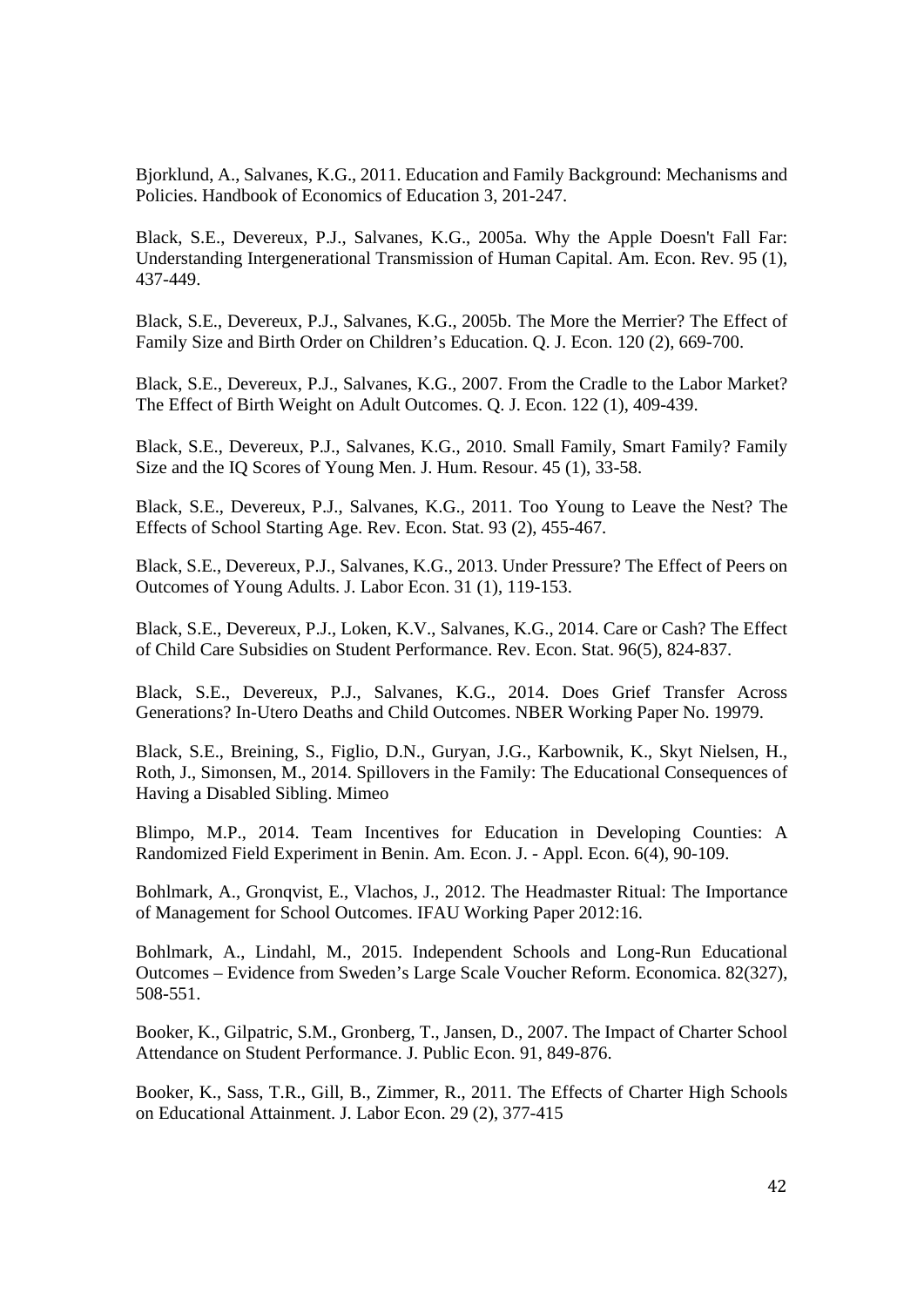Bjorklund, A., Salvanes, K.G., 2011. Education and Family Background: Mechanisms and Policies. Handbook of Economics of Education 3, 201-247.

Black, S.E., Devereux, P.J., Salvanes, K.G., 2005a. Why the Apple Doesn't Fall Far: Understanding Intergenerational Transmission of Human Capital. Am. Econ. Rev. 95 (1), 437-449.

Black, S.E., Devereux, P.J., Salvanes, K.G., 2005b. The More the Merrier? The Effect of Family Size and Birth Order on Children's Education. Q. J. Econ. 120 (2), 669-700.

Black, S.E., Devereux, P.J., Salvanes, K.G., 2007. From the Cradle to the Labor Market? The Effect of Birth Weight on Adult Outcomes. Q. J. Econ. 122 (1), 409-439.

Black, S.E., Devereux, P.J., Salvanes, K.G., 2010. Small Family, Smart Family? Family Size and the IQ Scores of Young Men. J. Hum. Resour. 45 (1), 33-58.

Black, S.E., Devereux, P.J., Salvanes, K.G., 2011. Too Young to Leave the Nest? The Effects of School Starting Age. Rev. Econ. Stat. 93 (2), 455-467.

Black, S.E., Devereux, P.J., Salvanes, K.G., 2013. Under Pressure? The Effect of Peers on Outcomes of Young Adults. J. Labor Econ. 31 (1), 119-153.

Black, S.E., Devereux, P.J., Loken, K.V., Salvanes, K.G., 2014. Care or Cash? The Effect of Child Care Subsidies on Student Performance. Rev. Econ. Stat. 96(5), 824-837.

Black, S.E., Devereux, P.J., Salvanes, K.G., 2014. Does Grief Transfer Across Generations? In-Utero Deaths and Child Outcomes. NBER Working Paper No. 19979.

Black, S.E., Breining, S., Figlio, D.N., Guryan, J.G., Karbownik, K., Skyt Nielsen, H., Roth, J., Simonsen, M., 2014. Spillovers in the Family: The Educational Consequences of Having a Disabled Sibling. Mimeo

Blimpo, M.P., 2014. Team Incentives for Education in Developing Counties: A Randomized Field Experiment in Benin. Am. Econ. J. - Appl. Econ. 6(4), 90-109.

Bohlmark, A., Gronqvist, E., Vlachos, J., 2012. The Headmaster Ritual: The Importance of Management for School Outcomes. IFAU Working Paper 2012:16.

Bohlmark, A., Lindahl, M., 2015. Independent Schools and Long-Run Educational Outcomes – Evidence from Sweden's Large Scale Voucher Reform. Economica. 82(327), 508-551.

Booker, K., Gilpatric, S.M., Gronberg, T., Jansen, D., 2007. The Impact of Charter School Attendance on Student Performance. J. Public Econ. 91, 849-876.

Booker, K., Sass, T.R., Gill, B., Zimmer, R., 2011. The Effects of Charter High Schools on Educational Attainment. J. Labor Econ. 29 (2), 377-415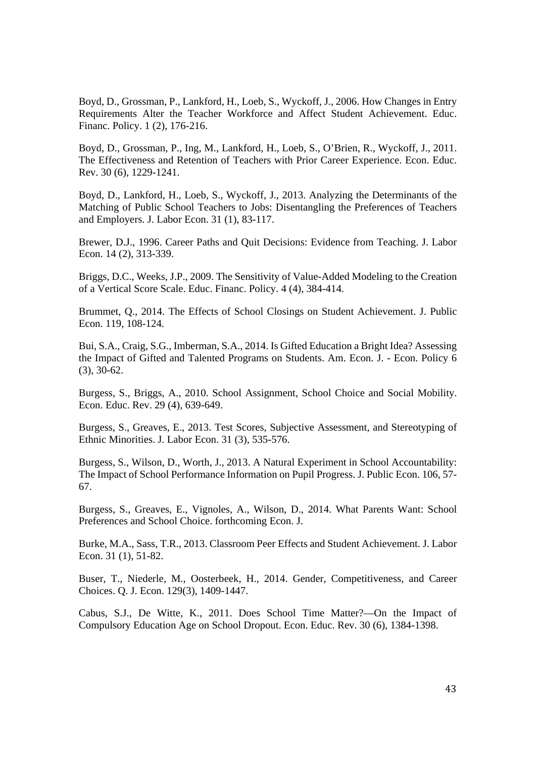Boyd, D., Grossman, P., Lankford, H., Loeb, S., Wyckoff, J., 2006. How Changes in Entry Requirements Alter the Teacher Workforce and Affect Student Achievement. Educ. Financ. Policy. 1 (2), 176-216.

Boyd, D., Grossman, P., Ing, M., Lankford, H., Loeb, S., O'Brien, R., Wyckoff, J., 2011. The Effectiveness and Retention of Teachers with Prior Career Experience. Econ. Educ. Rev. 30 (6), 1229-1241.

Boyd, D., Lankford, H., Loeb, S., Wyckoff, J., 2013. Analyzing the Determinants of the Matching of Public School Teachers to Jobs: Disentangling the Preferences of Teachers and Employers. J. Labor Econ. 31 (1), 83-117.

Brewer, D.J., 1996. Career Paths and Quit Decisions: Evidence from Teaching. J. Labor Econ. 14 (2), 313-339.

Briggs, D.C., Weeks, J.P., 2009. The Sensitivity of Value-Added Modeling to the Creation of a Vertical Score Scale. Educ. Financ. Policy. 4 (4), 384-414.

Brummet, Q., 2014. The Effects of School Closings on Student Achievement. J. Public Econ. 119, 108-124.

Bui, S.A., Craig, S.G., Imberman, S.A., 2014. Is Gifted Education a Bright Idea? Assessing the Impact of Gifted and Talented Programs on Students. Am. Econ. J. - Econ. Policy 6 (3), 30-62.

Burgess, S., Briggs, A., 2010. School Assignment, School Choice and Social Mobility. Econ. Educ. Rev. 29 (4), 639-649.

Burgess, S., Greaves, E., 2013. Test Scores, Subjective Assessment, and Stereotyping of Ethnic Minorities. J. Labor Econ. 31 (3), 535-576.

Burgess, S., Wilson, D., Worth, J., 2013. A Natural Experiment in School Accountability: The Impact of School Performance Information on Pupil Progress. J. Public Econ. 106, 57-67.

Burgess, S., Greaves, E., Vignoles, A., Wilson, D., 2014. What Parents Want: School Preferences and School Choice. forthcoming Econ. J.

Burke, M.A., Sass, T.R., 2013. Classroom Peer Effects and Student Achievement. J. Labor Econ. 31 (1), 51-82.

Buser, T., Niederle, M., Oosterbeek, H., 2014. Gender, Competitiveness, and Career Choices. Q. J. Econ. 129(3), 1409-1447.

Cabus, S.J., De Witte, K., 2011. Does School Time Matter?—On the Impact of Compulsory Education Age on School Dropout. Econ. Educ. Rev. 30 (6), 1384-1398.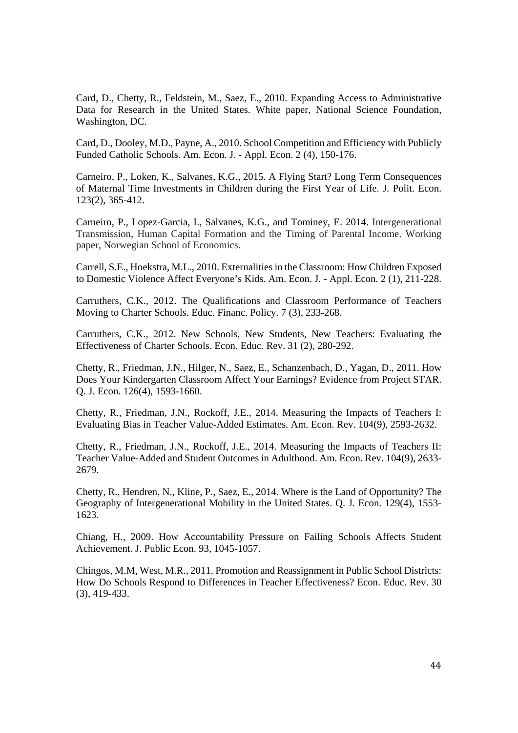Card, D., Chetty, R., Feldstein, M., Saez, E., 2010. Expanding Access to Administrative Data for Research in the United States. White paper, National Science Foundation, Washington, DC.

Card, D., Dooley, M.D., Payne, A., 2010. School Competition and Efficiency with Publicly Funded Catholic Schools. Am. Econ. J. - Appl. Econ. 2 (4), 150-176.

Carneiro, P., Loken, K., Salvanes, K.G., 2015. A Flying Start? Long Term Consequences of Maternal Time Investments in Children during the First Year of Life. J. Polit. Econ. 123(2), 365-412.

Carneiro, P., Lopez-Garcia, I., Salvanes, K.G., and Tominey, E. 2014. Intergenerational Transmission, Human Capital Formation and the Timing of Parental Income. Working paper, Norwegian School of Economics.

Carrell, S.E., Hoekstra, M.L., 2010. Externalities in the Classroom: How Children Exposed to Domestic Violence Affect Everyone's Kids. Am. Econ. J. - Appl. Econ. 2 (1), 211-228.

Carruthers, C.K., 2012. The Qualifications and Classroom Performance of Teachers Moving to Charter Schools. Educ. Financ. Policy. 7 (3), 233-268.

Carruthers, C.K., 2012. New Schools, New Students, New Teachers: Evaluating the Effectiveness of Charter Schools. Econ. Educ. Rev. 31 (2), 280-292.

Chetty, R., Friedman, J.N., Hilger, N., Saez, E., Schanzenbach, D., Yagan, D., 2011. How Does Your Kindergarten Classroom Affect Your Earnings? Evidence from Project STAR. Q. J. Econ. 126(4), 1593-1660.

Chetty, R., Friedman, J.N., Rockoff, J.E., 2014. Measuring the Impacts of Teachers I: Evaluating Bias in Teacher Value-Added Estimates. Am. Econ. Rev. 104(9), 2593-2632.

Chetty, R., Friedman, J.N., Rockoff, J.E., 2014. Measuring the Impacts of Teachers II: Teacher Value-Added and Student Outcomes in Adulthood. Am. Econ. Rev. 104(9), 2633-2679.

Chetty, R., Hendren, N., Kline, P., Saez, E., 2014. Where is the Land of Opportunity? The Geography of Intergenerational Mobility in the United States. Q. J. Econ. 129(4), 1553-1623.

Chiang, H., 2009. How Accountability Pressure on Failing Schools Affects Student Achievement. J. Public Econ. 93, 1045-1057.

Chingos, M.M, West, M.R., 2011. Promotion and Reassignment in Public School Districts: How Do Schools Respond to Differences in Teacher Effectiveness? Econ. Educ. Rev. 30 (3), 419-433.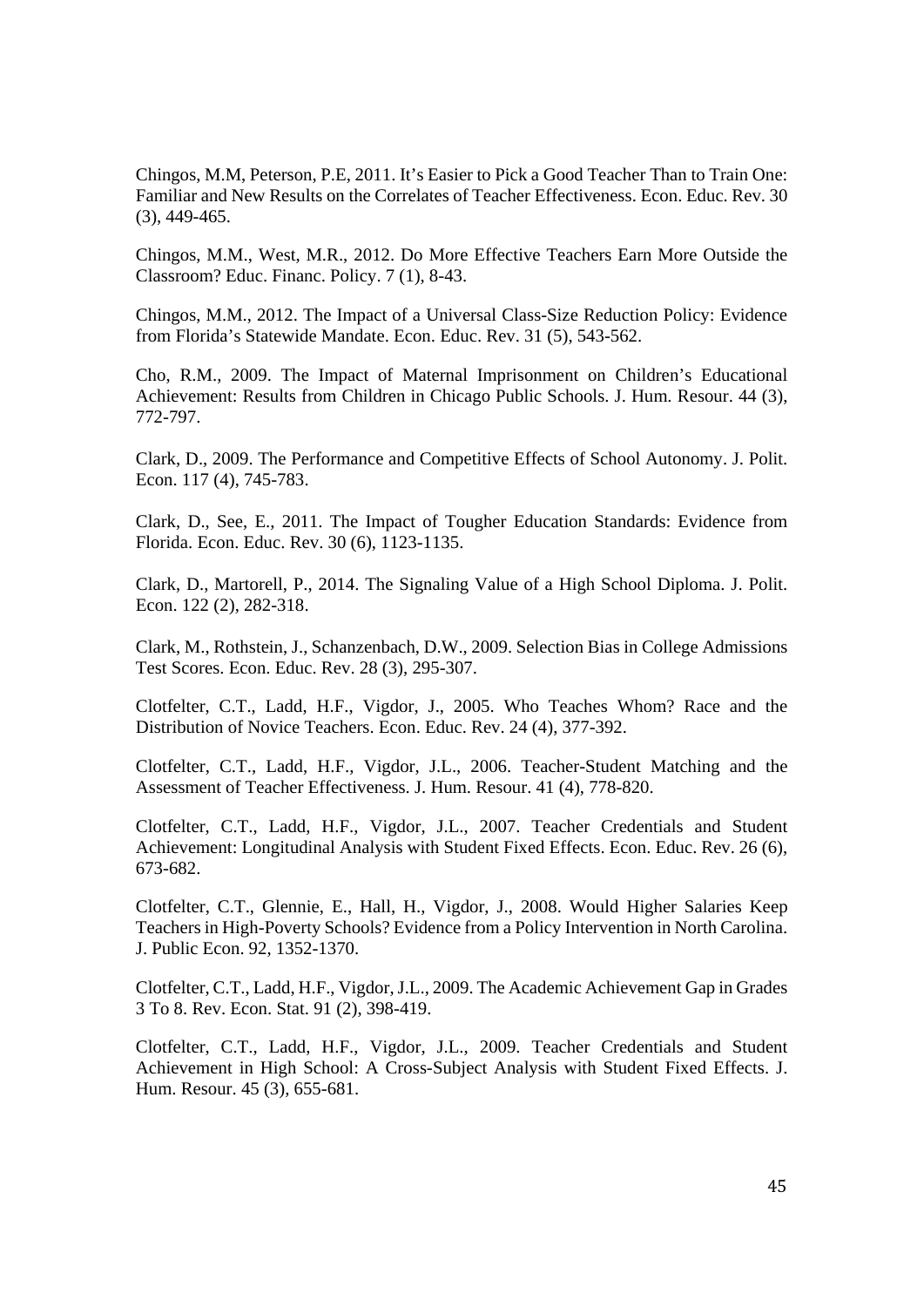Chingos, M.M, Peterson, P.E, 2011. It's Easier to Pick a Good Teacher Than to Train One: Familiar and New Results on the Correlates of Teacher Effectiveness. Econ. Educ. Rev. 30 (3), 449-465.

Chingos, M.M., West, M.R., 2012. Do More Effective Teachers Earn More Outside the Classroom? Educ. Financ. Policy. 7 (1), 8-43.

Chingos, M.M., 2012. The Impact of a Universal Class-Size Reduction Policy: Evidence from Florida's Statewide Mandate. Econ. Educ. Rev. 31 (5), 543-562.

Cho, R.M., 2009. The Impact of Maternal Imprisonment on Children's Educational Achievement: Results from Children in Chicago Public Schools. J. Hum. Resour. 44 (3), 772-797.

Clark, D., 2009. The Performance and Competitive Effects of School Autonomy. J. Polit. Econ. 117 (4), 745-783.

Clark, D., See, E., 2011. The Impact of Tougher Education Standards: Evidence from Florida. Econ. Educ. Rev. 30 (6), 1123-1135.

Clark, D., Martorell, P., 2014. The Signaling Value of a High School Diploma. J. Polit. Econ. 122 (2), 282-318.

Clark, M., Rothstein, J., Schanzenbach, D.W., 2009. Selection Bias in College Admissions Test Scores. Econ. Educ. Rev. 28 (3), 295-307.

Clotfelter, C.T., Ladd, H.F., Vigdor, J., 2005. Who Teaches Whom? Race and the Distribution of Novice Teachers. Econ. Educ. Rev. 24 (4), 377-392.

Clotfelter, C.T., Ladd, H.F., Vigdor, J.L., 2006. Teacher-Student Matching and the Assessment of Teacher Effectiveness. J. Hum. Resour. 41 (4), 778-820.

Clotfelter, C.T., Ladd, H.F., Vigdor, J.L., 2007. Teacher Credentials and Student Achievement: Longitudinal Analysis with Student Fixed Effects. Econ. Educ. Rev. 26 (6), 673-682.

Clotfelter, C.T., Glennie, E., Hall, H., Vigdor, J., 2008. Would Higher Salaries Keep Teachers in High-Poverty Schools? Evidence from a Policy Intervention in North Carolina. J. Public Econ. 92, 1352-1370.

Clotfelter, C.T., Ladd, H.F., Vigdor, J.L., 2009. The Academic Achievement Gap in Grades 3 To 8. Rev. Econ. Stat. 91 (2), 398-419.

Clotfelter, C.T., Ladd, H.F., Vigdor, J.L., 2009. Teacher Credentials and Student Achievement in High School: A Cross-Subject Analysis with Student Fixed Effects. J. Hum. Resour. 45 (3), 655-681.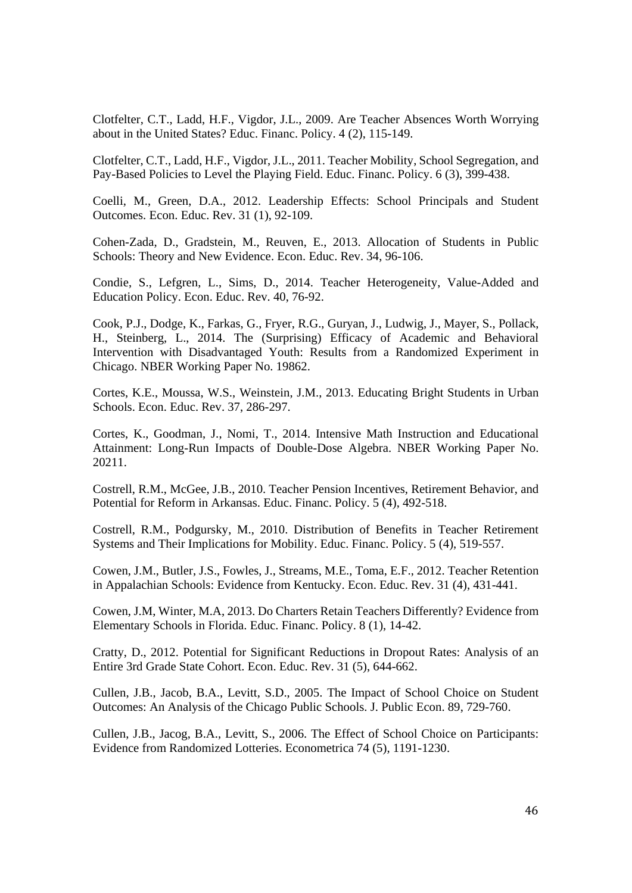Clotfelter, C.T., Ladd, H.F., Vigdor, J.L., 2009. Are Teacher Absences Worth Worrying about in the United States? Educ. Financ. Policy. 4 (2), 115-149.

Clotfelter, C.T., Ladd, H.F., Vigdor, J.L., 2011. Teacher Mobility, School Segregation, and Pay-Based Policies to Level the Playing Field. Educ. Financ. Policy. 6 (3), 399-438.

Coelli, M., Green, D.A., 2012. Leadership Effects: School Principals and Student Outcomes. Econ. Educ. Rev. 31 (1), 92-109.

Cohen-Zada, D., Gradstein, M., Reuven, E., 2013. Allocation of Students in Public Schools: Theory and New Evidence. Econ. Educ. Rev. 34, 96-106.

Condie, S., Lefgren, L., Sims, D., 2014. Teacher Heterogeneity, Value-Added and Education Policy. Econ. Educ. Rev. 40, 76-92.

Cook, P.J., Dodge, K., Farkas, G., Fryer, R.G., Guryan, J., Ludwig, J., Mayer, S., Pollack, H., Steinberg, L., 2014. The (Surprising) Efficacy of Academic and Behavioral Intervention with Disadvantaged Youth: Results from a Randomized Experiment in Chicago. NBER Working Paper No. 19862.

Cortes, K.E., Moussa, W.S., Weinstein, J.M., 2013. Educating Bright Students in Urban Schools. Econ. Educ. Rev. 37, 286-297.

Cortes, K., Goodman, J., Nomi, T., 2014. Intensive Math Instruction and Educational Attainment: Long-Run Impacts of Double-Dose Algebra. NBER Working Paper No. 20211.

Costrell, R.M., McGee, J.B., 2010. Teacher Pension Incentives, Retirement Behavior, and Potential for Reform in Arkansas. Educ. Financ. Policy. 5 (4), 492-518.

Costrell, R.M., Podgursky, M., 2010. Distribution of Benefits in Teacher Retirement Systems and Their Implications for Mobility. Educ. Financ. Policy. 5 (4), 519-557.

Cowen, J.M., Butler, J.S., Fowles, J., Streams, M.E., Toma, E.F., 2012. Teacher Retention in Appalachian Schools: Evidence from Kentucky. Econ. Educ. Rev. 31 (4), 431-441.

Cowen, J.M, Winter, M.A, 2013. Do Charters Retain Teachers Differently? Evidence from Elementary Schools in Florida. Educ. Financ. Policy. 8 (1), 14-42.

Cratty, D., 2012. Potential for Significant Reductions in Dropout Rates: Analysis of an Entire 3rd Grade State Cohort. Econ. Educ. Rev. 31 (5), 644-662.

Cullen, J.B., Jacob, B.A., Levitt, S.D., 2005. The Impact of School Choice on Student Outcomes: An Analysis of the Chicago Public Schools. J. Public Econ. 89, 729-760.

Cullen, J.B., Jacog, B.A., Levitt, S., 2006. The Effect of School Choice on Participants: Evidence from Randomized Lotteries. Econometrica 74 (5), 1191-1230.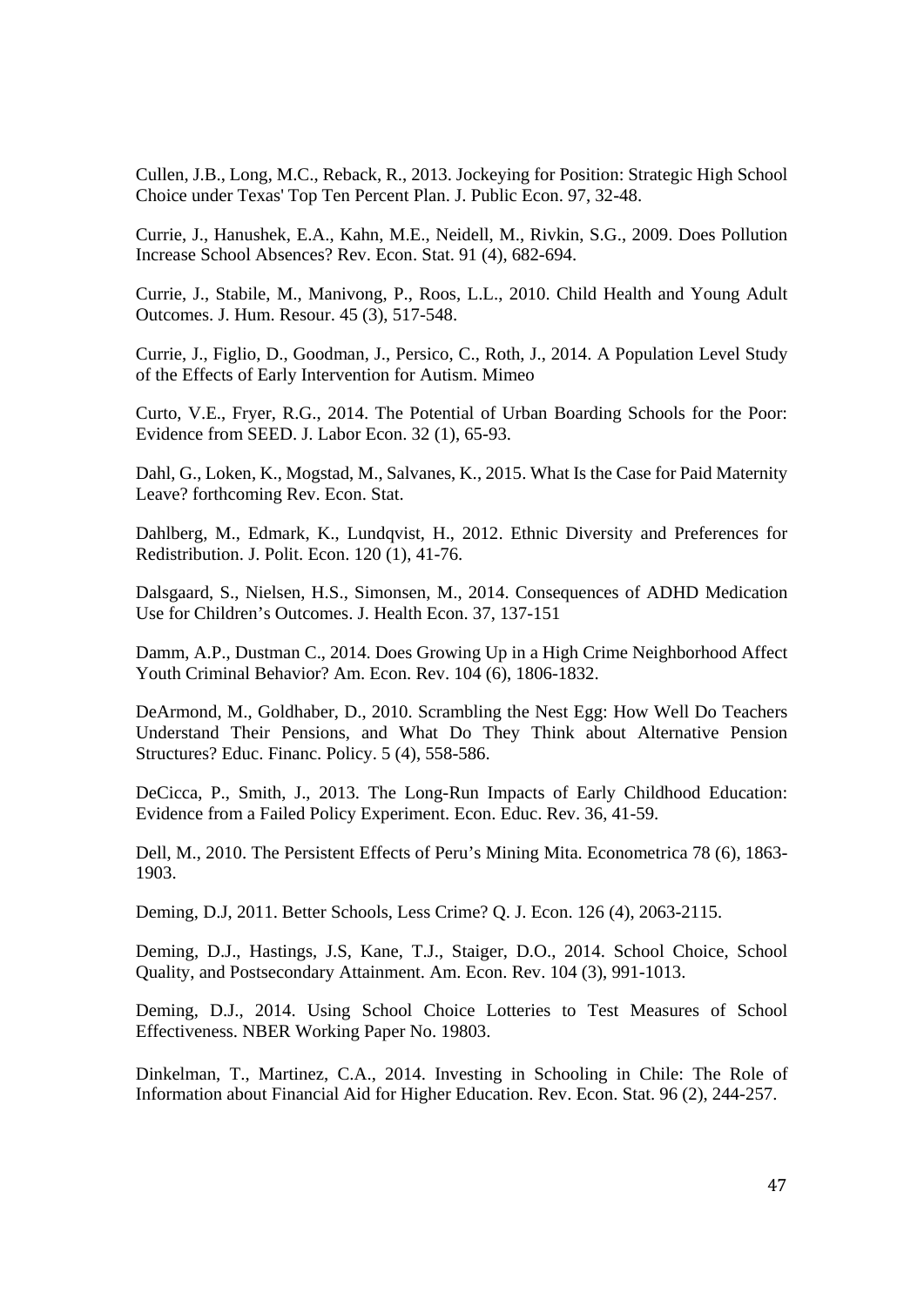Cullen, J.B., Long, M.C., Reback, R., 2013. Jockeying for Position: Strategic High School Choice under Texas' Top Ten Percent Plan. J. Public Econ. 97, 32-48.

Currie, J., Hanushek, E.A., Kahn, M.E., Neidell, M., Rivkin, S.G., 2009. Does Pollution Increase School Absences? Rev. Econ. Stat. 91 (4), 682-694.

Currie, J., Stabile, M., Manivong, P., Roos, L.L., 2010. Child Health and Young Adult Outcomes. J. Hum. Resour. 45 (3), 517-548.

Currie, J., Figlio, D., Goodman, J., Persico, C., Roth, J., 2014. A Population Level Study of the Effects of Early Intervention for Autism. Mimeo

Curto, V.E., Fryer, R.G., 2014. The Potential of Urban Boarding Schools for the Poor: Evidence from SEED. J. Labor Econ. 32 (1), 65-93.

Dahl, G., Loken, K., Mogstad, M., Salvanes, K., 2015. What Is the Case for Paid Maternity Leave? forthcoming Rev. Econ. Stat.

Dahlberg, M., Edmark, K., Lundqvist, H., 2012. Ethnic Diversity and Preferences for Redistribution. J. Polit. Econ. 120 (1), 41-76.

Dalsgaard, S., Nielsen, H.S., Simonsen, M., 2014. Consequences of ADHD Medication Use for Children's Outcomes. J. Health Econ. 37, 137-151

Damm, A.P., Dustman C., 2014. Does Growing Up in a High Crime Neighborhood Affect Youth Criminal Behavior? Am. Econ. Rev. 104 (6), 1806-1832.

DeArmond, M., Goldhaber, D., 2010. Scrambling the Nest Egg: How Well Do Teachers Understand Their Pensions, and What Do They Think about Alternative Pension Structures? Educ. Financ. Policy. 5 (4), 558-586.

DeCicca, P., Smith, J., 2013. The Long-Run Impacts of Early Childhood Education: Evidence from a Failed Policy Experiment. Econ. Educ. Rev. 36, 41-59.

Dell, M., 2010. The Persistent Effects of Peru's Mining Mita. Econometrica 78 (6), 1863-1903.

Deming, D.J, 2011. Better Schools, Less Crime? Q. J. Econ. 126 (4), 2063-2115.

Deming, D.J., Hastings, J.S, Kane, T.J., Staiger, D.O., 2014. School Choice, School Quality, and Postsecondary Attainment. Am. Econ. Rev. 104 (3), 991-1013.

Deming, D.J., 2014. Using School Choice Lotteries to Test Measures of School Effectiveness. NBER Working Paper No. 19803.

Dinkelman, T., Martinez, C.A., 2014. Investing in Schooling in Chile: The Role of Information about Financial Aid for Higher Education. Rev. Econ. Stat. 96 (2), 244-257.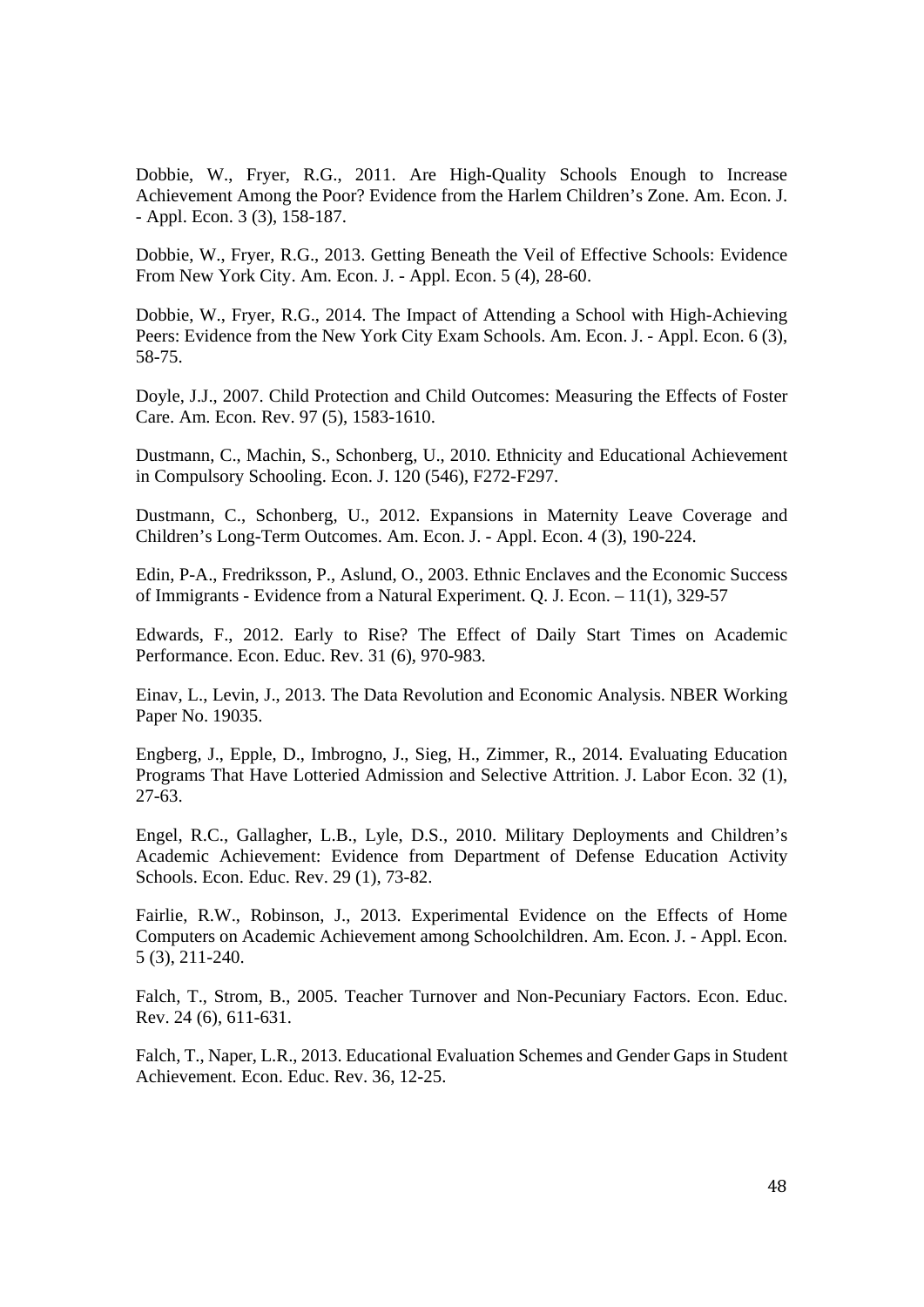Dobbie, W., Fryer, R.G., 2011. Are High-Quality Schools Enough to Increase Achievement Among the Poor? Evidence from the Harlem Children's Zone. Am. Econ. J. - Appl. Econ. 3 (3), 158-187.

Dobbie, W., Fryer, R.G., 2013. Getting Beneath the Veil of Effective Schools: Evidence From New York City. Am. Econ. J. - Appl. Econ. 5 (4), 28-60.

Dobbie, W., Fryer, R.G., 2014. The Impact of Attending a School with High-Achieving Peers: Evidence from the New York City Exam Schools. Am. Econ. J. - Appl. Econ. 6 (3), 58-75.

Doyle, J.J., 2007. Child Protection and Child Outcomes: Measuring the Effects of Foster Care. Am. Econ. Rev. 97 (5), 1583-1610.

Dustmann, C., Machin, S., Schonberg, U., 2010. Ethnicity and Educational Achievement in Compulsory Schooling. Econ. J. 120 (546), F272-F297.

Dustmann, C., Schonberg, U., 2012. Expansions in Maternity Leave Coverage and Children's Long-Term Outcomes. Am. Econ. J. - Appl. Econ. 4 (3), 190-224.

Edin, P-A., Fredriksson, P., Aslund, O., 2003. Ethnic Enclaves and the Economic Success of Immigrants - Evidence from a Natural Experiment. Q. J. Econ. – 11(1), 329-57

Edwards, F., 2012. Early to Rise? The Effect of Daily Start Times on Academic Performance. Econ. Educ. Rev. 31 (6), 970-983.

Einav, L., Levin, J., 2013. The Data Revolution and Economic Analysis. NBER Working Paper No. 19035.

Engberg, J., Epple, D., Imbrogno, J., Sieg, H., Zimmer, R., 2014. Evaluating Education Programs That Have Lotteried Admission and Selective Attrition. J. Labor Econ. 32 (1), 27-63.

Engel, R.C., Gallagher, L.B., Lyle, D.S., 2010. Military Deployments and Children's Academic Achievement: Evidence from Department of Defense Education Activity Schools. Econ. Educ. Rev. 29 (1), 73-82.

Fairlie, R.W., Robinson, J., 2013. Experimental Evidence on the Effects of Home Computers on Academic Achievement among Schoolchildren. Am. Econ. J. - Appl. Econ. 5 (3), 211-240.

Falch, T., Strom, B., 2005. Teacher Turnover and Non-Pecuniary Factors. Econ. Educ. Rev. 24 (6), 611-631.

Falch, T., Naper, L.R., 2013. Educational Evaluation Schemes and Gender Gaps in Student Achievement. Econ. Educ. Rev. 36, 12-25.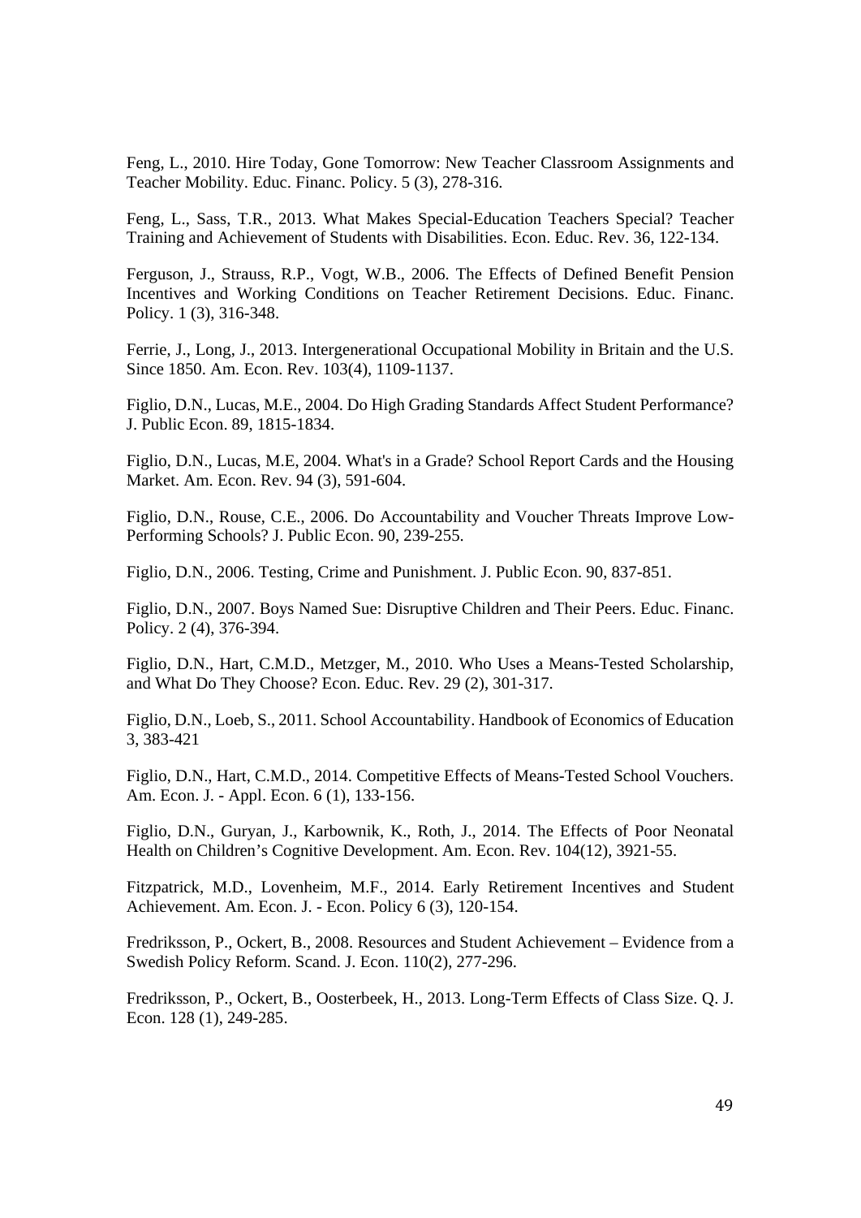Feng, L., 2010. Hire Today, Gone Tomorrow: New Teacher Classroom Assignments and Teacher Mobility. Educ. Financ. Policy. 5 (3), 278-316.

Feng, L., Sass, T.R., 2013. What Makes Special-Education Teachers Special? Teacher Training and Achievement of Students with Disabilities. Econ. Educ. Rev. 36, 122-134.

Ferguson, J., Strauss, R.P., Vogt, W.B., 2006. The Effects of Defined Benefit Pension Incentives and Working Conditions on Teacher Retirement Decisions. Educ. Financ. Policy. 1 (3), 316-348.

Ferrie, J., Long, J., 2013. Intergenerational Occupational Mobility in Britain and the U.S. Since 1850. Am. Econ. Rev. 103(4), 1109-1137.

Figlio, D.N., Lucas, M.E., 2004. Do High Grading Standards Affect Student Performance? J. Public Econ. 89, 1815-1834.

Figlio, D.N., Lucas, M.E, 2004. What's in a Grade? School Report Cards and the Housing Market. Am. Econ. Rev. 94 (3), 591-604.

Figlio, D.N., Rouse, C.E., 2006. Do Accountability and Voucher Threats Improve Low-Performing Schools? J. Public Econ. 90, 239-255.

Figlio, D.N., 2006. Testing, Crime and Punishment. J. Public Econ. 90, 837-851.

Figlio, D.N., 2007. Boys Named Sue: Disruptive Children and Their Peers. Educ. Financ. Policy. 2 (4), 376-394.

Figlio, D.N., Hart, C.M.D., Metzger, M., 2010. Who Uses a Means-Tested Scholarship, and What Do They Choose? Econ. Educ. Rev. 29 (2), 301-317.

Figlio, D.N., Loeb, S., 2011. School Accountability. Handbook of Economics of Education 3, 383-421

Figlio, D.N., Hart, C.M.D., 2014. Competitive Effects of Means-Tested School Vouchers. Am. Econ. J. - Appl. Econ. 6 (1), 133-156.

Figlio, D.N., Guryan, J., Karbownik, K., Roth, J., 2014. The Effects of Poor Neonatal Health on Children's Cognitive Development. Am. Econ. Rev. 104(12), 3921-55.

Fitzpatrick, M.D., Lovenheim, M.F., 2014. Early Retirement Incentives and Student Achievement. Am. Econ. J. - Econ. Policy 6 (3), 120-154.

Fredriksson, P., Ockert, B., 2008. Resources and Student Achievement – Evidence from a Swedish Policy Reform. Scand. J. Econ. 110(2), 277-296.

Fredriksson, P., Ockert, B., Oosterbeek, H., 2013. Long-Term Effects of Class Size. Q. J. Econ. 128 (1), 249-285.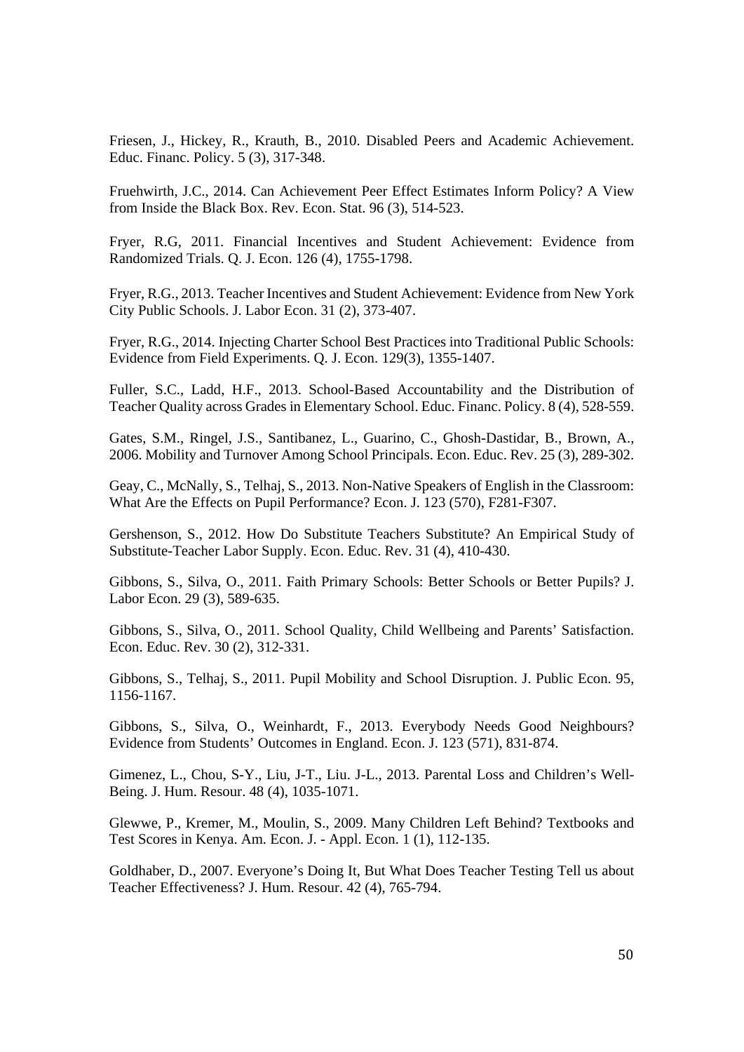Friesen, J., Hickey, R., Krauth, B., 2010. Disabled Peers and Academic Achievement. Educ. Financ. Policy. 5 (3), 317-348.

Fruehwirth, J.C., 2014. Can Achievement Peer Effect Estimates Inform Policy? A View from Inside the Black Box. Rev. Econ. Stat. 96 (3), 514-523.

Fryer, R.G, 2011. Financial Incentives and Student Achievement: Evidence from Randomized Trials. Q. J. Econ. 126 (4), 1755-1798.

Fryer, R.G., 2013. Teacher Incentives and Student Achievement: Evidence from New York City Public Schools. J. Labor Econ. 31 (2), 373-407.

Fryer, R.G., 2014. Injecting Charter School Best Practices into Traditional Public Schools: Evidence from Field Experiments. Q. J. Econ. 129(3), 1355-1407.

Fuller, S.C., Ladd, H.F., 2013. School-Based Accountability and the Distribution of Teacher Quality across Grades in Elementary School. Educ. Financ. Policy. 8 (4), 528-559.

Gates, S.M., Ringel, J.S., Santibanez, L., Guarino, C., Ghosh-Dastidar, B., Brown, A., 2006. Mobility and Turnover Among School Principals. Econ. Educ. Rev. 25 (3), 289-302.

Geay, C., McNally, S., Telhaj, S., 2013. Non-Native Speakers of English in the Classroom: What Are the Effects on Pupil Performance? Econ. J. 123 (570), F281-F307.

Gershenson, S., 2012. How Do Substitute Teachers Substitute? An Empirical Study of Substitute-Teacher Labor Supply. Econ. Educ. Rev. 31 (4), 410-430.

Gibbons, S., Silva, O., 2011. Faith Primary Schools: Better Schools or Better Pupils? J. Labor Econ. 29 (3), 589-635.

Gibbons, S., Silva, O., 2011. School Quality, Child Wellbeing and Parents' Satisfaction. Econ. Educ. Rev. 30 (2), 312-331.

Gibbons, S., Telhaj, S., 2011. Pupil Mobility and School Disruption. J. Public Econ. 95, 1156-1167.

Gibbons, S., Silva, O., Weinhardt, F., 2013. Everybody Needs Good Neighbours? Evidence from Students' Outcomes in England. Econ. J. 123 (571), 831-874.

Gimenez, L., Chou, S-Y., Liu, J-T., Liu. J-L., 2013. Parental Loss and Children's Well-Being. J. Hum. Resour. 48 (4), 1035-1071.

Glewwe, P., Kremer, M., Moulin, S., 2009. Many Children Left Behind? Textbooks and Test Scores in Kenya. Am. Econ. J. - Appl. Econ. 1 (1), 112-135.

Goldhaber, D., 2007. Everyone's Doing It, But What Does Teacher Testing Tell us about Teacher Effectiveness? J. Hum. Resour. 42 (4), 765-794.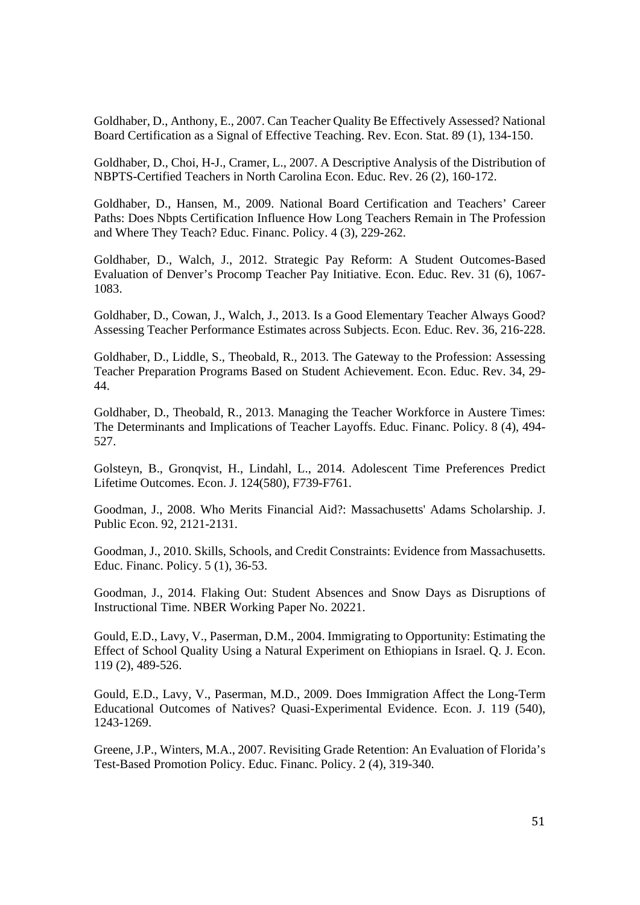Goldhaber, D., Anthony, E., 2007. Can Teacher Quality Be Effectively Assessed? National Board Certification as a Signal of Effective Teaching. Rev. Econ. Stat. 89 (1), 134-150.

Goldhaber, D., Choi, H-J., Cramer, L., 2007. A Descriptive Analysis of the Distribution of NBPTS-Certified Teachers in North Carolina Econ. Educ. Rev. 26 (2), 160-172.

Goldhaber, D., Hansen, M., 2009. National Board Certification and Teachers' Career Paths: Does Nbpts Certification Influence How Long Teachers Remain in The Profession and Where They Teach? Educ. Financ. Policy. 4 (3), 229-262.

Goldhaber, D., Walch, J., 2012. Strategic Pay Reform: A Student Outcomes-Based Evaluation of Denver's Procomp Teacher Pay Initiative. Econ. Educ. Rev. 31 (6), 1067-1083.

Goldhaber, D., Cowan, J., Walch, J., 2013. Is a Good Elementary Teacher Always Good? Assessing Teacher Performance Estimates across Subjects. Econ. Educ. Rev. 36, 216-228.

Goldhaber, D., Liddle, S., Theobald, R., 2013. The Gateway to the Profession: Assessing Teacher Preparation Programs Based on Student Achievement. Econ. Educ. Rev. 34, 29-44.

Goldhaber, D., Theobald, R., 2013. Managing the Teacher Workforce in Austere Times: The Determinants and Implications of Teacher Layoffs. Educ. Financ. Policy. 8 (4), 494-527.

Golsteyn, B., Gronqvist, H., Lindahl, L., 2014. Adolescent Time Preferences Predict Lifetime Outcomes. Econ. J. 124(580), F739-F761.

Goodman, J., 2008. Who Merits Financial Aid?: Massachusetts' Adams Scholarship. J. Public Econ. 92, 2121-2131.

Goodman, J., 2010. Skills, Schools, and Credit Constraints: Evidence from Massachusetts. Educ. Financ. Policy. 5 (1), 36-53.

Goodman, J., 2014. Flaking Out: Student Absences and Snow Days as Disruptions of Instructional Time. NBER Working Paper No. 20221.

Gould, E.D., Lavy, V., Paserman, D.M., 2004. Immigrating to Opportunity: Estimating the Effect of School Quality Using a Natural Experiment on Ethiopians in Israel. Q. J. Econ. 119 (2), 489-526.

Gould, E.D., Lavy, V., Paserman, M.D., 2009. Does Immigration Affect the Long-Term Educational Outcomes of Natives? Quasi-Experimental Evidence. Econ. J. 119 (540), 1243-1269.

Greene, J.P., Winters, M.A., 2007. Revisiting Grade Retention: An Evaluation of Florida's Test-Based Promotion Policy. Educ. Financ. Policy. 2 (4), 319-340.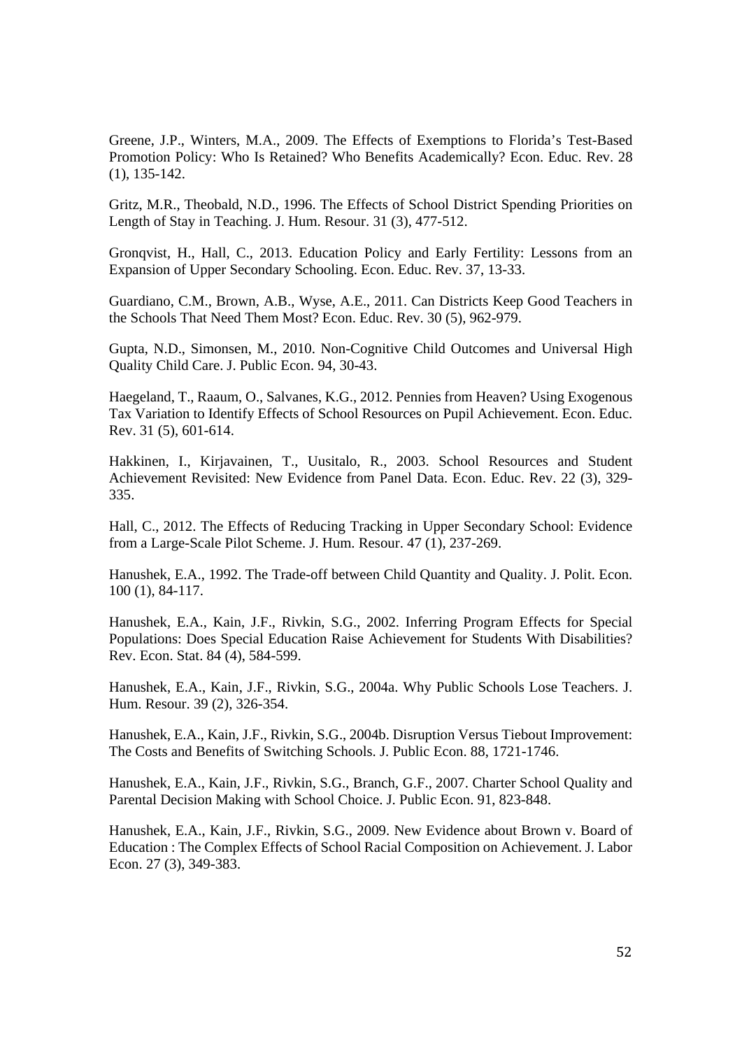Greene, J.P., Winters, M.A., 2009. The Effects of Exemptions to Florida's Test-Based Promotion Policy: Who Is Retained? Who Benefits Academically? Econ. Educ. Rev. 28 (1), 135-142.

Gritz, M.R., Theobald, N.D., 1996. The Effects of School District Spending Priorities on Length of Stay in Teaching. J. Hum. Resour. 31 (3), 477-512.

Gronqvist, H., Hall, C., 2013. Education Policy and Early Fertility: Lessons from an Expansion of Upper Secondary Schooling. Econ. Educ. Rev. 37, 13-33.

Guardiano, C.M., Brown, A.B., Wyse, A.E., 2011. Can Districts Keep Good Teachers in the Schools That Need Them Most? Econ. Educ. Rev. 30 (5), 962-979.

Gupta, N.D., Simonsen, M., 2010. Non-Cognitive Child Outcomes and Universal High Quality Child Care. J. Public Econ. 94, 30-43.

Haegeland, T., Raaum, O., Salvanes, K.G., 2012. Pennies from Heaven? Using Exogenous Tax Variation to Identify Effects of School Resources on Pupil Achievement. Econ. Educ. Rev. 31 (5), 601-614.

Hakkinen, I., Kirjavainen, T., Uusitalo, R., 2003. School Resources and Student Achievement Revisited: New Evidence from Panel Data. Econ. Educ. Rev. 22 (3), 329-335.

Hall, C., 2012. The Effects of Reducing Tracking in Upper Secondary School: Evidence from a Large-Scale Pilot Scheme. J. Hum. Resour. 47 (1), 237-269.

Hanushek, E.A., 1992. The Trade-off between Child Quantity and Quality. J. Polit. Econ. 100 (1), 84-117.

Hanushek, E.A., Kain, J.F., Rivkin, S.G., 2002. Inferring Program Effects for Special Populations: Does Special Education Raise Achievement for Students With Disabilities? Rev. Econ. Stat. 84 (4), 584-599.

Hanushek, E.A., Kain, J.F., Rivkin, S.G., 2004a. Why Public Schools Lose Teachers. J. Hum. Resour. 39 (2), 326-354.

Hanushek, E.A., Kain, J.F., Rivkin, S.G., 2004b. Disruption Versus Tiebout Improvement: The Costs and Benefits of Switching Schools. J. Public Econ. 88, 1721-1746.

Hanushek, E.A., Kain, J.F., Rivkin, S.G., Branch, G.F., 2007. Charter School Quality and Parental Decision Making with School Choice. J. Public Econ. 91, 823-848.

Hanushek, E.A., Kain, J.F., Rivkin, S.G., 2009. New Evidence about Brown v. Board of Education : The Complex Effects of School Racial Composition on Achievement. J. Labor Econ. 27 (3), 349-383.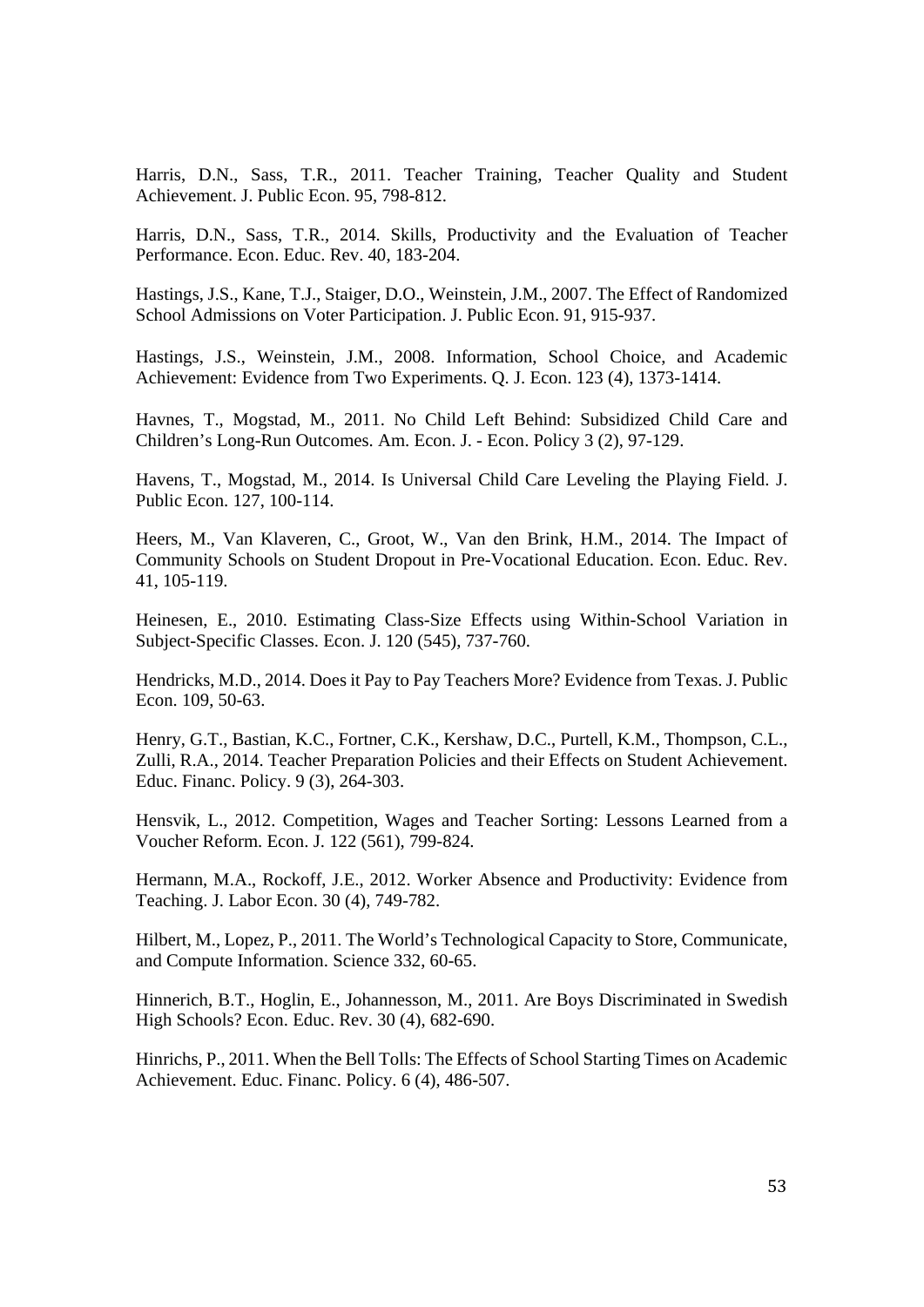Harris, D.N., Sass, T.R., 2011. Teacher Training, Teacher Quality and Student Achievement. J. Public Econ. 95, 798-812.

Harris, D.N., Sass, T.R., 2014. Skills, Productivity and the Evaluation of Teacher Performance. Econ. Educ. Rev. 40, 183-204.

Hastings, J.S., Kane, T.J., Staiger, D.O., Weinstein, J.M., 2007. The Effect of Randomized School Admissions on Voter Participation. J. Public Econ. 91, 915-937.

Hastings, J.S., Weinstein, J.M., 2008. Information, School Choice, and Academic Achievement: Evidence from Two Experiments. Q. J. Econ. 123 (4), 1373-1414.

Havnes, T., Mogstad, M., 2011. No Child Left Behind: Subsidized Child Care and Children's Long-Run Outcomes. Am. Econ. J. - Econ. Policy 3 (2), 97-129.

Havens, T., Mogstad, M., 2014. Is Universal Child Care Leveling the Playing Field. J. Public Econ. 127, 100-114.

Heers, M., Van Klaveren, C., Groot, W., Van den Brink, H.M., 2014. The Impact of Community Schools on Student Dropout in Pre-Vocational Education. Econ. Educ. Rev. 41, 105-119.

Heinesen, E., 2010. Estimating Class-Size Effects using Within-School Variation in Subject-Specific Classes. Econ. J. 120 (545), 737-760.

Hendricks, M.D., 2014. Does it Pay to Pay Teachers More? Evidence from Texas. J. Public Econ. 109, 50-63.

Henry, G.T., Bastian, K.C., Fortner, C.K., Kershaw, D.C., Purtell, K.M., Thompson, C.L., Zulli, R.A., 2014. Teacher Preparation Policies and their Effects on Student Achievement. Educ. Financ. Policy. 9 (3), 264-303.

Hensvik, L., 2012. Competition, Wages and Teacher Sorting: Lessons Learned from a Voucher Reform. Econ. J. 122 (561), 799-824.

Hermann, M.A., Rockoff, J.E., 2012. Worker Absence and Productivity: Evidence from Teaching. J. Labor Econ. 30 (4), 749-782.

Hilbert, M., Lopez, P., 2011. The World's Technological Capacity to Store, Communicate, and Compute Information. Science 332, 60-65.

Hinnerich, B.T., Hoglin, E., Johannesson, M., 2011. Are Boys Discriminated in Swedish High Schools? Econ. Educ. Rev. 30 (4), 682-690.

Hinrichs, P., 2011. When the Bell Tolls: The Effects of School Starting Times on Academic Achievement. Educ. Financ. Policy. 6 (4), 486-507.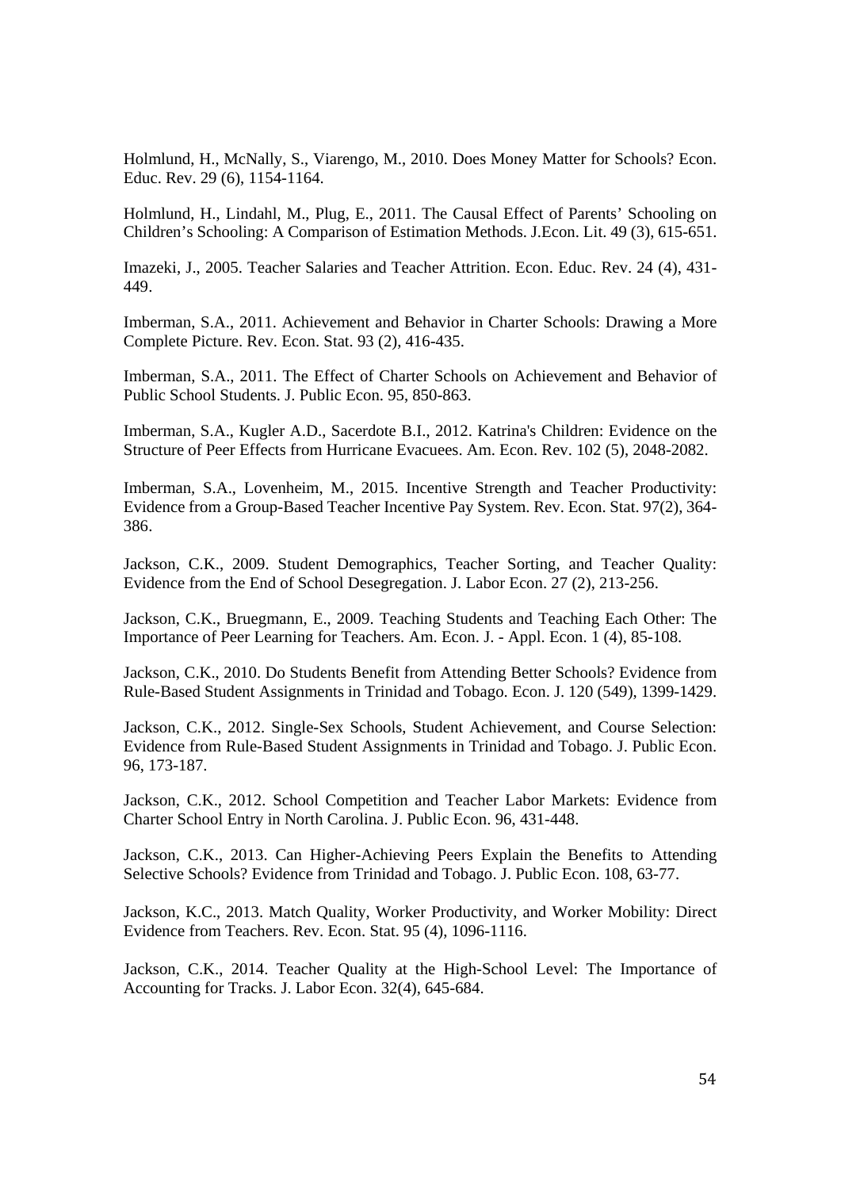Holmlund, H., McNally, S., Viarengo, M., 2010. Does Money Matter for Schools? Econ. Educ. Rev. 29 (6), 1154-1164.

Holmlund, H., Lindahl, M., Plug, E., 2011. The Causal Effect of Parents' Schooling on Children's Schooling: A Comparison of Estimation Methods. J.Econ. Lit. 49 (3), 615-651.

Imazeki, J., 2005. Teacher Salaries and Teacher Attrition. Econ. Educ. Rev. 24 (4), 431-449.

Imberman, S.A., 2011. Achievement and Behavior in Charter Schools: Drawing a More Complete Picture. Rev. Econ. Stat. 93 (2), 416-435.

Imberman, S.A., 2011. The Effect of Charter Schools on Achievement and Behavior of Public School Students. J. Public Econ. 95, 850-863.

Imberman, S.A., Kugler A.D., Sacerdote B.I., 2012. Katrina's Children: Evidence on the Structure of Peer Effects from Hurricane Evacuees. Am. Econ. Rev. 102 (5), 2048-2082.

Imberman, S.A., Lovenheim, M., 2015. Incentive Strength and Teacher Productivity: Evidence from a Group-Based Teacher Incentive Pay System. Rev. Econ. Stat. 97(2), 364-386.

Jackson, C.K., 2009. Student Demographics, Teacher Sorting, and Teacher Quality: Evidence from the End of School Desegregation. J. Labor Econ. 27 (2), 213-256.

Jackson, C.K., Bruegmann, E., 2009. Teaching Students and Teaching Each Other: The Importance of Peer Learning for Teachers. Am. Econ. J. - Appl. Econ. 1 (4), 85-108.

Jackson, C.K., 2010. Do Students Benefit from Attending Better Schools? Evidence from Rule-Based Student Assignments in Trinidad and Tobago. Econ. J. 120 (549), 1399-1429.

Jackson, C.K., 2012. Single-Sex Schools, Student Achievement, and Course Selection: Evidence from Rule-Based Student Assignments in Trinidad and Tobago. J. Public Econ. 96, 173-187.

Jackson, C.K., 2012. School Competition and Teacher Labor Markets: Evidence from Charter School Entry in North Carolina. J. Public Econ. 96, 431-448.

Jackson, C.K., 2013. Can Higher-Achieving Peers Explain the Benefits to Attending Selective Schools? Evidence from Trinidad and Tobago. J. Public Econ. 108, 63-77.

Jackson, K.C., 2013. Match Quality, Worker Productivity, and Worker Mobility: Direct Evidence from Teachers. Rev. Econ. Stat. 95 (4), 1096-1116.

Jackson, C.K., 2014. Teacher Quality at the High-School Level: The Importance of Accounting for Tracks. J. Labor Econ. 32(4), 645-684.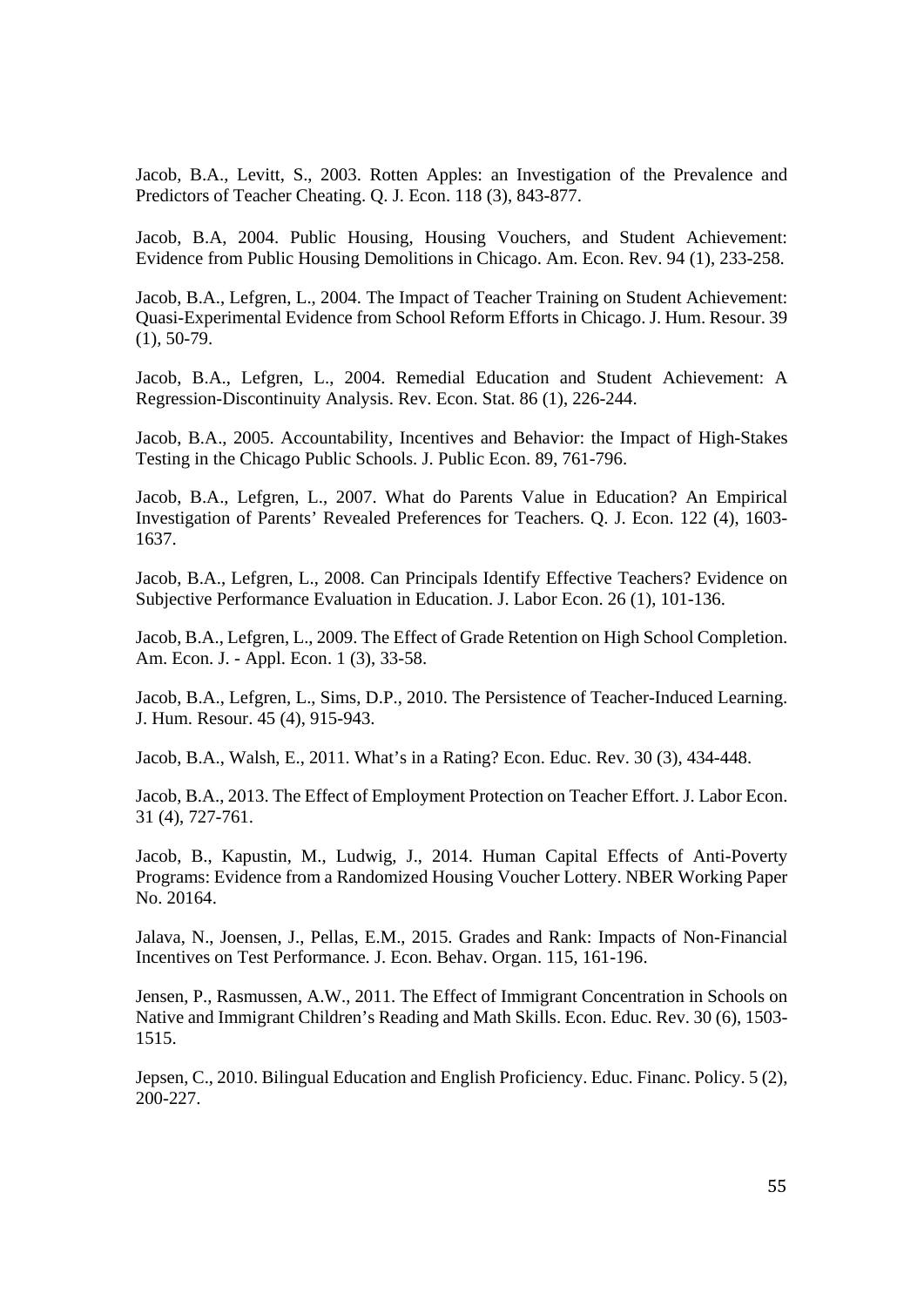Jacob, B.A., Levitt, S., 2003. Rotten Apples: an Investigation of the Prevalence and Predictors of Teacher Cheating. Q. J. Econ. 118 (3), 843-877.

Jacob, B.A, 2004. Public Housing, Housing Vouchers, and Student Achievement: Evidence from Public Housing Demolitions in Chicago. Am. Econ. Rev. 94 (1), 233-258.

Jacob, B.A., Lefgren, L., 2004. The Impact of Teacher Training on Student Achievement: Quasi-Experimental Evidence from School Reform Efforts in Chicago. J. Hum. Resour. 39 (1), 50-79.

Jacob, B.A., Lefgren, L., 2004. Remedial Education and Student Achievement: A Regression-Discontinuity Analysis. Rev. Econ. Stat. 86 (1), 226-244.

Jacob, B.A., 2005. Accountability, Incentives and Behavior: the Impact of High-Stakes Testing in the Chicago Public Schools. J. Public Econ. 89, 761-796.

Jacob, B.A., Lefgren, L., 2007. What do Parents Value in Education? An Empirical Investigation of Parents' Revealed Preferences for Teachers. Q. J. Econ. 122 (4), 1603-1637.

Jacob, B.A., Lefgren, L., 2008. Can Principals Identify Effective Teachers? Evidence on Subjective Performance Evaluation in Education. J. Labor Econ. 26 (1), 101-136.

Jacob, B.A., Lefgren, L., 2009. The Effect of Grade Retention on High School Completion. Am. Econ. J. - Appl. Econ. 1 (3), 33-58.

Jacob, B.A., Lefgren, L., Sims, D.P., 2010. The Persistence of Teacher-Induced Learning. J. Hum. Resour. 45 (4), 915-943.

Jacob, B.A., Walsh, E., 2011. What's in a Rating? Econ. Educ. Rev. 30 (3), 434-448.

Jacob, B.A., 2013. The Effect of Employment Protection on Teacher Effort. J. Labor Econ. 31 (4), 727-761.

Jacob, B., Kapustin, M., Ludwig, J., 2014. Human Capital Effects of Anti-Poverty Programs: Evidence from a Randomized Housing Voucher Lottery. NBER Working Paper No. 20164.

Jalava, N., Joensen, J., Pellas, E.M., 2015. Grades and Rank: Impacts of Non-Financial Incentives on Test Performance. J. Econ. Behav. Organ. 115, 161-196.

Jensen, P., Rasmussen, A.W., 2011. The Effect of Immigrant Concentration in Schools on Native and Immigrant Children's Reading and Math Skills. Econ. Educ. Rev. 30 (6), 1503-1515.

Jepsen, C., 2010. Bilingual Education and English Proficiency. Educ. Financ. Policy. 5 (2), 200-227.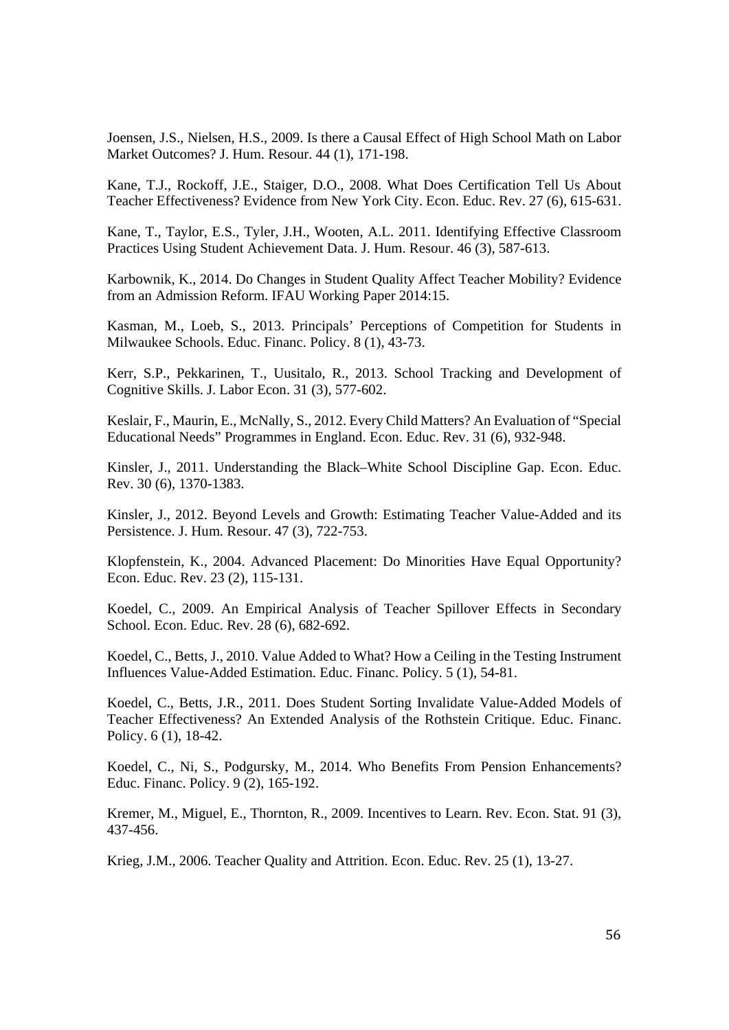Joensen, J.S., Nielsen, H.S., 2009. Is there a Causal Effect of High School Math on Labor Market Outcomes? J. Hum. Resour. 44 (1), 171-198.

Kane, T.J., Rockoff, J.E., Staiger, D.O., 2008. What Does Certification Tell Us About Teacher Effectiveness? Evidence from New York City. Econ. Educ. Rev. 27 (6), 615-631.

Kane, T., Taylor, E.S., Tyler, J.H., Wooten, A.L. 2011. Identifying Effective Classroom Practices Using Student Achievement Data. J. Hum. Resour. 46 (3), 587-613.

Karbownik, K., 2014. Do Changes in Student Quality Affect Teacher Mobility? Evidence from an Admission Reform. IFAU Working Paper 2014:15.

Kasman, M., Loeb, S., 2013. Principals' Perceptions of Competition for Students in Milwaukee Schools. Educ. Financ. Policy. 8 (1), 43-73.

Kerr, S.P., Pekkarinen, T., Uusitalo, R., 2013. School Tracking and Development of Cognitive Skills. J. Labor Econ. 31 (3), 577-602.

Keslair, F., Maurin, E., McNally, S., 2012. Every Child Matters? An Evaluation of "Special Educational Needs" Programmes in England. Econ. Educ. Rev. 31 (6), 932-948.

Kinsler, J., 2011. Understanding the Black–White School Discipline Gap. Econ. Educ. Rev. 30 (6), 1370-1383.

Kinsler, J., 2012. Beyond Levels and Growth: Estimating Teacher Value-Added and its Persistence. J. Hum. Resour. 47 (3), 722-753.

Klopfenstein, K., 2004. Advanced Placement: Do Minorities Have Equal Opportunity? Econ. Educ. Rev. 23 (2), 115-131.

Koedel, C., 2009. An Empirical Analysis of Teacher Spillover Effects in Secondary School. Econ. Educ. Rev. 28 (6), 682-692.

Koedel, C., Betts, J., 2010. Value Added to What? How a Ceiling in the Testing Instrument Influences Value-Added Estimation. Educ. Financ. Policy. 5 (1), 54-81.

Koedel, C., Betts, J.R., 2011. Does Student Sorting Invalidate Value-Added Models of Teacher Effectiveness? An Extended Analysis of the Rothstein Critique. Educ. Financ. Policy. 6 (1), 18-42.

Koedel, C., Ni, S., Podgursky, M., 2014. Who Benefits From Pension Enhancements? Educ. Financ. Policy. 9 (2), 165-192.

Kremer, M., Miguel, E., Thornton, R., 2009. Incentives to Learn. Rev. Econ. Stat. 91 (3), 437-456.

Krieg, J.M., 2006. Teacher Quality and Attrition. Econ. Educ. Rev. 25 (1), 13-27.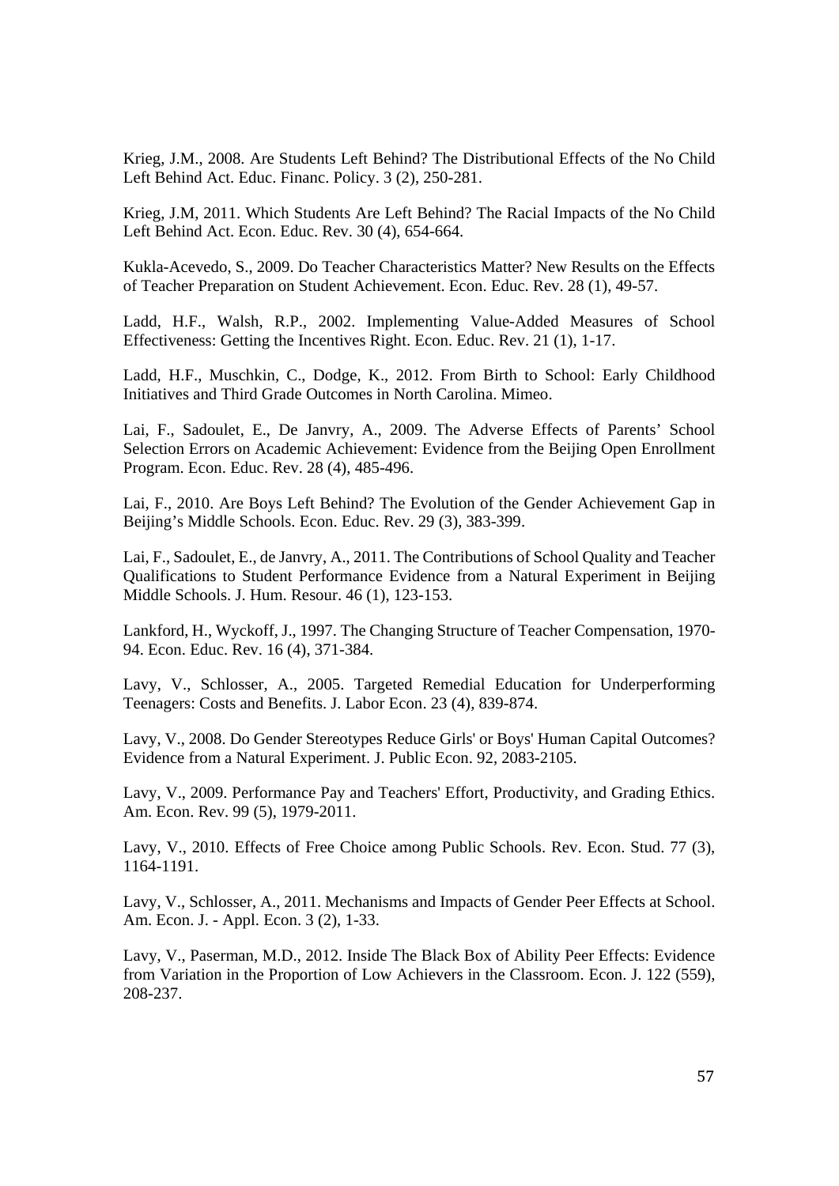Krieg, J.M., 2008. Are Students Left Behind? The Distributional Effects of the No Child Left Behind Act. Educ. Financ. Policy. 3 (2), 250-281.

Krieg, J.M, 2011. Which Students Are Left Behind? The Racial Impacts of the No Child Left Behind Act. Econ. Educ. Rev. 30 (4), 654-664.

Kukla-Acevedo, S., 2009. Do Teacher Characteristics Matter? New Results on the Effects of Teacher Preparation on Student Achievement. Econ. Educ. Rev. 28 (1), 49-57.

Ladd, H.F., Walsh, R.P., 2002. Implementing Value-Added Measures of School Effectiveness: Getting the Incentives Right. Econ. Educ. Rev. 21 (1), 1-17.

Ladd, H.F., Muschkin, C., Dodge, K., 2012. From Birth to School: Early Childhood Initiatives and Third Grade Outcomes in North Carolina. Mimeo.

Lai, F., Sadoulet, E., De Janvry, A., 2009. The Adverse Effects of Parents' School Selection Errors on Academic Achievement: Evidence from the Beijing Open Enrollment Program. Econ. Educ. Rev. 28 (4), 485-496.

Lai, F., 2010. Are Boys Left Behind? The Evolution of the Gender Achievement Gap in Beijing's Middle Schools. Econ. Educ. Rev. 29 (3), 383-399.

Lai, F., Sadoulet, E., de Janvry, A., 2011. The Contributions of School Quality and Teacher Qualifications to Student Performance Evidence from a Natural Experiment in Beijing Middle Schools. J. Hum. Resour. 46 (1), 123-153.

Lankford, H., Wyckoff, J., 1997. The Changing Structure of Teacher Compensation, 1970-94. Econ. Educ. Rev. 16 (4), 371-384.

Lavy, V., Schlosser, A., 2005. Targeted Remedial Education for Underperforming Teenagers: Costs and Benefits. J. Labor Econ. 23 (4), 839-874.

Lavy, V., 2008. Do Gender Stereotypes Reduce Girls' or Boys' Human Capital Outcomes? Evidence from a Natural Experiment. J. Public Econ. 92, 2083-2105.

Lavy, V., 2009. Performance Pay and Teachers' Effort, Productivity, and Grading Ethics. Am. Econ. Rev. 99 (5), 1979-2011.

Lavy, V., 2010. Effects of Free Choice among Public Schools. Rev. Econ. Stud. 77 (3), 1164-1191.

Lavy, V., Schlosser, A., 2011. Mechanisms and Impacts of Gender Peer Effects at School. Am. Econ. J. - Appl. Econ. 3 (2), 1-33.

Lavy, V., Paserman, M.D., 2012. Inside The Black Box of Ability Peer Effects: Evidence from Variation in the Proportion of Low Achievers in the Classroom. Econ. J. 122 (559), 208-237.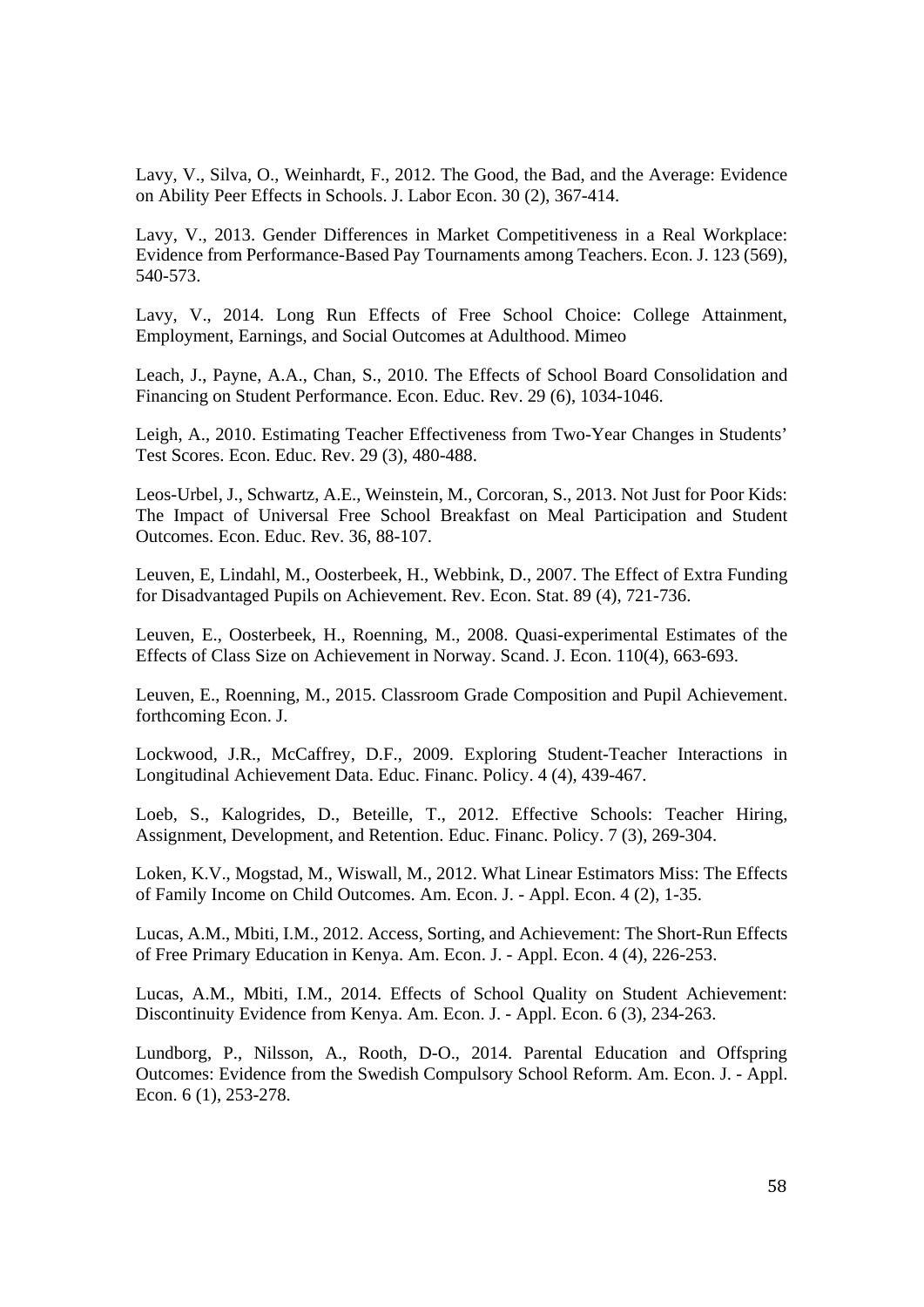Lavy, V., Silva, O., Weinhardt, F., 2012. The Good, the Bad, and the Average: Evidence on Ability Peer Effects in Schools. J. Labor Econ. 30 (2), 367-414.

Lavy, V., 2013. Gender Differences in Market Competitiveness in a Real Workplace: Evidence from Performance-Based Pay Tournaments among Teachers. Econ. J. 123 (569), 540-573.

Lavy, V., 2014. Long Run Effects of Free School Choice: College Attainment, Employment, Earnings, and Social Outcomes at Adulthood. Mimeo

Leach, J., Payne, A.A., Chan, S., 2010. The Effects of School Board Consolidation and Financing on Student Performance. Econ. Educ. Rev. 29 (6), 1034-1046.

Leigh, A., 2010. Estimating Teacher Effectiveness from Two-Year Changes in Students' Test Scores. Econ. Educ. Rev. 29 (3), 480-488.

Leos-Urbel, J., Schwartz, A.E., Weinstein, M., Corcoran, S., 2013. Not Just for Poor Kids: The Impact of Universal Free School Breakfast on Meal Participation and Student Outcomes. Econ. Educ. Rev. 36, 88-107.

Leuven, E, Lindahl, M., Oosterbeek, H., Webbink, D., 2007. The Effect of Extra Funding for Disadvantaged Pupils on Achievement. Rev. Econ. Stat. 89 (4), 721-736.

Leuven, E., Oosterbeek, H., Roenning, M., 2008. Quasi-experimental Estimates of the Effects of Class Size on Achievement in Norway. Scand. J. Econ. 110(4), 663-693.

Leuven, E., Roenning, M., 2015. Classroom Grade Composition and Pupil Achievement. forthcoming Econ. J.

Lockwood, J.R., McCaffrey, D.F., 2009. Exploring Student-Teacher Interactions in Longitudinal Achievement Data. Educ. Financ. Policy. 4 (4), 439-467.

Loeb, S., Kalogrides, D., Beteille, T., 2012. Effective Schools: Teacher Hiring, Assignment, Development, and Retention. Educ. Financ. Policy. 7 (3), 269-304.

Loken, K.V., Mogstad, M., Wiswall, M., 2012. What Linear Estimators Miss: The Effects of Family Income on Child Outcomes. Am. Econ. J. - Appl. Econ. 4 (2), 1-35.

Lucas, A.M., Mbiti, I.M., 2012. Access, Sorting, and Achievement: The Short-Run Effects of Free Primary Education in Kenya. Am. Econ. J. - Appl. Econ. 4 (4), 226-253.

Lucas, A.M., Mbiti, I.M., 2014. Effects of School Quality on Student Achievement: Discontinuity Evidence from Kenya. Am. Econ. J. - Appl. Econ. 6 (3), 234-263.

Lundborg, P., Nilsson, A., Rooth, D-O., 2014. Parental Education and Offspring Outcomes: Evidence from the Swedish Compulsory School Reform. Am. Econ. J. - Appl. Econ. 6 (1), 253-278.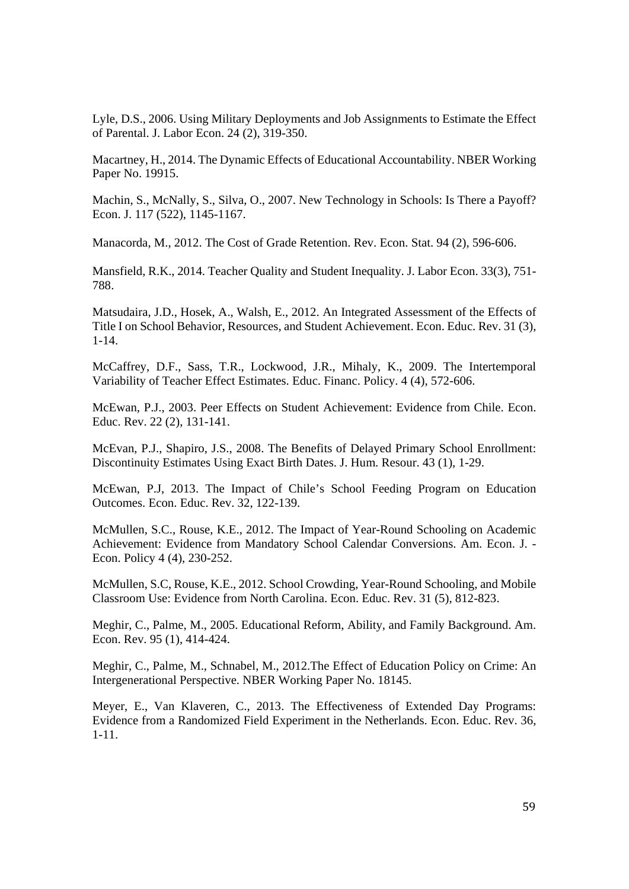Lyle, D.S., 2006. Using Military Deployments and Job Assignments to Estimate the Effect of Parental. J. Labor Econ. 24 (2), 319-350.

Macartney, H., 2014. The Dynamic Effects of Educational Accountability. NBER Working Paper No. 19915.

Machin, S., McNally, S., Silva, O., 2007. New Technology in Schools: Is There a Payoff? Econ. J. 117 (522), 1145-1167.

Manacorda, M., 2012. The Cost of Grade Retention. Rev. Econ. Stat. 94 (2), 596-606.

Mansfield, R.K., 2014. Teacher Quality and Student Inequality. J. Labor Econ. 33(3), 751-788.

Matsudaira, J.D., Hosek, A., Walsh, E., 2012. An Integrated Assessment of the Effects of Title I on School Behavior, Resources, and Student Achievement. Econ. Educ. Rev. 31 (3), 1-14.

McCaffrey, D.F., Sass, T.R., Lockwood, J.R., Mihaly, K., 2009. The Intertemporal Variability of Teacher Effect Estimates. Educ. Financ. Policy. 4 (4), 572-606.

McEwan, P.J., 2003. Peer Effects on Student Achievement: Evidence from Chile. Econ. Educ. Rev. 22 (2), 131-141.

McEvan, P.J., Shapiro, J.S., 2008. The Benefits of Delayed Primary School Enrollment: Discontinuity Estimates Using Exact Birth Dates. J. Hum. Resour. 43 (1), 1-29.

McEwan, P.J, 2013. The Impact of Chile's School Feeding Program on Education Outcomes. Econ. Educ. Rev. 32, 122-139.

McMullen, S.C., Rouse, K.E., 2012. The Impact of Year-Round Schooling on Academic Achievement: Evidence from Mandatory School Calendar Conversions. Am. Econ. J. - Econ. Policy 4 (4), 230-252.

McMullen, S.C, Rouse, K.E., 2012. School Crowding, Year-Round Schooling, and Mobile Classroom Use: Evidence from North Carolina. Econ. Educ. Rev. 31 (5), 812-823.

Meghir, C., Palme, M., 2005. Educational Reform, Ability, and Family Background. Am. Econ. Rev. 95 (1), 414-424.

Meghir, C., Palme, M., Schnabel, M., 2012.The Effect of Education Policy on Crime: An Intergenerational Perspective. NBER Working Paper No. 18145.

Meyer, E., Van Klaveren, C., 2013. The Effectiveness of Extended Day Programs: Evidence from a Randomized Field Experiment in the Netherlands. Econ. Educ. Rev. 36, 1-11.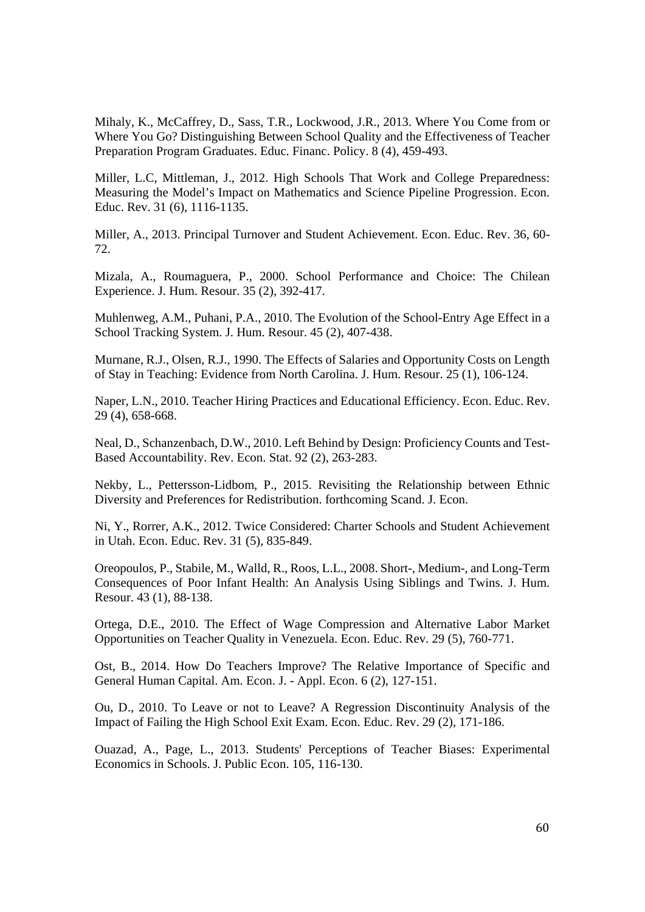Mihaly, K., McCaffrey, D., Sass, T.R., Lockwood, J.R., 2013. Where You Come from or Where You Go? Distinguishing Between School Quality and the Effectiveness of Teacher Preparation Program Graduates. Educ. Financ. Policy. 8 (4), 459-493.

Miller, L.C, Mittleman, J., 2012. High Schools That Work and College Preparedness: Measuring the Model's Impact on Mathematics and Science Pipeline Progression. Econ. Educ. Rev. 31 (6), 1116-1135.

Miller, A., 2013. Principal Turnover and Student Achievement. Econ. Educ. Rev. 36, 60-72.

Mizala, A., Roumaguera, P., 2000. School Performance and Choice: The Chilean Experience. J. Hum. Resour. 35 (2), 392-417.

Muhlenweg, A.M., Puhani, P.A., 2010. The Evolution of the School-Entry Age Effect in a School Tracking System. J. Hum. Resour. 45 (2), 407-438.

Murnane, R.J., Olsen, R.J., 1990. The Effects of Salaries and Opportunity Costs on Length of Stay in Teaching: Evidence from North Carolina. J. Hum. Resour. 25 (1), 106-124.

Naper, L.N., 2010. Teacher Hiring Practices and Educational Efficiency. Econ. Educ. Rev. 29 (4), 658-668.

Neal, D., Schanzenbach, D.W., 2010. Left Behind by Design: Proficiency Counts and Test-Based Accountability. Rev. Econ. Stat. 92 (2), 263-283.

Nekby, L., Pettersson-Lidbom, P., 2015. Revisiting the Relationship between Ethnic Diversity and Preferences for Redistribution. forthcoming Scand. J. Econ.

Ni, Y., Rorrer, A.K., 2012. Twice Considered: Charter Schools and Student Achievement in Utah. Econ. Educ. Rev. 31 (5), 835-849.

Oreopoulos, P., Stabile, M., Walld, R., Roos, L.L., 2008. Short-, Medium-, and Long-Term Consequences of Poor Infant Health: An Analysis Using Siblings and Twins. J. Hum. Resour. 43 (1), 88-138.

Ortega, D.E., 2010. The Effect of Wage Compression and Alternative Labor Market Opportunities on Teacher Quality in Venezuela. Econ. Educ. Rev. 29 (5), 760-771.

Ost, B., 2014. How Do Teachers Improve? The Relative Importance of Specific and General Human Capital. Am. Econ. J. - Appl. Econ. 6 (2), 127-151.

Ou, D., 2010. To Leave or not to Leave? A Regression Discontinuity Analysis of the Impact of Failing the High School Exit Exam. Econ. Educ. Rev. 29 (2), 171-186.

Ouazad, A., Page, L., 2013. Students' Perceptions of Teacher Biases: Experimental Economics in Schools. J. Public Econ. 105, 116-130.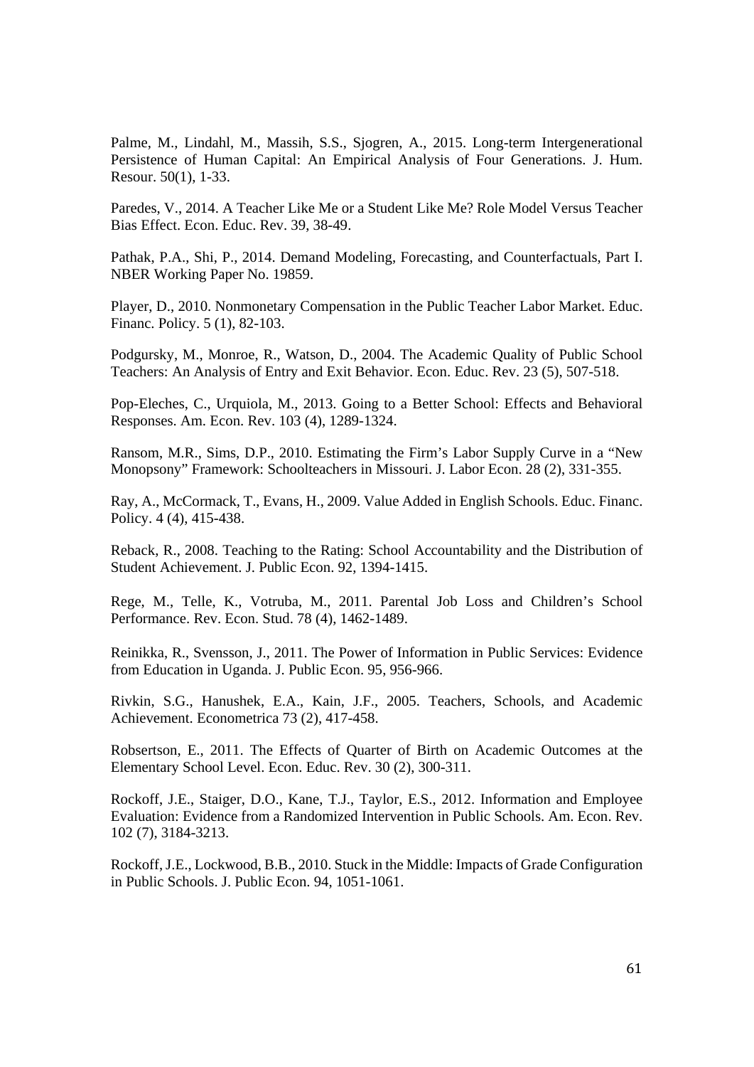Palme, M., Lindahl, M., Massih, S.S., Sjogren, A., 2015. Long-term Intergenerational Persistence of Human Capital: An Empirical Analysis of Four Generations. J. Hum. Resour. 50(1), 1-33.

Paredes, V., 2014. A Teacher Like Me or a Student Like Me? Role Model Versus Teacher Bias Effect. Econ. Educ. Rev. 39, 38-49.

Pathak, P.A., Shi, P., 2014. Demand Modeling, Forecasting, and Counterfactuals, Part I. NBER Working Paper No. 19859.

Player, D., 2010. Nonmonetary Compensation in the Public Teacher Labor Market. Educ. Financ. Policy. 5 (1), 82-103.

Podgursky, M., Monroe, R., Watson, D., 2004. The Academic Quality of Public School Teachers: An Analysis of Entry and Exit Behavior. Econ. Educ. Rev. 23 (5), 507-518.

Pop-Eleches, C., Urquiola, M., 2013. Going to a Better School: Effects and Behavioral Responses. Am. Econ. Rev. 103 (4), 1289-1324.

Ransom, M.R., Sims, D.P., 2010. Estimating the Firm's Labor Supply Curve in a "New Monopsony" Framework: Schoolteachers in Missouri. J. Labor Econ. 28 (2), 331-355.

Ray, A., McCormack, T., Evans, H., 2009. Value Added in English Schools. Educ. Financ. Policy. 4 (4), 415-438.

Reback, R., 2008. Teaching to the Rating: School Accountability and the Distribution of Student Achievement. J. Public Econ. 92, 1394-1415.

Rege, M., Telle, K., Votruba, M., 2011. Parental Job Loss and Children's School Performance. Rev. Econ. Stud. 78 (4), 1462-1489.

Reinikka, R., Svensson, J., 2011. The Power of Information in Public Services: Evidence from Education in Uganda. J. Public Econ. 95, 956-966.

Rivkin, S.G., Hanushek, E.A., Kain, J.F., 2005. Teachers, Schools, and Academic Achievement. Econometrica 73 (2), 417-458.

Robsertson, E., 2011. The Effects of Quarter of Birth on Academic Outcomes at the Elementary School Level. Econ. Educ. Rev. 30 (2), 300-311.

Rockoff, J.E., Staiger, D.O., Kane, T.J., Taylor, E.S., 2012. Information and Employee Evaluation: Evidence from a Randomized Intervention in Public Schools. Am. Econ. Rev. 102 (7), 3184-3213.

Rockoff, J.E., Lockwood, B.B., 2010. Stuck in the Middle: Impacts of Grade Configuration in Public Schools. J. Public Econ. 94, 1051-1061.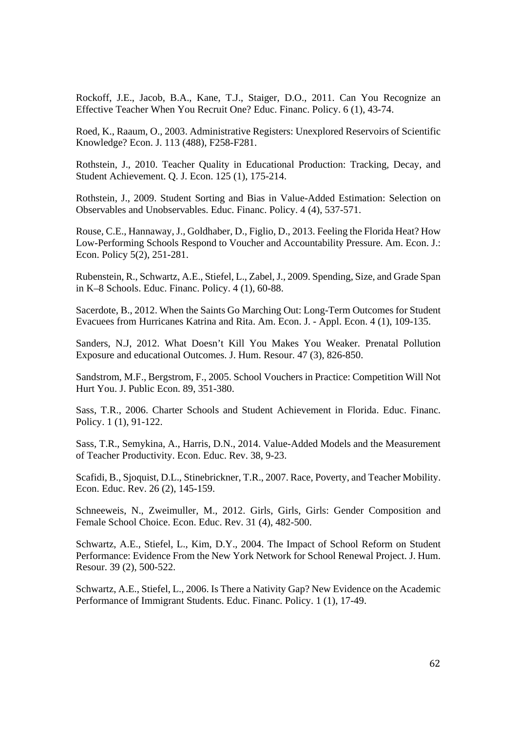Rockoff, J.E., Jacob, B.A., Kane, T.J., Staiger, D.O., 2011. Can You Recognize an Effective Teacher When You Recruit One? Educ. Financ. Policy. 6 (1), 43-74.

Roed, K., Raaum, O., 2003. Administrative Registers: Unexplored Reservoirs of Scientific Knowledge? Econ. J. 113 (488), F258-F281.

Rothstein, J., 2010. Teacher Quality in Educational Production: Tracking, Decay, and Student Achievement. Q. J. Econ. 125 (1), 175-214.

Rothstein, J., 2009. Student Sorting and Bias in Value-Added Estimation: Selection on Observables and Unobservables. Educ. Financ. Policy. 4 (4), 537-571.

Rouse, C.E., Hannaway, J., Goldhaber, D., Figlio, D., 2013. Feeling the Florida Heat? How Low-Performing Schools Respond to Voucher and Accountability Pressure. Am. Econ. J.: Econ. Policy 5(2), 251-281.

Rubenstein, R., Schwartz, A.E., Stiefel, L., Zabel, J., 2009. Spending, Size, and Grade Span in K–8 Schools. Educ. Financ. Policy. 4 (1), 60-88.

Sacerdote, B., 2012. When the Saints Go Marching Out: Long-Term Outcomes for Student Evacuees from Hurricanes Katrina and Rita. Am. Econ. J. - Appl. Econ. 4 (1), 109-135.

Sanders, N.J, 2012. What Doesn't Kill You Makes You Weaker. Prenatal Pollution Exposure and educational Outcomes. J. Hum. Resour. 47 (3), 826-850.

Sandstrom, M.F., Bergstrom, F., 2005. School Vouchers in Practice: Competition Will Not Hurt You. J. Public Econ. 89, 351-380.

Sass, T.R., 2006. Charter Schools and Student Achievement in Florida. Educ. Financ. Policy. 1 (1), 91-122.

Sass, T.R., Semykina, A., Harris, D.N., 2014. Value-Added Models and the Measurement of Teacher Productivity. Econ. Educ. Rev. 38, 9-23.

Scafidi, B., Sjoquist, D.L., Stinebrickner, T.R., 2007. Race, Poverty, and Teacher Mobility. Econ. Educ. Rev. 26 (2), 145-159.

Schneeweis, N., Zweimuller, M., 2012. Girls, Girls, Girls: Gender Composition and Female School Choice. Econ. Educ. Rev. 31 (4), 482-500.

Schwartz, A.E., Stiefel, L., Kim, D.Y., 2004. The Impact of School Reform on Student Performance: Evidence From the New York Network for School Renewal Project. J. Hum. Resour. 39 (2), 500-522.

Schwartz, A.E., Stiefel, L., 2006. Is There a Nativity Gap? New Evidence on the Academic Performance of Immigrant Students. Educ. Financ. Policy. 1 (1), 17-49.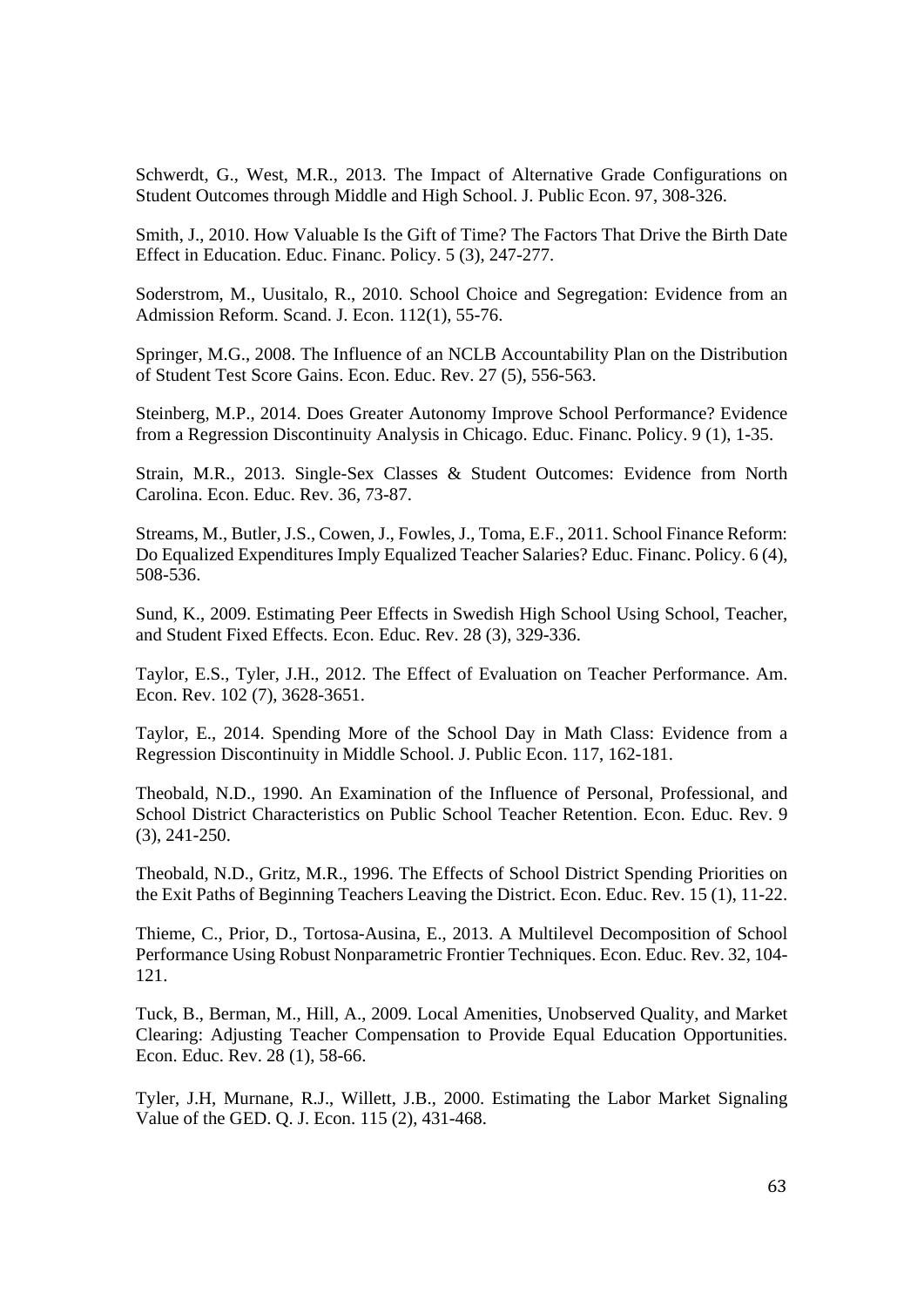Schwerdt, G., West, M.R., 2013. The Impact of Alternative Grade Configurations on Student Outcomes through Middle and High School. J. Public Econ. 97, 308-326.

Smith, J., 2010. How Valuable Is the Gift of Time? The Factors That Drive the Birth Date Effect in Education. Educ. Financ. Policy. 5 (3), 247-277.

Soderstrom, M., Uusitalo, R., 2010. School Choice and Segregation: Evidence from an Admission Reform. Scand. J. Econ. 112(1), 55-76.

Springer, M.G., 2008. The Influence of an NCLB Accountability Plan on the Distribution of Student Test Score Gains. Econ. Educ. Rev. 27 (5), 556-563.

Steinberg, M.P., 2014. Does Greater Autonomy Improve School Performance? Evidence from a Regression Discontinuity Analysis in Chicago. Educ. Financ. Policy. 9 (1), 1-35.

Strain, M.R., 2013. Single-Sex Classes & Student Outcomes: Evidence from North Carolina. Econ. Educ. Rev. 36, 73-87.

Streams, M., Butler, J.S., Cowen, J., Fowles, J., Toma, E.F., 2011. School Finance Reform: Do Equalized Expenditures Imply Equalized Teacher Salaries? Educ. Financ. Policy. 6 (4), 508-536.

Sund, K., 2009. Estimating Peer Effects in Swedish High School Using School, Teacher, and Student Fixed Effects. Econ. Educ. Rev. 28 (3), 329-336.

Taylor, E.S., Tyler, J.H., 2012. The Effect of Evaluation on Teacher Performance. Am. Econ. Rev. 102 (7), 3628-3651.

Taylor, E., 2014. Spending More of the School Day in Math Class: Evidence from a Regression Discontinuity in Middle School. J. Public Econ. 117, 162-181.

Theobald, N.D., 1990. An Examination of the Influence of Personal, Professional, and School District Characteristics on Public School Teacher Retention. Econ. Educ. Rev. 9 (3), 241-250.

Theobald, N.D., Gritz, M.R., 1996. The Effects of School District Spending Priorities on the Exit Paths of Beginning Teachers Leaving the District. Econ. Educ. Rev. 15 (1), 11-22.

Thieme, C., Prior, D., Tortosa-Ausina, E., 2013. A Multilevel Decomposition of School Performance Using Robust Nonparametric Frontier Techniques. Econ. Educ. Rev. 32, 104-121.

Tuck, B., Berman, M., Hill, A., 2009. Local Amenities, Unobserved Quality, and Market Clearing: Adjusting Teacher Compensation to Provide Equal Education Opportunities. Econ. Educ. Rev. 28 (1), 58-66.

Tyler, J.H, Murnane, R.J., Willett, J.B., 2000. Estimating the Labor Market Signaling Value of the GED. Q. J. Econ. 115 (2), 431-468.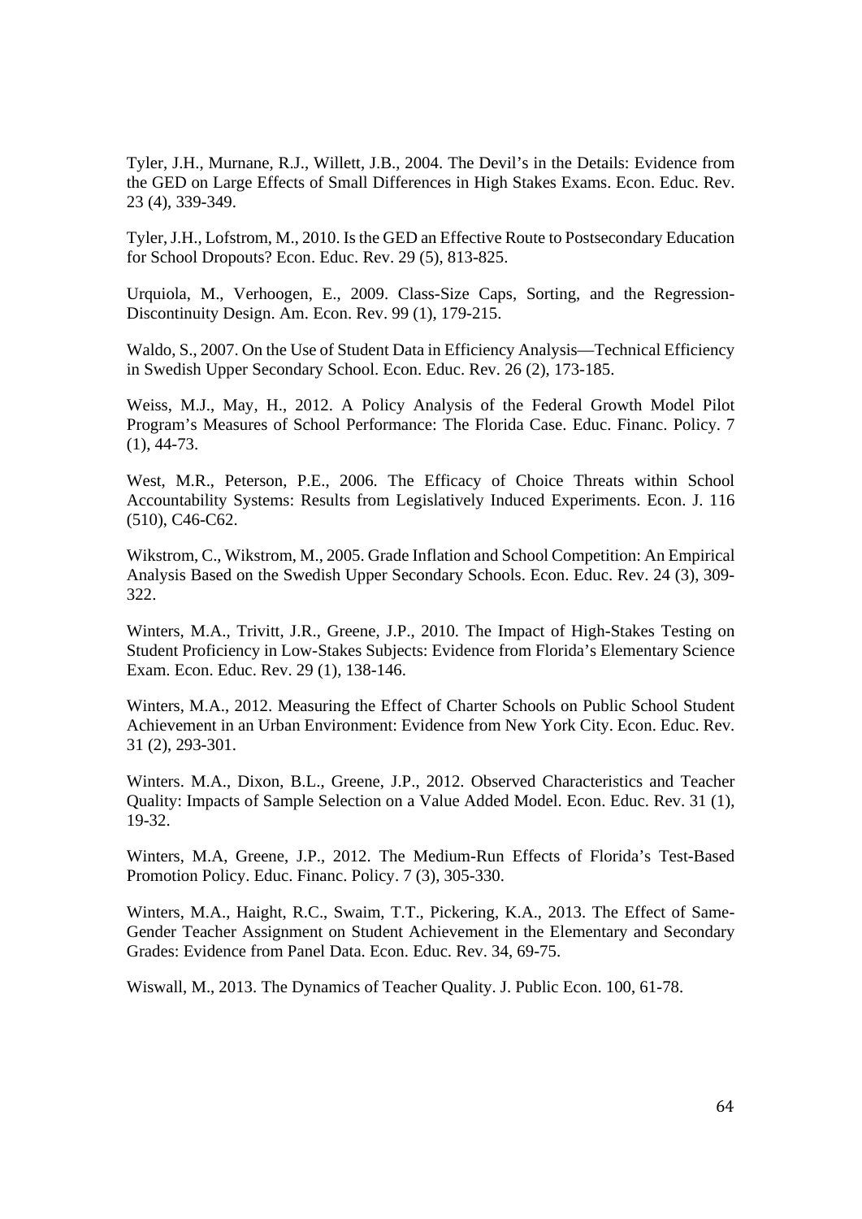Tyler, J.H., Murnane, R.J., Willett, J.B., 2004. The Devil's in the Details: Evidence from the GED on Large Effects of Small Differences in High Stakes Exams. Econ. Educ. Rev. 23 (4), 339-349.

Tyler, J.H., Lofstrom, M., 2010. Is the GED an Effective Route to Postsecondary Education for School Dropouts? Econ. Educ. Rev. 29 (5), 813-825.

Urquiola, M., Verhoogen, E., 2009. Class-Size Caps, Sorting, and the Regression-Discontinuity Design. Am. Econ. Rev. 99 (1), 179-215.

Waldo, S., 2007. On the Use of Student Data in Efficiency Analysis—Technical Efficiency in Swedish Upper Secondary School. Econ. Educ. Rev. 26 (2), 173-185.

Weiss, M.J., May, H., 2012. A Policy Analysis of the Federal Growth Model Pilot Program's Measures of School Performance: The Florida Case. Educ. Financ. Policy. 7 (1), 44-73.

West, M.R., Peterson, P.E., 2006. The Efficacy of Choice Threats within School Accountability Systems: Results from Legislatively Induced Experiments. Econ. J. 116 (510), C46-C62.

Wikstrom, C., Wikstrom, M., 2005. Grade Inflation and School Competition: An Empirical Analysis Based on the Swedish Upper Secondary Schools. Econ. Educ. Rev. 24 (3), 309-322.

Winters, M.A., Trivitt, J.R., Greene, J.P., 2010. The Impact of High-Stakes Testing on Student Proficiency in Low-Stakes Subjects: Evidence from Florida's Elementary Science Exam. Econ. Educ. Rev. 29 (1), 138-146.

Winters, M.A., 2012. Measuring the Effect of Charter Schools on Public School Student Achievement in an Urban Environment: Evidence from New York City. Econ. Educ. Rev. 31 (2), 293-301.

Winters. M.A., Dixon, B.L., Greene, J.P., 2012. Observed Characteristics and Teacher Quality: Impacts of Sample Selection on a Value Added Model. Econ. Educ. Rev. 31 (1), 19-32.

Winters, M.A, Greene, J.P., 2012. The Medium-Run Effects of Florida's Test-Based Promotion Policy. Educ. Financ. Policy. 7 (3), 305-330.

Winters, M.A., Haight, R.C., Swaim, T.T., Pickering, K.A., 2013. The Effect of Same-Gender Teacher Assignment on Student Achievement in the Elementary and Secondary Grades: Evidence from Panel Data. Econ. Educ. Rev. 34, 69-75.

Wiswall, M., 2013. The Dynamics of Teacher Quality. J. Public Econ. 100, 61-78.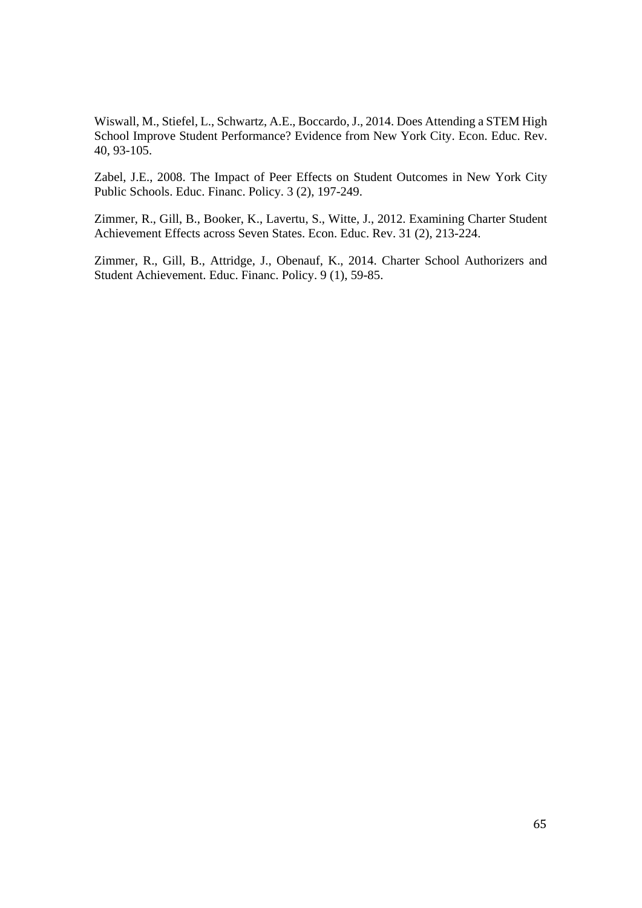Wiswall, M., Stiefel, L., Schwartz, A.E., Boccardo, J., 2014. Does Attending a STEM High School Improve Student Performance? Evidence from New York City. Econ. Educ. Rev. 40, 93-105.

Zabel, J.E., 2008. The Impact of Peer Effects on Student Outcomes in New York City Public Schools. Educ. Financ. Policy. 3 (2), 197-249.

Zimmer, R., Gill, B., Booker, K., Lavertu, S., Witte, J., 2012. Examining Charter Student Achievement Effects across Seven States. Econ. Educ. Rev. 31 (2), 213-224.

Zimmer, R., Gill, B., Attridge, J., Obenauf, K., 2014. Charter School Authorizers and Student Achievement. Educ. Financ. Policy. 9 (1), 59-85.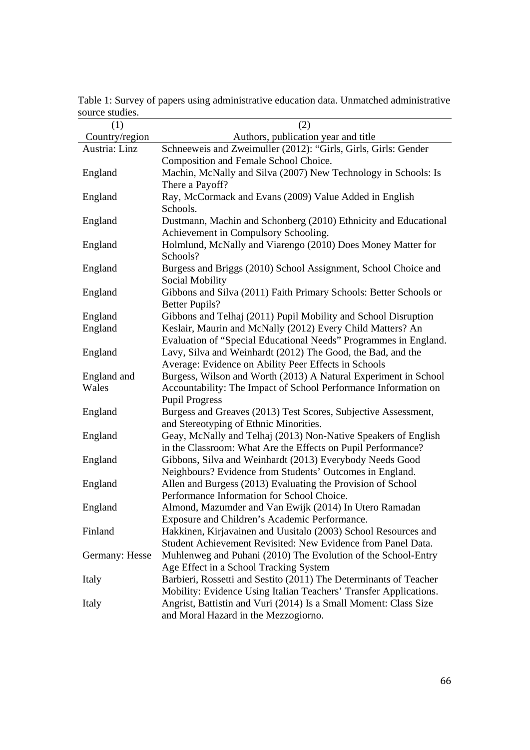Table 1: Survey of papers using administrative education data. Unmatched administrative source studies.

| (1) | (2) |
|---|---|
| Country/region | Authors, publication year and title |
| Austria: Linz | Schneeweis and Zweimuller (2012): "Girls, Girls, Girls: Gender Composition and Female School Choice. |
| England | Machin, McNally and Silva (2007) New Technology in Schools: Is There a Payoff? |
| England | Ray, McCormack and Evans (2009) Value Added in English Schools. |
| England | Dustmann, Machin and Schonberg (2010) Ethnicity and Educational Achievement in Compulsory Schooling. |
| England | Holmlund, McNally and Viarengo (2010) Does Money Matter for Schools? |
| England | Burgess and Briggs (2010) School Assignment, School Choice and Social Mobility |
| England | Gibbons and Silva (2011) Faith Primary Schools: Better Schools or Better Pupils? |
| England | Gibbons and Telhaj (2011) Pupil Mobility and School Disruption |
| England | Keslair, Maurin and McNally (2012) Every Child Matters? An Evaluation of "Special Educational Needs" Programmes in England. |
| England | Lavy, Silva and Weinhardt (2012) The Good, the Bad, and the Average: Evidence on Ability Peer Effects in Schools |
| England and Wales | Burgess, Wilson and Worth (2013) A Natural Experiment in School Accountability: The Impact of School Performance Information on Pupil Progress |
| England | Burgess and Greaves (2013) Test Scores, Subjective Assessment, and Stereotyping of Ethnic Minorities. |
| England | Geay, McNally and Telhaj (2013) Non-Native Speakers of English in the Classroom: What Are the Effects on Pupil Performance? |
| England | Gibbons, Silva and Weinhardt (2013) Everybody Needs Good Neighbours? Evidence from Students' Outcomes in England. |
| England | Allen and Burgess (2013) Evaluating the Provision of School Performance Information for School Choice. |
| England | Almond, Mazumder and Van Ewijk (2014) In Utero Ramadan Exposure and Children's Academic Performance. |
| Finland | Hakkinen, Kirjavainen and Uusitalo (2003) School Resources and Student Achievement Revisited: New Evidence from Panel Data. |
| Germany: Hesse | Muhlenweg and Puhani (2010) The Evolution of the School-Entry Age Effect in a School Tracking System |
| Italy | Barbieri, Rossetti and Sestito (2011) The Determinants of Teacher Mobility: Evidence Using Italian Teachers' Transfer Applications. |
| Italy | Angrist, Battistin and Vuri (2014) Is a Small Moment: Class Size and Moral Hazard in the Mezzogiorno. |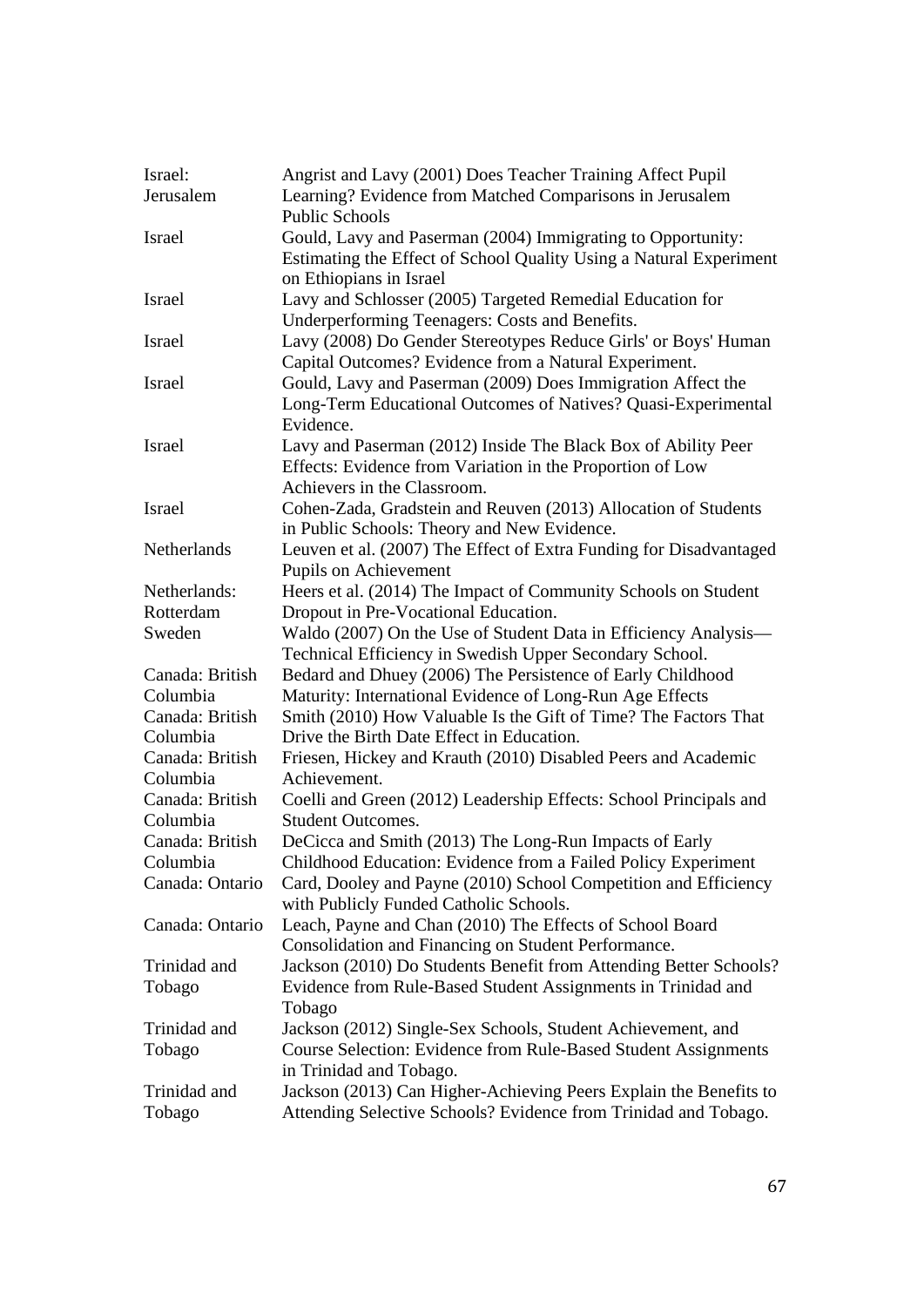| | |
|---|---|
| Israel: Jerusalem | Angrist and Lavy (2001) Does Teacher Training Affect Pupil Learning? Evidence from Matched Comparisons in Jerusalem Public Schools |
| Israel | Gould, Lavy and Paserman (2004) Immigrating to Opportunity: Estimating the Effect of School Quality Using a Natural Experiment on Ethiopians in Israel |
| Israel | Lavy and Schlosser (2005) Targeted Remedial Education for Underperforming Teenagers: Costs and Benefits. |
| Israel | Lavy (2008) Do Gender Stereotypes Reduce Girls' or Boys' Human Capital Outcomes? Evidence from a Natural Experiment. |
| Israel | Gould, Lavy and Paserman (2009) Does Immigration Affect the Long-Term Educational Outcomes of Natives? Quasi-Experimental Evidence. |
| Israel | Lavy and Paserman (2012) Inside The Black Box of Ability Peer Effects: Evidence from Variation in the Proportion of Low Achievers in the Classroom. |
| Israel | Cohen-Zada, Gradstein and Reuven (2013) Allocation of Students in Public Schools: Theory and New Evidence. |
| Netherlands | Leuven et al. (2007) The Effect of Extra Funding for Disadvantaged Pupils on Achievement |
| Netherlands: Rotterdam | Heers et al. (2014) The Impact of Community Schools on Student Dropout in Pre-Vocational Education. |
| Sweden | Waldo (2007) On the Use of Student Data in Efficiency Analysis—Technical Efficiency in Swedish Upper Secondary School. |
| Canada: British Columbia | Bedard and Dhuey (2006) The Persistence of Early Childhood Maturity: International Evidence of Long-Run Age Effects |
| Canada: British Columbia | Smith (2010) How Valuable Is the Gift of Time? The Factors That Drive the Birth Date Effect in Education. |
| Canada: British Columbia | Friesen, Hickey and Krauth (2010) Disabled Peers and Academic Achievement. |
| Canada: British Columbia | Coelli and Green (2012) Leadership Effects: School Principals and Student Outcomes. |
| Canada: British Columbia | DeCicca and Smith (2013) The Long-Run Impacts of Early Childhood Education: Evidence from a Failed Policy Experiment |
| Canada: Ontario | Card, Dooley and Payne (2010) School Competition and Efficiency with Publicly Funded Catholic Schools. |
| Canada: Ontario | Leach, Payne and Chan (2010) The Effects of School Board Consolidation and Financing on Student Performance. |
| Trinidad and Tobago | Jackson (2010) Do Students Benefit from Attending Better Schools? Evidence from Rule-Based Student Assignments in Trinidad and Tobago |
| Trinidad and Tobago | Jackson (2012) Single-Sex Schools, Student Achievement, and Course Selection: Evidence from Rule-Based Student Assignments in Trinidad and Tobago. |
| Trinidad and Tobago | Jackson (2013) Can Higher-Achieving Peers Explain the Benefits to Attending Selective Schools? Evidence from Trinidad and Tobago. |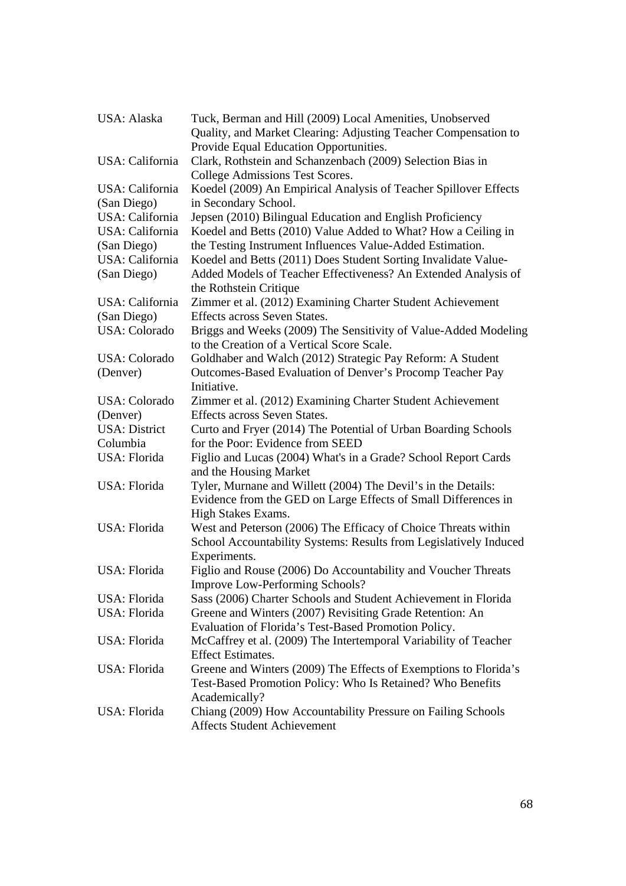| | |
|---|---|
| USA: Alaska | Tuck, Berman and Hill (2009) Local Amenities, Unobserved Quality, and Market Clearing: Adjusting Teacher Compensation to Provide Equal Education Opportunities. |
| USA: California | Clark, Rothstein and Schanzenbach (2009) Selection Bias in College Admissions Test Scores. |
| USA: California (San Diego) | Koedel (2009) An Empirical Analysis of Teacher Spillover Effects in Secondary School. |
| USA: California | Jepsen (2010) Bilingual Education and English Proficiency |
| USA: California (San Diego) | Koedel and Betts (2010) Value Added to What? How a Ceiling in the Testing Instrument Influences Value-Added Estimation. |
| USA: California (San Diego) | Koedel and Betts (2011) Does Student Sorting Invalidate Value-Added Models of Teacher Effectiveness? An Extended Analysis of the Rothstein Critique |
| USA: California (San Diego) | Zimmer et al. (2012) Examining Charter Student Achievement Effects across Seven States. |
| USA: Colorado | Briggs and Weeks (2009) The Sensitivity of Value-Added Modeling to the Creation of a Vertical Score Scale. |
| USA: Colorado (Denver) | Goldhaber and Walch (2012) Strategic Pay Reform: A Student Outcomes-Based Evaluation of Denver's Procomp Teacher Pay Initiative. |
| USA: Colorado (Denver) | Zimmer et al. (2012) Examining Charter Student Achievement Effects across Seven States. |
| USA: District Columbia | Curto and Fryer (2014) The Potential of Urban Boarding Schools for the Poor: Evidence from SEED |
| USA: Florida | Figlio and Lucas (2004) What's in a Grade? School Report Cards and the Housing Market |
| USA: Florida | Tyler, Murnane and Willett (2004) The Devil's in the Details: Evidence from the GED on Large Effects of Small Differences in High Stakes Exams. |
| USA: Florida | West and Peterson (2006) The Efficacy of Choice Threats within School Accountability Systems: Results from Legislatively Induced Experiments. |
| USA: Florida | Figlio and Rouse (2006) Do Accountability and Voucher Threats Improve Low-Performing Schools? |
| USA: Florida | Sass (2006) Charter Schools and Student Achievement in Florida |
| USA: Florida | Greene and Winters (2007) Revisiting Grade Retention: An Evaluation of Florida's Test-Based Promotion Policy. |
| USA: Florida | McCaffrey et al. (2009) The Intertemporal Variability of Teacher Effect Estimates. |
| USA: Florida | Greene and Winters (2009) The Effects of Exemptions to Florida's Test-Based Promotion Policy: Who Is Retained? Who Benefits Academically? |
| USA: Florida | Chiang (2009) How Accountability Pressure on Failing Schools Affects Student Achievement |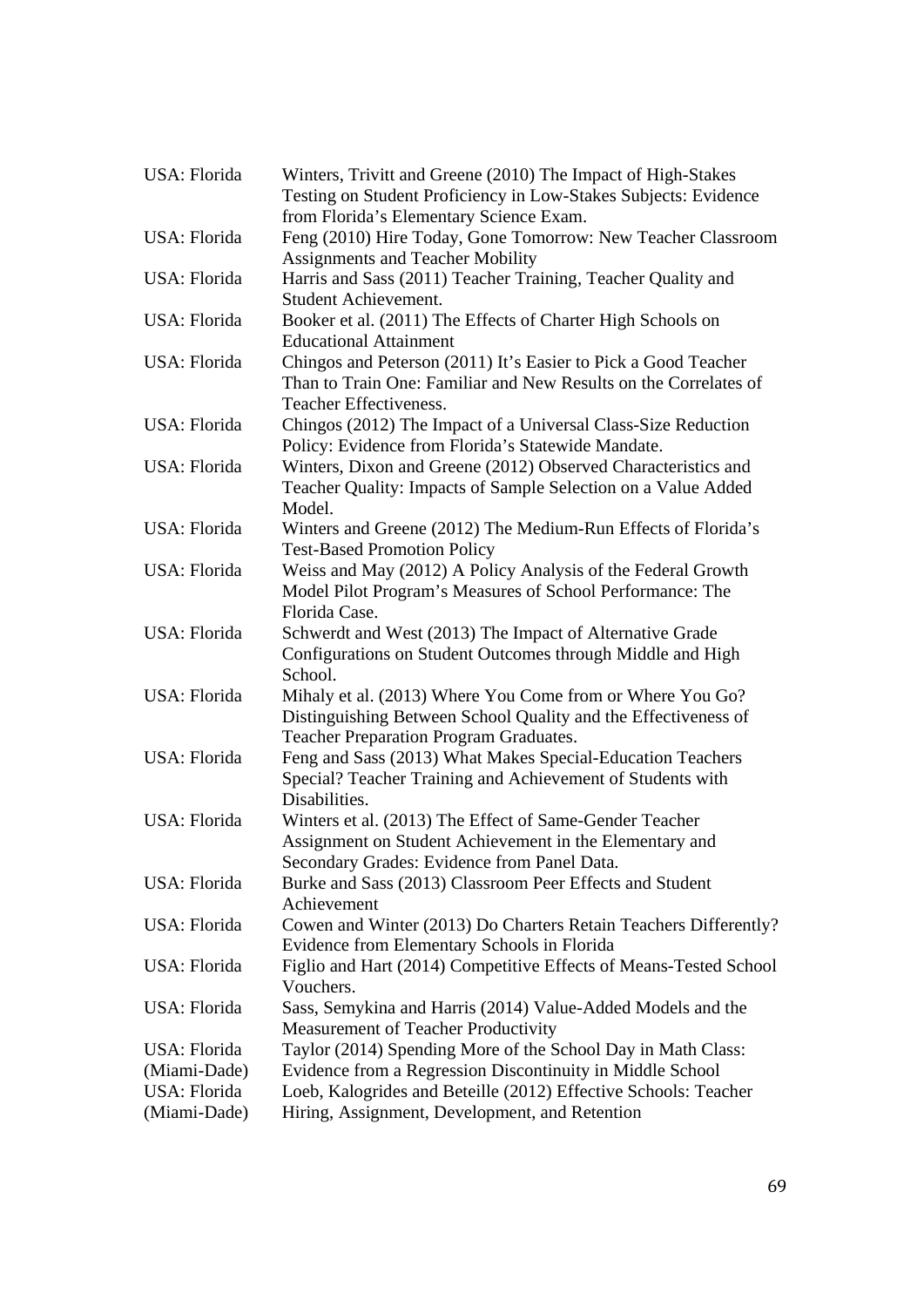| | |
|---|---|
| USA: Florida | Winters, Trivitt and Greene (2010) The Impact of High-Stakes Testing on Student Proficiency in Low-Stakes Subjects: Evidence from Florida's Elementary Science Exam. |
| USA: Florida | Feng (2010) Hire Today, Gone Tomorrow: New Teacher Classroom Assignments and Teacher Mobility |
| USA: Florida | Harris and Sass (2011) Teacher Training, Teacher Quality and Student Achievement. |
| USA: Florida | Booker et al. (2011) The Effects of Charter High Schools on Educational Attainment |
| USA: Florida | Chingos and Peterson (2011) It's Easier to Pick a Good Teacher Than to Train One: Familiar and New Results on the Correlates of Teacher Effectiveness. |
| USA: Florida | Chingos (2012) The Impact of a Universal Class-Size Reduction Policy: Evidence from Florida's Statewide Mandate. |
| USA: Florida | Winters, Dixon and Greene (2012) Observed Characteristics and Teacher Quality: Impacts of Sample Selection on a Value Added Model. |
| USA: Florida | Winters and Greene (2012) The Medium-Run Effects of Florida's Test-Based Promotion Policy |
| USA: Florida | Weiss and May (2012) A Policy Analysis of the Federal Growth Model Pilot Program's Measures of School Performance: The Florida Case. |
| USA: Florida | Schwerdt and West (2013) The Impact of Alternative Grade Configurations on Student Outcomes through Middle and High School. |
| USA: Florida | Mihaly et al. (2013) Where You Come from or Where You Go? Distinguishing Between School Quality and the Effectiveness of Teacher Preparation Program Graduates. |
| USA: Florida | Feng and Sass (2013) What Makes Special-Education Teachers Special? Teacher Training and Achievement of Students with Disabilities. |
| USA: Florida | Winters et al. (2013) The Effect of Same-Gender Teacher Assignment on Student Achievement in the Elementary and Secondary Grades: Evidence from Panel Data. |
| USA: Florida | Burke and Sass (2013) Classroom Peer Effects and Student Achievement |
| USA: Florida | Cowen and Winter (2013) Do Charters Retain Teachers Differently? Evidence from Elementary Schools in Florida |
| USA: Florida | Figlio and Hart (2014) Competitive Effects of Means-Tested School Vouchers. |
| USA: Florida | Sass, Semykina and Harris (2014) Value-Added Models and the Measurement of Teacher Productivity |
| USA: Florida (Miami-Dade) | Taylor (2014) Spending More of the School Day in Math Class: Evidence from a Regression Discontinuity in Middle School |
| USA: Florida (Miami-Dade) | Loeb, Kalogrides and Beteille (2012) Effective Schools: Teacher Hiring, Assignment, Development, and Retention |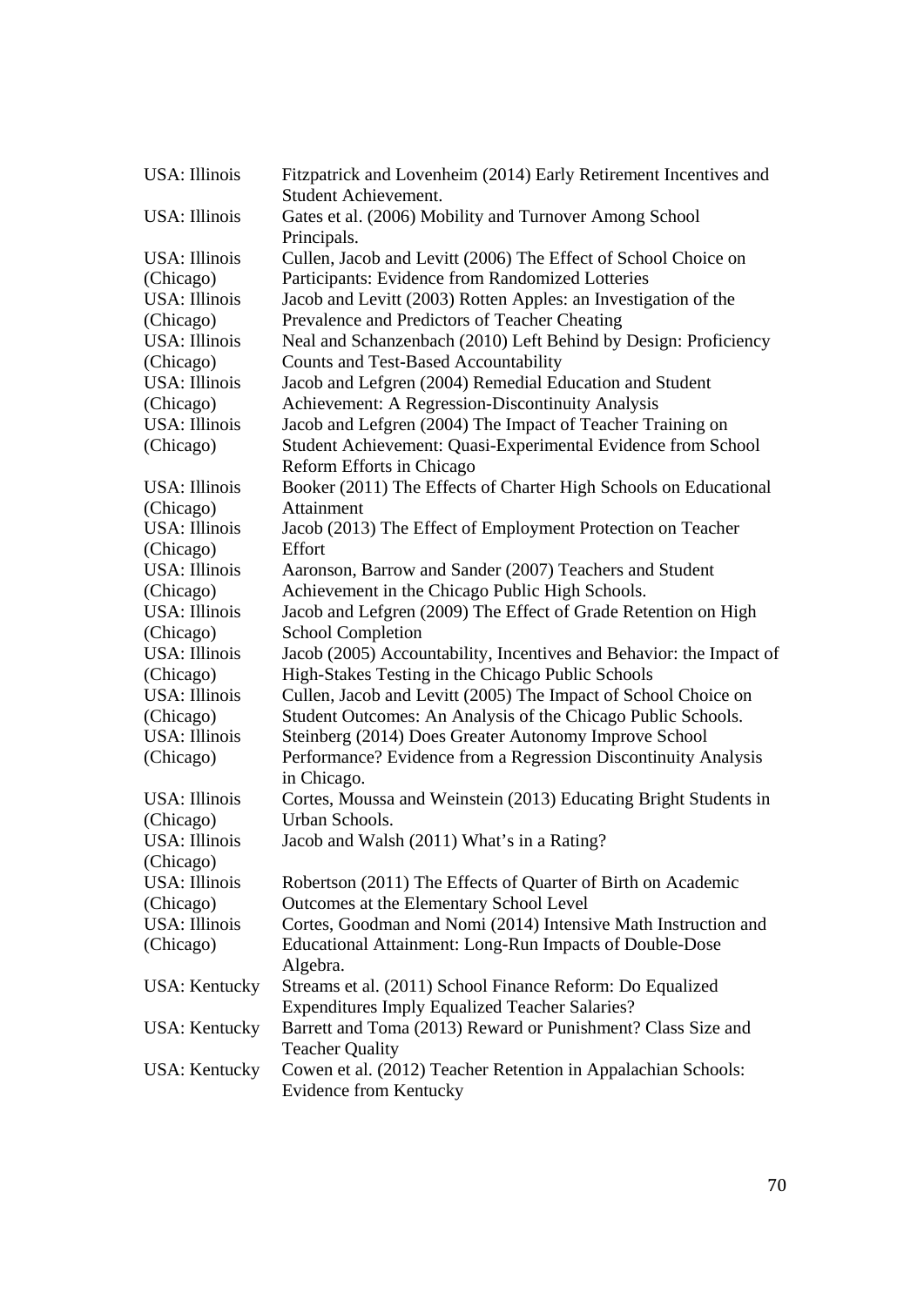| | |
|---|---|
| USA: Illinois | Fitzpatrick and Lovenheim (2014) Early Retirement Incentives and Student Achievement. |
| USA: Illinois | Gates et al. (2006) Mobility and Turnover Among School Principals. |
| USA: Illinois (Chicago) | Cullen, Jacob and Levitt (2006) The Effect of School Choice on Participants: Evidence from Randomized Lotteries |
| USA: Illinois (Chicago) | Jacob and Levitt (2003) Rotten Apples: an Investigation of the Prevalence and Predictors of Teacher Cheating |
| USA: Illinois (Chicago) | Neal and Schanzenbach (2010) Left Behind by Design: Proficiency Counts and Test-Based Accountability |
| USA: Illinois (Chicago) | Jacob and Lefgren (2004) Remedial Education and Student Achievement: A Regression-Discontinuity Analysis |
| USA: Illinois (Chicago) | Jacob and Lefgren (2004) The Impact of Teacher Training on Student Achievement: Quasi-Experimental Evidence from School Reform Efforts in Chicago |
| USA: Illinois (Chicago) | Booker (2011) The Effects of Charter High Schools on Educational Attainment |
| USA: Illinois (Chicago) | Jacob (2013) The Effect of Employment Protection on Teacher Effort |
| USA: Illinois (Chicago) | Aaronson, Barrow and Sander (2007) Teachers and Student Achievement in the Chicago Public High Schools. |
| USA: Illinois (Chicago) | Jacob and Lefgren (2009) The Effect of Grade Retention on High School Completion |
| USA: Illinois (Chicago) | Jacob (2005) Accountability, Incentives and Behavior: the Impact of High-Stakes Testing in the Chicago Public Schools |
| USA: Illinois (Chicago) | Cullen, Jacob and Levitt (2005) The Impact of School Choice on Student Outcomes: An Analysis of the Chicago Public Schools. |
| USA: Illinois (Chicago) | Steinberg (2014) Does Greater Autonomy Improve School Performance? Evidence from a Regression Discontinuity Analysis in Chicago. |
| USA: Illinois (Chicago) | Cortes, Moussa and Weinstein (2013) Educating Bright Students in Urban Schools. |
| USA: Illinois (Chicago) | Jacob and Walsh (2011) What's in a Rating? |
| USA: Illinois (Chicago) | Robertson (2011) The Effects of Quarter of Birth on Academic Outcomes at the Elementary School Level |
| USA: Illinois (Chicago) | Cortes, Goodman and Nomi (2014) Intensive Math Instruction and Educational Attainment: Long-Run Impacts of Double-Dose Algebra. |
| USA: Kentucky | Streams et al. (2011) School Finance Reform: Do Equalized Expenditures Imply Equalized Teacher Salaries? |
| USA: Kentucky | Barrett and Toma (2013) Reward or Punishment? Class Size and Teacher Quality |
| USA: Kentucky | Cowen et al. (2012) Teacher Retention in Appalachian Schools: Evidence from Kentucky |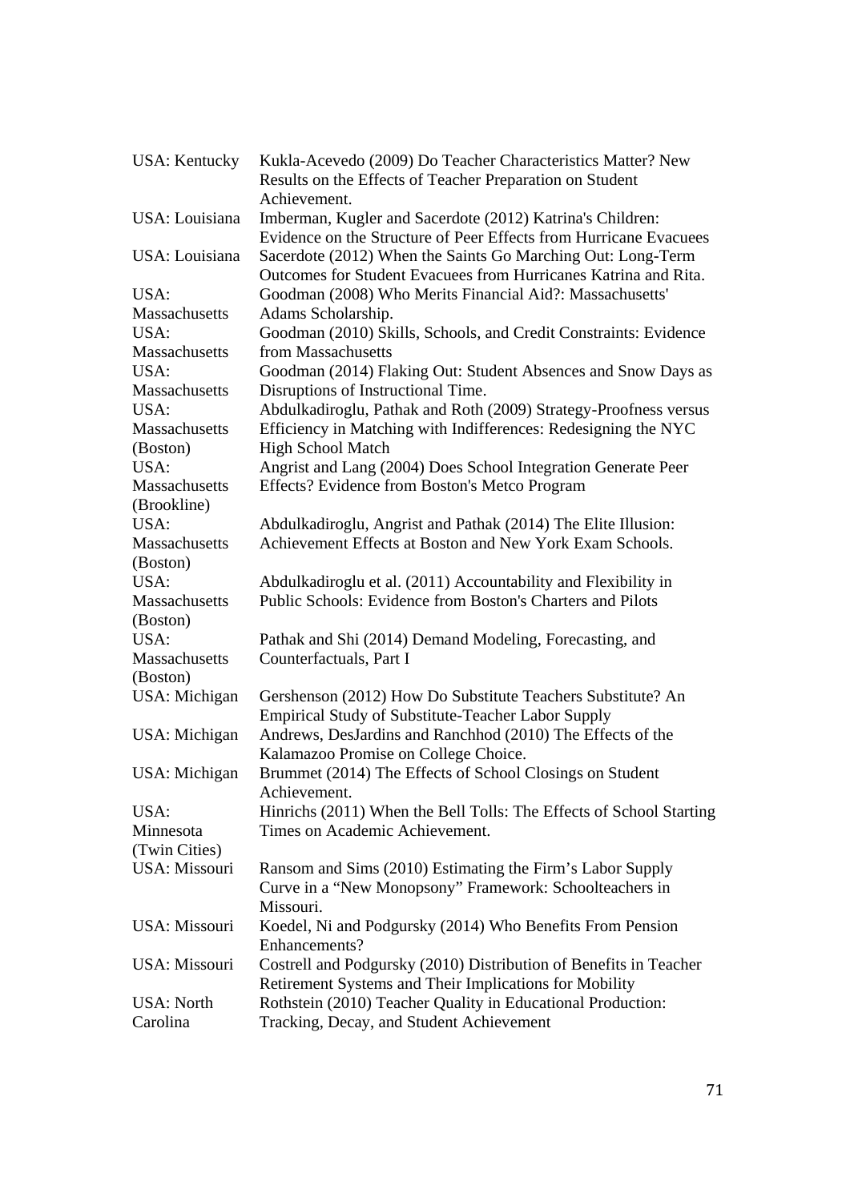| | |
|---|---|
| USA: Kentucky | Kukla-Acevedo (2009) Do Teacher Characteristics Matter? New Results on the Effects of Teacher Preparation on Student Achievement. |
| USA: Louisiana | Imberman, Kugler and Sacerdote (2012) Katrina's Children: Evidence on the Structure of Peer Effects from Hurricane Evacuees |
| USA: Louisiana | Sacerdote (2012) When the Saints Go Marching Out: Long-Term Outcomes for Student Evacuees from Hurricanes Katrina and Rita. |
| USA: Massachusetts | Goodman (2008) Who Merits Financial Aid?: Massachusetts' Adams Scholarship. |
| USA: Massachusetts | Goodman (2010) Skills, Schools, and Credit Constraints: Evidence from Massachusetts |
| USA: Massachusetts | Goodman (2014) Flaking Out: Student Absences and Snow Days as Disruptions of Instructional Time. |
| USA: Massachusetts (Boston) | Abdulkadiroglu, Pathak and Roth (2009) Strategy-Proofness versus Efficiency in Matching with Indifferences: Redesigning the NYC High School Match |
| USA: Massachusetts (Brookline) | Angrist and Lang (2004) Does School Integration Generate Peer Effects? Evidence from Boston's Metco Program |
| USA: Massachusetts (Boston) | Abdulkadiroglu, Angrist and Pathak (2014) The Elite Illusion: Achievement Effects at Boston and New York Exam Schools. |
| USA: Massachusetts (Boston) | Abdulkadiroglu et al. (2011) Accountability and Flexibility in Public Schools: Evidence from Boston's Charters and Pilots |
| USA: Massachusetts (Boston) | Pathak and Shi (2014) Demand Modeling, Forecasting, and Counterfactuals, Part I |
| USA: Michigan | Gershenson (2012) How Do Substitute Teachers Substitute? An Empirical Study of Substitute-Teacher Labor Supply |
| USA: Michigan | Andrews, DesJardins and Ranchhod (2010) The Effects of the Kalamazoo Promise on College Choice. |
| USA: Michigan | Brummet (2014) The Effects of School Closings on Student Achievement. |
| USA: Minnesota (Twin Cities) | Hinrichs (2011) When the Bell Tolls: The Effects of School Starting Times on Academic Achievement. |
| USA: Missouri | Ransom and Sims (2010) Estimating the Firm's Labor Supply Curve in a "New Monopsony" Framework: Schoolteachers in Missouri. |
| USA: Missouri | Koedel, Ni and Podgursky (2014) Who Benefits From Pension Enhancements? |
| USA: Missouri | Costrell and Podgursky (2010) Distribution of Benefits in Teacher Retirement Systems and Their Implications for Mobility |
| USA: North Carolina | Rothstein (2010) Teacher Quality in Educational Production: Tracking, Decay, and Student Achievement |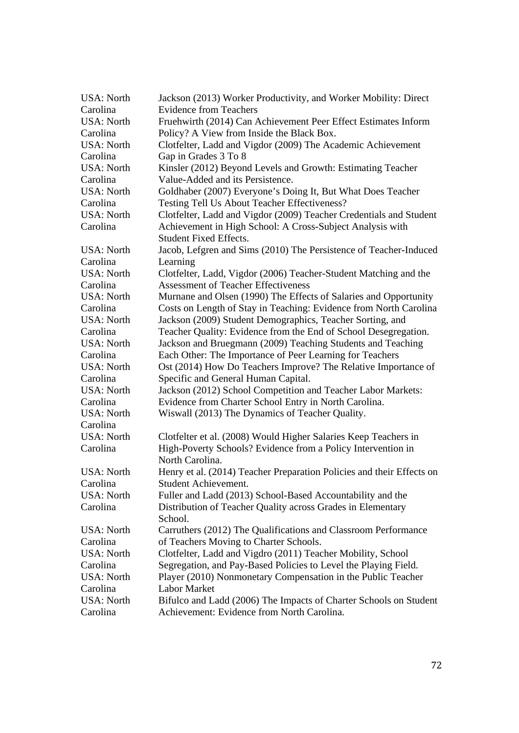| | |
|---|---|
| USA: North Carolina | Jackson (2013) Worker Productivity, and Worker Mobility: Direct Evidence from Teachers |
| USA: North Carolina | Fruehwirth (2014) Can Achievement Peer Effect Estimates Inform Policy? A View from Inside the Black Box. |
| USA: North Carolina | Clotfelter, Ladd and Vigdor (2009) The Academic Achievement Gap in Grades 3 To 8 |
| USA: North Carolina | Kinsler (2012) Beyond Levels and Growth: Estimating Teacher Value-Added and its Persistence. |
| USA: North Carolina | Goldhaber (2007) Everyone's Doing It, But What Does Teacher Testing Tell Us About Teacher Effectiveness? |
| USA: North Carolina | Clotfelter, Ladd and Vigdor (2009) Teacher Credentials and Student Achievement in High School: A Cross-Subject Analysis with Student Fixed Effects. |
| USA: North Carolina | Jacob, Lefgren and Sims (2010) The Persistence of Teacher-Induced Learning |
| USA: North Carolina | Clotfelter, Ladd, Vigdor (2006) Teacher-Student Matching and the Assessment of Teacher Effectiveness |
| USA: North Carolina | Murnane and Olsen (1990) The Effects of Salaries and Opportunity Costs on Length of Stay in Teaching: Evidence from North Carolina |
| USA: North Carolina | Jackson (2009) Student Demographics, Teacher Sorting, and Teacher Quality: Evidence from the End of School Desegregation. |
| USA: North Carolina | Jackson and Bruegmann (2009) Teaching Students and Teaching Each Other: The Importance of Peer Learning for Teachers |
| USA: North Carolina | Ost (2014) How Do Teachers Improve? The Relative Importance of Specific and General Human Capital. |
| USA: North Carolina | Jackson (2012) School Competition and Teacher Labor Markets: Evidence from Charter School Entry in North Carolina. |
| USA: North Carolina | Wiswall (2013) The Dynamics of Teacher Quality. |
| USA: North Carolina | Clotfelter et al. (2008) Would Higher Salaries Keep Teachers in High-Poverty Schools? Evidence from a Policy Intervention in North Carolina. |
| USA: North Carolina | Henry et al. (2014) Teacher Preparation Policies and their Effects on Student Achievement. |
| USA: North Carolina | Fuller and Ladd (2013) School-Based Accountability and the Distribution of Teacher Quality across Grades in Elementary School. |
| USA: North Carolina | Carruthers (2012) The Qualifications and Classroom Performance of Teachers Moving to Charter Schools. |
| USA: North Carolina | Clotfelter, Ladd and Vigdro (2011) Teacher Mobility, School Segregation, and Pay-Based Policies to Level the Playing Field. |
| USA: North Carolina | Player (2010) Nonmonetary Compensation in the Public Teacher Labor Market |
| USA: North Carolina | Bifulco and Ladd (2006) The Impacts of Charter Schools on Student Achievement: Evidence from North Carolina. |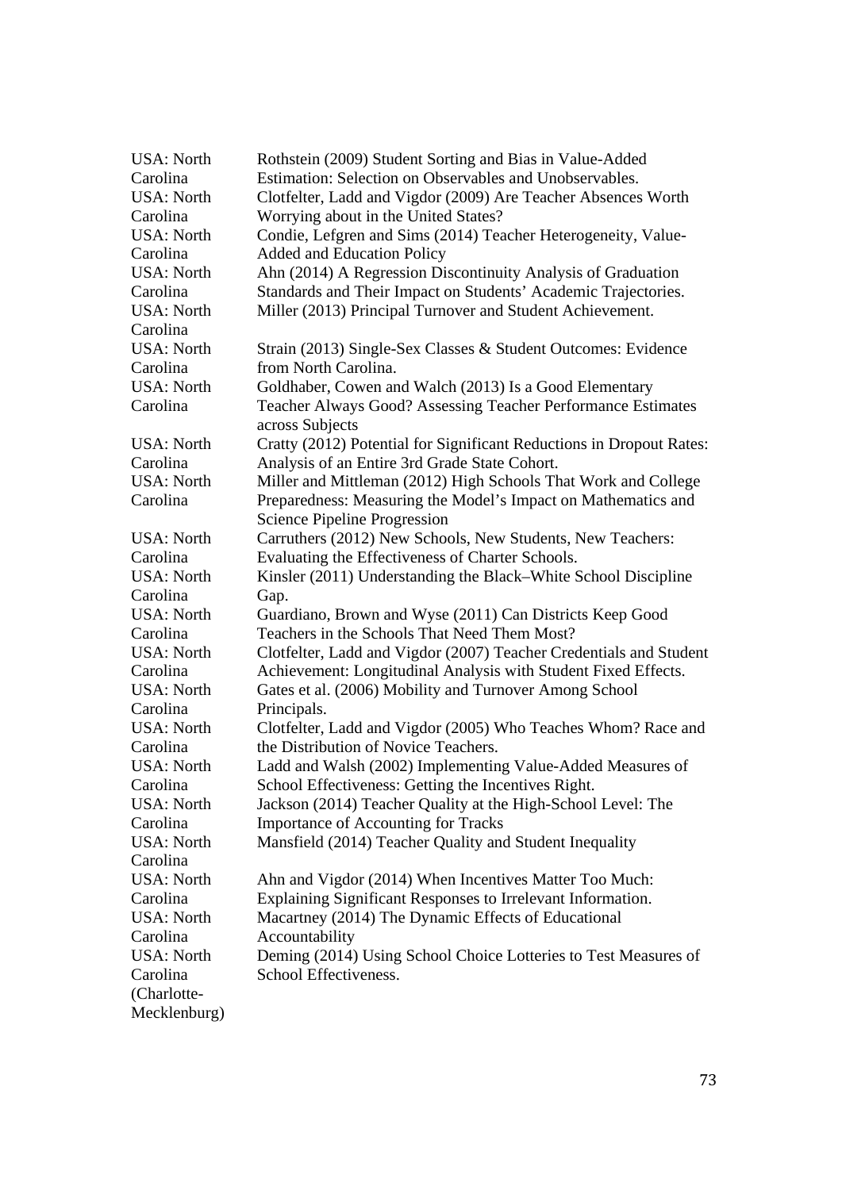| | |
|---|---|
| USA: North Carolina | Rothstein (2009) Student Sorting and Bias in Value-Added Estimation: Selection on Observables and Unobservables. |
| USA: North Carolina | Clotfelter, Ladd and Vigdor (2009) Are Teacher Absences Worth Worrying about in the United States? |
| USA: North Carolina | Condie, Lefgren and Sims (2014) Teacher Heterogeneity, Value-Added and Education Policy |
| USA: North Carolina | Ahn (2014) A Regression Discontinuity Analysis of Graduation Standards and Their Impact on Students' Academic Trajectories. |
| USA: North Carolina | Miller (2013) Principal Turnover and Student Achievement. |
| USA: North Carolina | Strain (2013) Single-Sex Classes & Student Outcomes: Evidence from North Carolina. |
| USA: North Carolina | Goldhaber, Cowen and Walch (2013) Is a Good Elementary Teacher Always Good? Assessing Teacher Performance Estimates across Subjects |
| USA: North Carolina | Cratty (2012) Potential for Significant Reductions in Dropout Rates: Analysis of an Entire 3rd Grade State Cohort. |
| USA: North Carolina | Miller and Mittleman (2012) High Schools That Work and College Preparedness: Measuring the Model's Impact on Mathematics and Science Pipeline Progression |
| USA: North Carolina | Carruthers (2012) New Schools, New Students, New Teachers: Evaluating the Effectiveness of Charter Schools. |
| USA: North Carolina | Kinsler (2011) Understanding the Black–White School Discipline Gap. |
| USA: North Carolina | Guardiano, Brown and Wyse (2011) Can Districts Keep Good Teachers in the Schools That Need Them Most? |
| USA: North Carolina | Clotfelter, Ladd and Vigdor (2007) Teacher Credentials and Student Achievement: Longitudinal Analysis with Student Fixed Effects. |
| USA: North Carolina | Gates et al. (2006) Mobility and Turnover Among School Principals. |
| USA: North Carolina | Clotfelter, Ladd and Vigdor (2005) Who Teaches Whom? Race and the Distribution of Novice Teachers. |
| USA: North Carolina | Ladd and Walsh (2002) Implementing Value-Added Measures of School Effectiveness: Getting the Incentives Right. |
| USA: North Carolina | Jackson (2014) Teacher Quality at the High-School Level: The Importance of Accounting for Tracks |
| USA: North Carolina | Mansfield (2014) Teacher Quality and Student Inequality |
| USA: North Carolina | Ahn and Vigdor (2014) When Incentives Matter Too Much: Explaining Significant Responses to Irrelevant Information. |
| USA: North Carolina | Macartney (2014) The Dynamic Effects of Educational Accountability |
| USA: North Carolina (Charlotte-Mecklenburg) | Deming (2014) Using School Choice Lotteries to Test Measures of School Effectiveness. |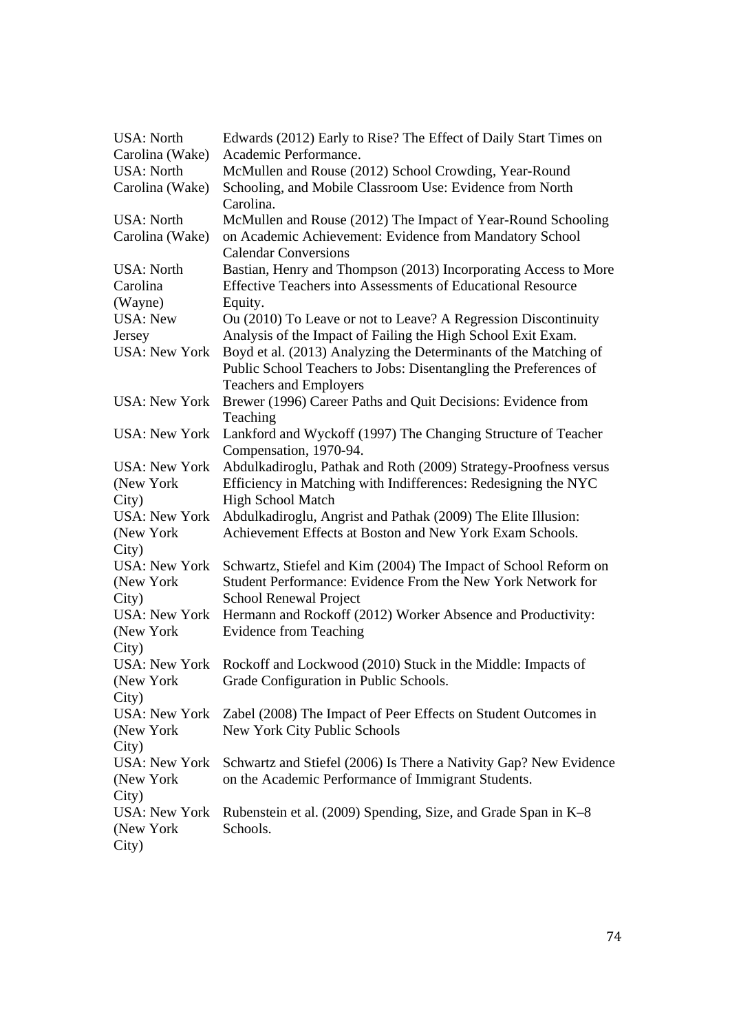| | |
|---|---|
| USA: North Carolina (Wake) | Edwards (2012) Early to Rise? The Effect of Daily Start Times on Academic Performance. |
| USA: North Carolina (Wake) | McMullen and Rouse (2012) School Crowding, Year-Round Schooling, and Mobile Classroom Use: Evidence from North Carolina. |
| USA: North Carolina (Wake) | McMullen and Rouse (2012) The Impact of Year-Round Schooling on Academic Achievement: Evidence from Mandatory School Calendar Conversions |
| USA: North Carolina (Wayne) | Bastian, Henry and Thompson (2013) Incorporating Access to More Effective Teachers into Assessments of Educational Resource Equity. |
| USA: New Jersey | Ou (2010) To Leave or not to Leave? A Regression Discontinuity Analysis of the Impact of Failing the High School Exit Exam. |
| USA: New York | Boyd et al. (2013) Analyzing the Determinants of the Matching of Public School Teachers to Jobs: Disentangling the Preferences of Teachers and Employers |
| USA: New York | Brewer (1996) Career Paths and Quit Decisions: Evidence from Teaching |
| USA: New York | Lankford and Wyckoff (1997) The Changing Structure of Teacher Compensation, 1970-94. |
| USA: New York (New York City) | Abdulkadiroglu, Pathak and Roth (2009) Strategy-Proofness versus Efficiency in Matching with Indifferences: Redesigning the NYC High School Match |
| USA: New York (New York City) | Abdulkadiroglu, Angrist and Pathak (2009) The Elite Illusion: Achievement Effects at Boston and New York Exam Schools. |
| USA: New York (New York City) | Schwartz, Stiefel and Kim (2004) The Impact of School Reform on Student Performance: Evidence From the New York Network for School Renewal Project |
| USA: New York (New York City) | Hermann and Rockoff (2012) Worker Absence and Productivity: Evidence from Teaching |
| USA: New York (New York City) | Rockoff and Lockwood (2010) Stuck in the Middle: Impacts of Grade Configuration in Public Schools. |
| USA: New York (New York City) | Zabel (2008) The Impact of Peer Effects on Student Outcomes in New York City Public Schools |
| USA: New York (New York City) | Schwartz and Stiefel (2006) Is There a Nativity Gap? New Evidence on the Academic Performance of Immigrant Students. |
| USA: New York (New York City) | Rubenstein et al. (2009) Spending, Size, and Grade Span in K–8 Schools. |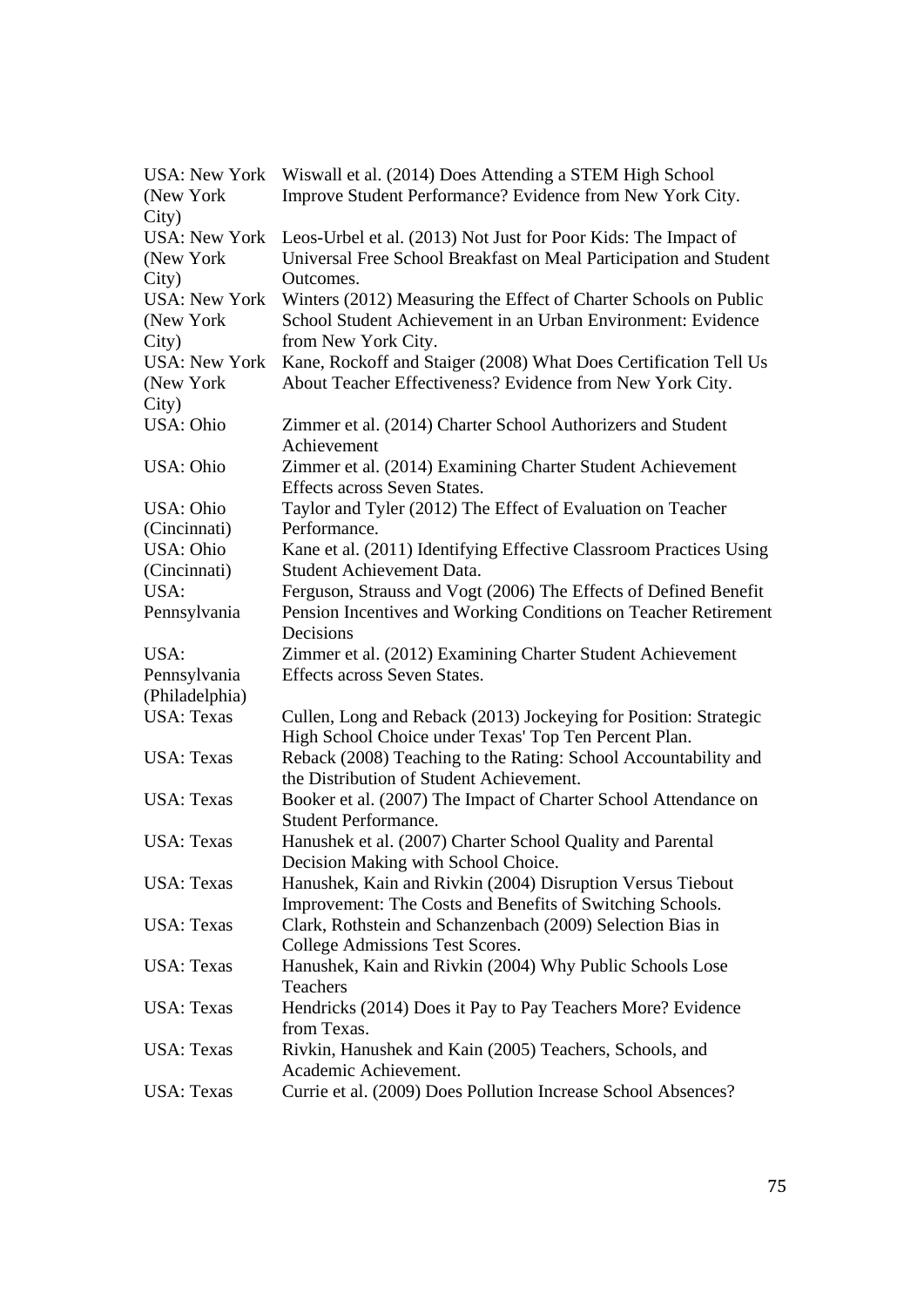| | |
|---|---|
| USA: New York (New York City) | Wiswall et al. (2014) Does Attending a STEM High School Improve Student Performance? Evidence from New York City. |
| USA: New York (New York City) | Leos-Urbel et al. (2013) Not Just for Poor Kids: The Impact of Universal Free School Breakfast on Meal Participation and Student Outcomes. |
| USA: New York (New York City) | Winters (2012) Measuring the Effect of Charter Schools on Public School Student Achievement in an Urban Environment: Evidence from New York City. |
| USA: New York (New York City) | Kane, Rockoff and Staiger (2008) What Does Certification Tell Us About Teacher Effectiveness? Evidence from New York City. |
| USA: Ohio | Zimmer et al. (2014) Charter School Authorizers and Student Achievement |
| USA: Ohio | Zimmer et al. (2014) Examining Charter Student Achievement Effects across Seven States. |
| USA: Ohio (Cincinnati) | Taylor and Tyler (2012) The Effect of Evaluation on Teacher Performance. |
| USA: Ohio (Cincinnati) | Kane et al. (2011) Identifying Effective Classroom Practices Using Student Achievement Data. |
| USA: Pennsylvania | Ferguson, Strauss and Vogt (2006) The Effects of Defined Benefit Pension Incentives and Working Conditions on Teacher Retirement Decisions |
| USA: Pennsylvania (Philadelphia) | Zimmer et al. (2012) Examining Charter Student Achievement Effects across Seven States. |
| USA: Texas | Cullen, Long and Reback (2013) Jockeying for Position: Strategic High School Choice under Texas' Top Ten Percent Plan. |
| USA: Texas | Reback (2008) Teaching to the Rating: School Accountability and the Distribution of Student Achievement. |
| USA: Texas | Booker et al. (2007) The Impact of Charter School Attendance on Student Performance. |
| USA: Texas | Hanushek et al. (2007) Charter School Quality and Parental Decision Making with School Choice. |
| USA: Texas | Hanushek, Kain and Rivkin (2004) Disruption Versus Tiebout Improvement: The Costs and Benefits of Switching Schools. |
| USA: Texas | Clark, Rothstein and Schanzenbach (2009) Selection Bias in College Admissions Test Scores. |
| USA: Texas | Hanushek, Kain and Rivkin (2004) Why Public Schools Lose Teachers |
| USA: Texas | Hendricks (2014) Does it Pay to Pay Teachers More? Evidence from Texas. |
| USA: Texas | Rivkin, Hanushek and Kain (2005) Teachers, Schools, and Academic Achievement. |
| USA: Texas | Currie et al. (2009) Does Pollution Increase School Absences? |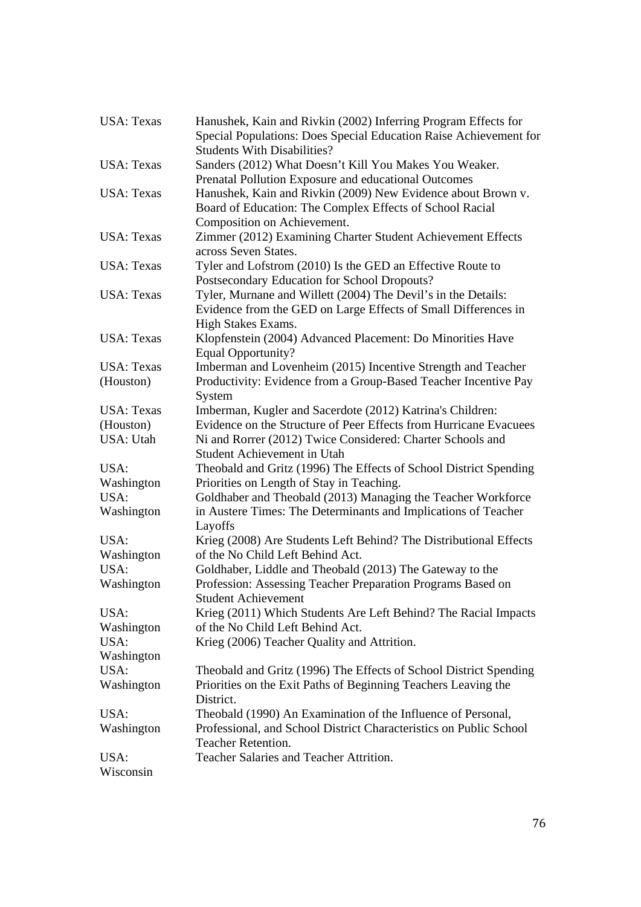| | |
|---|---|
| USA: Texas | Hanushek, Kain and Rivkin (2002) Inferring Program Effects for Special Populations: Does Special Education Raise Achievement for Students With Disabilities? |
| USA: Texas | Sanders (2012) What Doesn’t Kill You Makes You Weaker. Prenatal Pollution Exposure and educational Outcomes |
| USA: Texas | Hanushek, Kain and Rivkin (2009) New Evidence about Brown v. Board of Education: The Complex Effects of School Racial Composition on Achievement. |
| USA: Texas | Zimmer (2012) Examining Charter Student Achievement Effects across Seven States. |
| USA: Texas | Tyler and Lofstrom (2010) Is the GED an Effective Route to Postsecondary Education for School Dropouts? |
| USA: Texas | Tyler, Murnane and Willett (2004) The Devil’s in the Details: Evidence from the GED on Large Effects of Small Differences in High Stakes Exams. |
| USA: Texas | Klopfenstein (2004) Advanced Placement: Do Minorities Have Equal Opportunity? |
| USA: Texas (Houston) | Imberman and Lovenheim (2015) Incentive Strength and Teacher Productivity: Evidence from a Group-Based Teacher Incentive Pay System |
| USA: Texas (Houston) | Imberman, Kugler and Sacerdote (2012) Katrina's Children: Evidence on the Structure of Peer Effects from Hurricane Evacuees |
| USA: Utah | Ni and Rorrer (2012) Twice Considered: Charter Schools and Student Achievement in Utah |
| USA: Washington | Theobald and Gritz (1996) The Effects of School District Spending Priorities on Length of Stay in Teaching. |
| USA: Washington | Goldhaber and Theobald (2013) Managing the Teacher Workforce in Austere Times: The Determinants and Implications of Teacher Layoffs |
| USA: Washington | Krieg (2008) Are Students Left Behind? The Distributional Effects of the No Child Left Behind Act. |
| USA: Washington | Goldhaber, Liddle and Theobald (2013) The Gateway to the Profession: Assessing Teacher Preparation Programs Based on Student Achievement |
| USA: Washington | Krieg (2011) Which Students Are Left Behind? The Racial Impacts of the No Child Left Behind Act. |
| USA: Washington | Krieg (2006) Teacher Quality and Attrition. |
| USA: Washington | Theobald and Gritz (1996) The Effects of School District Spending Priorities on the Exit Paths of Beginning Teachers Leaving the District. |
| USA: Washington | Theobald (1990) An Examination of the Influence of Personal, Professional, and School District Characteristics on Public School Teacher Retention. |
| USA: Wisconsin | Teacher Salaries and Teacher Attrition. |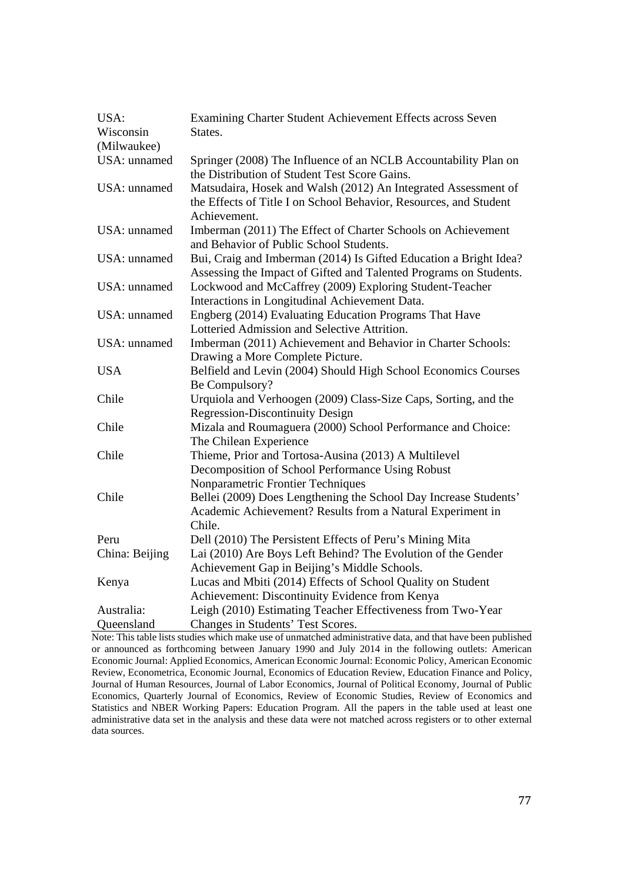| | |
|---|---|
| USA: Wisconsin (Milwaukee) | Examining Charter Student Achievement Effects across Seven States. |
| USA: unnamed | Springer (2008) The Influence of an NCLB Accountability Plan on the Distribution of Student Test Score Gains. |
| USA: unnamed | Matsudaira, Hosek and Walsh (2012) An Integrated Assessment of the Effects of Title I on School Behavior, Resources, and Student Achievement. |
| USA: unnamed | Imberman (2011) The Effect of Charter Schools on Achievement and Behavior of Public School Students. |
| USA: unnamed | Bui, Craig and Imberman (2014) Is Gifted Education a Bright Idea? Assessing the Impact of Gifted and Talented Programs on Students. |
| USA: unnamed | Lockwood and McCaffrey (2009) Exploring Student-Teacher Interactions in Longitudinal Achievement Data. |
| USA: unnamed | Engberg (2014) Evaluating Education Programs That Have Lotteried Admission and Selective Attrition. |
| USA: unnamed | Imberman (2011) Achievement and Behavior in Charter Schools: Drawing a More Complete Picture. |
| USA | Belfield and Levin (2004) Should High School Economics Courses Be Compulsory? |
| Chile | Urquiola and Verhoogen (2009) Class-Size Caps, Sorting, and the Regression-Discontinuity Design |
| Chile | Mizala and Roumaguera (2000) School Performance and Choice: The Chilean Experience |
| Chile | Thieme, Prior and Tortosa-Ausina (2013) A Multilevel Decomposition of School Performance Using Robust Nonparametric Frontier Techniques |
| Chile | Bellei (2009) Does Lengthening the School Day Increase Students' Academic Achievement? Results from a Natural Experiment in Chile. |
| Peru | Dell (2010) The Persistent Effects of Peru's Mining Mita |
| China: Beijing | Lai (2010) Are Boys Left Behind? The Evolution of the Gender Achievement Gap in Beijing's Middle Schools. |
| Kenya | Lucas and Mbiti (2014) Effects of School Quality on Student Achievement: Discontinuity Evidence from Kenya |
| Australia: Queensland | Leigh (2010) Estimating Teacher Effectiveness from Two-Year Changes in Students' Test Scores. |

Note: This table lists studies which make use of unmatched administrative data, and that have been published or announced as forthcoming between January 1990 and July 2014 in the following outlets: American Economic Journal: Applied Economics, American Economic Journal: Economic Policy, American Economic Review, Econometrica, Economic Journal, Economics of Education Review, Education Finance and Policy, Journal of Human Resources, Journal of Labor Economics, Journal of Political Economy, Journal of Public Economics, Quarterly Journal of Economics, Review of Economic Studies, Review of Economics and Statistics and NBER Working Papers: Education Program. All the papers in the table used at least one administrative data set in the analysis and these data were not matched across registers or to other external data sources.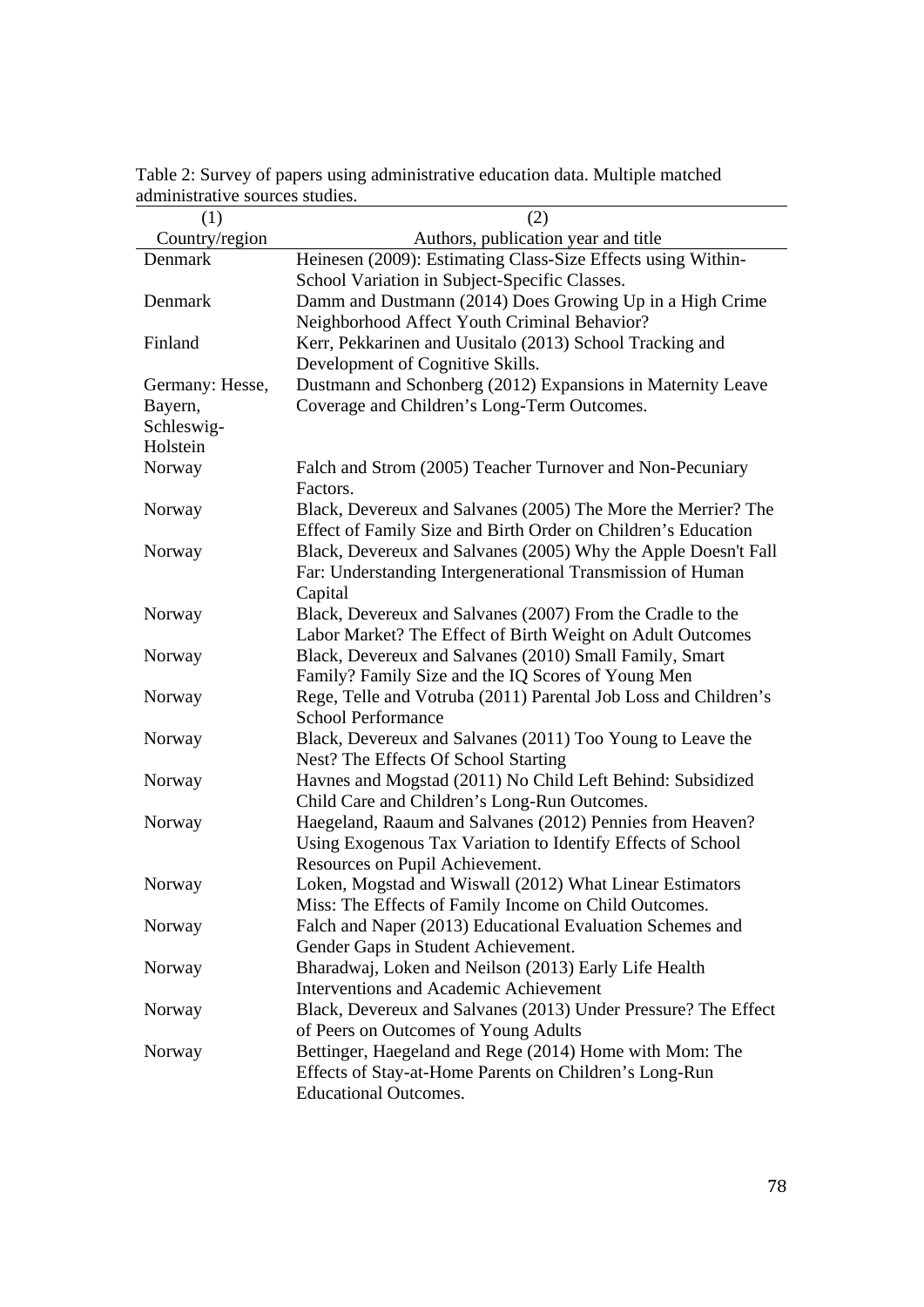Table 2: Survey of papers using administrative education data. Multiple matched administrative sources studies.

| (1) | (2) |
|---|---|
| Country/region | Authors, publication year and title |
| Denmark | Heinesen (2009): Estimating Class-Size Effects using Within-School Variation in Subject-Specific Classes. |
| Denmark | Damm and Dustmann (2014) Does Growing Up in a High Crime Neighborhood Affect Youth Criminal Behavior? |
| Finland | Kerr, Pekkarinen and Uusitalo (2013) School Tracking and Development of Cognitive Skills. |
| Germany: Hesse, Bayern, Schleswig-Holstein | Dustmann and Schonberg (2012) Expansions in Maternity Leave Coverage and Children's Long-Term Outcomes. |
| Norway | Falch and Strom (2005) Teacher Turnover and Non-Pecuniary Factors. |
| Norway | Black, Devereux and Salvanes (2005) The More the Merrier? The Effect of Family Size and Birth Order on Children's Education |
| Norway | Black, Devereux and Salvanes (2005) Why the Apple Doesn't Fall Far: Understanding Intergenerational Transmission of Human Capital |
| Norway | Black, Devereux and Salvanes (2007) From the Cradle to the Labor Market? The Effect of Birth Weight on Adult Outcomes |
| Norway | Black, Devereux and Salvanes (2010) Small Family, Smart Family? Family Size and the IQ Scores of Young Men |
| Norway | Rege, Telle and Votruba (2011) Parental Job Loss and Children's School Performance |
| Norway | Black, Devereux and Salvanes (2011) Too Young to Leave the Nest? The Effects Of School Starting |
| Norway | Havnes and Mogstad (2011) No Child Left Behind: Subsidized Child Care and Children's Long-Run Outcomes. |
| Norway | Haegeland, Raaum and Salvanes (2012) Pennies from Heaven? Using Exogenous Tax Variation to Identify Effects of School Resources on Pupil Achievement. |
| Norway | Loken, Mogstad and Wiswall (2012) What Linear Estimators Miss: The Effects of Family Income on Child Outcomes. |
| Norway | Falch and Naper (2013) Educational Evaluation Schemes and Gender Gaps in Student Achievement. |
| Norway | Bharadwaj, Loken and Neilson (2013) Early Life Health Interventions and Academic Achievement |
| Norway | Black, Devereux and Salvanes (2013) Under Pressure? The Effect of Peers on Outcomes of Young Adults |
| Norway | Bettinger, Haegeland and Rege (2014) Home with Mom: The Effects of Stay-at-Home Parents on Children's Long-Run Educational Outcomes. |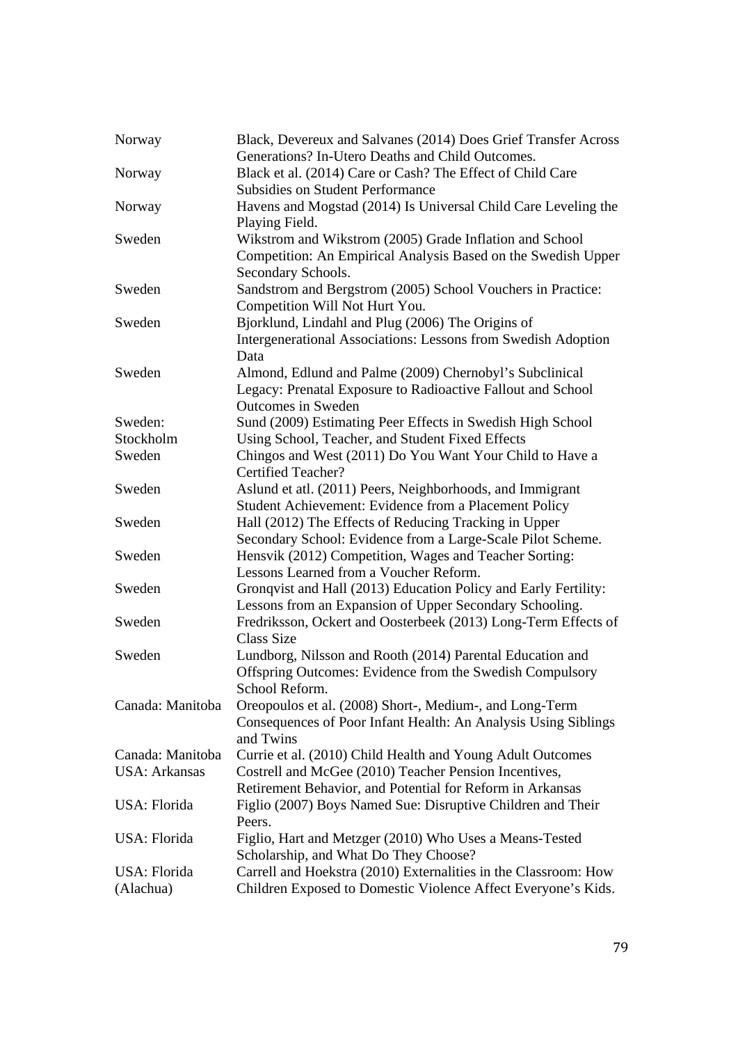| | |
|---|---|
| Norway | Black, Devereux and Salvanes (2014) Does Grief Transfer Across Generations? In-Utero Deaths and Child Outcomes. |
| Norway | Black et al. (2014) Care or Cash? The Effect of Child Care Subsidies on Student Performance |
| Norway | Havens and Mogstad (2014) Is Universal Child Care Leveling the Playing Field. |
| Sweden | Wikstrom and Wikstrom (2005) Grade Inflation and School Competition: An Empirical Analysis Based on the Swedish Upper Secondary Schools. |
| Sweden | Sandstrom and Bergstrom (2005) School Vouchers in Practice: Competition Will Not Hurt You. |
| Sweden | Bjorklund, Lindahl and Plug (2006) The Origins of Intergenerational Associations: Lessons from Swedish Adoption Data |
| Sweden | Almond, Edlund and Palme (2009) Chernobyl's Subclinical Legacy: Prenatal Exposure to Radioactive Fallout and School Outcomes in Sweden |
| Sweden: Stockholm | Sund (2009) Estimating Peer Effects in Swedish High School Using School, Teacher, and Student Fixed Effects |
| Sweden | Chingos and West (2011) Do You Want Your Child to Have a Certified Teacher? |
| Sweden | Aslund et atl. (2011) Peers, Neighborhoods, and Immigrant Student Achievement: Evidence from a Placement Policy |
| Sweden | Hall (2012) The Effects of Reducing Tracking in Upper Secondary School: Evidence from a Large-Scale Pilot Scheme. |
| Sweden | Hensvik (2012) Competition, Wages and Teacher Sorting: Lessons Learned from a Voucher Reform. |
| Sweden | Gronqvist and Hall (2013) Education Policy and Early Fertility: Lessons from an Expansion of Upper Secondary Schooling. |
| Sweden | Fredriksson, Ockert and Oosterbeek (2013) Long-Term Effects of Class Size |
| Sweden | Lundborg, Nilsson and Rooth (2014) Parental Education and Offspring Outcomes: Evidence from the Swedish Compulsory School Reform. |
| Canada: Manitoba | Oreopoulos et al. (2008) Short-, Medium-, and Long-Term Consequences of Poor Infant Health: An Analysis Using Siblings and Twins |
| Canada: Manitoba | Currie et al. (2010) Child Health and Young Adult Outcomes |
| USA: Arkansas | Costrell and McGee (2010) Teacher Pension Incentives, Retirement Behavior, and Potential for Reform in Arkansas |
| USA: Florida | Figlio (2007) Boys Named Sue: Disruptive Children and Their Peers. |
| USA: Florida | Figlio, Hart and Metzger (2010) Who Uses a Means-Tested Scholarship, and What Do They Choose? |
| USA: Florida (Alachua) | Carrell and Hoekstra (2010) Externalities in the Classroom: How Children Exposed to Domestic Violence Affect Everyone's Kids. |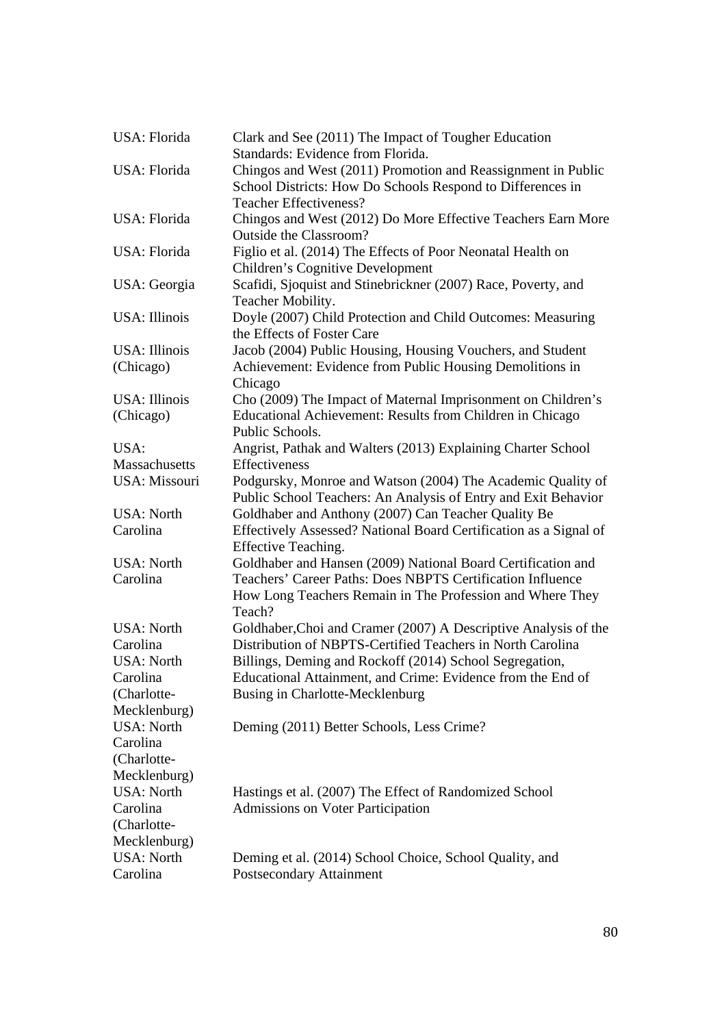| | |
|---|---|
| USA: Florida | Clark and See (2011) The Impact of Tougher Education Standards: Evidence from Florida. |
| USA: Florida | Chingos and West (2011) Promotion and Reassignment in Public School Districts: How Do Schools Respond to Differences in Teacher Effectiveness? |
| USA: Florida | Chingos and West (2012) Do More Effective Teachers Earn More Outside the Classroom? |
| USA: Florida | Figlio et al. (2014) The Effects of Poor Neonatal Health on Children's Cognitive Development |
| USA: Georgia | Scafidi, Sjoquist and Stinebrickner (2007) Race, Poverty, and Teacher Mobility. |
| USA: Illinois | Doyle (2007) Child Protection and Child Outcomes: Measuring the Effects of Foster Care |
| USA: Illinois (Chicago) | Jacob (2004) Public Housing, Housing Vouchers, and Student Achievement: Evidence from Public Housing Demolitions in Chicago |
| USA: Illinois (Chicago) | Cho (2009) The Impact of Maternal Imprisonment on Children's Educational Achievement: Results from Children in Chicago Public Schools. |
| USA: Massachusetts | Angrist, Pathak and Walters (2013) Explaining Charter School Effectiveness |
| USA: Missouri | Podgursky, Monroe and Watson (2004) The Academic Quality of Public School Teachers: An Analysis of Entry and Exit Behavior |
| USA: North Carolina | Goldhaber and Anthony (2007) Can Teacher Quality Be Effectively Assessed? National Board Certification as a Signal of Effective Teaching. |
| USA: North Carolina | Goldhaber and Hansen (2009) National Board Certification and Teachers' Career Paths: Does NBPTS Certification Influence How Long Teachers Remain in The Profession and Where They Teach? |
| USA: North Carolina | Goldhaber,Choi and Cramer (2007) A Descriptive Analysis of the Distribution of NBPTS-Certified Teachers in North Carolina |
| USA: North Carolina (Charlotte-Mecklenburg) | Billings, Deming and Rockoff (2014) School Segregation, Educational Attainment, and Crime: Evidence from the End of Busing in Charlotte-Mecklenburg |
| USA: North Carolina (Charlotte-Mecklenburg) | Deming (2011) Better Schools, Less Crime? |
| USA: North Carolina (Charlotte-Mecklenburg) | Hastings et al. (2007) The Effect of Randomized School Admissions on Voter Participation |
| USA: North Carolina | Deming et al. (2014) School Choice, School Quality, and Postsecondary Attainment |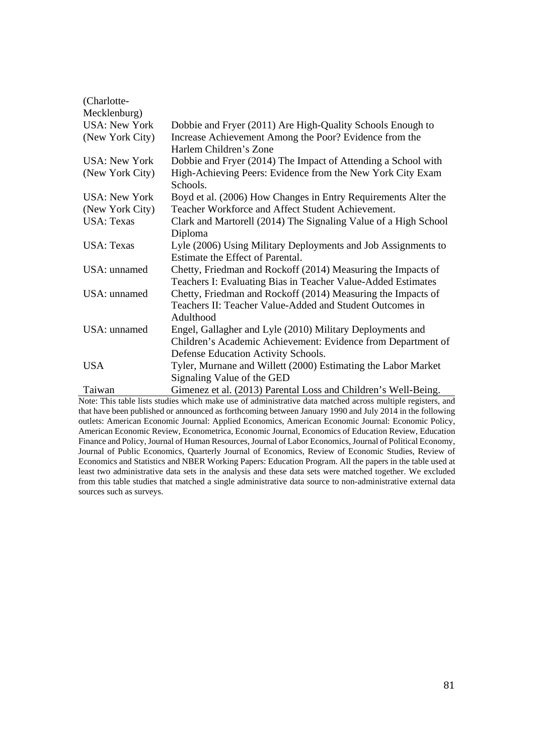| | |
|---|---|
| (Charlotte-Mecklenburg) | |
| USA: New York (New York City) | Dobbie and Fryer (2011) Are High-Quality Schools Enough to Increase Achievement Among the Poor? Evidence from the Harlem Children's Zone |
| USA: New York (New York City) | Dobbie and Fryer (2014) The Impact of Attending a School with High-Achieving Peers: Evidence from the New York City Exam Schools. |
| USA: New York (New York City) | Boyd et al. (2006) How Changes in Entry Requirements Alter the Teacher Workforce and Affect Student Achievement. |
| USA: Texas | Clark and Martorell (2014) The Signaling Value of a High School Diploma |
| USA: Texas | Lyle (2006) Using Military Deployments and Job Assignments to Estimate the Effect of Parental. |
| USA: unnamed | Chetty, Friedman and Rockoff (2014) Measuring the Impacts of Teachers I: Evaluating Bias in Teacher Value-Added Estimates |
| USA: unnamed | Chetty, Friedman and Rockoff (2014) Measuring the Impacts of Teachers II: Teacher Value-Added and Student Outcomes in Adulthood |
| USA: unnamed | Engel, Gallagher and Lyle (2010) Military Deployments and Children's Academic Achievement: Evidence from Department of Defense Education Activity Schools. |
| USA | Tyler, Murnane and Willett (2000) Estimating the Labor Market Signaling Value of the GED |
| Taiwan | Gimenez et al. (2013) Parental Loss and Children's Well-Being. |

Note: This table lists studies which make use of administrative data matched across multiple registers, and that have been published or announced as forthcoming between January 1990 and July 2014 in the following outlets: American Economic Journal: Applied Economics, American Economic Journal: Economic Policy, American Economic Review, Econometrica, Economic Journal, Economics of Education Review, Education Finance and Policy, Journal of Human Resources, Journal of Labor Economics, Journal of Political Economy, Journal of Public Economics, Quarterly Journal of Economics, Review of Economic Studies, Review of Economics and Statistics and NBER Working Papers: Education Program. All the papers in the table used at least two administrative data sets in the analysis and these data sets were matched together. We excluded from this table studies that matched a single administrative data source to non-administrative external data sources such as surveys.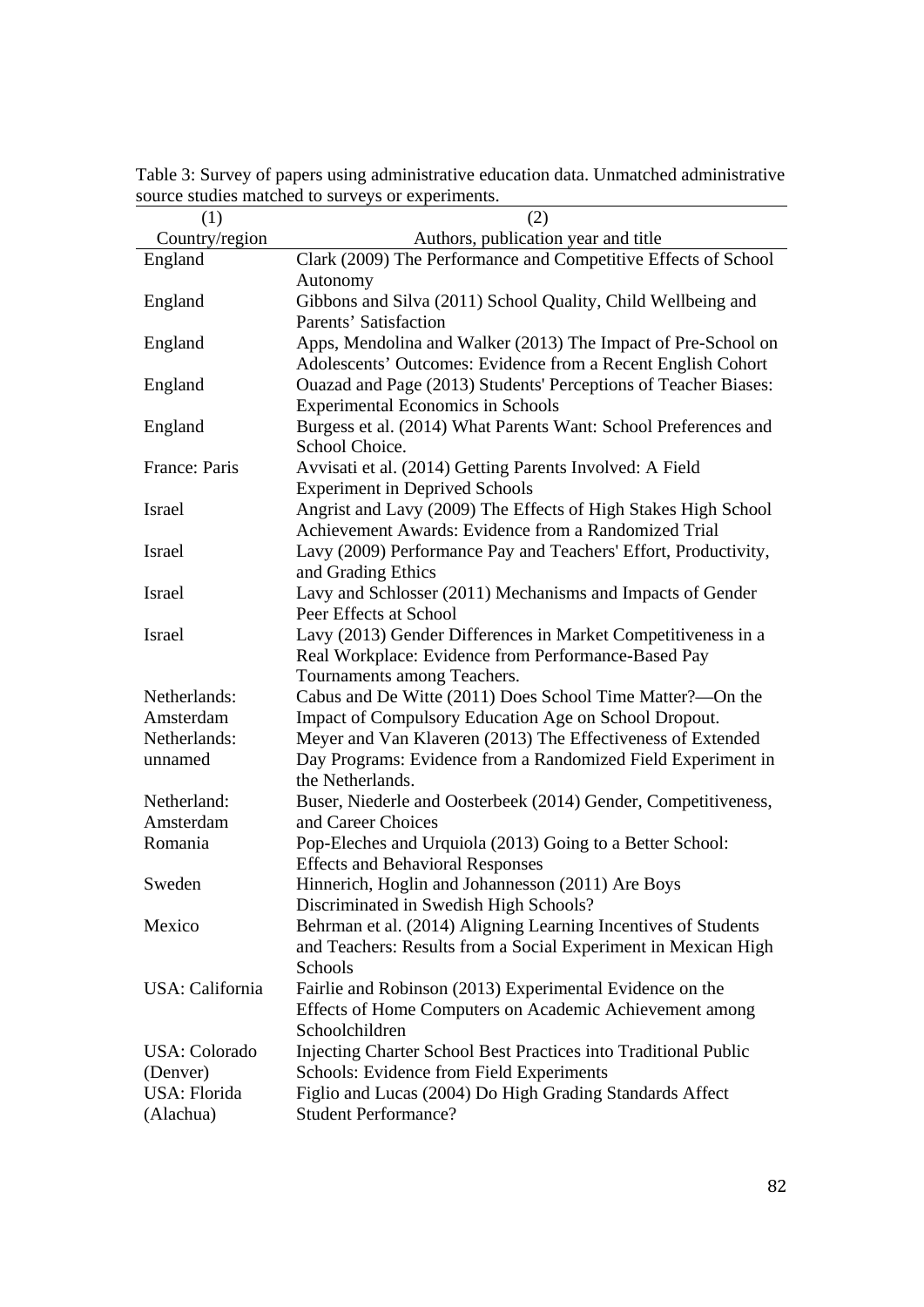Table 3: Survey of papers using administrative education data. Unmatched administrative source studies matched to surveys or experiments.

| (1) Country/region | (2) Authors, publication year and title |
|---|---|
| England | Clark (2009) The Performance and Competitive Effects of School Autonomy |
| England | Gibbons and Silva (2011) School Quality, Child Wellbeing and Parents' Satisfaction |
| England | Apps, Mendolina and Walker (2013) The Impact of Pre-School on Adolescents' Outcomes: Evidence from a Recent English Cohort |
| England | Ouazad and Page (2013) Students' Perceptions of Teacher Biases: Experimental Economics in Schools |
| England | Burgess et al. (2014) What Parents Want: School Preferences and School Choice. |
| France: Paris | Avvisati et al. (2014) Getting Parents Involved: A Field Experiment in Deprived Schools |
| Israel | Angrist and Lavy (2009) The Effects of High Stakes High School Achievement Awards: Evidence from a Randomized Trial |
| Israel | Lavy (2009) Performance Pay and Teachers' Effort, Productivity, and Grading Ethics |
| Israel | Lavy and Schlosser (2011) Mechanisms and Impacts of Gender Peer Effects at School |
| Israel | Lavy (2013) Gender Differences in Market Competitiveness in a Real Workplace: Evidence from Performance-Based Pay Tournaments among Teachers. |
| Netherlands: Amsterdam | Cabus and De Witte (2011) Does School Time Matter?—On the Impact of Compulsory Education Age on School Dropout. |
| Netherlands: unnamed | Meyer and Van Klaveren (2013) The Effectiveness of Extended Day Programs: Evidence from a Randomized Field Experiment in the Netherlands. |
| Netherland: Amsterdam | Buser, Niederle and Oosterbeek (2014) Gender, Competitiveness, and Career Choices |
| Romania | Pop-Eleches and Urquiola (2013) Going to a Better School: Effects and Behavioral Responses |
| Sweden | Hinnerich, Hoglin and Johannesson (2011) Are Boys Discriminated in Swedish High Schools? |
| Mexico | Behrman et al. (2014) Aligning Learning Incentives of Students and Teachers: Results from a Social Experiment in Mexican High Schools |
| USA: California | Fairlie and Robinson (2013) Experimental Evidence on the Effects of Home Computers on Academic Achievement among Schoolchildren |
| USA: Colorado (Denver) | Injecting Charter School Best Practices into Traditional Public Schools: Evidence from Field Experiments |
| USA: Florida (Alachua) | Figlio and Lucas (2004) Do High Grading Standards Affect Student Performance? |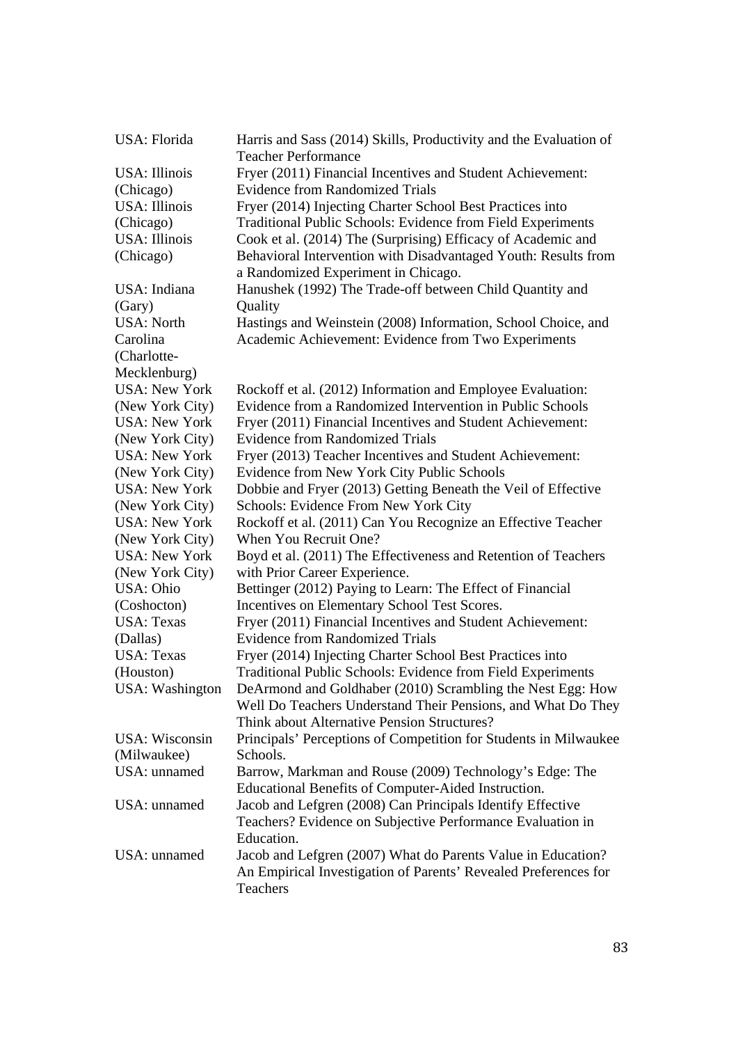| | |
|---|---|
| USA: Florida | Harris and Sass (2014) Skills, Productivity and the Evaluation of Teacher Performance |
| USA: Illinois (Chicago) | Fryer (2011) Financial Incentives and Student Achievement: Evidence from Randomized Trials |
| USA: Illinois (Chicago) | Fryer (2014) Injecting Charter School Best Practices into Traditional Public Schools: Evidence from Field Experiments |
| USA: Illinois (Chicago) | Cook et al. (2014) The (Surprising) Efficacy of Academic and Behavioral Intervention with Disadvantaged Youth: Results from a Randomized Experiment in Chicago. |
| USA: Indiana (Gary) | Hanushek (1992) The Trade-off between Child Quantity and Quality |
| USA: North Carolina (Charlotte-Mecklenburg) | Hastings and Weinstein (2008) Information, School Choice, and Academic Achievement: Evidence from Two Experiments |
| USA: New York (New York City) | Rockoff et al. (2012) Information and Employee Evaluation: Evidence from a Randomized Intervention in Public Schools |
| USA: New York (New York City) | Fryer (2011) Financial Incentives and Student Achievement: Evidence from Randomized Trials |
| USA: New York (New York City) | Fryer (2013) Teacher Incentives and Student Achievement: Evidence from New York City Public Schools |
| USA: New York (New York City) | Dobbie and Fryer (2013) Getting Beneath the Veil of Effective Schools: Evidence From New York City |
| USA: New York (New York City) | Rockoff et al. (2011) Can You Recognize an Effective Teacher When You Recruit One? |
| USA: New York (New York City) | Boyd et al. (2011) The Effectiveness and Retention of Teachers with Prior Career Experience. |
| USA: Ohio (Coshocton) | Bettinger (2012) Paying to Learn: The Effect of Financial Incentives on Elementary School Test Scores. |
| USA: Texas (Dallas) | Fryer (2011) Financial Incentives and Student Achievement: Evidence from Randomized Trials |
| USA: Texas (Houston) | Fryer (2014) Injecting Charter School Best Practices into Traditional Public Schools: Evidence from Field Experiments |
| USA: Washington | DeArmond and Goldhaber (2010) Scrambling the Nest Egg: How Well Do Teachers Understand Their Pensions, and What Do They Think about Alternative Pension Structures? |
| USA: Wisconsin (Milwaukee) | Principals' Perceptions of Competition for Students in Milwaukee Schools. |
| USA: unnamed | Barrow, Markman and Rouse (2009) Technology's Edge: The Educational Benefits of Computer-Aided Instruction. |
| USA: unnamed | Jacob and Lefgren (2008) Can Principals Identify Effective Teachers? Evidence on Subjective Performance Evaluation in Education. |
| USA: unnamed | Jacob and Lefgren (2007) What do Parents Value in Education? An Empirical Investigation of Parents' Revealed Preferences for Teachers |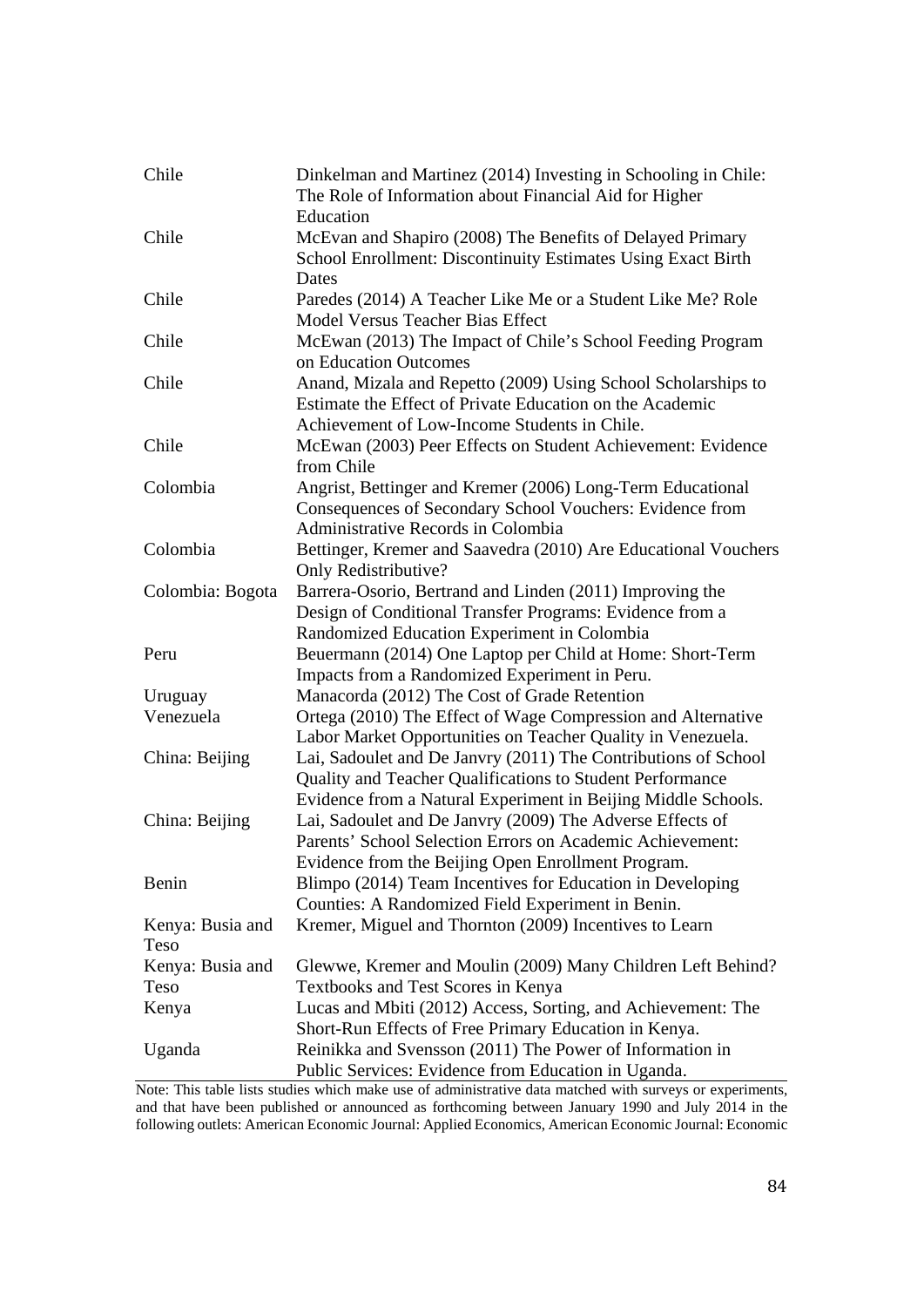| | |
|---|---|
| Chile | Dinkelman and Martinez (2014) Investing in Schooling in Chile: The Role of Information about Financial Aid for Higher Education |
| Chile | McEvan and Shapiro (2008) The Benefits of Delayed Primary School Enrollment: Discontinuity Estimates Using Exact Birth Dates |
| Chile | Paredes (2014) A Teacher Like Me or a Student Like Me? Role Model Versus Teacher Bias Effect |
| Chile | McEwan (2013) The Impact of Chile's School Feeding Program on Education Outcomes |
| Chile | Anand, Mizala and Repetto (2009) Using School Scholarships to Estimate the Effect of Private Education on the Academic Achievement of Low-Income Students in Chile. |
| Chile | McEwan (2003) Peer Effects on Student Achievement: Evidence from Chile |
| Colombia | Angrist, Bettinger and Kremer (2006) Long-Term Educational Consequences of Secondary School Vouchers: Evidence from Administrative Records in Colombia |
| Colombia | Bettinger, Kremer and Saavedra (2010) Are Educational Vouchers Only Redistributive? |
| Colombia: Bogota | Barrera-Osorio, Bertrand and Linden (2011) Improving the Design of Conditional Transfer Programs: Evidence from a Randomized Education Experiment in Colombia |
| Peru | Beuermann (2014) One Laptop per Child at Home: Short-Term Impacts from a Randomized Experiment in Peru. |
| Uruguay | Manacorda (2012) The Cost of Grade Retention |
| Venezuela | Ortega (2010) The Effect of Wage Compression and Alternative Labor Market Opportunities on Teacher Quality in Venezuela. |
| China: Beijing | Lai, Sadoulet and De Janvry (2011) The Contributions of School Quality and Teacher Qualifications to Student Performance Evidence from a Natural Experiment in Beijing Middle Schools. |
| China: Beijing | Lai, Sadoulet and De Janvry (2009) The Adverse Effects of Parents' School Selection Errors on Academic Achievement: Evidence from the Beijing Open Enrollment Program. |
| Benin | Blimpo (2014) Team Incentives for Education in Developing Counties: A Randomized Field Experiment in Benin. |
| Kenya: Busia and Teso | Kremer, Miguel and Thornton (2009) Incentives to Learn |
| Kenya: Busia and Teso | Glewwe, Kremer and Moulin (2009) Many Children Left Behind? Textbooks and Test Scores in Kenya |
| Kenya | Lucas and Mbiti (2012) Access, Sorting, and Achievement: The Short-Run Effects of Free Primary Education in Kenya. |
| Uganda | Reinikka and Svensson (2011) The Power of Information in Public Services: Evidence from Education in Uganda. |

Note: This table lists studies which make use of administrative data matched with surveys or experiments, and that have been published or announced as forthcoming between January 1990 and July 2014 in the following outlets: American Economic Journal: Applied Economics, American Economic Journal: Economic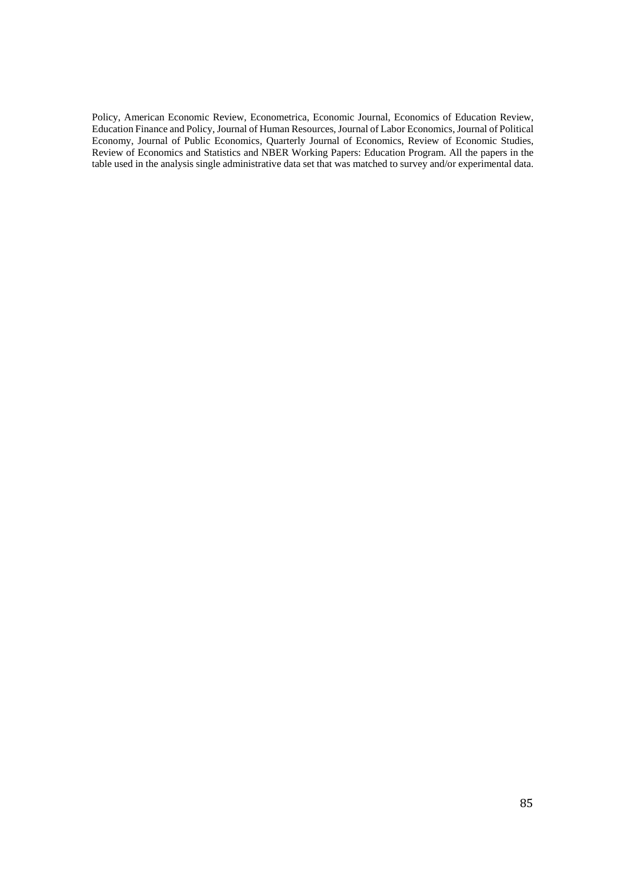Policy, American Economic Review, Econometrica, Economic Journal, Economics of Education Review, Education Finance and Policy, Journal of Human Resources, Journal of Labor Economics, Journal of Political Economy, Journal of Public Economics, Quarterly Journal of Economics, Review of Economic Studies, Review of Economics and Statistics and NBER Working Papers: Education Program. All the papers in the table used in the analysis single administrative data set that was matched to survey and/or experimental data.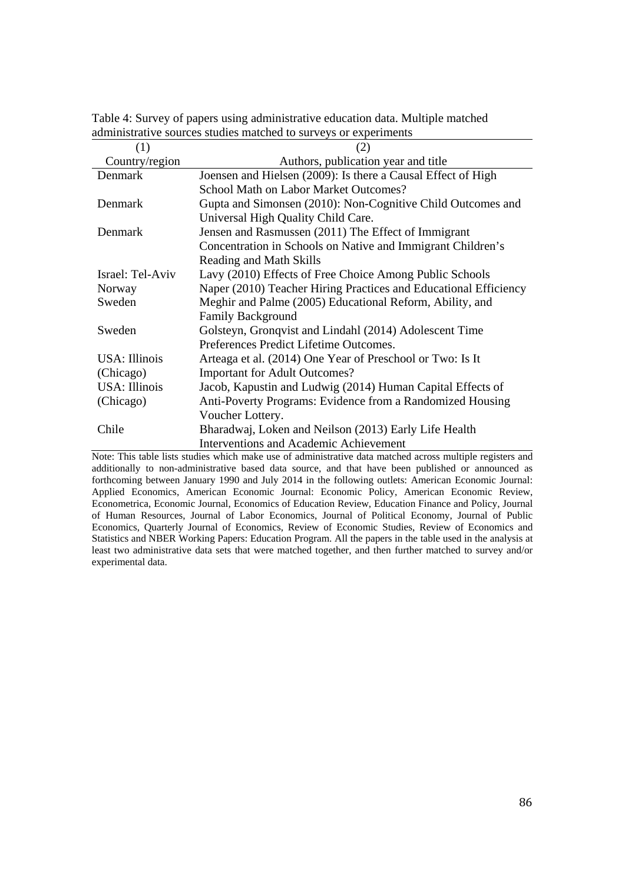Table 4: Survey of papers using administrative education data. Multiple matched administrative sources studies matched to surveys or experiments

| (1) Country/region | (2) Authors, publication year and title |
|---|---|
| Denmark | Joensen and Hielsen (2009): Is there a Causal Effect of High School Math on Labor Market Outcomes? |
| Denmark | Gupta and Simonsen (2010): Non-Cognitive Child Outcomes and Universal High Quality Child Care. |
| Denmark | Jensen and Rasmussen (2011) The Effect of Immigrant Concentration in Schools on Native and Immigrant Children's Reading and Math Skills |
| Israel: Tel-Aviv | Lavy (2010) Effects of Free Choice Among Public Schools |
| Norway | Naper (2010) Teacher Hiring Practices and Educational Efficiency |
| Sweden | Meghir and Palme (2005) Educational Reform, Ability, and Family Background |
| Sweden | Golsteyn, Gronqvist and Lindahl (2014) Adolescent Time Preferences Predict Lifetime Outcomes. |
| USA: Illinois (Chicago) | Arteaga et al. (2014) One Year of Preschool or Two: Is It Important for Adult Outcomes? |
| USA: Illinois (Chicago) | Jacob, Kapustin and Ludwig (2014) Human Capital Effects of Anti-Poverty Programs: Evidence from a Randomized Housing Voucher Lottery. |
| Chile | Bharadwaj, Loken and Neilson (2013) Early Life Health Interventions and Academic Achievement |

Note: This table lists studies which make use of administrative data matched across multiple registers and additionally to non-administrative based data source, and that have been published or announced as forthcoming between January 1990 and July 2014 in the following outlets: American Economic Journal: Applied Economics, American Economic Journal: Economic Policy, American Economic Review, Econometrica, Economic Journal, Economics of Education Review, Education Finance and Policy, Journal of Human Resources, Journal of Labor Economics, Journal of Political Economy, Journal of Public Economics, Quarterly Journal of Economics, Review of Economic Studies, Review of Economics and Statistics and NBER Working Papers: Education Program. All the papers in the table used in the analysis at least two administrative data sets that were matched together, and then further matched to survey and/or experimental data.